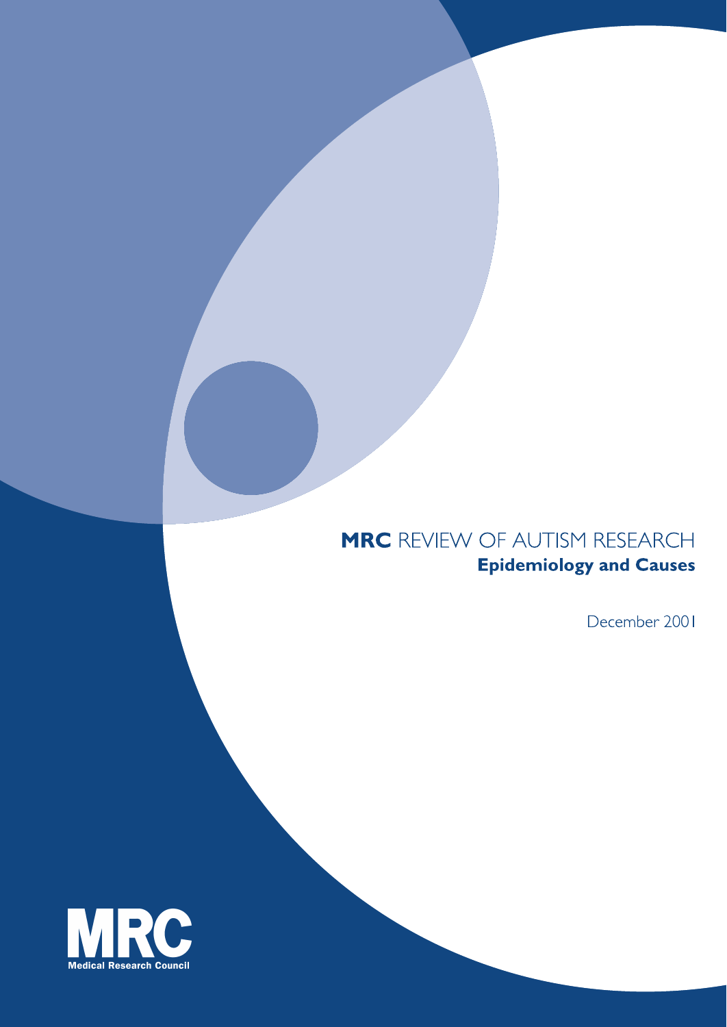# **MRC** REVIEW OF AUTISM RESEARCH

## **Epidemiology and Causes**

December 2001

**MRC**
Medical Research Council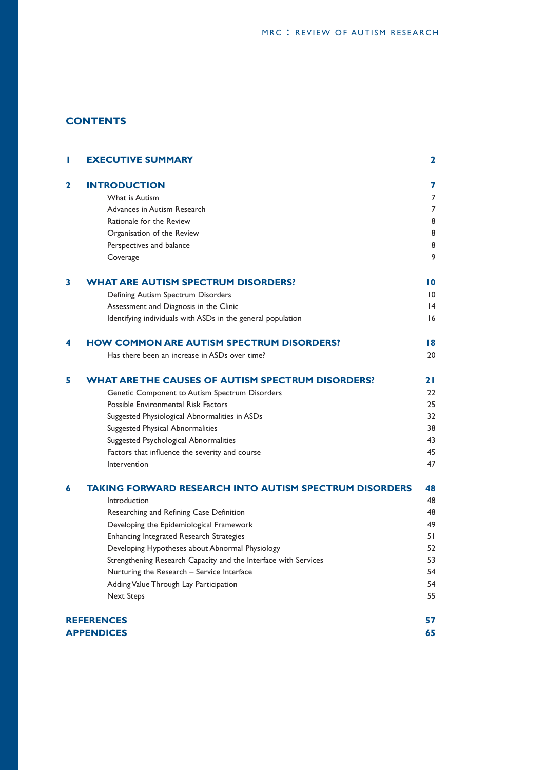# CONTENTS

| | | |
|---|---|---|
| **1** | **EXECUTIVE SUMMARY** | **2** |
| **2** | **INTRODUCTION** | **7** |
| | What is Autism | 7 |
| | Advances in Autism Research | 7 |
| | Rationale for the Review | 8 |
| | Organisation of the Review | 8 |
| | Perspectives and balance | 8 |
| | Coverage | 9 |
| **3** | **WHAT ARE AUTISM SPECTRUM DISORDERS?** | **10** |
| | Defining Autism Spectrum Disorders | 10 |
| | Assessment and Diagnosis in the Clinic | 14 |
| | Identifying individuals with ASDs in the general population | 16 |
| **4** | **HOW COMMON ARE AUTISM SPECTRUM DISORDERS?** | **18** |
| | Has there been an increase in ASDs over time? | 20 |
| **5** | **WHAT ARE THE CAUSES OF AUTISM SPECTRUM DISORDERS?** | **21** |
| | Genetic Component to Autism Spectrum Disorders | 22 |
| | Possible Environmental Risk Factors | 25 |
| | Suggested Physiological Abnormalities in ASDs | 32 |
| | Suggested Physical Abnormalities | 38 |
| | Suggested Psychological Abnormalities | 43 |
| | Factors that influence the severity and course | 45 |
| | Intervention | 47 |
| **6** | **TAKING FORWARD RESEARCH INTO AUTISM SPECTRUM DISORDERS** | **48** |
| | Introduction | 48 |
| | Researching and Refining Case Definition | 48 |
| | Developing the Epidemiological Framework | 49 |
| | Enhancing Integrated Research Strategies | 51 |
| | Developing Hypotheses about Abnormal Physiology | 52 |
| | Strengthening Research Capacity and the Interface with Services | 53 |
| | Nurturing the Research – Service Interface | 54 |
| | Adding Value Through Lay Participation | 54 |
| | Next Steps | 55 |
| | **REFERENCES** | **57** |
| | **APPENDICES** | **65** |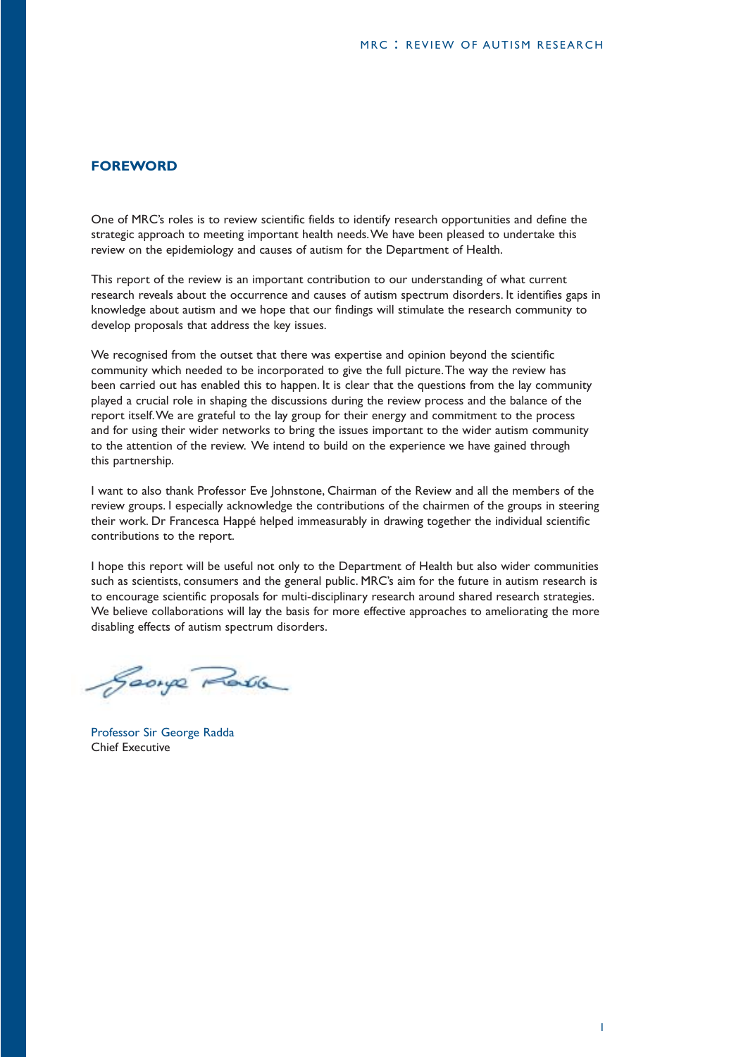## FOREWORD

One of MRC's roles is to review scientific fields to identify research opportunities and define the strategic approach to meeting important health needs. We have been pleased to undertake this review on the epidemiology and causes of autism for the Department of Health.

This report of the review is an important contribution to our understanding of what current research reveals about the occurrence and causes of autism spectrum disorders. It identifies gaps in knowledge about autism and we hope that our findings will stimulate the research community to develop proposals that address the key issues.

We recognised from the outset that there was expertise and opinion beyond the scientific community which needed to be incorporated to give the full picture. The way the review has been carried out has enabled this to happen. It is clear that the questions from the lay community played a crucial role in shaping the discussions during the review process and the balance of the report itself. We are grateful to the lay group for their energy and commitment to the process and for using their wider networks to bring the issues important to the wider autism community to the attention of the review. We intend to build on the experience we have gained through this partnership.

I want to also thank Professor Eve Johnstone, Chairman of the Review and all the members of the review groups. I especially acknowledge the contributions of the chairmen of the groups in steering their work. Dr Francesca Happé helped immeasurably in drawing together the individual scientific contributions to the report.

I hope this report will be useful not only to the Department of Health but also wider communities such as scientists, consumers and the general public. MRC's aim for the future in autism research is to encourage scientific proposals for multi-disciplinary research around shared research strategies. We believe collaborations will lay the basis for more effective approaches to ameliorating the more disabling effects of autism spectrum disorders.

Professor Sir George Radda
Chief Executive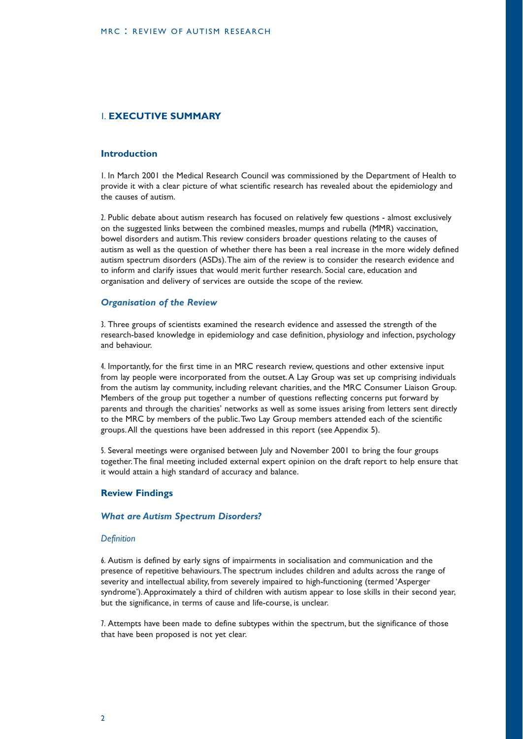# 1. EXECUTIVE SUMMARY

## Introduction

1. In March 2001 the Medical Research Council was commissioned by the Department of Health to provide it with a clear picture of what scientific research has revealed about the epidemiology and the causes of autism.

2. Public debate about autism research has focused on relatively few questions - almost exclusively on the suggested links between the combined measles, mumps and rubella (MMR) vaccination, bowel disorders and autism. This review considers broader questions relating to the causes of autism as well as the question of whether there has been a real increase in the more widely defined autism spectrum disorders (ASDs). The aim of the review is to consider the research evidence and to inform and clarify issues that would merit further research. Social care, education and organisation and delivery of services are outside the scope of the review.

### *Organisation of the Review*

3. Three groups of scientists examined the research evidence and assessed the strength of the research-based knowledge in epidemiology and case definition, physiology and infection, psychology and behaviour.

4. Importantly, for the first time in an MRC research review, questions and other extensive input from lay people were incorporated from the outset. A Lay Group was set up comprising individuals from the autism lay community, including relevant charities, and the MRC Consumer Liaison Group. Members of the group put together a number of questions reflecting concerns put forward by parents and through the charities' networks as well as some issues arising from letters sent directly to the MRC by members of the public. Two Lay Group members attended each of the scientific groups. All the questions have been addressed in this report (see Appendix 5).

5. Several meetings were organised between July and November 2001 to bring the four groups together. The final meeting included external expert opinion on the draft report to help ensure that it would attain a high standard of accuracy and balance.

## Review Findings

### *What are Autism Spectrum Disorders?*

#### *Definition*

6. Autism is defined by early signs of impairments in socialisation and communication and the presence of repetitive behaviours. The spectrum includes children and adults across the range of severity and intellectual ability, from severely impaired to high-functioning (termed 'Asperger syndrome'). Approximately a third of children with autism appear to lose skills in their second year, but the significance, in terms of cause and life-course, is unclear.

7. Attempts have been made to define subtypes within the spectrum, but the significance of those that have been proposed is not yet clear.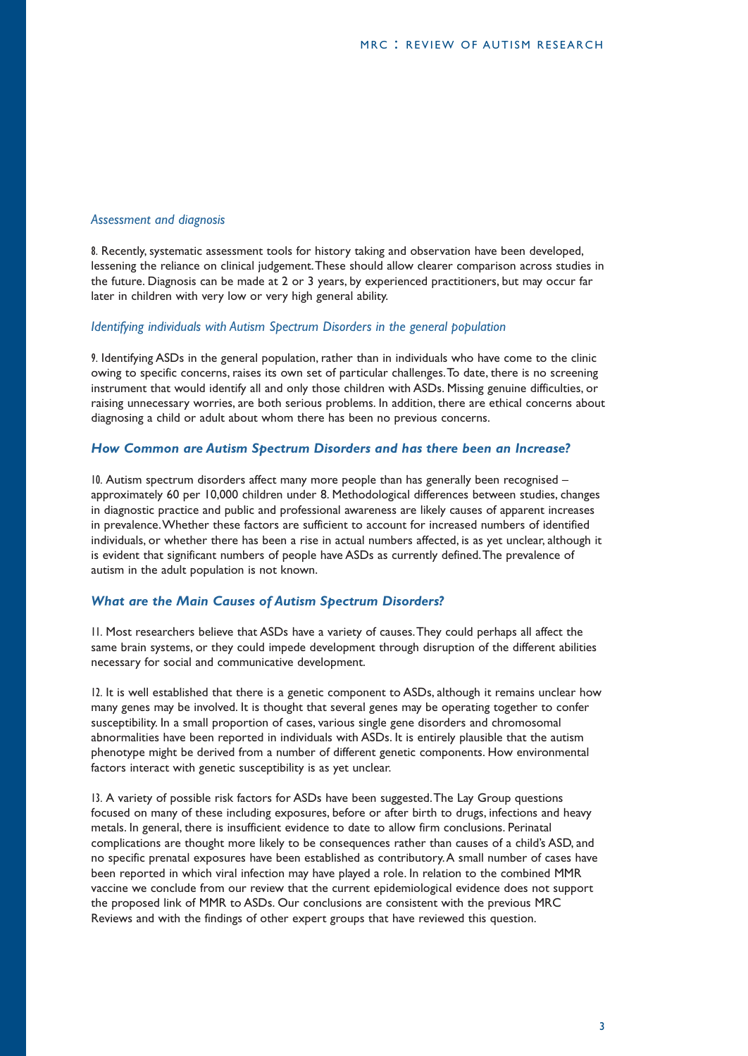### *Assessment and diagnosis*

8. Recently, systematic assessment tools for history taking and observation have been developed, lessening the reliance on clinical judgement. These should allow clearer comparison across studies in the future. Diagnosis can be made at 2 or 3 years, by experienced practitioners, but may occur far later in children with very low or very high general ability.

### *Identifying individuals with Autism Spectrum Disorders in the general population*

9. Identifying ASDs in the general population, rather than in individuals who have come to the clinic owing to specific concerns, raises its own set of particular challenges. To date, there is no screening instrument that would identify all and only those children with ASDs. Missing genuine difficulties, or raising unnecessary worries, are both serious problems. In addition, there are ethical concerns about diagnosing a child or adult about whom there has been no previous concerns.

## *How Common are Autism Spectrum Disorders and has there been an Increase?*

10. Autism spectrum disorders affect many more people than has generally been recognised – approximately 60 per 10,000 children under 8. Methodological differences between studies, changes in diagnostic practice and public and professional awareness are likely causes of apparent increases in prevalence. Whether these factors are sufficient to account for increased numbers of identified individuals, or whether there has been a rise in actual numbers affected, is as yet unclear, although it is evident that significant numbers of people have ASDs as currently defined. The prevalence of autism in the adult population is not known.

## *What are the Main Causes of Autism Spectrum Disorders?*

11. Most researchers believe that ASDs have a variety of causes. They could perhaps all affect the same brain systems, or they could impede development through disruption of the different abilities necessary for social and communicative development.

12. It is well established that there is a genetic component to ASDs, although it remains unclear how many genes may be involved. It is thought that several genes may be operating together to confer susceptibility. In a small proportion of cases, various single gene disorders and chromosomal abnormalities have been reported in individuals with ASDs. It is entirely plausible that the autism phenotype might be derived from a number of different genetic components. How environmental factors interact with genetic susceptibility is as yet unclear.

13. A variety of possible risk factors for ASDs have been suggested. The Lay Group questions focused on many of these including exposures, before or after birth to drugs, infections and heavy metals. In general, there is insufficient evidence to date to allow firm conclusions. Perinatal complications are thought more likely to be consequences rather than causes of a child's ASD, and no specific prenatal exposures have been established as contributory. A small number of cases have been reported in which viral infection may have played a role. In relation to the combined MMR vaccine we conclude from our review that the current epidemiological evidence does not support the proposed link of MMR to ASDs. Our conclusions are consistent with the previous MRC Reviews and with the findings of other expert groups that have reviewed this question.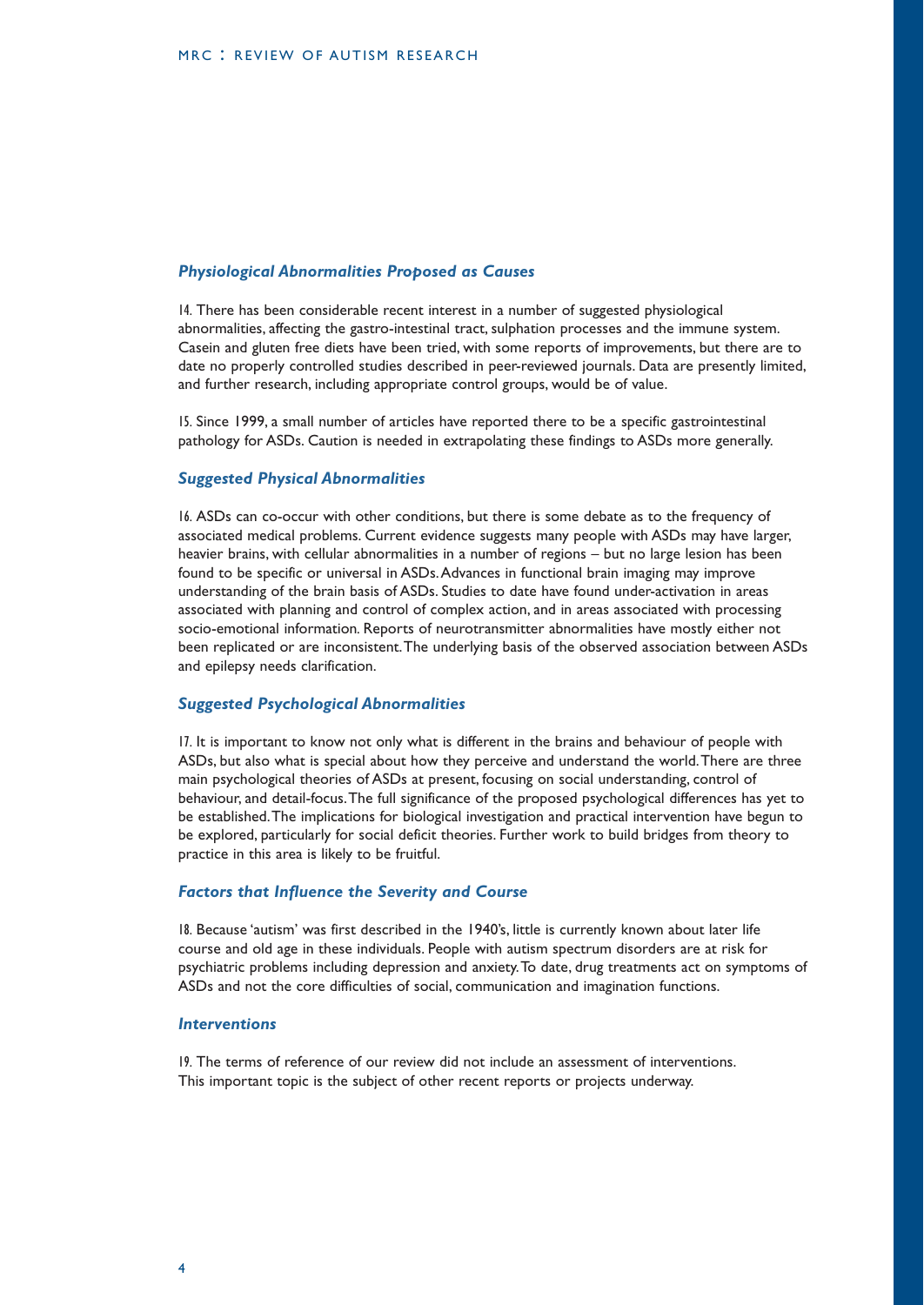### *Physiological Abnormalities Proposed as Causes*

14. There has been considerable recent interest in a number of suggested physiological abnormalities, affecting the gastro-intestinal tract, sulphation processes and the immune system. Casein and gluten free diets have been tried, with some reports of improvements, but there are to date no properly controlled studies described in peer-reviewed journals. Data are presently limited, and further research, including appropriate control groups, would be of value.

15. Since 1999, a small number of articles have reported there to be a specific gastrointestinal pathology for ASDs. Caution is needed in extrapolating these findings to ASDs more generally.

### *Suggested Physical Abnormalities*

16. ASDs can co-occur with other conditions, but there is some debate as to the frequency of associated medical problems. Current evidence suggests many people with ASDs may have larger, heavier brains, with cellular abnormalities in a number of regions – but no large lesion has been found to be specific or universal in ASDs. Advances in functional brain imaging may improve understanding of the brain basis of ASDs. Studies to date have found under-activation in areas associated with planning and control of complex action, and in areas associated with processing socio-emotional information. Reports of neurotransmitter abnormalities have mostly either not been replicated or are inconsistent. The underlying basis of the observed association between ASDs and epilepsy needs clarification.

### *Suggested Psychological Abnormalities*

17. It is important to know not only what is different in the brains and behaviour of people with ASDs, but also what is special about how they perceive and understand the world. There are three main psychological theories of ASDs at present, focusing on social understanding, control of behaviour, and detail-focus. The full significance of the proposed psychological differences has yet to be established. The implications for biological investigation and practical intervention have begun to be explored, particularly for social deficit theories. Further work to build bridges from theory to practice in this area is likely to be fruitful.

### *Factors that Influence the Severity and Course*

18. Because 'autism' was first described in the 1940's, little is currently known about later life course and old age in these individuals. People with autism spectrum disorders are at risk for psychiatric problems including depression and anxiety. To date, drug treatments act on symptoms of ASDs and not the core difficulties of social, communication and imagination functions.

### *Interventions*

19. The terms of reference of our review did not include an assessment of interventions. This important topic is the subject of other recent reports or projects underway.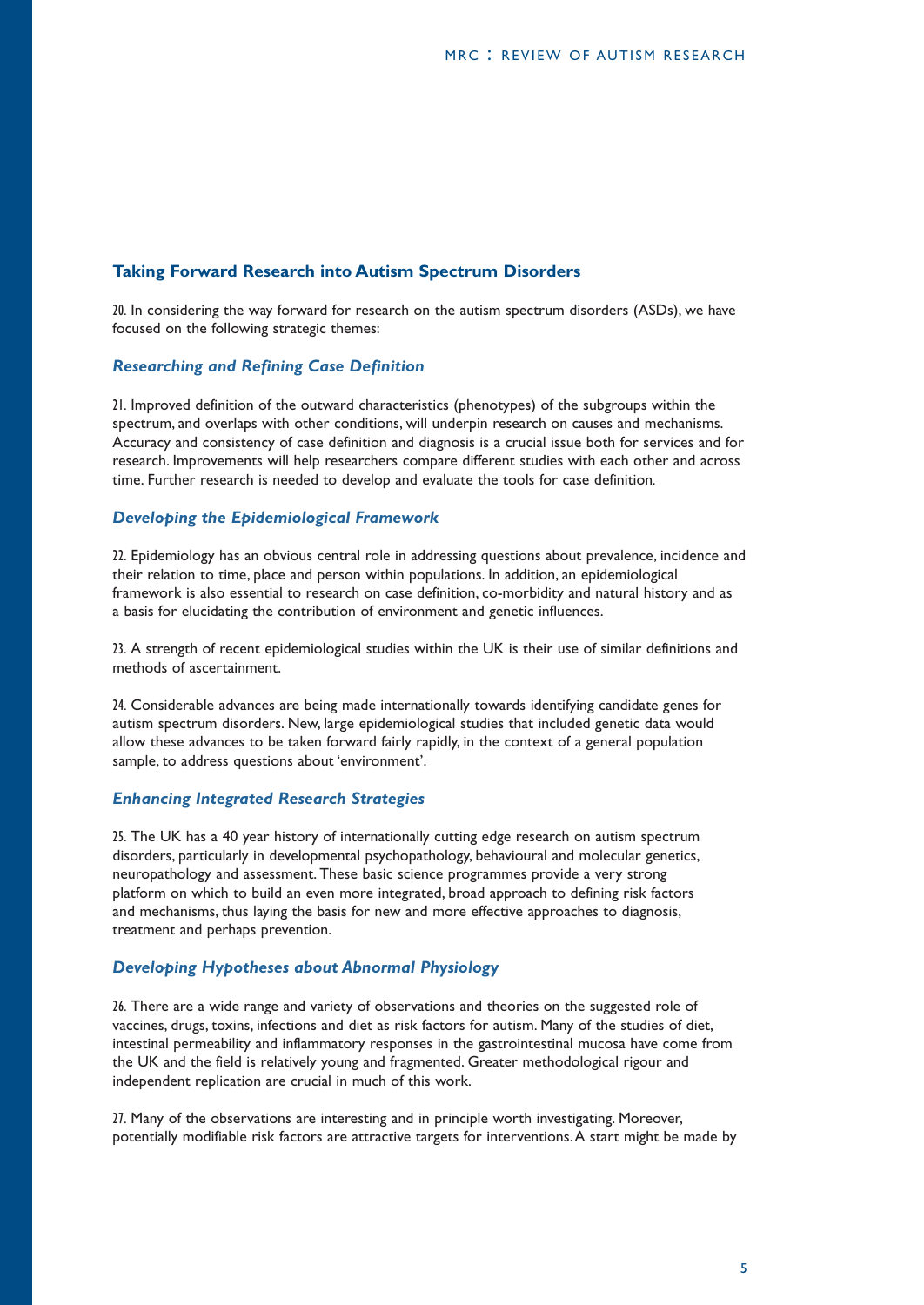## Taking Forward Research into Autism Spectrum Disorders

20. In considering the way forward for research on the autism spectrum disorders (ASDs), we have focused on the following strategic themes:

### *Researching and Refining Case Definition*

21. Improved definition of the outward characteristics (phenotypes) of the subgroups within the spectrum, and overlaps with other conditions, will underpin research on causes and mechanisms. Accuracy and consistency of case definition and diagnosis is a crucial issue both for services and for research. Improvements will help researchers compare different studies with each other and across time. Further research is needed to develop and evaluate the tools for case definition.

### *Developing the Epidemiological Framework*

22. Epidemiology has an obvious central role in addressing questions about prevalence, incidence and their relation to time, place and person within populations. In addition, an epidemiological framework is also essential to research on case definition, co-morbidity and natural history and as a basis for elucidating the contribution of environment and genetic influences.

23. A strength of recent epidemiological studies within the UK is their use of similar definitions and methods of ascertainment.

24. Considerable advances are being made internationally towards identifying candidate genes for autism spectrum disorders. New, large epidemiological studies that included genetic data would allow these advances to be taken forward fairly rapidly, in the context of a general population sample, to address questions about 'environment'.

### *Enhancing Integrated Research Strategies*

25. The UK has a 40 year history of internationally cutting edge research on autism spectrum disorders, particularly in developmental psychopathology, behavioural and molecular genetics, neuropathology and assessment. These basic science programmes provide a very strong platform on which to build an even more integrated, broad approach to defining risk factors and mechanisms, thus laying the basis for new and more effective approaches to diagnosis, treatment and perhaps prevention.

### *Developing Hypotheses about Abnormal Physiology*

26. There are a wide range and variety of observations and theories on the suggested role of vaccines, drugs, toxins, infections and diet as risk factors for autism. Many of the studies of diet, intestinal permeability and inflammatory responses in the gastrointestinal mucosa have come from the UK and the field is relatively young and fragmented. Greater methodological rigour and independent replication are crucial in much of this work.

27. Many of the observations are interesting and in principle worth investigating. Moreover, potentially modifiable risk factors are attractive targets for interventions. A start might be made by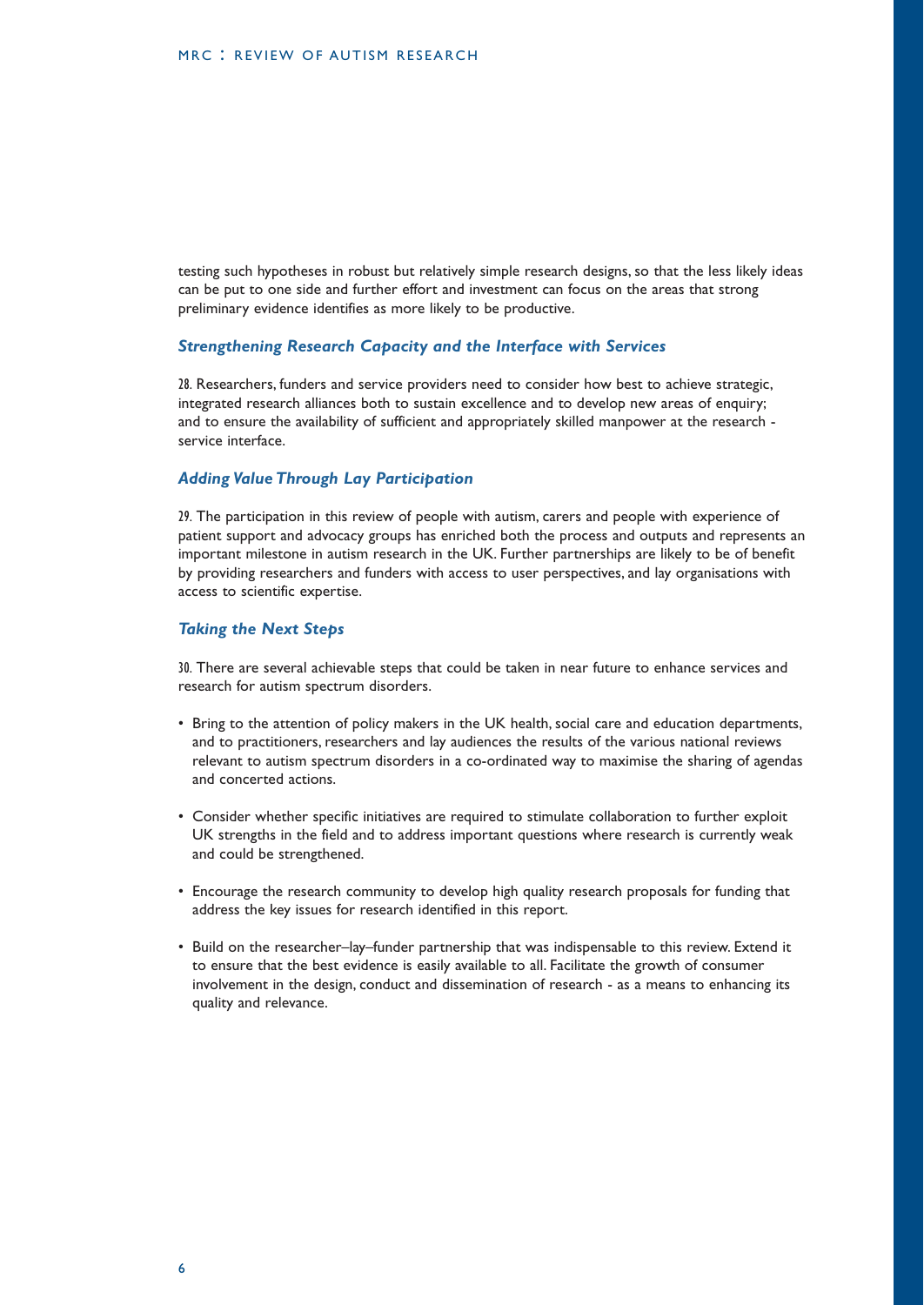testing such hypotheses in robust but relatively simple research designs, so that the less likely ideas can be put to one side and further effort and investment can focus on the areas that strong preliminary evidence identifies as more likely to be productive.

### *Strengthening Research Capacity and the Interface with Services*

28. Researchers, funders and service providers need to consider how best to achieve strategic, integrated research alliances both to sustain excellence and to develop new areas of enquiry; and to ensure the availability of sufficient and appropriately skilled manpower at the research - service interface.

### *Adding Value Through Lay Participation*

29. The participation in this review of people with autism, carers and people with experience of patient support and advocacy groups has enriched both the process and outputs and represents an important milestone in autism research in the UK. Further partnerships are likely to be of benefit by providing researchers and funders with access to user perspectives, and lay organisations with access to scientific expertise.

### *Taking the Next Steps*

30. There are several achievable steps that could be taken in near future to enhance services and research for autism spectrum disorders.

- Bring to the attention of policy makers in the UK health, social care and education departments, and to practitioners, researchers and lay audiences the results of the various national reviews relevant to autism spectrum disorders in a co-ordinated way to maximise the sharing of agendas and concerted actions.
- Consider whether specific initiatives are required to stimulate collaboration to further exploit UK strengths in the field and to address important questions where research is currently weak and could be strengthened.
- Encourage the research community to develop high quality research proposals for funding that address the key issues for research identified in this report.
- Build on the researcher–lay–funder partnership that was indispensable to this review. Extend it to ensure that the best evidence is easily available to all. Facilitate the growth of consumer involvement in the design, conduct and dissemination of research - as a means to enhancing its quality and relevance.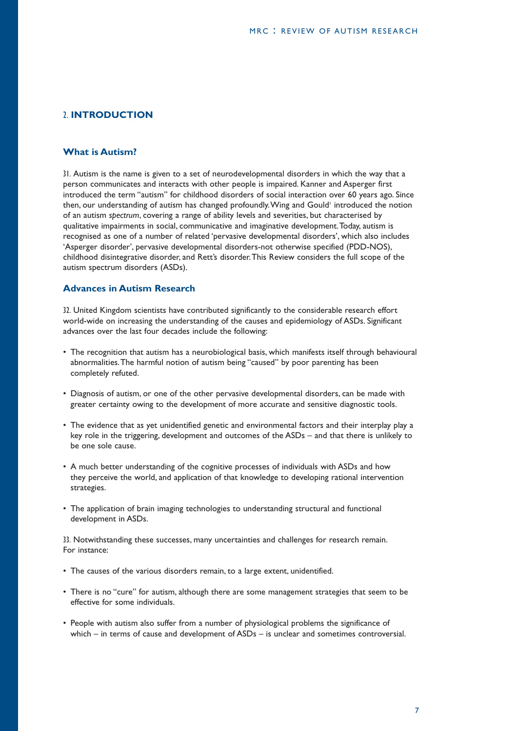## 2. INTRODUCTION

### What is Autism?

31. Autism is the name is given to a set of neurodevelopmental disorders in which the way that a person communicates and interacts with other people is impaired. Kanner and Asperger first introduced the term "autism" for childhood disorders of social interaction over 60 years ago. Since then, our understanding of autism has changed profoundly. Wing and Gould[1] introduced the notion of an autism *spectrum*, covering a range of ability levels and severities, but characterised by qualitative impairments in social, communicative and imaginative development. Today, autism is recognised as one of a number of related 'pervasive developmental disorders', which also includes 'Asperger disorder', pervasive developmental disorders-not otherwise specified (PDD-NOS), childhood disintegrative disorder, and Rett's disorder. This Review considers the full scope of the autism spectrum disorders (ASDs).

### Advances in Autism Research

32. United Kingdom scientists have contributed significantly to the considerable research effort world-wide on increasing the understanding of the causes and epidemiology of ASDs. Significant advances over the last four decades include the following:

- The recognition that autism has a neurobiological basis, which manifests itself through behavioural abnormalities. The harmful notion of autism being "caused" by poor parenting has been completely refuted.
- Diagnosis of autism, or one of the other pervasive developmental disorders, can be made with greater certainty owing to the development of more accurate and sensitive diagnostic tools.
- The evidence that as yet unidentified genetic and environmental factors and their interplay play a key role in the triggering, development and outcomes of the ASDs – and that there is unlikely to be one sole cause.
- A much better understanding of the cognitive processes of individuals with ASDs and how they perceive the world, and application of that knowledge to developing rational intervention strategies.
- The application of brain imaging technologies to understanding structural and functional development in ASDs.

33. Notwithstanding these successes, many uncertainties and challenges for research remain. For instance:

- The causes of the various disorders remain, to a large extent, unidentified.
- There is no "cure" for autism, although there are some management strategies that seem to be effective for some individuals.
- People with autism also suffer from a number of physiological problems the significance of which – in terms of cause and development of ASDs – is unclear and sometimes controversial.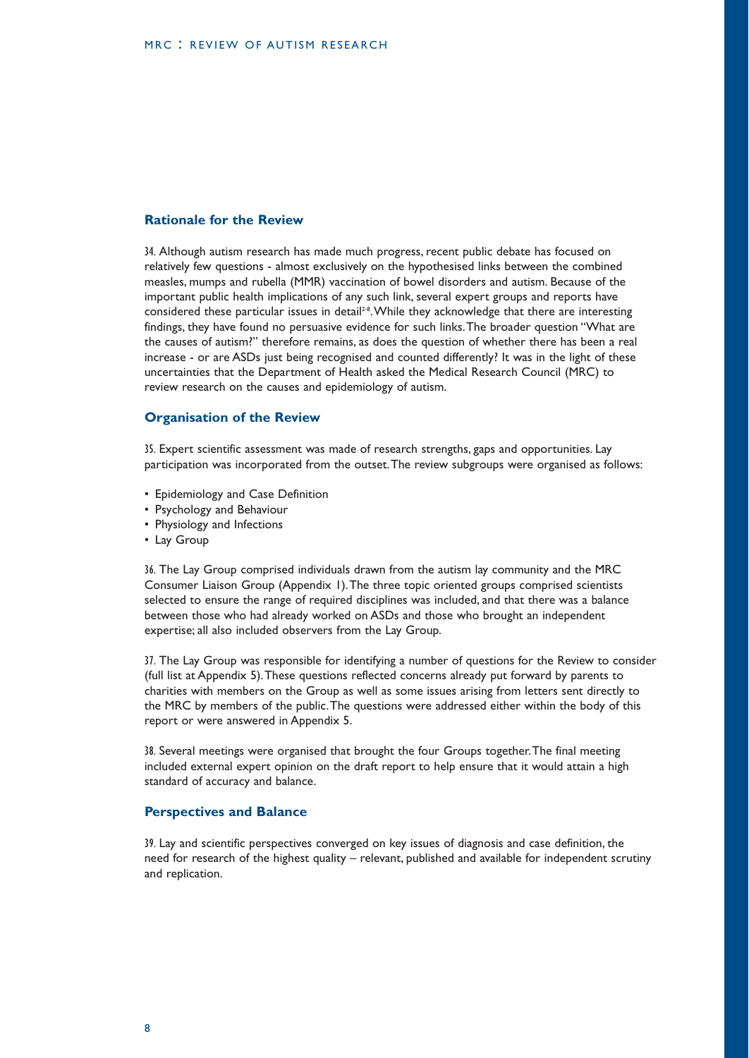## Rationale for the Review

34. Although autism research has made much progress, recent public debate has focused on relatively few questions - almost exclusively on the hypothesised links between the combined measles, mumps and rubella (MMR) vaccination of bowel disorders and autism. Because of the important public health implications of any such link, several expert groups and reports have considered these particular issues in detail[2-8]. While they acknowledge that there are interesting findings, they have found no persuasive evidence for such links. The broader question "What are the causes of autism?" therefore remains, as does the question of whether there has been a real increase - or are ASDs just being recognised and counted differently? It was in the light of these uncertainties that the Department of Health asked the Medical Research Council (MRC) to review research on the causes and epidemiology of autism.

## Organisation of the Review

35. Expert scientific assessment was made of research strengths, gaps and opportunities. Lay participation was incorporated from the outset. The review subgroups were organised as follows:

- Epidemiology and Case Definition
- Psychology and Behaviour
- Physiology and Infections
- Lay Group

36. The Lay Group comprised individuals drawn from the autism lay community and the MRC Consumer Liaison Group (Appendix 1). The three topic oriented groups comprised scientists selected to ensure the range of required disciplines was included, and that there was a balance between those who had already worked on ASDs and those who brought an independent expertise; all also included observers from the Lay Group.

37. The Lay Group was responsible for identifying a number of questions for the Review to consider (full list at Appendix 5). These questions reflected concerns already put forward by parents to charities with members on the Group as well as some issues arising from letters sent directly to the MRC by members of the public. The questions were addressed either within the body of this report or were answered in Appendix 5.

38. Several meetings were organised that brought the four Groups together. The final meeting included external expert opinion on the draft report to help ensure that it would attain a high standard of accuracy and balance.

## Perspectives and Balance

39. Lay and scientific perspectives converged on key issues of diagnosis and case definition, the need for research of the highest quality – relevant, published and available for independent scrutiny and replication.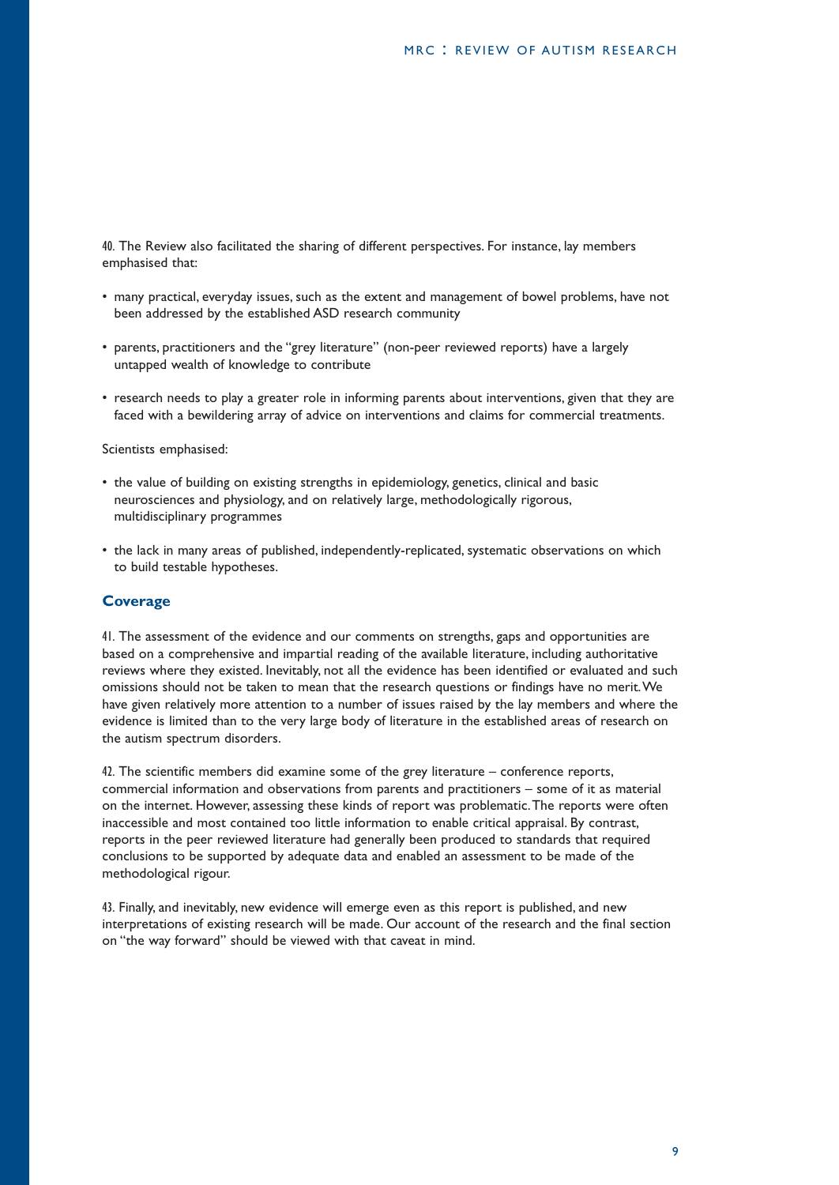40. The Review also facilitated the sharing of different perspectives. For instance, lay members emphasised that:

- many practical, everyday issues, such as the extent and management of bowel problems, have not been addressed by the established ASD research community
- parents, practitioners and the "grey literature" (non-peer reviewed reports) have a largely untapped wealth of knowledge to contribute
- research needs to play a greater role in informing parents about interventions, given that they are faced with a bewildering array of advice on interventions and claims for commercial treatments.

Scientists emphasised:

- the value of building on existing strengths in epidemiology, genetics, clinical and basic neurosciences and physiology, and on relatively large, methodologically rigorous, multidisciplinary programmes
- the lack in many areas of published, independently-replicated, systematic observations on which to build testable hypotheses.

## Coverage

41. The assessment of the evidence and our comments on strengths, gaps and opportunities are based on a comprehensive and impartial reading of the available literature, including authoritative reviews where they existed. Inevitably, not all the evidence has been identified or evaluated and such omissions should not be taken to mean that the research questions or findings have no merit. We have given relatively more attention to a number of issues raised by the lay members and where the evidence is limited than to the very large body of literature in the established areas of research on the autism spectrum disorders.

42. The scientific members did examine some of the grey literature – conference reports, commercial information and observations from parents and practitioners – some of it as material on the internet. However, assessing these kinds of report was problematic. The reports were often inaccessible and most contained too little information to enable critical appraisal. By contrast, reports in the peer reviewed literature had generally been produced to standards that required conclusions to be supported by adequate data and enabled an assessment to be made of the methodological rigour.

43. Finally, and inevitably, new evidence will emerge even as this report is published, and new interpretations of existing research will be made. Our account of the research and the final section on "the way forward" should be viewed with that caveat in mind.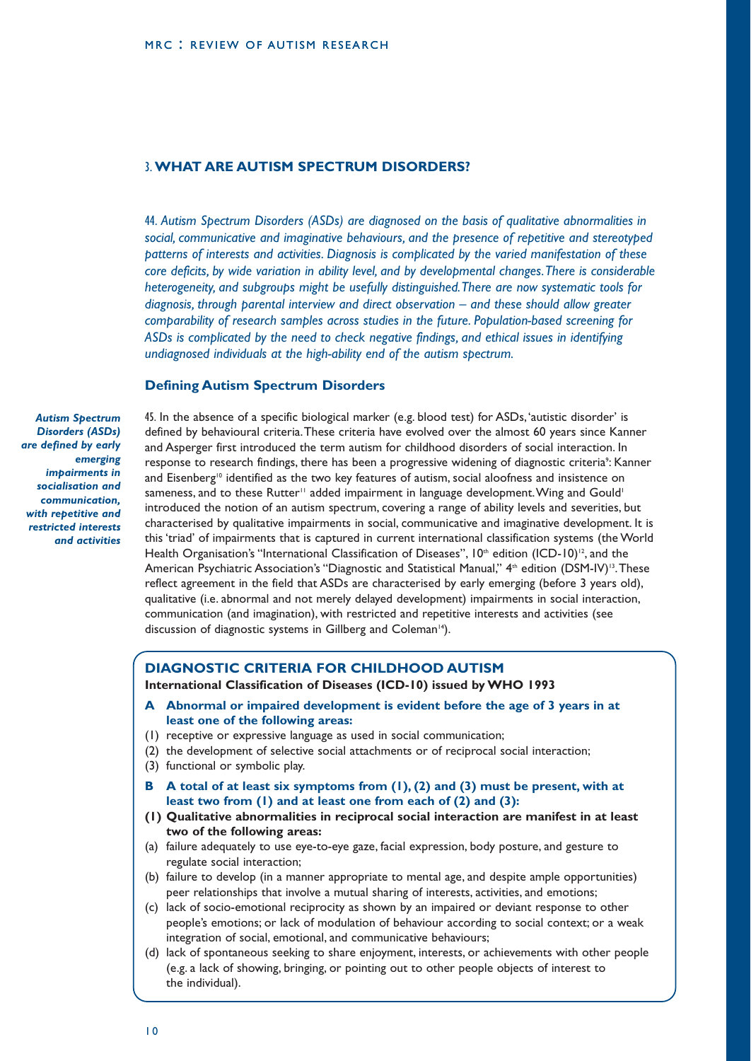## 3. WHAT ARE AUTISM SPECTRUM DISORDERS?

*44. Autism Spectrum Disorders (ASDs) are diagnosed on the basis of qualitative abnormalities in social, communicative and imaginative behaviours, and the presence of repetitive and stereotyped patterns of interests and activities. Diagnosis is complicated by the varied manifestation of these core deficits, by wide variation in ability level, and by developmental changes. There is considerable heterogeneity, and subgroups might be usefully distinguished. There are now systematic tools for diagnosis, through parental interview and direct observation – and these should allow greater comparability of research samples across studies in the future. Population-based screening for ASDs is complicated by the need to check negative findings, and ethical issues in identifying undiagnosed individuals at the high-ability end of the autism spectrum.*

### Defining Autism Spectrum Disorders

***Autism Spectrum Disorders (ASDs) are defined by early emerging impairments in socialisation and communication, with repetitive and restricted interests and activities***

45. In the absence of a specific biological marker (e.g. blood test) for ASDs, 'autistic disorder' is defined by behavioural criteria. These criteria have evolved over the almost 60 years since Kanner and Asperger first introduced the term autism for childhood disorders of social interaction. In response to research findings, there has been a progressive widening of diagnostic criteria[9]: Kanner and Eisenberg[10] identified as the two key features of autism, social aloofness and insistence on sameness, and to these Rutter[11] added impairment in language development. Wing and Gould[1] introduced the notion of an autism spectrum, covering a range of ability levels and severities, but characterised by qualitative impairments in social, communicative and imaginative development. It is this 'triad' of impairments that is captured in current international classification systems (the World Health Organisation's "International Classification of Diseases", 10th edition (ICD-10)[12], and the American Psychiatric Association's "Diagnostic and Statistical Manual," 4th edition (DSM-IV)[13]. These reflect agreement in the field that ASDs are characterised by early emerging (before 3 years old), qualitative (i.e. abnormal and not merely delayed development) impairments in social interaction, communication (and imagination), with restricted and repetitive interests and activities (see discussion of diagnostic systems in Gillberg and Coleman[14]).

### DIAGNOSTIC CRITERIA FOR CHILDHOOD AUTISM

**International Classification of Diseases (ICD-10) issued by WHO 1993**

**A Abnormal or impaired development is evident before the age of 3 years in at least one of the following areas:**

(1) receptive or expressive language as used in social communication;
(2) the development of selective social attachments or of reciprocal social interaction;
(3) functional or symbolic play.

**B A total of at least six symptoms from (1), (2) and (3) must be present, with at least two from (1) and at least one from each of (2) and (3):**

**(1) Qualitative abnormalities in reciprocal social interaction are manifest in at least two of the following areas:**

(a) failure adequately to use eye-to-eye gaze, facial expression, body posture, and gesture to regulate social interaction;
(b) failure to develop (in a manner appropriate to mental age, and despite ample opportunities) peer relationships that involve a mutual sharing of interests, activities, and emotions;
(c) lack of socio-emotional reciprocity as shown by an impaired or deviant response to other people's emotions; or lack of modulation of behaviour according to social context; or a weak integration of social, emotional, and communicative behaviours;
(d) lack of spontaneous seeking to share enjoyment, interests, or achievements with other people (e.g. a lack of showing, bringing, or pointing out to other people objects of interest to the individual).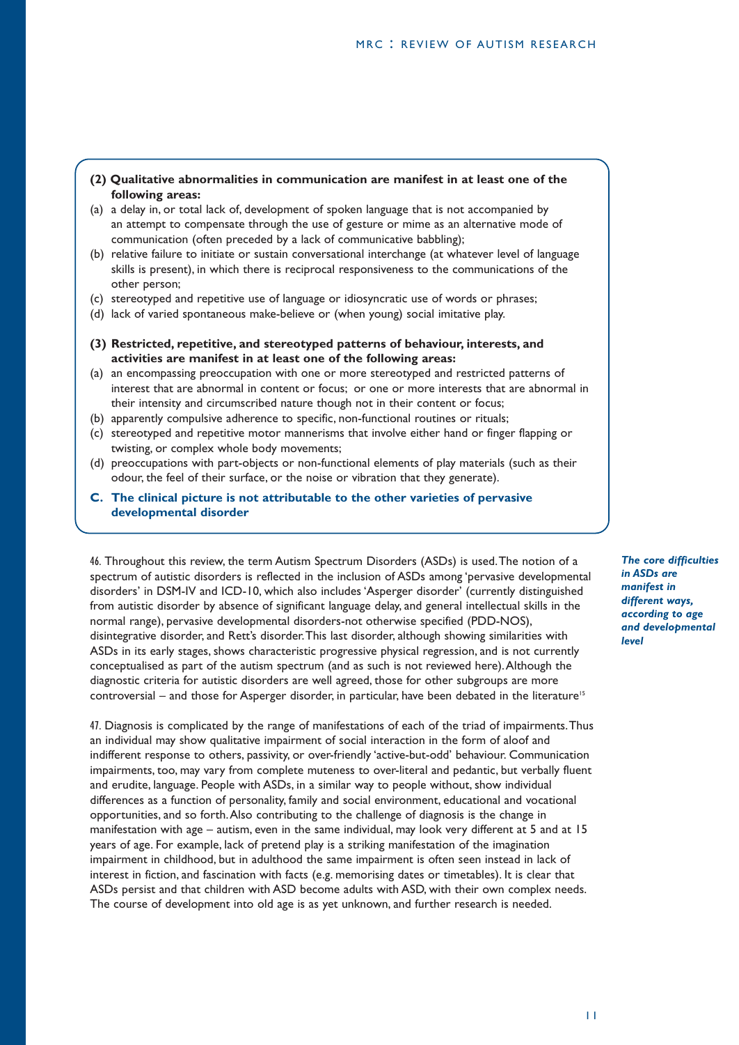**(2) Qualitative abnormalities in communication are manifest in at least one of the following areas:**

(a) a delay in, or total lack of, development of spoken language that is not accompanied by an attempt to compensate through the use of gesture or mime as an alternative mode of communication (often preceded by a lack of communicative babbling);

(b) relative failure to initiate or sustain conversational interchange (at whatever level of language skills is present), in which there is reciprocal responsiveness to the communications of the other person;

(c) stereotyped and repetitive use of language or idiosyncratic use of words or phrases;

(d) lack of varied spontaneous make-believe or (when young) social imitative play.

**(3) Restricted, repetitive, and stereotyped patterns of behaviour, interests, and activities are manifest in at least one of the following areas:**

(a) an encompassing preoccupation with one or more stereotyped and restricted patterns of interest that are abnormal in content or focus; or one or more interests that are abnormal in their intensity and circumscribed nature though not in their content or focus;

(b) apparently compulsive adherence to specific, non-functional routines or rituals;

(c) stereotyped and repetitive motor mannerisms that involve either hand or finger flapping or twisting, or complex whole body movements;

(d) preoccupations with part-objects or non-functional elements of play materials (such as their odour, the feel of their surface, or the noise or vibration that they generate).

**C. The clinical picture is not attributable to the other varieties of pervasive developmental disorder**

*__The core difficulties in ASDs are manifest in different ways, according to age and developmental level__*

46. Throughout this review, the term Autism Spectrum Disorders (ASDs) is used. The notion of a spectrum of autistic disorders is reflected in the inclusion of ASDs among 'pervasive developmental disorders' in DSM-IV and ICD-10, which also includes 'Asperger disorder' (currently distinguished from autistic disorder by absence of significant language delay, and general intellectual skills in the normal range), pervasive developmental disorders-not otherwise specified (PDD-NOS), disintegrative disorder, and Rett's disorder. This last disorder, although showing similarities with ASDs in its early stages, shows characteristic progressive physical regression, and is not currently conceptualised as part of the autism spectrum (and as such is not reviewed here). Although the diagnostic criteria for autistic disorders are well agreed, those for other subgroups are more controversial – and those for Asperger disorder, in particular, have been debated in the literature[15]

47. Diagnosis is complicated by the range of manifestations of each of the triad of impairments. Thus an individual may show qualitative impairment of social interaction in the form of aloof and indifferent response to others, passivity, or over-friendly 'active-but-odd' behaviour. Communication impairments, too, may vary from complete muteness to over-literal and pedantic, but verbally fluent and erudite, language. People with ASDs, in a similar way to people without, show individual differences as a function of personality, family and social environment, educational and vocational opportunities, and so forth. Also contributing to the challenge of diagnosis is the change in manifestation with age – autism, even in the same individual, may look very different at 5 and at 15 years of age. For example, lack of pretend play is a striking manifestation of the imagination impairment in childhood, but in adulthood the same impairment is often seen instead in lack of interest in fiction, and fascination with facts (e.g. memorising dates or timetables). It is clear that ASDs persist and that children with ASD become adults with ASD, with their own complex needs. The course of development into old age is as yet unknown, and further research is needed.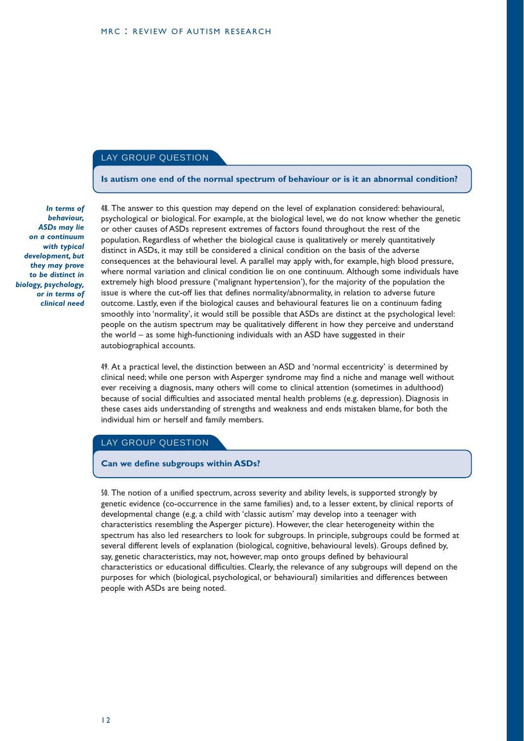## LAY GROUP QUESTION

**Is autism one end of the normal spectrum of behaviour or is it an abnormal condition?**

***In terms of behaviour, ASDs may lie on a continuum with typical development, but they may prove to be distinct in biology, psychology, or in terms of clinical need***

48. The answer to this question may depend on the level of explanation considered: behavioural, psychological or biological. For example, at the biological level, we do not know whether the genetic or other causes of ASDs represent extremes of factors found throughout the rest of the population. Regardless of whether the biological cause is qualitatively or merely quantitatively distinct in ASDs, it may still be considered a clinical condition on the basis of the adverse consequences at the behavioural level. A parallel may apply with, for example, high blood pressure, where normal variation and clinical condition lie on one continuum. Although some individuals have extremely high blood pressure ('malignant hypertension'), for the majority of the population the issue is where the cut-off lies that defines normality/abnormality, in relation to adverse future outcome. Lastly, even if the biological causes and behavioural features lie on a continuum fading smoothly into 'normality', it would still be possible that ASDs are distinct at the psychological level: people on the autism spectrum may be qualitatively different in how they perceive and understand the world – as some high-functioning individuals with an ASD have suggested in their autobiographical accounts.

49. At a practical level, the distinction between an ASD and 'normal eccentricity' is determined by clinical need; while one person with Asperger syndrome may find a niche and manage well without ever receiving a diagnosis, many others will come to clinical attention (sometimes in adulthood) because of social difficulties and associated mental health problems (e.g. depression). Diagnosis in these cases aids understanding of strengths and weakness and ends mistaken blame, for both the individual him or herself and family members.

## LAY GROUP QUESTION

**Can we define subgroups within ASDs?**

50. The notion of a unified spectrum, across severity and ability levels, is supported strongly by genetic evidence (co-occurrence in the same families) and, to a lesser extent, by clinical reports of developmental change (e.g. a child with 'classic autism' may develop into a teenager with characteristics resembling the Asperger picture). However, the clear heterogeneity within the spectrum has also led researchers to look for subgroups. In principle, subgroups could be formed at several different levels of explanation (biological, cognitive, behavioural levels). Groups defined by, say, genetic characteristics, may not, however, map onto groups defined by behavioural characteristics or educational difficulties. Clearly, the relevance of any subgroups will depend on the purposes for which (biological, psychological, or behavioural) similarities and differences between people with ASDs are being noted.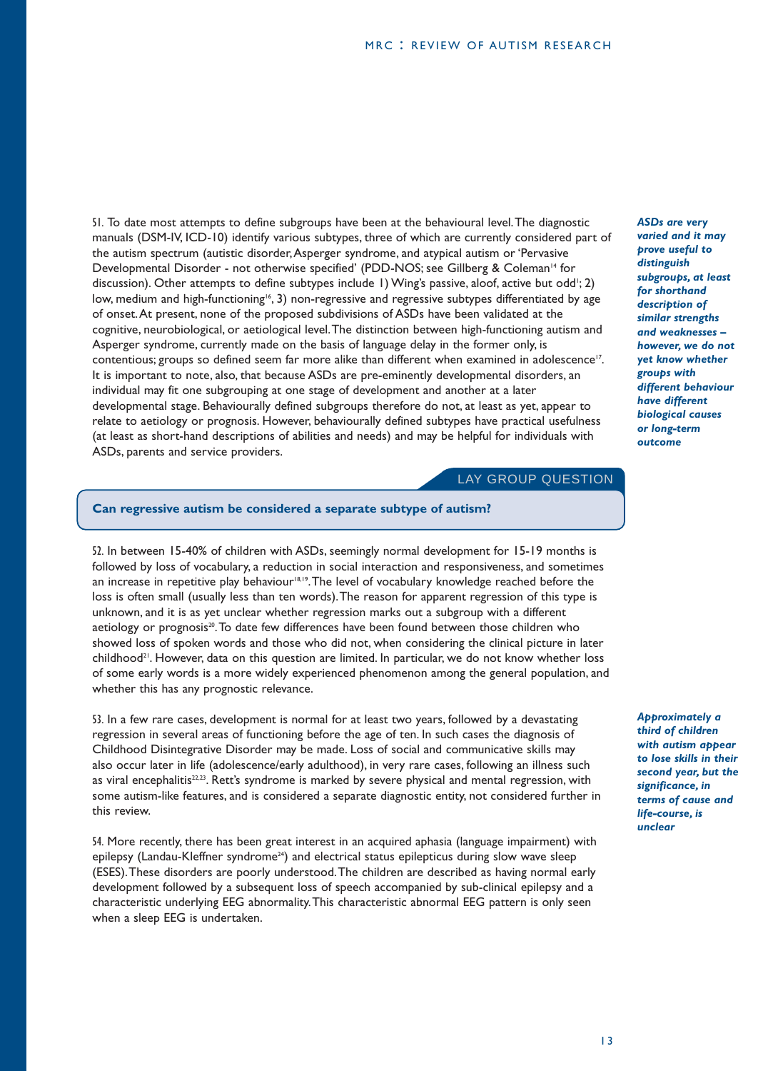51. To date most attempts to define subgroups have been at the behavioural level. The diagnostic manuals (DSM-IV, ICD-10) identify various subtypes, three of which are currently considered part of the autism spectrum (autistic disorder, Asperger syndrome, and atypical autism or 'Pervasive Developmental Disorder - not otherwise specified' (PDD-NOS; see Gillberg & Coleman[14] for discussion). Other attempts to define subtypes include 1) Wing's passive, aloof, active but odd[1]; 2) low, medium and high-functioning[16], 3) non-regressive and regressive subtypes differentiated by age of onset. At present, none of the proposed subdivisions of ASDs have been validated at the cognitive, neurobiological, or aetiological level. The distinction between high-functioning autism and Asperger syndrome, currently made on the basis of language delay in the former only, is contentious; groups so defined seem far more alike than different when examined in adolescence[17]. It is important to note, also, that because ASDs are pre-eminently developmental disorders, an individual may fit one subgrouping at one stage of development and another at a later developmental stage. Behaviourally defined subgroups therefore do not, at least as yet, appear to relate to aetiology or prognosis. However, behaviourally defined subtypes have practical usefulness (at least as short-hand descriptions of abilities and needs) and may be helpful for individuals with ASDs, parents and service providers.

***ASDs are very varied and it may prove useful to distinguish subgroups, at least for shorthand description of similar strengths and weaknesses – however, we do not yet know whether groups with different behaviour have different biological causes or long-term outcome***

LAY GROUP QUESTION

**Can regressive autism be considered a separate subtype of autism?**

52. In between 15-40% of children with ASDs, seemingly normal development for 15-19 months is followed by loss of vocabulary, a reduction in social interaction and responsiveness, and sometimes an increase in repetitive play behaviour[18,19]. The level of vocabulary knowledge reached before the loss is often small (usually less than ten words). The reason for apparent regression of this type is unknown, and it is as yet unclear whether regression marks out a subgroup with a different aetiology or prognosis[20]. To date few differences have been found between those children who showed loss of spoken words and those who did not, when considering the clinical picture in later childhood[21]. However, data on this question are limited. In particular, we do not know whether loss of some early words is a more widely experienced phenomenon among the general population, and whether this has any prognostic relevance.

53. In a few rare cases, development is normal for at least two years, followed by a devastating regression in several areas of functioning before the age of ten. In such cases the diagnosis of Childhood Disintegrative Disorder may be made. Loss of social and communicative skills may also occur later in life (adolescence/early adulthood), in very rare cases, following an illness such as viral encephalitis[22,23]. Rett's syndrome is marked by severe physical and mental regression, with some autism-like features, and is considered a separate diagnostic entity, not considered further in this review.

***Approximately a third of children with autism appear to lose skills in their second year, but the significance, in terms of cause and life-course, is unclear***

54. More recently, there has been great interest in an acquired aphasia (language impairment) with epilepsy (Landau-Kleffner syndrome[24]) and electrical status epilepticus during slow wave sleep (ESES). These disorders are poorly understood. The children are described as having normal early development followed by a subsequent loss of speech accompanied by sub-clinical epilepsy and a characteristic underlying EEG abnormality. This characteristic abnormal EEG pattern is only seen when a sleep EEG is undertaken.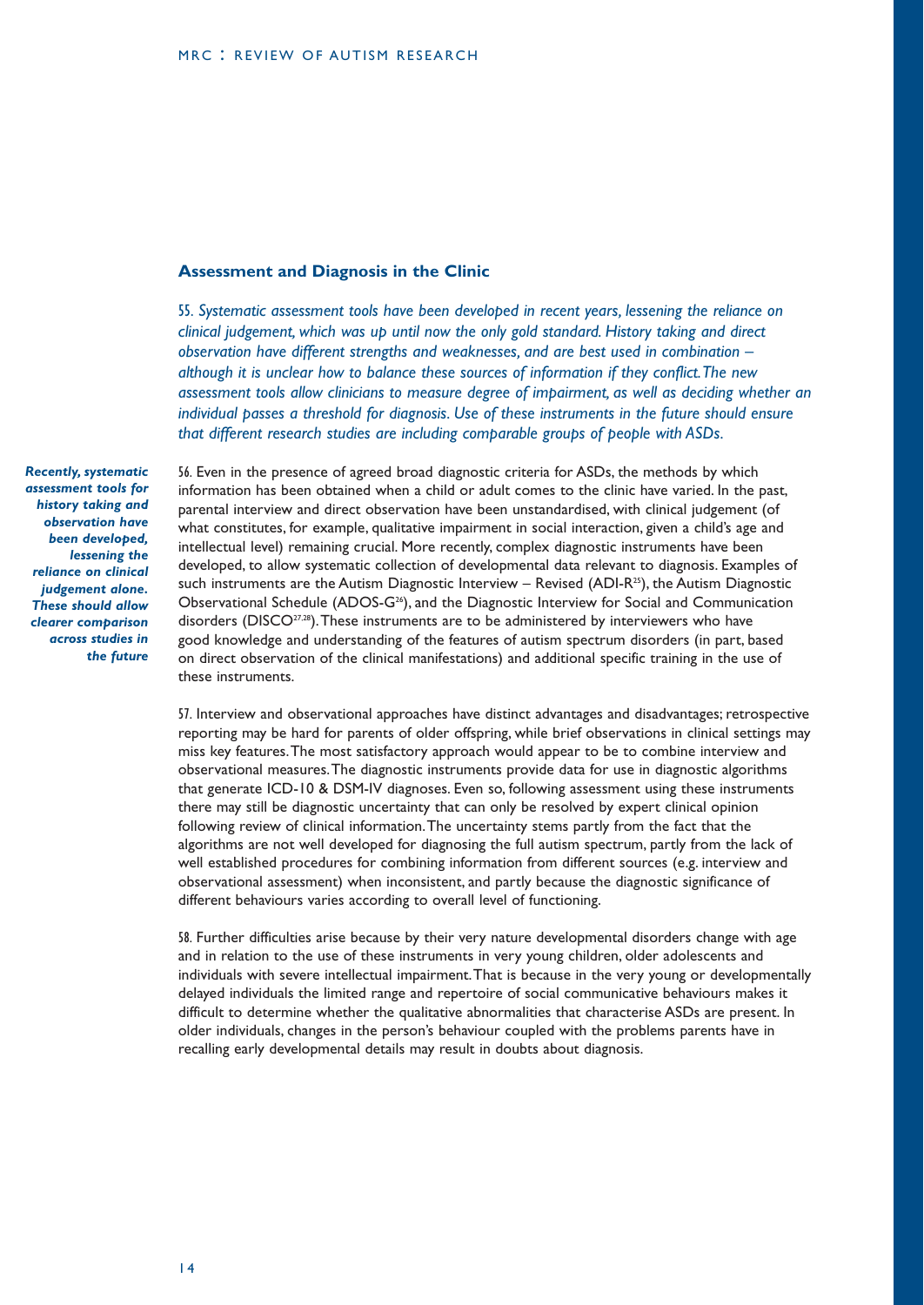## Assessment and Diagnosis in the Clinic

*55. Systematic assessment tools have been developed in recent years, lessening the reliance on clinical judgement, which was up until now the only gold standard. History taking and direct observation have different strengths and weaknesses, and are best used in combination – although it is unclear how to balance these sources of information if they conflict. The new assessment tools allow clinicians to measure degree of impairment, as well as deciding whether an individual passes a threshold for diagnosis. Use of these instruments in the future should ensure that different research studies are including comparable groups of people with ASDs.*

***Recently, systematic assessment tools for history taking and observation have been developed, lessening the reliance on clinical judgement alone. These should allow clearer comparison across studies in the future***

56. Even in the presence of agreed broad diagnostic criteria for ASDs, the methods by which information has been obtained when a child or adult comes to the clinic have varied. In the past, parental interview and direct observation have been unstandardised, with clinical judgement (of what constitutes, for example, qualitative impairment in social interaction, given a child's age and intellectual level) remaining crucial. More recently, complex diagnostic instruments have been developed, to allow systematic collection of developmental data relevant to diagnosis. Examples of such instruments are the Autism Diagnostic Interview – Revised (ADI-R[25]), the Autism Diagnostic Observational Schedule (ADOS-G[26]), and the Diagnostic Interview for Social and Communication disorders (DISCO[27,28]). These instruments are to be administered by interviewers who have good knowledge and understanding of the features of autism spectrum disorders (in part, based on direct observation of the clinical manifestations) and additional specific training in the use of these instruments.

57. Interview and observational approaches have distinct advantages and disadvantages; retrospective reporting may be hard for parents of older offspring, while brief observations in clinical settings may miss key features. The most satisfactory approach would appear to be to combine interview and observational measures. The diagnostic instruments provide data for use in diagnostic algorithms that generate ICD-10 & DSM-IV diagnoses. Even so, following assessment using these instruments there may still be diagnostic uncertainty that can only be resolved by expert clinical opinion following review of clinical information. The uncertainty stems partly from the fact that the algorithms are not well developed for diagnosing the full autism spectrum, partly from the lack of well established procedures for combining information from different sources (e.g. interview and observational assessment) when inconsistent, and partly because the diagnostic significance of different behaviours varies according to overall level of functioning.

58. Further difficulties arise because by their very nature developmental disorders change with age and in relation to the use of these instruments in very young children, older adolescents and individuals with severe intellectual impairment. That is because in the very young or developmentally delayed individuals the limited range and repertoire of social communicative behaviours makes it difficult to determine whether the qualitative abnormalities that characterise ASDs are present. In older individuals, changes in the person's behaviour coupled with the problems parents have in recalling early developmental details may result in doubts about diagnosis.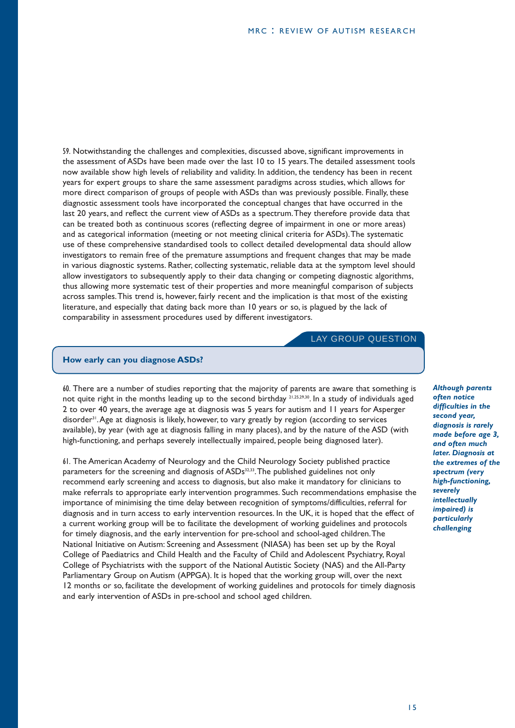59. Notwithstanding the challenges and complexities, discussed above, significant improvements in the assessment of ASDs have been made over the last 10 to 15 years. The detailed assessment tools now available show high levels of reliability and validity. In addition, the tendency has been in recent years for expert groups to share the same assessment paradigms across studies, which allows for more direct comparison of groups of people with ASDs than was previously possible. Finally, these diagnostic assessment tools have incorporated the conceptual changes that have occurred in the last 20 years, and reflect the current view of ASDs as a spectrum. They therefore provide data that can be treated both as continuous scores (reflecting degree of impairment in one or more areas) and as categorical information (meeting or not meeting clinical criteria for ASDs). The systematic use of these comprehensive standardised tools to collect detailed developmental data should allow investigators to remain free of the premature assumptions and frequent changes that may be made in various diagnostic systems. Rather, collecting systematic, reliable data at the symptom level should allow investigators to subsequently apply to their data changing or competing diagnostic algorithms, thus allowing more systematic test of their properties and more meaningful comparison of subjects across samples. This trend is, however, fairly recent and the implication is that most of the existing literature, and especially that dating back more than 10 years or so, is plagued by the lack of comparability in assessment procedures used by different investigators.

LAY GROUP QUESTION

**How early can you diagnose ASDs?**

60. There are a number of studies reporting that the majority of parents are aware that something is not quite right in the months leading up to the second birthday [21,25,29,30]. In a study of individuals aged 2 to over 40 years, the average age at diagnosis was 5 years for autism and 11 years for Asperger disorder[31]. Age at diagnosis is likely, however, to vary greatly by region (according to services available), by year (with age at diagnosis falling in many places), and by the nature of the ASD (with high-functioning, and perhaps severely intellectually impaired, people being diagnosed later).

***Although parents often notice difficulties in the second year, diagnosis is rarely made before age 3, and often much later. Diagnosis at the extremes of the spectrum (very high-functioning, severely intellectually impaired) is particularly challenging***

61. The American Academy of Neurology and the Child Neurology Society published practice parameters for the screening and diagnosis of ASDs[32,33]. The published guidelines not only recommend early screening and access to diagnosis, but also make it mandatory for clinicians to make referrals to appropriate early intervention programmes. Such recommendations emphasise the importance of minimising the time delay between recognition of symptoms/difficulties, referral for diagnosis and in turn access to early intervention resources. In the UK, it is hoped that the effect of a current working group will be to facilitate the development of working guidelines and protocols for timely diagnosis, and the early intervention for pre-school and school-aged children. The National Initiative on Autism: Screening and Assessment (NIASA) has been set up by the Royal College of Paediatrics and Child Health and the Faculty of Child and Adolescent Psychiatry, Royal College of Psychiatrists with the support of the National Autistic Society (NAS) and the All-Party Parliamentary Group on Autism (APPGA). It is hoped that the working group will, over the next 12 months or so, facilitate the development of working guidelines and protocols for timely diagnosis and early intervention of ASDs in pre-school and school aged children.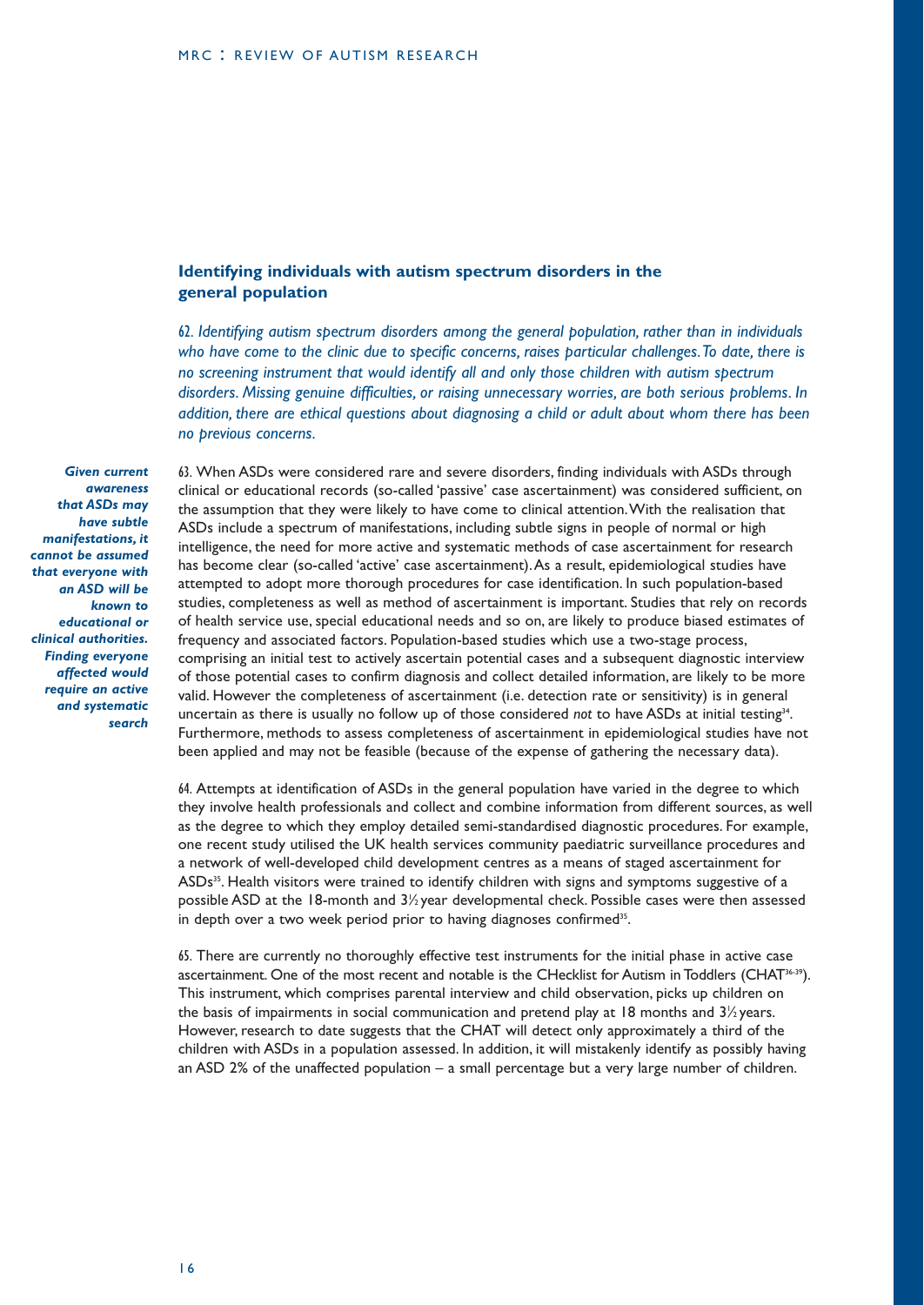## Identifying individuals with autism spectrum disorders in the general population

*62. Identifying autism spectrum disorders among the general population, rather than in individuals who have come to the clinic due to specific concerns, raises particular challenges. To date, there is no screening instrument that would identify all and only those children with autism spectrum disorders. Missing genuine difficulties, or raising unnecessary worries, are both serious problems. In addition, there are ethical questions about diagnosing a child or adult about whom there has been no previous concerns.*

***Given current awareness that ASDs may have subtle manifestations, it cannot be assumed that everyone with an ASD will be known to educational or clinical authorities. Finding everyone affected would require an active and systematic search***

63. When ASDs were considered rare and severe disorders, finding individuals with ASDs through clinical or educational records (so-called 'passive' case ascertainment) was considered sufficient, on the assumption that they were likely to have come to clinical attention. With the realisation that ASDs include a spectrum of manifestations, including subtle signs in people of normal or high intelligence, the need for more active and systematic methods of case ascertainment for research has become clear (so-called 'active' case ascertainment). As a result, epidemiological studies have attempted to adopt more thorough procedures for case identification. In such population-based studies, completeness as well as method of ascertainment is important. Studies that rely on records of health service use, special educational needs and so on, are likely to produce biased estimates of frequency and associated factors. Population-based studies which use a two-stage process, comprising an initial test to actively ascertain potential cases and a subsequent diagnostic interview of those potential cases to confirm diagnosis and collect detailed information, are likely to be more valid. However the completeness of ascertainment (i.e. detection rate or sensitivity) is in general uncertain as there is usually no follow up of those considered *not* to have ASDs at initial testing[34]. Furthermore, methods to assess completeness of ascertainment in epidemiological studies have not been applied and may not be feasible (because of the expense of gathering the necessary data).

64. Attempts at identification of ASDs in the general population have varied in the degree to which they involve health professionals and collect and combine information from different sources, as well as the degree to which they employ detailed semi-standardised diagnostic procedures. For example, one recent study utilised the UK health services community paediatric surveillance procedures and a network of well-developed child development centres as a means of staged ascertainment for ASDs[35]. Health visitors were trained to identify children with signs and symptoms suggestive of a possible ASD at the 18-month and 3½ year developmental check. Possible cases were then assessed in depth over a two week period prior to having diagnoses confirmed[35].

65. There are currently no thoroughly effective test instruments for the initial phase in active case ascertainment. One of the most recent and notable is the CHecklist for Autism in Toddlers (CHAT[36-39]). This instrument, which comprises parental interview and child observation, picks up children on the basis of impairments in social communication and pretend play at 18 months and 3½ years. However, research to date suggests that the CHAT will detect only approximately a third of the children with ASDs in a population assessed. In addition, it will mistakenly identify as possibly having an ASD 2% of the unaffected population – a small percentage but a very large number of children.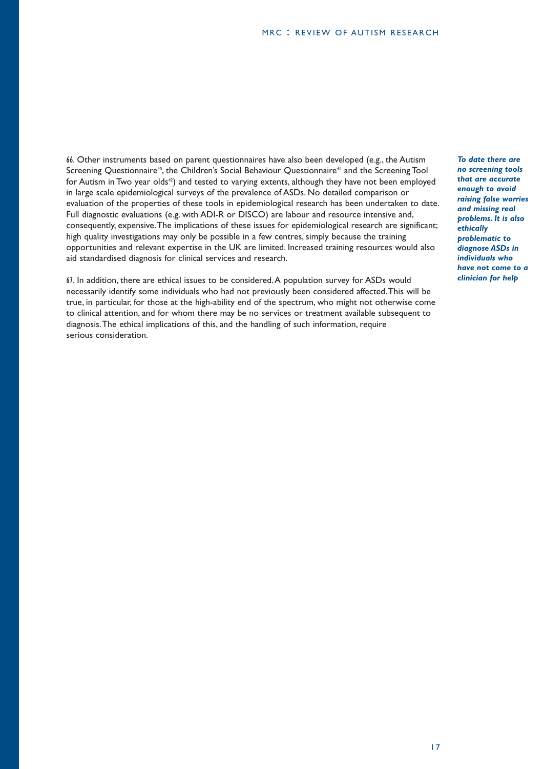66. Other instruments based on parent questionnaires have also been developed (e.g., the Autism Screening Questionnaire[40], the Children's Social Behaviour Questionnaire[41] and the Screening Tool for Autism in Two year olds[42]) and tested to varying extents, although they have not been employed in large scale epidemiological surveys of the prevalence of ASDs. No detailed comparison or evaluation of the properties of these tools in epidemiological research has been undertaken to date. Full diagnostic evaluations (e.g. with ADI-R or DISCO) are labour and resource intensive and, consequently, expensive. The implications of these issues for epidemiological research are significant; high quality investigations may only be possible in a few centres, simply because the training opportunities and relevant expertise in the UK are limited. Increased training resources would also aid standardised diagnosis for clinical services and research.

***To date there are no screening tools that are accurate enough to avoid raising false worries and missing real problems. It is also ethically problematic to diagnose ASDs in individuals who have not come to a clinician for help***

67. In addition, there are ethical issues to be considered. A population survey for ASDs would necessarily identify some individuals who had not previously been considered affected. This will be true, in particular, for those at the high-ability end of the spectrum, who might not otherwise come to clinical attention, and for whom there may be no services or treatment available subsequent to diagnosis. The ethical implications of this, and the handling of such information, require serious consideration.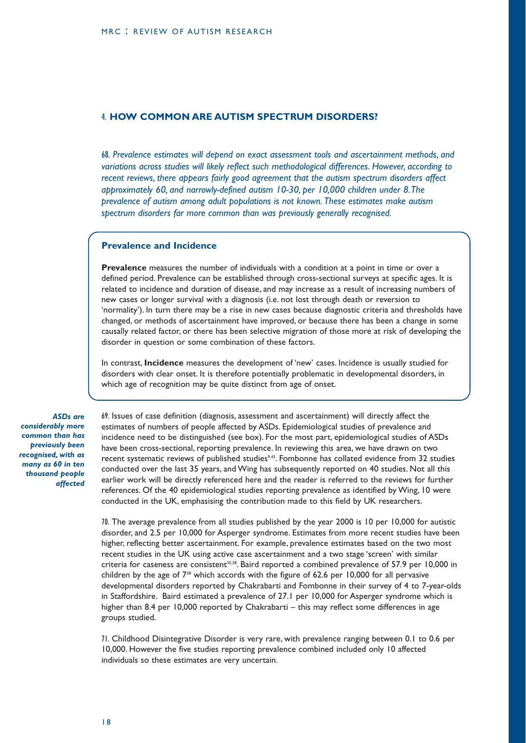## 4. HOW COMMON ARE AUTISM SPECTRUM DISORDERS?

*68. Prevalence estimates will depend on exact assessment tools and ascertainment methods, and variations across studies will likely reflect such methodological differences. However, according to recent reviews, there appears fairly good agreement that the autism spectrum disorders affect approximately 60, and narrowly-defined autism 10-30, per 10,000 children under 8. The prevalence of autism among adult populations is not known. These estimates make autism spectrum disorders far more common than was previously generally recognised.*

### Prevalence and Incidence

**Prevalence** measures the number of individuals with a condition at a point in time or over a defined period. Prevalence can be established through cross-sectional surveys at specific ages. It is related to incidence and duration of disease, and may increase as a result of increasing numbers of new cases or longer survival with a diagnosis (i.e. not lost through death or reversion to 'normality'). In turn there may be a rise in new cases because diagnostic criteria and thresholds have changed, or methods of ascertainment have improved, or because there has been a change in some causally related factor, or there has been selective migration of those more at risk of developing the disorder in question or some combination of these factors.

In contrast, **Incidence** measures the development of 'new' cases. Incidence is usually studied for disorders with clear onset. It is therefore potentially problematic in developmental disorders, in which age of recognition may be quite distinct from age of onset.

***ASDs are considerably more common than has previously been recognised, with as many as 60 in ten thousand people affected***

69. Issues of case definition (diagnosis, assessment and ascertainment) will directly affect the estimates of numbers of people affected by ASDs. Epidemiological studies of prevalence and incidence need to be distinguished (see box). For the most part, epidemiological studies of ASDs have been cross-sectional, reporting prevalence. In reviewing this area, we have drawn on two recent systematic reviews of published studies[9,43]. Fombonne has collated evidence from 32 studies conducted over the last 35 years, and Wing has subsequently reported on 40 studies. Not all this earlier work will be directly referenced here and the reader is referred to the reviews for further references. Of the 40 epidemiological studies reporting prevalence as identified by Wing, 10 were conducted in the UK, emphasising the contribution made to this field by UK researchers.

70. The average prevalence from all studies published by the year 2000 is 10 per 10,000 for autistic disorder, and 2.5 per 10,000 for Asperger syndrome. Estimates from more recent studies have been higher, reflecting better ascertainment. For example, prevalence estimates based on the two most recent studies in the UK using active case ascertainment and a two stage 'screen' with similar criteria for caseness are consistent[35,38]. Baird reported a combined prevalence of 57.9 per 10,000 in children by the age of 7[38] which accords with the figure of 62.6 per 10,000 for all pervasive developmental disorders reported by Chakrabarti and Fombonne in their survey of 4 to 7-year-olds in Staffordshire. Baird estimated a prevalence of 27.1 per 10,000 for Asperger syndrome which is higher than 8.4 per 10,000 reported by Chakrabarti – this may reflect some differences in age groups studied.

71. Childhood Disintegrative Disorder is very rare, with prevalence ranging between 0.1 to 0.6 per 10,000. However the five studies reporting prevalence combined included only 10 affected individuals so these estimates are very uncertain.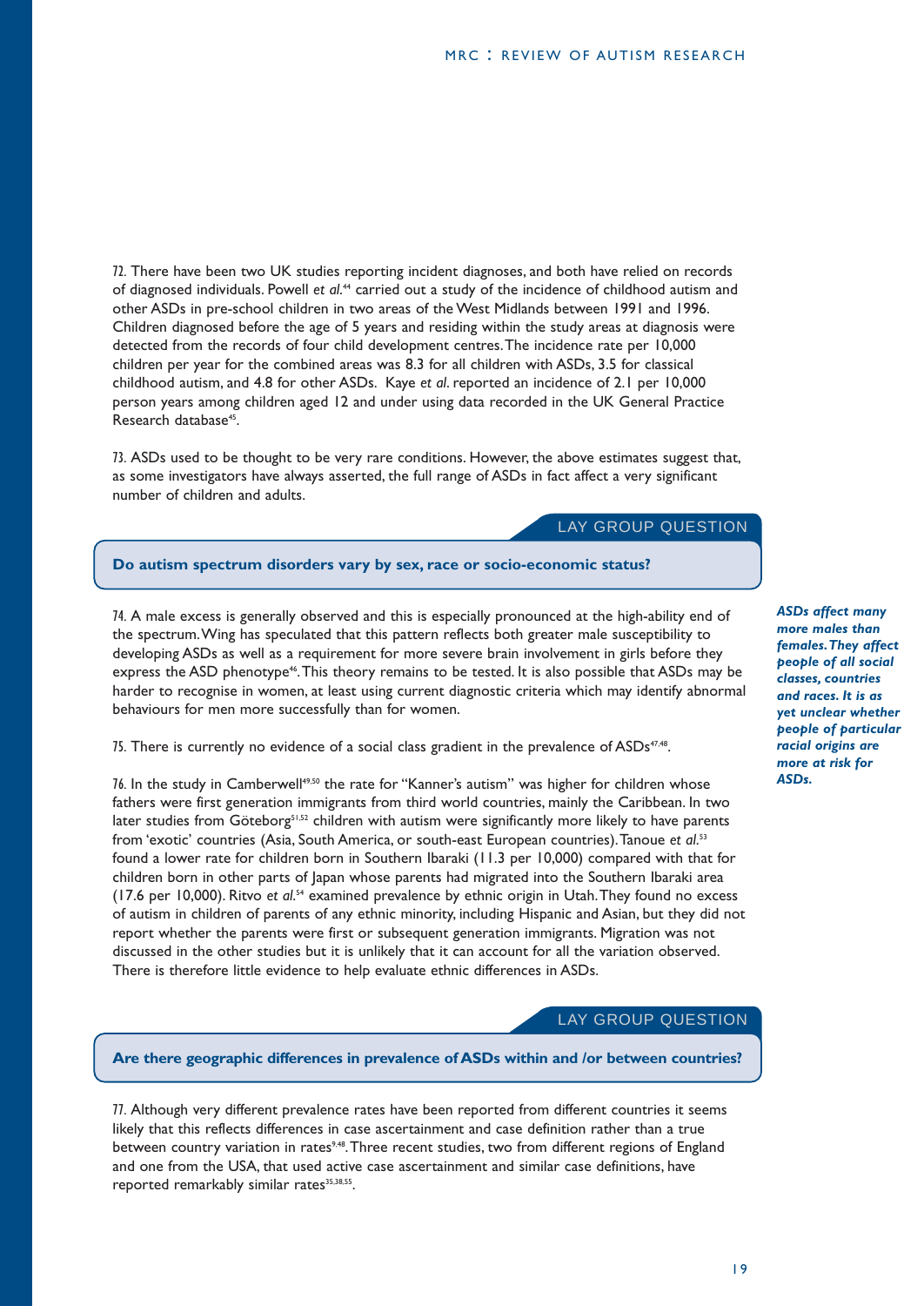72. There have been two UK studies reporting incident diagnoses, and both have relied on records of diagnosed individuals. Powell *et al.*[44] carried out a study of the incidence of childhood autism and other ASDs in pre-school children in two areas of the West Midlands between 1991 and 1996. Children diagnosed before the age of 5 years and residing within the study areas at diagnosis were detected from the records of four child development centres. The incidence rate per 10,000 children per year for the combined areas was 8.3 for all children with ASDs, 3.5 for classical childhood autism, and 4.8 for other ASDs. Kaye *et al*. reported an incidence of 2.1 per 10,000 person years among children aged 12 and under using data recorded in the UK General Practice Research database[45].

73. ASDs used to be thought to be very rare conditions. However, the above estimates suggest that, as some investigators have always asserted, the full range of ASDs in fact affect a very significant number of children and adults.

LAY GROUP QUESTION

**Do autism spectrum disorders vary by sex, race or socio-economic status?**

74. A male excess is generally observed and this is especially pronounced at the high-ability end of the spectrum. Wing has speculated that this pattern reflects both greater male susceptibility to developing ASDs as well as a requirement for more severe brain involvement in girls before they express the ASD phenotype[46]. This theory remains to be tested. It is also possible that ASDs may be harder to recognise in women, at least using current diagnostic criteria which may identify abnormal behaviours for men more successfully than for women.

***ASDs affect many more males than females. They affect people of all social classes, countries and races. It is as yet unclear whether people of particular racial origins are more at risk for ASDs.***

75. There is currently no evidence of a social class gradient in the prevalence of ASDs[47,48].

76. In the study in Camberwell[49,50] the rate for "Kanner's autism" was higher for children whose fathers were first generation immigrants from third world countries, mainly the Caribbean. In two later studies from Göteborg[51,52] children with autism were significantly more likely to have parents from 'exotic' countries (Asia, South America, or south-east European countries). Tanoue *et al.*[53] found a lower rate for children born in Southern Ibaraki (11.3 per 10,000) compared with that for children born in other parts of Japan whose parents had migrated into the Southern Ibaraki area (17.6 per 10,000). Ritvo *et al.*[54] examined prevalence by ethnic origin in Utah. They found no excess of autism in children of parents of any ethnic minority, including Hispanic and Asian, but they did not report whether the parents were first or subsequent generation immigrants. Migration was not discussed in the other studies but it is unlikely that it can account for all the variation observed. There is therefore little evidence to help evaluate ethnic differences in ASDs.

LAY GROUP QUESTION

**Are there geographic differences in prevalence of ASDs within and /or between countries?**

77. Although very different prevalence rates have been reported from different countries it seems likely that this reflects differences in case ascertainment and case definition rather than a true between country variation in rates[9,48]. Three recent studies, two from different regions of England and one from the USA, that used active case ascertainment and similar case definitions, have reported remarkably similar rates[35,38,55].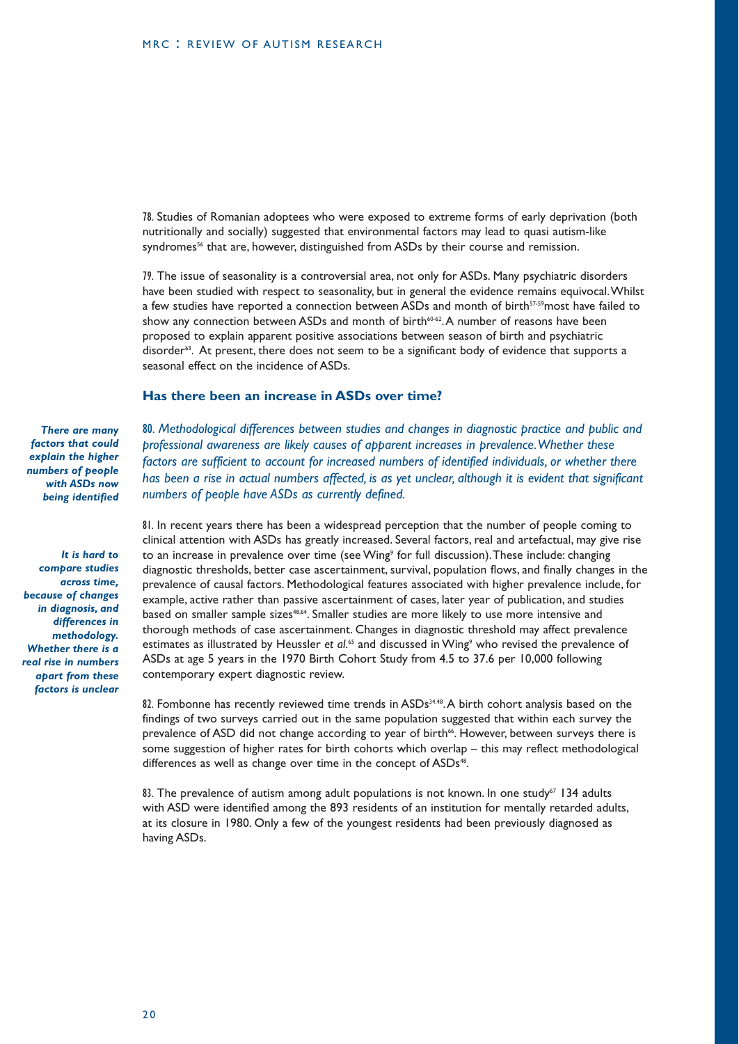78. Studies of Romanian adoptees who were exposed to extreme forms of early deprivation (both nutritionally and socially) suggested that environmental factors may lead to quasi autism-like syndromes[56] that are, however, distinguished from ASDs by their course and remission.

79. The issue of seasonality is a controversial area, not only for ASDs. Many psychiatric disorders have been studied with respect to seasonality, but in general the evidence remains equivocal. Whilst a few studies have reported a connection between ASDs and month of birth[57-59] most have failed to show any connection between ASDs and month of birth[60-62]. A number of reasons have been proposed to explain apparent positive associations between season of birth and psychiatric disorder[63]. At present, there does not seem to be a significant body of evidence that supports a seasonal effect on the incidence of ASDs.

### Has there been an increase in ASDs over time?

***There are many factors that could explain the higher numbers of people with ASDs now being identified***

*80. Methodological differences between studies and changes in diagnostic practice and public and professional awareness are likely causes of apparent increases in prevalence. Whether these factors are sufficient to account for increased numbers of identified individuals, or whether there has been a rise in actual numbers affected, is as yet unclear, although it is evident that significant numbers of people have ASDs as currently defined.*

***It is hard to compare studies across time, because of changes in diagnosis, and differences in methodology. Whether there is a real rise in numbers apart from these factors is unclear***

81. In recent years there has been a widespread perception that the number of people coming to clinical attention with ASDs has greatly increased. Several factors, real and artefactual, may give rise to an increase in prevalence over time (see Wing[9] for full discussion). These include: changing diagnostic thresholds, better case ascertainment, survival, population flows, and finally changes in the prevalence of causal factors. Methodological features associated with higher prevalence include, for example, active rather than passive ascertainment of cases, later year of publication, and studies based on smaller sample sizes[48,64]. Smaller studies are more likely to use more intensive and thorough methods of case ascertainment. Changes in diagnostic threshold may affect prevalence estimates as illustrated by Heussler *et al.*[65] and discussed in Wing[9] who revised the prevalence of ASDs at age 5 years in the 1970 Birth Cohort Study from 4.5 to 37.6 per 10,000 following contemporary expert diagnostic review.

82. Fombonne has recently reviewed time trends in ASDs[34,48]. A birth cohort analysis based on the findings of two surveys carried out in the same population suggested that within each survey the prevalence of ASD did not change according to year of birth[66]. However, between surveys there is some suggestion of higher rates for birth cohorts which overlap – this may reflect methodological differences as well as change over time in the concept of ASDs[48].

83. The prevalence of autism among adult populations is not known. In one study[67] 134 adults with ASD were identified among the 893 residents of an institution for mentally retarded adults, at its closure in 1980. Only a few of the youngest residents had been previously diagnosed as having ASDs.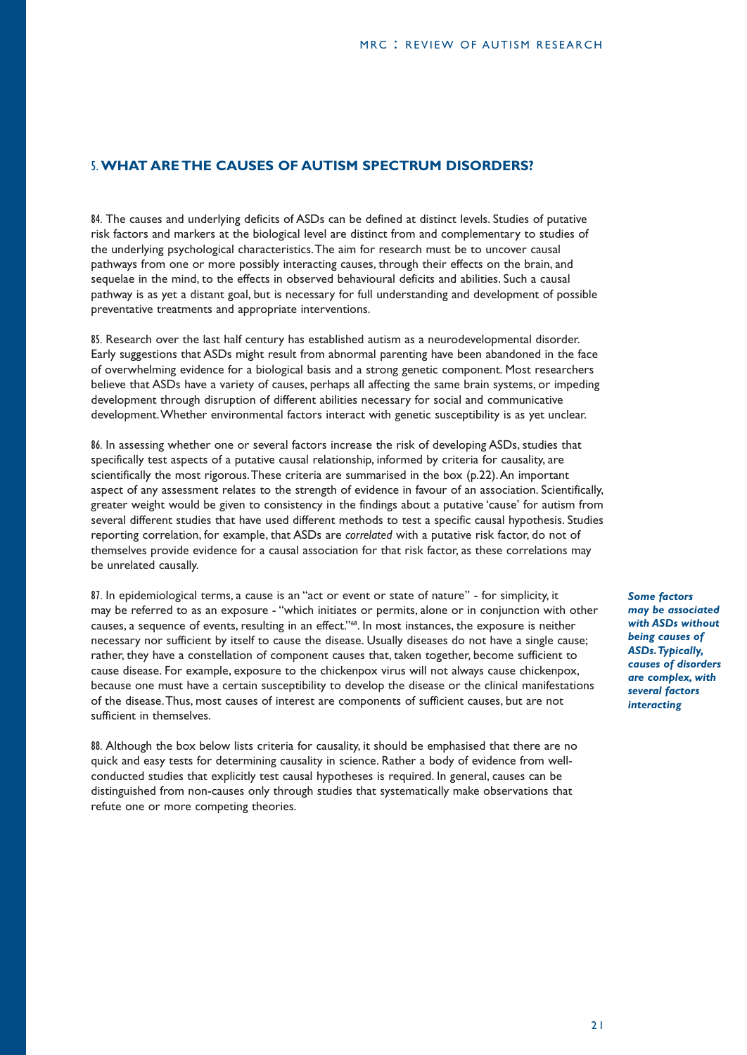## 5. **WHAT ARE THE CAUSES OF AUTISM SPECTRUM DISORDERS?**

84. The causes and underlying deficits of ASDs can be defined at distinct levels. Studies of putative risk factors and markers at the biological level are distinct from and complementary to studies of the underlying psychological characteristics. The aim for research must be to uncover causal pathways from one or more possibly interacting causes, through their effects on the brain, and sequelae in the mind, to the effects in observed behavioural deficits and abilities. Such a causal pathway is as yet a distant goal, but is necessary for full understanding and development of possible preventative treatments and appropriate interventions.

85. Research over the last half century has established autism as a neurodevelopmental disorder. Early suggestions that ASDs might result from abnormal parenting have been abandoned in the face of overwhelming evidence for a biological basis and a strong genetic component. Most researchers believe that ASDs have a variety of causes, perhaps all affecting the same brain systems, or impeding development through disruption of different abilities necessary for social and communicative development. Whether environmental factors interact with genetic susceptibility is as yet unclear.

86. In assessing whether one or several factors increase the risk of developing ASDs, studies that specifically test aspects of a putative causal relationship, informed by criteria for causality, are scientifically the most rigorous. These criteria are summarised in the box (p.22). An important aspect of any assessment relates to the strength of evidence in favour of an association. Scientifically, greater weight would be given to consistency in the findings about a putative 'cause' for autism from several different studies that have used different methods to test a specific causal hypothesis. Studies reporting correlation, for example, that ASDs are *correlated* with a putative risk factor, do not of themselves provide evidence for a causal association for that risk factor, as these correlations may be unrelated causally.

87. In epidemiological terms, a cause is an "act or event or state of nature" - for simplicity, it may be referred to as an exposure - "which initiates or permits, alone or in conjunction with other causes, a sequence of events, resulting in an effect."[68]. In most instances, the exposure is neither necessary nor sufficient by itself to cause the disease. Usually diseases do not have a single cause; rather, they have a constellation of component causes that, taken together, become sufficient to cause disease. For example, exposure to the chickenpox virus will not always cause chickenpox, because one must have a certain susceptibility to develop the disease or the clinical manifestations of the disease. Thus, most causes of interest are components of sufficient causes, but are not sufficient in themselves.

***Some factors may be associated with ASDs without being causes of ASDs. Typically, causes of disorders are complex, with several factors interacting***

88. Although the box below lists criteria for causality, it should be emphasised that there are no quick and easy tests for determining causality in science. Rather a body of evidence from well-conducted studies that explicitly test causal hypotheses is required. In general, causes can be distinguished from non-causes only through studies that systematically make observations that refute one or more competing theories.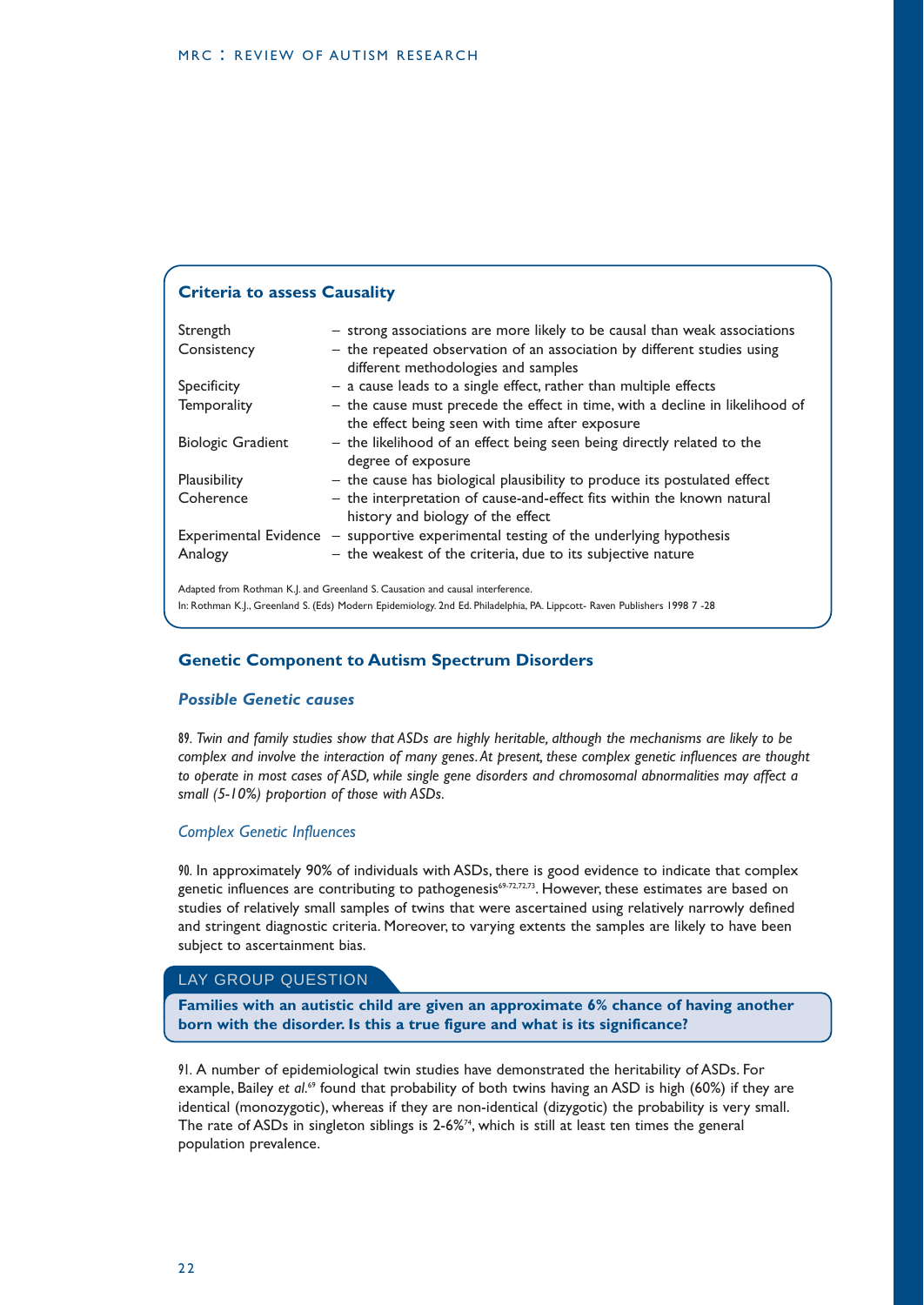### Criteria to assess Causality

| | |
|---|---|
| Strength | – strong associations are more likely to be causal than weak associations |
| Consistency | – the repeated observation of an association by different studies using different methodologies and samples |
| Specificity | – a cause leads to a single effect, rather than multiple effects |
| Temporality | – the cause must precede the effect in time, with a decline in likelihood of the effect being seen with time after exposure |
| Biologic Gradient | – the likelihood of an effect being seen being directly related to the degree of exposure |
| Plausibility | – the cause has biological plausibility to produce its postulated effect |
| Coherence | – the interpretation of cause-and-effect fits within the known natural history and biology of the effect |
| Experimental Evidence | – supportive experimental testing of the underlying hypothesis |
| Analogy | – the weakest of the criteria, due to its subjective nature |

Adapted from Rothman K.J. and Greenland S. Causation and causal interference.
In: Rothman K.J., Greenland S. (Eds) Modern Epidemiology. 2nd Ed. Philadelphia, PA. Lippcott- Raven Publishers 1998 7 -28

## Genetic Component to Autism Spectrum Disorders

### *Possible Genetic causes*

89. *Twin and family studies show that ASDs are highly heritable, although the mechanisms are likely to be complex and involve the interaction of many genes. At present, these complex genetic influences are thought to operate in most cases of ASD, while single gene disorders and chromosomal abnormalities may affect a small (5-10%) proportion of those with ASDs.*

#### *Complex Genetic Influences*

90. In approximately 90% of individuals with ASDs, there is good evidence to indicate that complex genetic influences are contributing to pathogenesis[69-72,72,73]. However, these estimates are based on studies of relatively small samples of twins that were ascertained using relatively narrowly defined and stringent diagnostic criteria. Moreover, to varying extents the samples are likely to have been subject to ascertainment bias.

LAY GROUP QUESTION

**Families with an autistic child are given an approximate 6% chance of having another born with the disorder. Is this a true figure and what is its significance?**

91. A number of epidemiological twin studies have demonstrated the heritability of ASDs. For example, Bailey *et al.*[69] found that probability of both twins having an ASD is high (60%) if they are identical (monozygotic), whereas if they are non-identical (dizygotic) the probability is very small. The rate of ASDs in singleton siblings is 2-6%[74], which is still at least ten times the general population prevalence.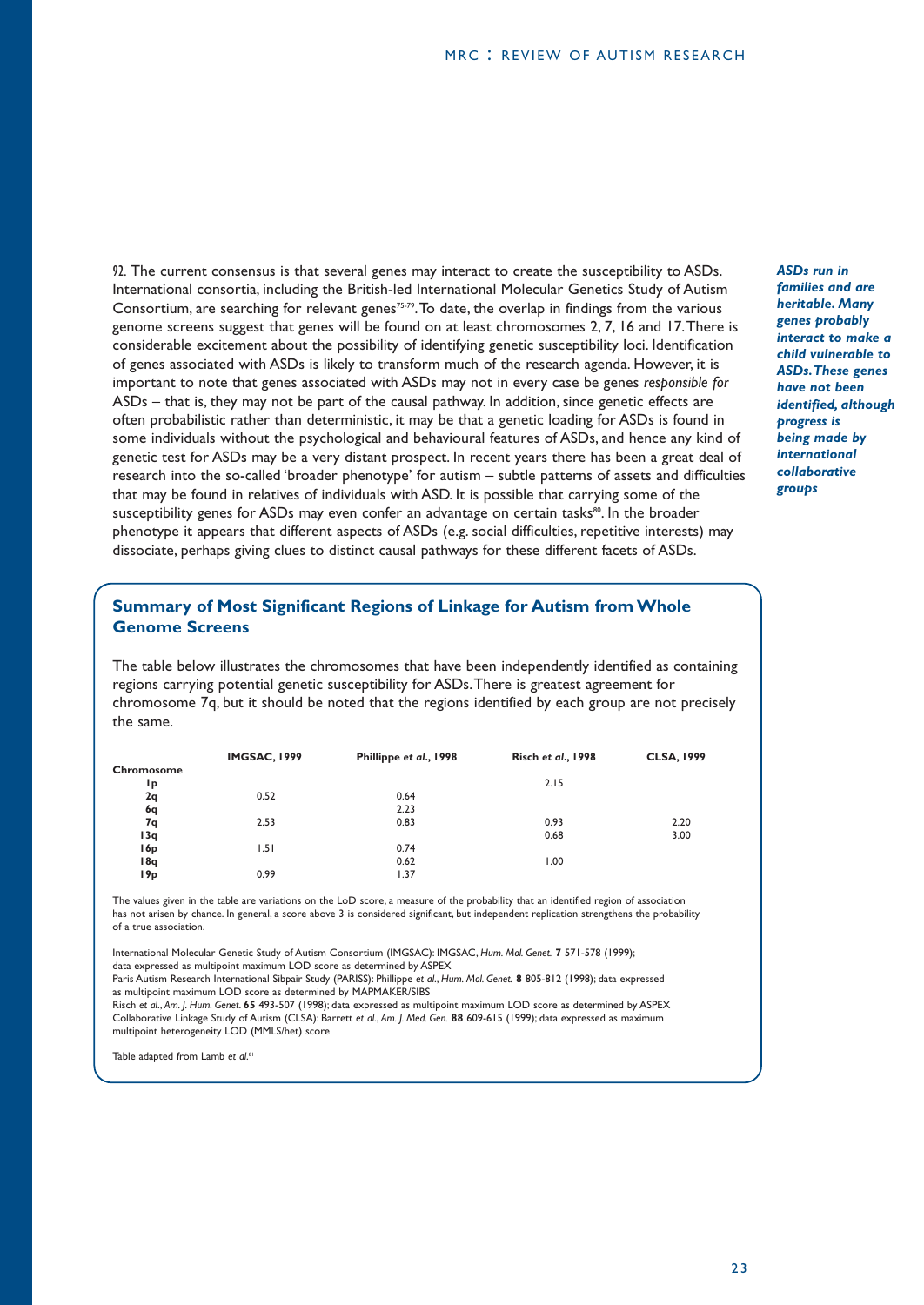92. The current consensus is that several genes may interact to create the susceptibility to ASDs. International consortia, including the British-led International Molecular Genetics Study of Autism Consortium, are searching for relevant genes[75-79]. To date, the overlap in findings from the various genome screens suggest that genes will be found on at least chromosomes 2, 7, 16 and 17. There is considerable excitement about the possibility of identifying genetic susceptibility loci. Identification of genes associated with ASDs is likely to transform much of the research agenda. However, it is important to note that genes associated with ASDs may not in every case be genes *responsible for* ASDs – that is, they may not be part of the causal pathway. In addition, since genetic effects are often probabilistic rather than deterministic, it may be that a genetic loading for ASDs is found in some individuals without the psychological and behavioural features of ASDs, and hence any kind of genetic test for ASDs may be a very distant prospect. In recent years there has been a great deal of research into the so-called 'broader phenotype' for autism – subtle patterns of assets and difficulties that may be found in relatives of individuals with ASD. It is possible that carrying some of the susceptibility genes for ASDs may even confer an advantage on certain tasks[80]. In the broader phenotype it appears that different aspects of ASDs (e.g. social difficulties, repetitive interests) may dissociate, perhaps giving clues to distinct causal pathways for these different facets of ASDs.

***ASDs run in families and are heritable. Many genes probably interact to make a child vulnerable to ASDs. These genes have not been identified, although progress is being made by international collaborative groups***

## Summary of Most Significant Regions of Linkage for Autism from Whole Genome Screens

The table below illustrates the chromosomes that have been independently identified as containing regions carrying potential genetic susceptibility for ASDs. There is greatest agreement for chromosome 7q, but it should be noted that the regions identified by each group are not precisely the same.

| Chromosome | IMGSAC, 1999 | Phillippe *et al.*, 1998 | Risch *et al.*, 1998 | CLSA, 1999 |
|---|---|---|---|---|
| 1p | | | 2.15 | |
| 2q | 0.52 | 0.64 | | |
| 6q | | 2.23 | | |
| 7q | 2.53 | 0.83 | 0.93 | 2.20 |
| 13q | | | 0.68 | 3.00 |
| 16p | 1.51 | 0.74 | | |
| 18q | | 0.62 | 1.00 | |
| 19p | 0.99 | 1.37 | | |

The values given in the table are variations on the LoD score, a measure of the probability that an identified region of association has not arisen by chance. In general, a score above 3 is considered significant, but independent replication strengthens the probability of a true association.

International Molecular Genetic Study of Autism Consortium (IMGSAC): IMGSAC, *Hum. Mol. Genet.* **7** 571-578 (1999); data expressed as multipoint maximum LOD score as determined by ASPEX
Paris Autism Research International Sibpair Study (PARISS): Phillippe *et al.*, *Hum. Mol. Genet.* **8** 805-812 (1998); data expressed as multipoint maximum LOD score as determined by MAPMAKER/SIBS
Risch *et al.*, *Am. J. Hum. Genet.* **65** 493-507 (1998); data expressed as multipoint maximum LOD score as determined by ASPEX
Collaborative Linkage Study of Autism (CLSA): Barrett *et al.*, *Am. J. Med. Gen.* **88** 609-615 (1999); data expressed as maximum multipoint heterogeneity LOD (MMLS/het) score

Table adapted from Lamb *et al.*[81]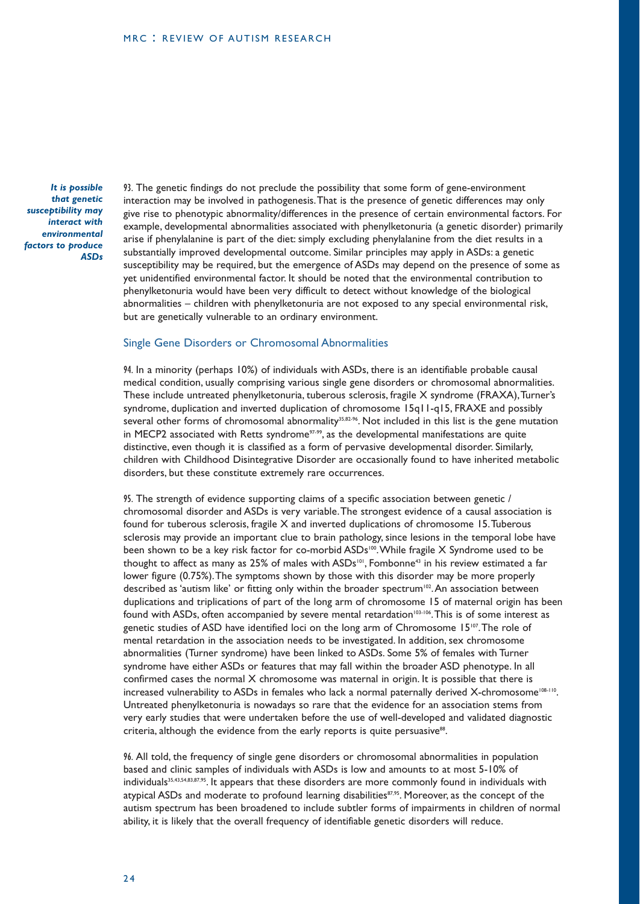*It is possible that genetic susceptibility may interact with environmental factors to produce ASDs*

93. The genetic findings do not preclude the possibility that some form of gene-environment interaction may be involved in pathogenesis. That is the presence of genetic differences may only give rise to phenotypic abnormality/differences in the presence of certain environmental factors. For example, developmental abnormalities associated with phenylketonuria (a genetic disorder) primarily arise if phenylalanine is part of the diet: simply excluding phenylalanine from the diet results in a substantially improved developmental outcome. Similar principles may apply in ASDs: a genetic susceptibility may be required, but the emergence of ASDs may depend on the presence of some as yet unidentified environmental factor. It should be noted that the environmental contribution to phenylketonuria would have been very difficult to detect without knowledge of the biological abnormalities – children with phenylketonuria are not exposed to any special environmental risk, but are genetically vulnerable to an ordinary environment.

## Single Gene Disorders or Chromosomal Abnormalities

94. In a minority (perhaps 10%) of individuals with ASDs, there is an identifiable probable causal medical condition, usually comprising various single gene disorders or chromosomal abnormalities. These include untreated phenylketonuria, tuberous sclerosis, fragile X syndrome (FRAXA), Turner's syndrome, duplication and inverted duplication of chromosome 15q11-q15, FRAXE and possibly several other forms of chromosomal abnormality[35,82-96]. Not included in this list is the gene mutation in MECP2 associated with Retts syndrome[97-99], as the developmental manifestations are quite distinctive, even though it is classified as a form of pervasive developmental disorder. Similarly, children with Childhood Disintegrative Disorder are occasionally found to have inherited metabolic disorders, but these constitute extremely rare occurrences.

95. The strength of evidence supporting claims of a specific association between genetic / chromosomal disorder and ASDs is very variable. The strongest evidence of a causal association is found for tuberous sclerosis, fragile X and inverted duplications of chromosome 15. Tuberous sclerosis may provide an important clue to brain pathology, since lesions in the temporal lobe have been shown to be a key risk factor for co-morbid ASDs[100]. While fragile X Syndrome used to be thought to affect as many as 25% of males with ASDs[101], Fombonne[43] in his review estimated a far lower figure (0.75%). The symptoms shown by those with this disorder may be more properly described as 'autism like' or fitting only within the broader spectrum[102]. An association between duplications and triplications of part of the long arm of chromosome 15 of maternal origin has been found with ASDs, often accompanied by severe mental retardation[103-106]. This is of some interest as genetic studies of ASD have identified loci on the long arm of Chromosome 15[107]. The role of mental retardation in the association needs to be investigated. In addition, sex chromosome abnormalities (Turner syndrome) have been linked to ASDs. Some 5% of females with Turner syndrome have either ASDs or features that may fall within the broader ASD phenotype. In all confirmed cases the normal X chromosome was maternal in origin. It is possible that there is increased vulnerability to ASDs in females who lack a normal paternally derived X-chromosome[108-110]. Untreated phenylketonuria is nowadays so rare that the evidence for an association stems from very early studies that were undertaken before the use of well-developed and validated diagnostic criteria, although the evidence from the early reports is quite persuasive[88].

96. All told, the frequency of single gene disorders or chromosomal abnormalities in population based and clinic samples of individuals with ASDs is low and amounts to at most 5-10% of individuals[35,43,54,83,87,95]. It appears that these disorders are more commonly found in individuals with atypical ASDs and moderate to profound learning disabilities[87,95]. Moreover, as the concept of the autism spectrum has been broadened to include subtler forms of impairments in children of normal ability, it is likely that the overall frequency of identifiable genetic disorders will reduce.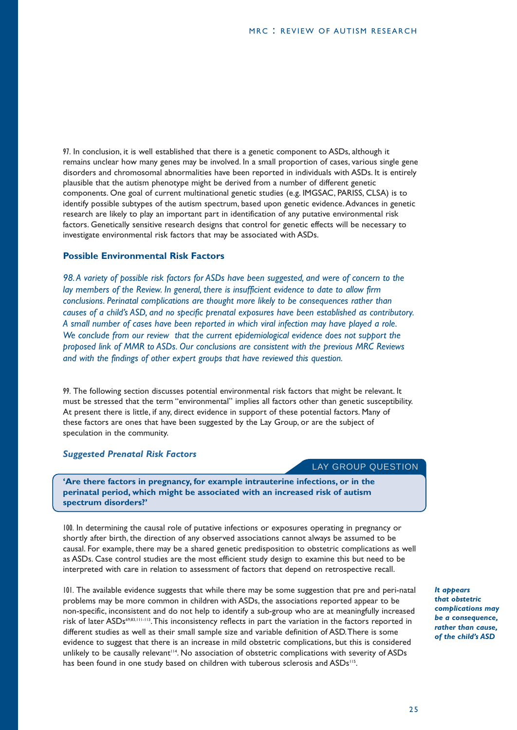97. In conclusion, it is well established that there is a genetic component to ASDs, although it remains unclear how many genes may be involved. In a small proportion of cases, various single gene disorders and chromosomal abnormalities have been reported in individuals with ASDs. It is entirely plausible that the autism phenotype might be derived from a number of different genetic components. One goal of current multinational genetic studies (e.g. IMGSAC, PARISS, CLSA) is to identify possible subtypes of the autism spectrum, based upon genetic evidence. Advances in genetic research are likely to play an important part in identification of any putative environmental risk factors. Genetically sensitive research designs that control for genetic effects will be necessary to investigate environmental risk factors that may be associated with ASDs.

### Possible Environmental Risk Factors

*98. A variety of possible risk factors for ASDs have been suggested, and were of concern to the lay members of the Review. In general, there is insufficient evidence to date to allow firm conclusions. Perinatal complications are thought more likely to be consequences rather than causes of a child's ASD, and no specific prenatal exposures have been established as contributory. A small number of cases have been reported in which viral infection may have played a role. We conclude from our review that the current epidemiological evidence does not support the proposed link of MMR to ASDs. Our conclusions are consistent with the previous MRC Reviews and with the findings of other expert groups that have reviewed this question.*

99. The following section discusses potential environmental risk factors that might be relevant. It must be stressed that the term "environmental" implies all factors other than genetic susceptibility. At present there is little, if any, direct evidence in support of these potential factors. Many of these factors are ones that have been suggested by the Lay Group, or are the subject of speculation in the community.

#### *Suggested Prenatal Risk Factors*

LAY GROUP QUESTION

**'Are there factors in pregnancy, for example intrauterine infections, or in the perinatal period, which might be associated with an increased risk of autism spectrum disorders?'**

100. In determining the causal role of putative infections or exposures operating in pregnancy or shortly after birth, the direction of any observed associations cannot always be assumed to be causal. For example, there may be a shared genetic predisposition to obstetric complications as well as ASDs. Case control studies are the most efficient study design to examine this but need to be interpreted with care in relation to assessment of factors that depend on retrospective recall.

101. The available evidence suggests that while there may be some suggestion that pre and peri-natal problems may be more common in children with ASDs, the associations reported appear to be non-specific, inconsistent and do not help to identify a sub-group who are at meaningfully increased risk of later ASDs[69,83,111-113]. This inconsistency reflects in part the variation in the factors reported in different studies as well as their small sample size and variable definition of ASD. There is some evidence to suggest that there is an increase in mild obstetric complications, but this is considered unlikely to be causally relevant[114]. No association of obstetric complications with severity of ASDs has been found in one study based on children with tuberous sclerosis and ASDs[115].

***It appears that obstetric complications may be a consequence, rather than cause, of the child's ASD***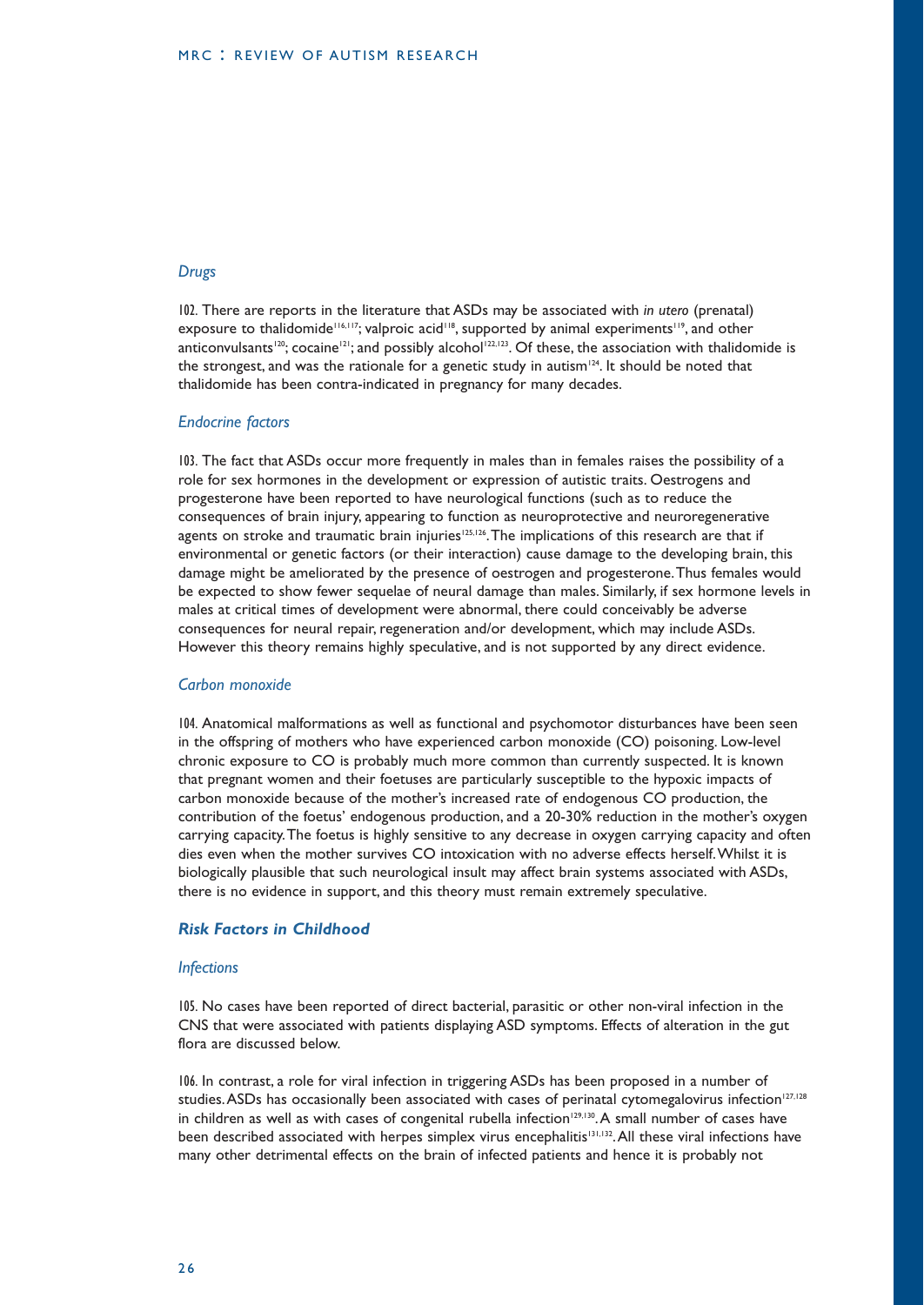### *Drugs*

102. There are reports in the literature that ASDs may be associated with *in utero* (prenatal) exposure to thalidomide[116,117]; valproic acid[118], supported by animal experiments[119], and other anticonvulsants[120]; cocaine[121]; and possibly alcohol[122,123]. Of these, the association with thalidomide is the strongest, and was the rationale for a genetic study in autism[124]. It should be noted that thalidomide has been contra-indicated in pregnancy for many decades.

### *Endocrine factors*

103. The fact that ASDs occur more frequently in males than in females raises the possibility of a role for sex hormones in the development or expression of autistic traits. Oestrogens and progesterone have been reported to have neurological functions (such as to reduce the consequences of brain injury, appearing to function as neuroprotective and neuroregenerative agents on stroke and traumatic brain injuries[125,126]. The implications of this research are that if environmental or genetic factors (or their interaction) cause damage to the developing brain, this damage might be ameliorated by the presence of oestrogen and progesterone. Thus females would be expected to show fewer sequelae of neural damage than males. Similarly, if sex hormone levels in males at critical times of development were abnormal, there could conceivably be adverse consequences for neural repair, regeneration and/or development, which may include ASDs. However this theory remains highly speculative, and is not supported by any direct evidence.

### *Carbon monoxide*

104. Anatomical malformations as well as functional and psychomotor disturbances have been seen in the offspring of mothers who have experienced carbon monoxide (CO) poisoning. Low-level chronic exposure to CO is probably much more common than currently suspected. It is known that pregnant women and their foetuses are particularly susceptible to the hypoxic impacts of carbon monoxide because of the mother's increased rate of endogenous CO production, the contribution of the foetus' endogenous production, and a 20-30% reduction in the mother's oxygen carrying capacity. The foetus is highly sensitive to any decrease in oxygen carrying capacity and often dies even when the mother survives CO intoxication with no adverse effects herself. Whilst it is biologically plausible that such neurological insult may affect brain systems associated with ASDs, there is no evidence in support, and this theory must remain extremely speculative.

## ***Risk Factors in Childhood***

### *Infections*

105. No cases have been reported of direct bacterial, parasitic or other non-viral infection in the CNS that were associated with patients displaying ASD symptoms. Effects of alteration in the gut flora are discussed below.

106. In contrast, a role for viral infection in triggering ASDs has been proposed in a number of studies. ASDs has occasionally been associated with cases of perinatal cytomegalovirus infection[127,128] in children as well as with cases of congenital rubella infection[129,130]. A small number of cases have been described associated with herpes simplex virus encephalitis[131,132]. All these viral infections have many other detrimental effects on the brain of infected patients and hence it is probably not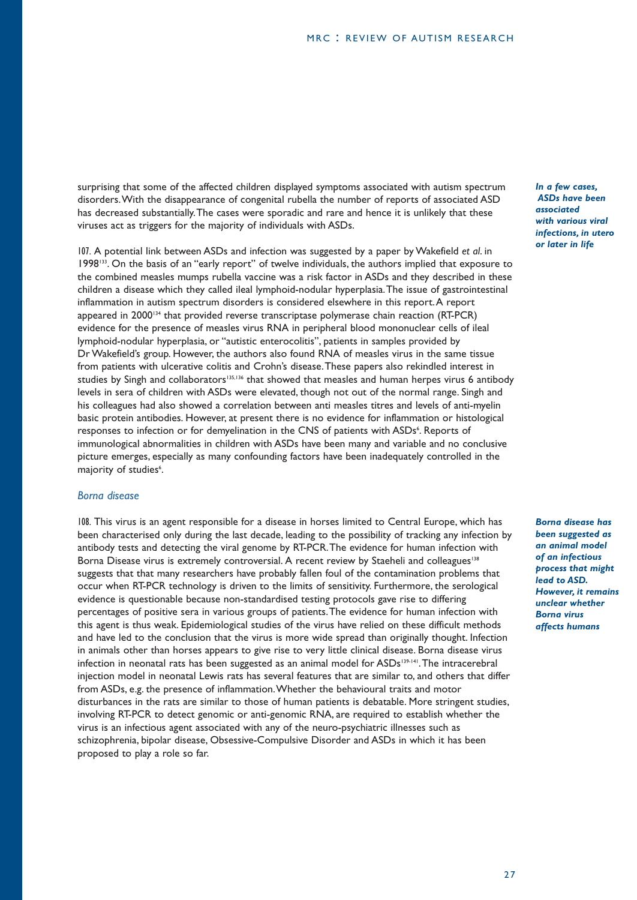surprising that some of the affected children displayed symptoms associated with autism spectrum disorders. With the disappearance of congenital rubella the number of reports of associated ASD has decreased substantially. The cases were sporadic and rare and hence it is unlikely that these viruses act as triggers for the majority of individuals with ASDs.

***In a few cases, ASDs have been associated with various viral infections, in utero or later in life***

107. A potential link between ASDs and infection was suggested by a paper by Wakefield *et al.* in 1998[133]. On the basis of an "early report" of twelve individuals, the authors implied that exposure to the combined measles mumps rubella vaccine was a risk factor in ASDs and they described in these children a disease which they called ileal lymphoid-nodular hyperplasia. The issue of gastrointestinal inflammation in autism spectrum disorders is considered elsewhere in this report. A report appeared in 2000[134] that provided reverse transcriptase polymerase chain reaction (RT-PCR) evidence for the presence of measles virus RNA in peripheral blood mononuclear cells of ileal lymphoid-nodular hyperplasia, or "autistic enterocolitis", patients in samples provided by Dr Wakefield's group. However, the authors also found RNA of measles virus in the same tissue from patients with ulcerative colitis and Crohn's disease. These papers also rekindled interest in studies by Singh and collaborators[135,136] that showed that measles and human herpes virus 6 antibody levels in sera of children with ASDs were elevated, though not out of the normal range. Singh and his colleagues had also showed a correlation between anti measles titres and levels of anti-myelin basic protein antibodies. However, at present there is no evidence for inflammation or histological responses to infection or for demyelination in the CNS of patients with ASDs[6]. Reports of immunological abnormalities in children with ASDs have been many and variable and no conclusive picture emerges, especially as many confounding factors have been inadequately controlled in the majority of studies[6].

### *Borna disease*

***Borna disease has been suggested as an animal model of an infectious process that might lead to ASD. However, it remains unclear whether Borna virus affects humans***

108. This virus is an agent responsible for a disease in horses limited to Central Europe, which has been characterised only during the last decade, leading to the possibility of tracking any infection by antibody tests and detecting the viral genome by RT-PCR. The evidence for human infection with Borna Disease virus is extremely controversial. A recent review by Staeheli and colleagues[138] suggests that that many researchers have probably fallen foul of the contamination problems that occur when RT-PCR technology is driven to the limits of sensitivity. Furthermore, the serological evidence is questionable because non-standardised testing protocols gave rise to differing percentages of positive sera in various groups of patients. The evidence for human infection with this agent is thus weak. Epidemiological studies of the virus have relied on these difficult methods and have led to the conclusion that the virus is more wide spread than originally thought. Infection in animals other than horses appears to give rise to very little clinical disease. Borna disease virus infection in neonatal rats has been suggested as an animal model for ASDs[139-141]. The intracerebral injection model in neonatal Lewis rats has several features that are similar to, and others that differ from ASDs, e.g. the presence of inflammation. Whether the behavioural traits and motor disturbances in the rats are similar to those of human patients is debatable. More stringent studies, involving RT-PCR to detect genomic or anti-genomic RNA, are required to establish whether the virus is an infectious agent associated with any of the neuro-psychiatric illnesses such as schizophrenia, bipolar disease, Obsessive-Compulsive Disorder and ASDs in which it has been proposed to play a role so far.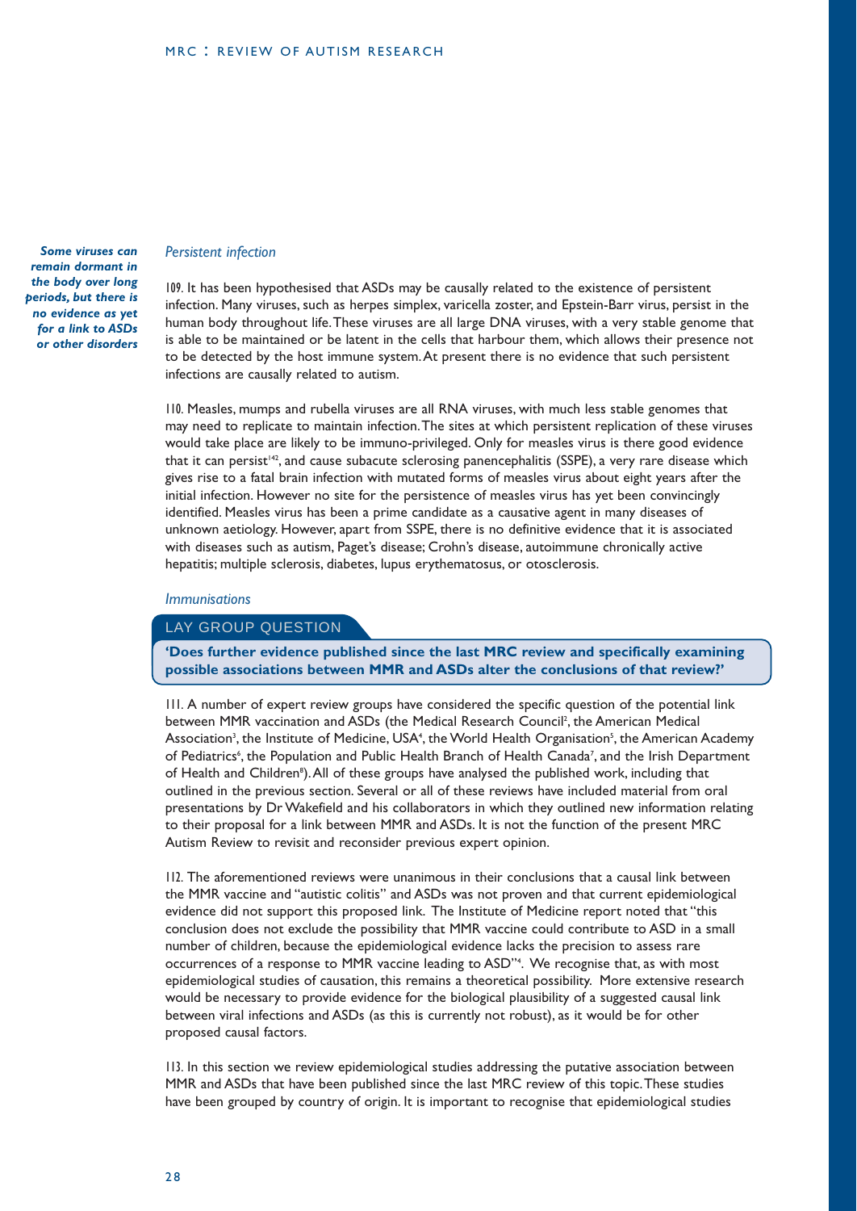*Some viruses can remain dormant in the body over long periods, but there is no evidence as yet for a link to ASDs or other disorders*

### *Persistent infection*

109. It has been hypothesised that ASDs may be causally related to the existence of persistent infection. Many viruses, such as herpes simplex, varicella zoster, and Epstein-Barr virus, persist in the human body throughout life. These viruses are all large DNA viruses, with a very stable genome that is able to be maintained or be latent in the cells that harbour them, which allows their presence not to be detected by the host immune system. At present there is no evidence that such persistent infections are causally related to autism.

110. Measles, mumps and rubella viruses are all RNA viruses, with much less stable genomes that may need to replicate to maintain infection. The sites at which persistent replication of these viruses would take place are likely to be immuno-privileged. Only for measles virus is there good evidence that it can persist[142], and cause subacute sclerosing panencephalitis (SSPE), a very rare disease which gives rise to a fatal brain infection with mutated forms of measles virus about eight years after the initial infection. However no site for the persistence of measles virus has yet been convincingly identified. Measles virus has been a prime candidate as a causative agent in many diseases of unknown aetiology. However, apart from SSPE, there is no definitive evidence that it is associated with diseases such as autism, Paget's disease; Crohn's disease, autoimmune chronically active hepatitis; multiple sclerosis, diabetes, lupus erythematosus, or otosclerosis.

### *Immunisations*

**LAY GROUP QUESTION**

**'Does further evidence published since the last MRC review and specifically examining possible associations between MMR and ASDs alter the conclusions of that review?'**

111. A number of expert review groups have considered the specific question of the potential link between MMR vaccination and ASDs (the Medical Research Council[2], the American Medical Association[3], the Institute of Medicine, USA[4], the World Health Organisation[5], the American Academy of Pediatrics[6], the Population and Public Health Branch of Health Canada[7], and the Irish Department of Health and Children[8]). All of these groups have analysed the published work, including that outlined in the previous section. Several or all of these reviews have included material from oral presentations by Dr Wakefield and his collaborators in which they outlined new information relating to their proposal for a link between MMR and ASDs. It is not the function of the present MRC Autism Review to revisit and reconsider previous expert opinion.

112. The aforementioned reviews were unanimous in their conclusions that a causal link between the MMR vaccine and "autistic colitis" and ASDs was not proven and that current epidemiological evidence did not support this proposed link. The Institute of Medicine report noted that "this conclusion does not exclude the possibility that MMR vaccine could contribute to ASD in a small number of children, because the epidemiological evidence lacks the precision to assess rare occurrences of a response to MMR vaccine leading to ASD"[4]. We recognise that, as with most epidemiological studies of causation, this remains a theoretical possibility. More extensive research would be necessary to provide evidence for the biological plausibility of a suggested causal link between viral infections and ASDs (as this is currently not robust), as it would be for other proposed causal factors.

113. In this section we review epidemiological studies addressing the putative association between MMR and ASDs that have been published since the last MRC review of this topic. These studies have been grouped by country of origin. It is important to recognise that epidemiological studies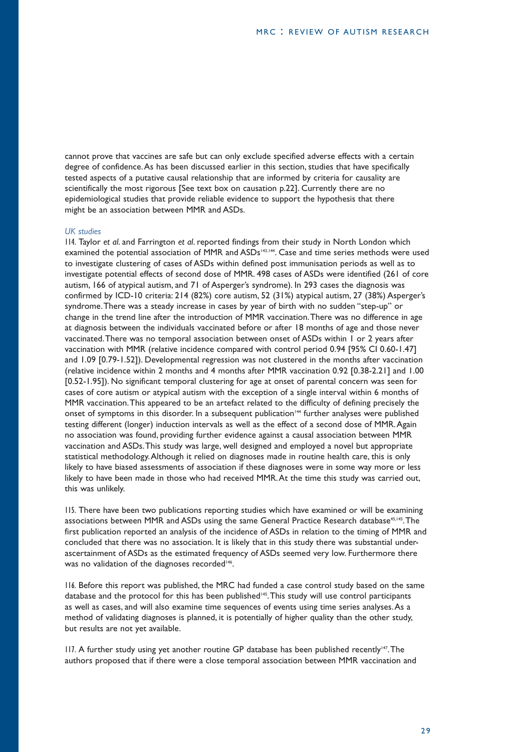cannot prove that vaccines are safe but can only exclude specified adverse effects with a certain degree of confidence. As has been discussed earlier in this section, studies that have specifically tested aspects of a putative causal relationship that are informed by criteria for causality are scientifically the most rigorous [See text box on causation p.22]. Currently there are no epidemiological studies that provide reliable evidence to support the hypothesis that there might be an association between MMR and ASDs.

*UK studies*

114. Taylor *et al*. and Farrington *et al*. reported findings from their study in North London which examined the potential association of MMR and ASDs[143,144]. Case and time series methods were used to investigate clustering of cases of ASDs within defined post immunisation periods as well as to investigate potential effects of second dose of MMR. 498 cases of ASDs were identified (261 of core autism, 166 of atypical autism, and 71 of Asperger's syndrome). In 293 cases the diagnosis was confirmed by ICD-10 criteria: 214 (82%) core autism, 52 (31%) atypical autism, 27 (38%) Asperger's syndrome. There was a steady increase in cases by year of birth with no sudden "step-up" or change in the trend line after the introduction of MMR vaccination. There was no difference in age at diagnosis between the individuals vaccinated before or after 18 months of age and those never vaccinated. There was no temporal association between onset of ASDs within 1 or 2 years after vaccination with MMR (relative incidence compared with control period 0.94 [95% CI 0.60-1.47] and 1.09 [0.79-1.52]). Developmental regression was not clustered in the months after vaccination (relative incidence within 2 months and 4 months after MMR vaccination 0.92 [0.38-2.21] and 1.00 [0.52-1.95]). No significant temporal clustering for age at onset of parental concern was seen for cases of core autism or atypical autism with the exception of a single interval within 6 months of MMR vaccination. This appeared to be an artefact related to the difficulty of defining precisely the onset of symptoms in this disorder. In a subsequent publication[144] further analyses were published testing different (longer) induction intervals as well as the effect of a second dose of MMR. Again no association was found, providing further evidence against a causal association between MMR vaccination and ASDs. This study was large, well designed and employed a novel but appropriate statistical methodology. Although it relied on diagnoses made in routine health care, this is only likely to have biased assessments of association if these diagnoses were in some way more or less likely to have been made in those who had received MMR. At the time this study was carried out, this was unlikely.

115. There have been two publications reporting studies which have examined or will be examining associations between MMR and ASDs using the same General Practice Research database[45,145]. The first publication reported an analysis of the incidence of ASDs in relation to the timing of MMR and concluded that there was no association. It is likely that in this study there was substantial under-ascertainment of ASDs as the estimated frequency of ASDs seemed very low. Furthermore there was no validation of the diagnoses recorded[146].

116. Before this report was published, the MRC had funded a case control study based on the same database and the protocol for this has been published[145]. This study will use control participants as well as cases, and will also examine time sequences of events using time series analyses. As a method of validating diagnoses is planned, it is potentially of higher quality than the other study, but results are not yet available.

117. A further study using yet another routine GP database has been published recently[147]. The authors proposed that if there were a close temporal association between MMR vaccination and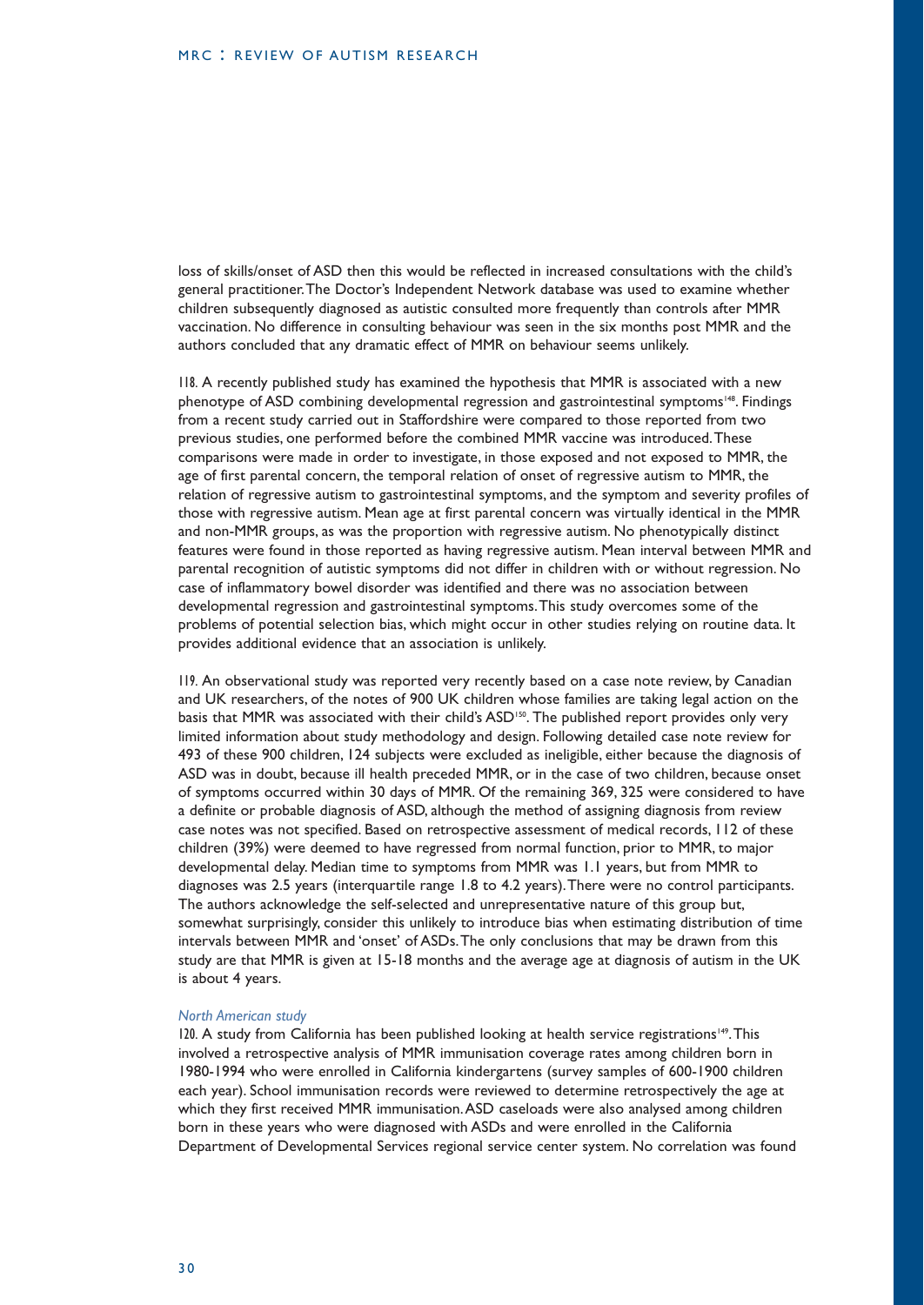loss of skills/onset of ASD then this would be reflected in increased consultations with the child's general practitioner. The Doctor's Independent Network database was used to examine whether children subsequently diagnosed as autistic consulted more frequently than controls after MMR vaccination. No difference in consulting behaviour was seen in the six months post MMR and the authors concluded that any dramatic effect of MMR on behaviour seems unlikely.

118. A recently published study has examined the hypothesis that MMR is associated with a new phenotype of ASD combining developmental regression and gastrointestinal symptoms[148]. Findings from a recent study carried out in Staffordshire were compared to those reported from two previous studies, one performed before the combined MMR vaccine was introduced. These comparisons were made in order to investigate, in those exposed and not exposed to MMR, the age of first parental concern, the temporal relation of onset of regressive autism to MMR, the relation of regressive autism to gastrointestinal symptoms, and the symptom and severity profiles of those with regressive autism. Mean age at first parental concern was virtually identical in the MMR and non-MMR groups, as was the proportion with regressive autism. No phenotypically distinct features were found in those reported as having regressive autism. Mean interval between MMR and parental recognition of autistic symptoms did not differ in children with or without regression. No case of inflammatory bowel disorder was identified and there was no association between developmental regression and gastrointestinal symptoms. This study overcomes some of the problems of potential selection bias, which might occur in other studies relying on routine data. It provides additional evidence that an association is unlikely.

119. An observational study was reported very recently based on a case note review, by Canadian and UK researchers, of the notes of 900 UK children whose families are taking legal action on the basis that MMR was associated with their child's ASD[150]. The published report provides only very limited information about study methodology and design. Following detailed case note review for 493 of these 900 children, 124 subjects were excluded as ineligible, either because the diagnosis of ASD was in doubt, because ill health preceded MMR, or in the case of two children, because onset of symptoms occurred within 30 days of MMR. Of the remaining 369, 325 were considered to have a definite or probable diagnosis of ASD, although the method of assigning diagnosis from review case notes was not specified. Based on retrospective assessment of medical records, 112 of these children (39%) were deemed to have regressed from normal function, prior to MMR, to major developmental delay. Median time to symptoms from MMR was 1.1 years, but from MMR to diagnoses was 2.5 years (interquartile range 1.8 to 4.2 years). There were no control participants. The authors acknowledge the self-selected and unrepresentative nature of this group but, somewhat surprisingly, consider this unlikely to introduce bias when estimating distribution of time intervals between MMR and 'onset' of ASDs. The only conclusions that may be drawn from this study are that MMR is given at 15-18 months and the average age at diagnosis of autism in the UK is about 4 years.

*North American study*

120. A study from California has been published looking at health service registrations[149]. This involved a retrospective analysis of MMR immunisation coverage rates among children born in 1980-1994 who were enrolled in California kindergartens (survey samples of 600-1900 children each year). School immunisation records were reviewed to determine retrospectively the age at which they first received MMR immunisation. ASD caseloads were also analysed among children born in these years who were diagnosed with ASDs and were enrolled in the California Department of Developmental Services regional service center system. No correlation was found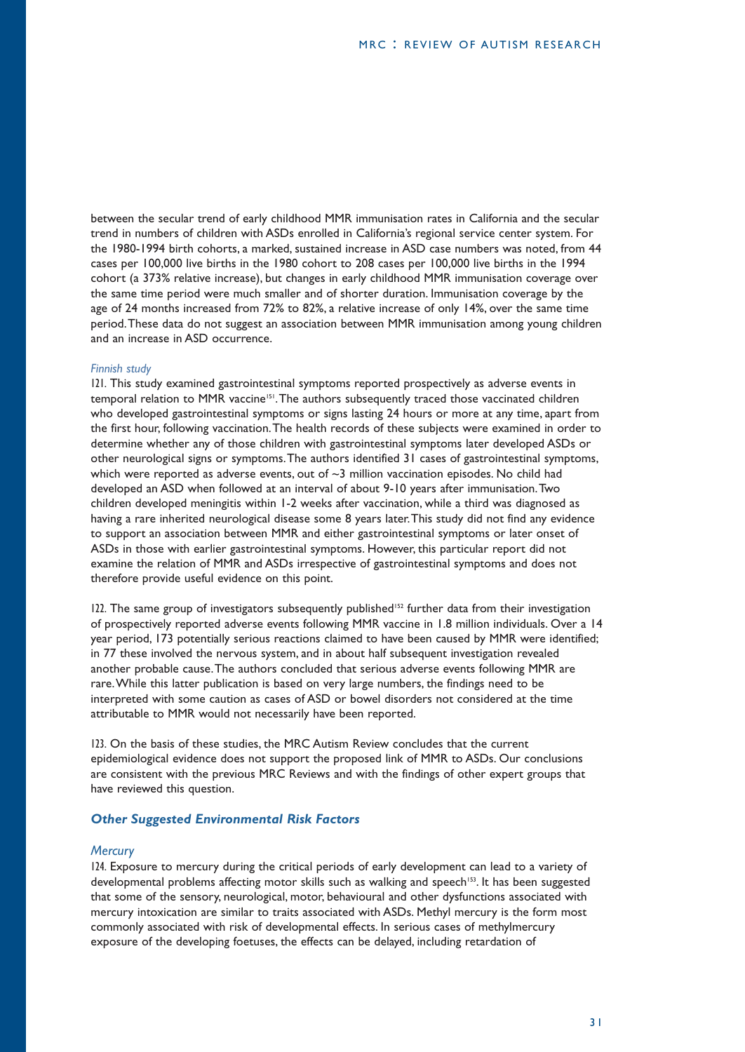between the secular trend of early childhood MMR immunisation rates in California and the secular trend in numbers of children with ASDs enrolled in California's regional service center system. For the 1980-1994 birth cohorts, a marked, sustained increase in ASD case numbers was noted, from 44 cases per 100,000 live births in the 1980 cohort to 208 cases per 100,000 live births in the 1994 cohort (a 373% relative increase), but changes in early childhood MMR immunisation coverage over the same time period were much smaller and of shorter duration. Immunisation coverage by the age of 24 months increased from 72% to 82%, a relative increase of only 14%, over the same time period. These data do not suggest an association between MMR immunisation among young children and an increase in ASD occurrence.

*Finnish study*

121. This study examined gastrointestinal symptoms reported prospectively as adverse events in temporal relation to MMR vaccine[151]. The authors subsequently traced those vaccinated children who developed gastrointestinal symptoms or signs lasting 24 hours or more at any time, apart from the first hour, following vaccination. The health records of these subjects were examined in order to determine whether any of those children with gastrointestinal symptoms later developed ASDs or other neurological signs or symptoms. The authors identified 31 cases of gastrointestinal symptoms, which were reported as adverse events, out of ~3 million vaccination episodes. No child had developed an ASD when followed at an interval of about 9-10 years after immunisation. Two children developed meningitis within 1-2 weeks after vaccination, while a third was diagnosed as having a rare inherited neurological disease some 8 years later. This study did not find any evidence to support an association between MMR and either gastrointestinal symptoms or later onset of ASDs in those with earlier gastrointestinal symptoms. However, this particular report did not examine the relation of MMR and ASDs irrespective of gastrointestinal symptoms and does not therefore provide useful evidence on this point.

122. The same group of investigators subsequently published[152] further data from their investigation of prospectively reported adverse events following MMR vaccine in 1.8 million individuals. Over a 14 year period, 173 potentially serious reactions claimed to have been caused by MMR were identified; in 77 these involved the nervous system, and in about half subsequent investigation revealed another probable cause. The authors concluded that serious adverse events following MMR are rare. While this latter publication is based on very large numbers, the findings need to be interpreted with some caution as cases of ASD or bowel disorders not considered at the time attributable to MMR would not necessarily have been reported.

123. On the basis of these studies, the MRC Autism Review concludes that the current epidemiological evidence does not support the proposed link of MMR to ASDs. Our conclusions are consistent with the previous MRC Reviews and with the findings of other expert groups that have reviewed this question.

## Other Suggested Environmental Risk Factors

### Mercury

124. Exposure to mercury during the critical periods of early development can lead to a variety of developmental problems affecting motor skills such as walking and speech[153]. It has been suggested that some of the sensory, neurological, motor, behavioural and other dysfunctions associated with mercury intoxication are similar to traits associated with ASDs. Methyl mercury is the form most commonly associated with risk of developmental effects. In serious cases of methylmercury exposure of the developing foetuses, the effects can be delayed, including retardation of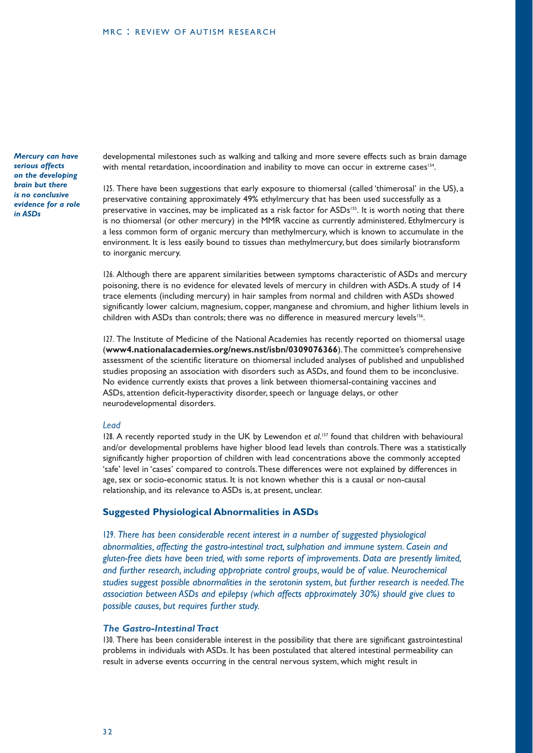*Mercury can have serious affects on the developing brain but there is no conclusive evidence for a role in ASDs*

developmental milestones such as walking and talking and more severe effects such as brain damage with mental retardation, incoordination and inability to move can occur in extreme cases[154].

125. There have been suggestions that early exposure to thiomersal (called 'thimerosal' in the US), a preservative containing approximately 49% ethylmercury that has been used successfully as a preservative in vaccines, may be implicated as a risk factor for ASDs[155]. It is worth noting that there is no thiomersal (or other mercury) in the MMR vaccine as currently administered. Ethylmercury is a less common form of organic mercury than methylmercury, which is known to accumulate in the environment. It is less easily bound to tissues than methylmercury, but does similarly biotransform to inorganic mercury.

126. Although there are apparent similarities between symptoms characteristic of ASDs and mercury poisoning, there is no evidence for elevated levels of mercury in children with ASDs. A study of 14 trace elements (including mercury) in hair samples from normal and children with ASDs showed significantly lower calcium, magnesium, copper, manganese and chromium, and higher lithium levels in children with ASDs than controls; there was no difference in measured mercury levels[156].

127. The Institute of Medicine of the National Academies has recently reported on thiomersal usage (**www4.nationalacademies.org/news.nst/isbn/0309076366**). The committee's comprehensive assessment of the scientific literature on thiomersal included analyses of published and unpublished studies proposing an association with disorders such as ASDs, and found them to be inconclusive. No evidence currently exists that proves a link between thiomersal-containing vaccines and ASDs, attention deficit-hyperactivity disorder, speech or language delays, or other neurodevelopmental disorders.

*Lead*

128. A recently reported study in the UK by Lewendon *et al.*[157] found that children with behavioural and/or developmental problems have higher blood lead levels than controls. There was a statistically significantly higher proportion of children with lead concentrations above the commonly accepted 'safe' level in 'cases' compared to controls. These differences were not explained by differences in age, sex or socio-economic status. It is not known whether this is a causal or non-causal relationship, and its relevance to ASDs is, at present, unclear.

## Suggested Physiological Abnormalities in ASDs

*129. There has been considerable recent interest in a number of suggested physiological abnormalities, affecting the gastro-intestinal tract, sulphation and immune system. Casein and gluten-free diets have been tried, with some reports of improvements. Data are presently limited, and further research, including appropriate control groups, would be of value. Neurochemical studies suggest possible abnormalities in the serotonin system, but further research is needed. The association between ASDs and epilepsy (which affects approximately 30%) should give clues to possible causes, but requires further study.*

### *The Gastro-Intestinal Tract*

130. There has been considerable interest in the possibility that there are significant gastrointestinal problems in individuals with ASDs. It has been postulated that altered intestinal permeability can result in adverse events occurring in the central nervous system, which might result in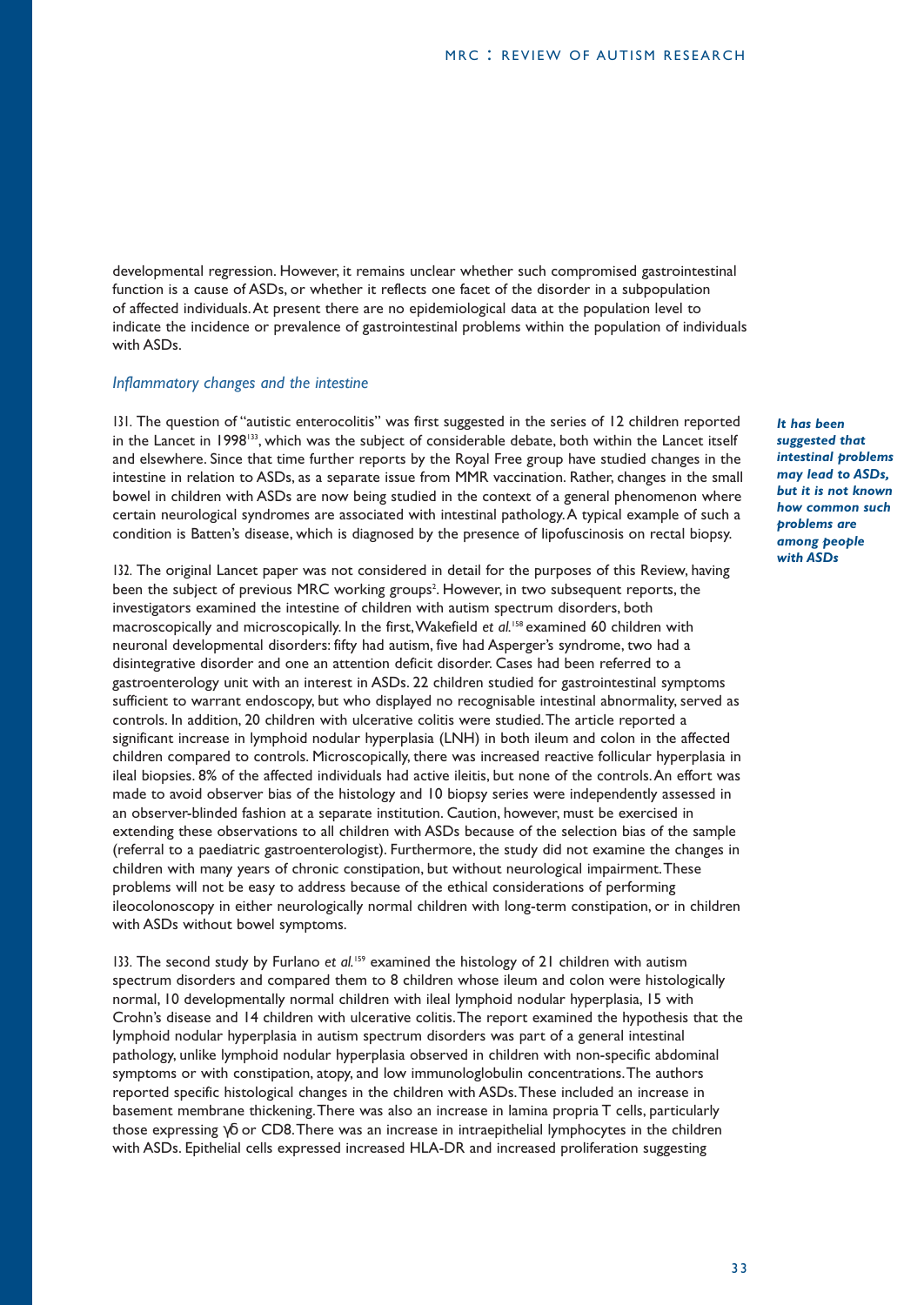developmental regression. However, it remains unclear whether such compromised gastrointestinal function is a cause of ASDs, or whether it reflects one facet of the disorder in a subpopulation of affected individuals. At present there are no epidemiological data at the population level to indicate the incidence or prevalence of gastrointestinal problems within the population of individuals with ASDs.

### *Inflammatory changes and the intestine*

***It has been suggested that intestinal problems may lead to ASDs, but it is not known how common such problems are among people with ASDs***

131. The question of "autistic enterocolitis" was first suggested in the series of 12 children reported in the Lancet in 1998[133], which was the subject of considerable debate, both within the Lancet itself and elsewhere. Since that time further reports by the Royal Free group have studied changes in the intestine in relation to ASDs, as a separate issue from MMR vaccination. Rather, changes in the small bowel in children with ASDs are now being studied in the context of a general phenomenon where certain neurological syndromes are associated with intestinal pathology. A typical example of such a condition is Batten's disease, which is diagnosed by the presence of lipofuscinosis on rectal biopsy.

132. The original Lancet paper was not considered in detail for the purposes of this Review, having been the subject of previous MRC working groups[2]. However, in two subsequent reports, the investigators examined the intestine of children with autism spectrum disorders, both macroscopically and microscopically. In the first, Wakefield *et al.*[158] examined 60 children with neuronal developmental disorders: fifty had autism, five had Asperger's syndrome, two had a disintegrative disorder and one an attention deficit disorder. Cases had been referred to a gastroenterology unit with an interest in ASDs. 22 children studied for gastrointestinal symptoms sufficient to warrant endoscopy, but who displayed no recognisable intestinal abnormality, served as controls. In addition, 20 children with ulcerative colitis were studied. The article reported a significant increase in lymphoid nodular hyperplasia (LNH) in both ileum and colon in the affected children compared to controls. Microscopically, there was increased reactive follicular hyperplasia in ileal biopsies. 8% of the affected individuals had active ileitis, but none of the controls. An effort was made to avoid observer bias of the histology and 10 biopsy series were independently assessed in an observer-blinded fashion at a separate institution. Caution, however, must be exercised in extending these observations to all children with ASDs because of the selection bias of the sample (referral to a paediatric gastroenterologist). Furthermore, the study did not examine the changes in children with many years of chronic constipation, but without neurological impairment. These problems will not be easy to address because of the ethical considerations of performing ileocolonoscopy in either neurologically normal children with long-term constipation, or in children with ASDs without bowel symptoms.

133. The second study by Furlano *et al.*[159] examined the histology of 21 children with autism spectrum disorders and compared them to 8 children whose ileum and colon were histologically normal, 10 developmentally normal children with ileal lymphoid nodular hyperplasia, 15 with Crohn's disease and 14 children with ulcerative colitis. The report examined the hypothesis that the lymphoid nodular hyperplasia in autism spectrum disorders was part of a general intestinal pathology, unlike lymphoid nodular hyperplasia observed in children with non-specific abdominal symptoms or with constipation, atopy, and low immunologlobulin concentrations. The authors reported specific histological changes in the children with ASDs. These included an increase in basement membrane thickening. There was also an increase in lamina propria T cells, particularly those expressing $\gamma\delta$ or CD8. There was an increase in intraepithelial lymphocytes in the children with ASDs. Epithelial cells expressed increased HLA-DR and increased proliferation suggesting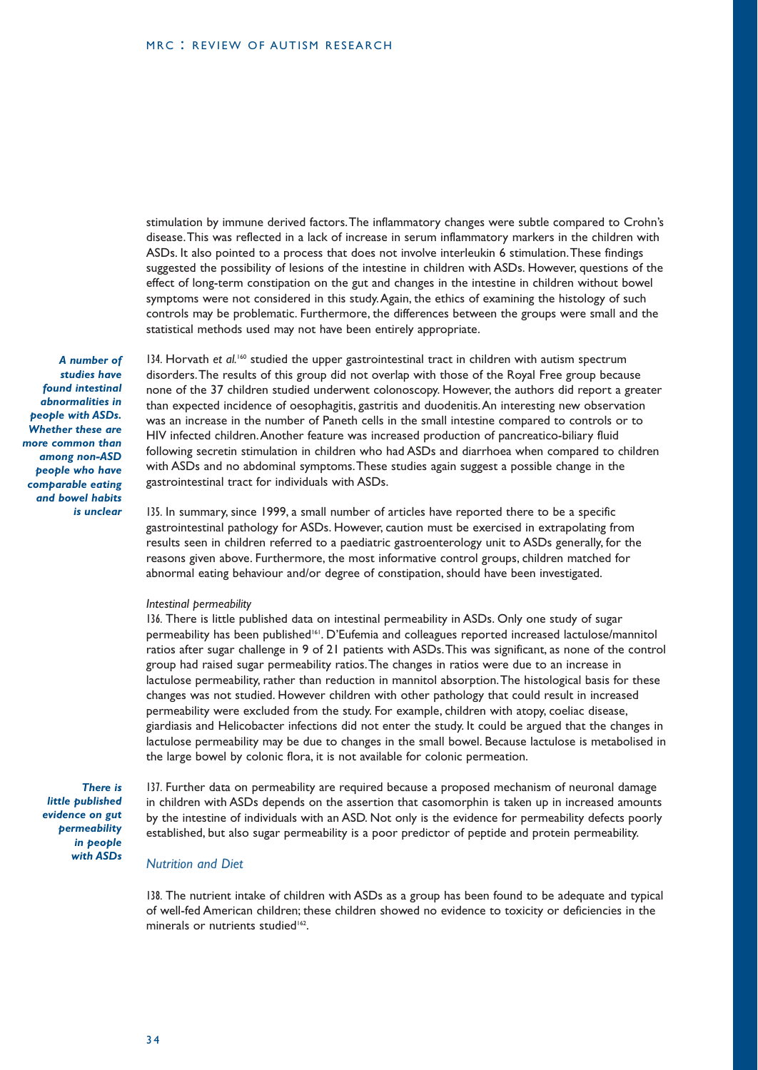stimulation by immune derived factors. The inflammatory changes were subtle compared to Crohn's disease. This was reflected in a lack of increase in serum inflammatory markers in the children with ASDs. It also pointed to a process that does not involve interleukin 6 stimulation. These findings suggested the possibility of lesions of the intestine in children with ASDs. However, questions of the effect of long-term constipation on the gut and changes in the intestine in children without bowel symptoms were not considered in this study. Again, the ethics of examining the histology of such controls may be problematic. Furthermore, the differences between the groups were small and the statistical methods used may not have been entirely appropriate.

***A number of studies have found intestinal abnormalities in people with ASDs. Whether these are more common than among non-ASD people who have comparable eating and bowel habits is unclear***

134. Horvath *et al.*[160] studied the upper gastrointestinal tract in children with autism spectrum disorders. The results of this group did not overlap with those of the Royal Free group because none of the 37 children studied underwent colonoscopy. However, the authors did report a greater than expected incidence of oesophagitis, gastritis and duodenitis. An interesting new observation was an increase in the number of Paneth cells in the small intestine compared to controls or to HIV infected children. Another feature was increased production of pancreatico-biliary fluid following secretin stimulation in children who had ASDs and diarrhoea when compared to children with ASDs and no abdominal symptoms. These studies again suggest a possible change in the gastrointestinal tract for individuals with ASDs.

135. In summary, since 1999, a small number of articles have reported there to be a specific gastrointestinal pathology for ASDs. However, caution must be exercised in extrapolating from results seen in children referred to a paediatric gastroenterology unit to ASDs generally, for the reasons given above. Furthermore, the most informative control groups, children matched for abnormal eating behaviour and/or degree of constipation, should have been investigated.

*Intestinal permeability*

136. There is little published data on intestinal permeability in ASDs. Only one study of sugar permeability has been published[161]. D'Eufemia and colleagues reported increased lactulose/mannitol ratios after sugar challenge in 9 of 21 patients with ASDs. This was significant, as none of the control group had raised sugar permeability ratios. The changes in ratios were due to an increase in lactulose permeability, rather than reduction in mannitol absorption. The histological basis for these changes was not studied. However children with other pathology that could result in increased permeability were excluded from the study. For example, children with atopy, coeliac disease, giardiasis and Helicobacter infections did not enter the study. It could be argued that the changes in lactulose permeability may be due to changes in the small bowel. Because lactulose is metabolised in the large bowel by colonic flora, it is not available for colonic permeation.

***There is little published evidence on gut permeability in people with ASDs***

137. Further data on permeability are required because a proposed mechanism of neuronal damage in children with ASDs depends on the assertion that casomorphin is taken up in increased amounts by the intestine of individuals with an ASD. Not only is the evidence for permeability defects poorly established, but also sugar permeability is a poor predictor of peptide and protein permeability.

## Nutrition and Diet

138. The nutrient intake of children with ASDs as a group has been found to be adequate and typical of well-fed American children; these children showed no evidence to toxicity or deficiencies in the minerals or nutrients studied[162].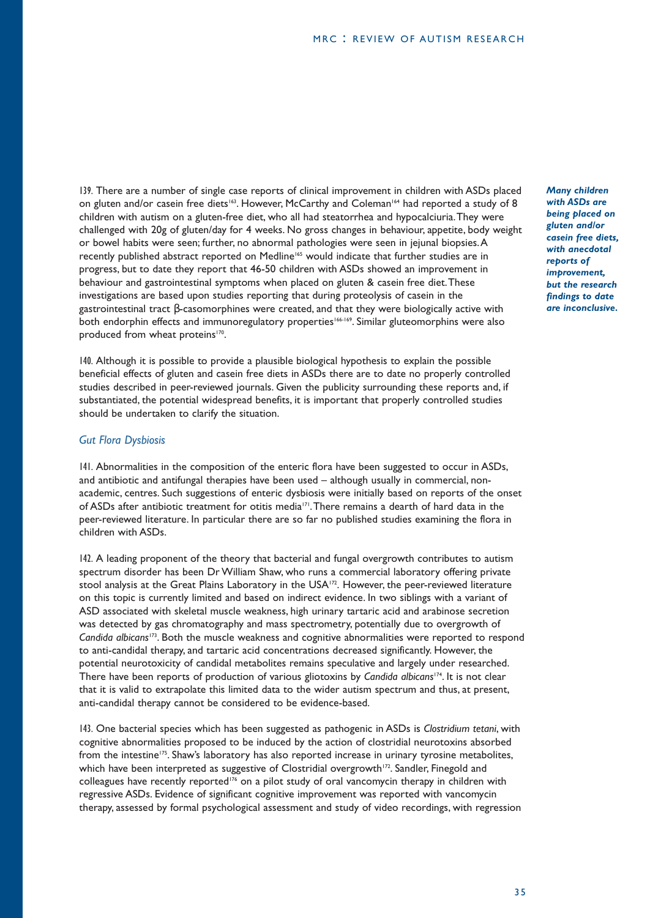139. There are a number of single case reports of clinical improvement in children with ASDs placed on gluten and/or casein free diets[163]. However, McCarthy and Coleman[164] had reported a study of 8 children with autism on a gluten-free diet, who all had steatorrhea and hypocalciuria. They were challenged with 20g of gluten/day for 4 weeks. No gross changes in behaviour, appetite, body weight or bowel habits were seen; further, no abnormal pathologies were seen in jejunal biopsies. A recently published abstract reported on Medline[165] would indicate that further studies are in progress, but to date they report that 46-50 children with ASDs showed an improvement in behaviour and gastrointestinal symptoms when placed on gluten & casein free diet. These investigations are based upon studies reporting that during proteolysis of casein in the gastrointestinal tract β-casomorphines were created, and that they were biologically active with both endorphin effects and immunoregulatory properties[166-169]. Similar gluteomorphins were also produced from wheat proteins[170].

***Many children with ASDs are being placed on gluten and/or casein free diets, with anecdotal reports of improvement, but the research findings to date are inconclusive.***

140. Although it is possible to provide a plausible biological hypothesis to explain the possible beneficial effects of gluten and casein free diets in ASDs there are to date no properly controlled studies described in peer-reviewed journals. Given the publicity surrounding these reports and, if substantiated, the potential widespread benefits, it is important that properly controlled studies should be undertaken to clarify the situation.

### *Gut Flora Dysbiosis*

141. Abnormalities in the composition of the enteric flora have been suggested to occur in ASDs, and antibiotic and antifungal therapies have been used – although usually in commercial, non-academic, centres. Such suggestions of enteric dysbiosis were initially based on reports of the onset of ASDs after antibiotic treatment for otitis media[171]. There remains a dearth of hard data in the peer-reviewed literature. In particular there are so far no published studies examining the flora in children with ASDs.

142. A leading proponent of the theory that bacterial and fungal overgrowth contributes to autism spectrum disorder has been Dr William Shaw, who runs a commercial laboratory offering private stool analysis at the Great Plains Laboratory in the USA[172]. However, the peer-reviewed literature on this topic is currently limited and based on indirect evidence. In two siblings with a variant of ASD associated with skeletal muscle weakness, high urinary tartaric acid and arabinose secretion was detected by gas chromatography and mass spectrometry, potentially due to overgrowth of *Candida albicans*[173]. Both the muscle weakness and cognitive abnormalities were reported to respond to anti-candidal therapy, and tartaric acid concentrations decreased significantly. However, the potential neurotoxicity of candidal metabolites remains speculative and largely under researched. There have been reports of production of various gliotoxins by *Candida albicans*[174]. It is not clear that it is valid to extrapolate this limited data to the wider autism spectrum and thus, at present, anti-candidal therapy cannot be considered to be evidence-based.

143. One bacterial species which has been suggested as pathogenic in ASDs is *Clostridium tetani*, with cognitive abnormalities proposed to be induced by the action of clostridial neurotoxins absorbed from the intestine[175]. Shaw's laboratory has also reported increase in urinary tyrosine metabolites, which have been interpreted as suggestive of Clostridial overgrowth[172]. Sandler, Finegold and colleagues have recently reported[176] on a pilot study of oral vancomycin therapy in children with regressive ASDs. Evidence of significant cognitive improvement was reported with vancomycin therapy, assessed by formal psychological assessment and study of video recordings, with regression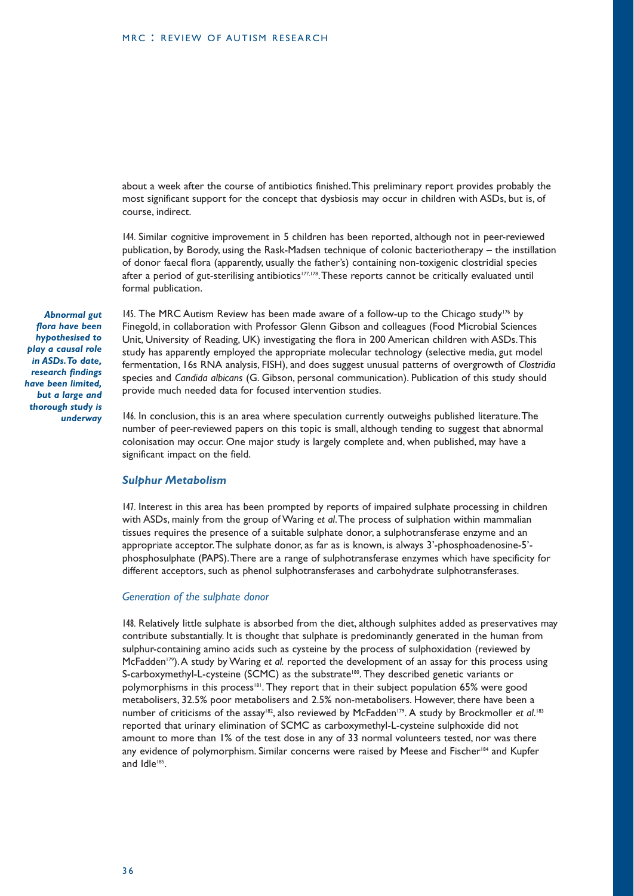about a week after the course of antibiotics finished. This preliminary report provides probably the most significant support for the concept that dysbiosis may occur in children with ASDs, but is, of course, indirect.

144. Similar cognitive improvement in 5 children has been reported, although not in peer-reviewed publication, by Borody, using the Rask-Madsen technique of colonic bacteriotherapy – the instillation of donor faecal flora (apparently, usually the father's) containing non-toxigenic clostridial species after a period of gut-sterilising antibiotics[177,178]. These reports cannot be critically evaluated until formal publication.

***Abnormal gut flora have been hypothesised to play a causal role in ASDs. To date, research findings have been limited, but a large and thorough study is underway***

145. The MRC Autism Review has been made aware of a follow-up to the Chicago study[176] by Finegold, in collaboration with Professor Glenn Gibson and colleagues (Food Microbial Sciences Unit, University of Reading, UK) investigating the flora in 200 American children with ASDs. This study has apparently employed the appropriate molecular technology (selective media, gut model fermentation, 16s RNA analysis, FISH), and does suggest unusual patterns of overgrowth of *Clostridia* species and *Candida albicans* (G. Gibson, personal communication). Publication of this study should provide much needed data for focused intervention studies.

146. In conclusion, this is an area where speculation currently outweighs published literature. The number of peer-reviewed papers on this topic is small, although tending to suggest that abnormal colonisation may occur. One major study is largely complete and, when published, may have a significant impact on the field.

### *Sulphur Metabolism*

147. Interest in this area has been prompted by reports of impaired sulphate processing in children with ASDs, mainly from the group of Waring *et al*. The process of sulphation within mammalian tissues requires the presence of a suitable sulphate donor, a sulphotransferase enzyme and an appropriate acceptor. The sulphate donor, as far as is known, is always 3'-phosphoadenosine-5'-phosphosulphate (PAPS). There are a range of sulphotransferase enzymes which have specificity for different acceptors, such as phenol sulphotransferases and carbohydrate sulphotransferases.

#### *Generation of the sulphate donor*

148. Relatively little sulphate is absorbed from the diet, although sulphites added as preservatives may contribute substantially. It is thought that sulphate is predominantly generated in the human from sulphur-containing amino acids such as cysteine by the process of sulphoxidation (reviewed by McFadden[179]). A study by Waring *et al.* reported the development of an assay for this process using S-carboxymethyl-L-cysteine (SCMC) as the substrate[180]. They described genetic variants or polymorphisms in this process[181]. They report that in their subject population 65% were good metabolisers, 32.5% poor metabolisers and 2.5% non-metabolisers. However, there have been a number of criticisms of the assay[182], also reviewed by McFadden[179]. A study by Brockmoller *et al.*[183] reported that urinary elimination of SCMC as carboxymethyl-L-cysteine sulphoxide did not amount to more than 1% of the test dose in any of 33 normal volunteers tested, nor was there any evidence of polymorphism. Similar concerns were raised by Meese and Fischer[184] and Kupfer and Idle[185].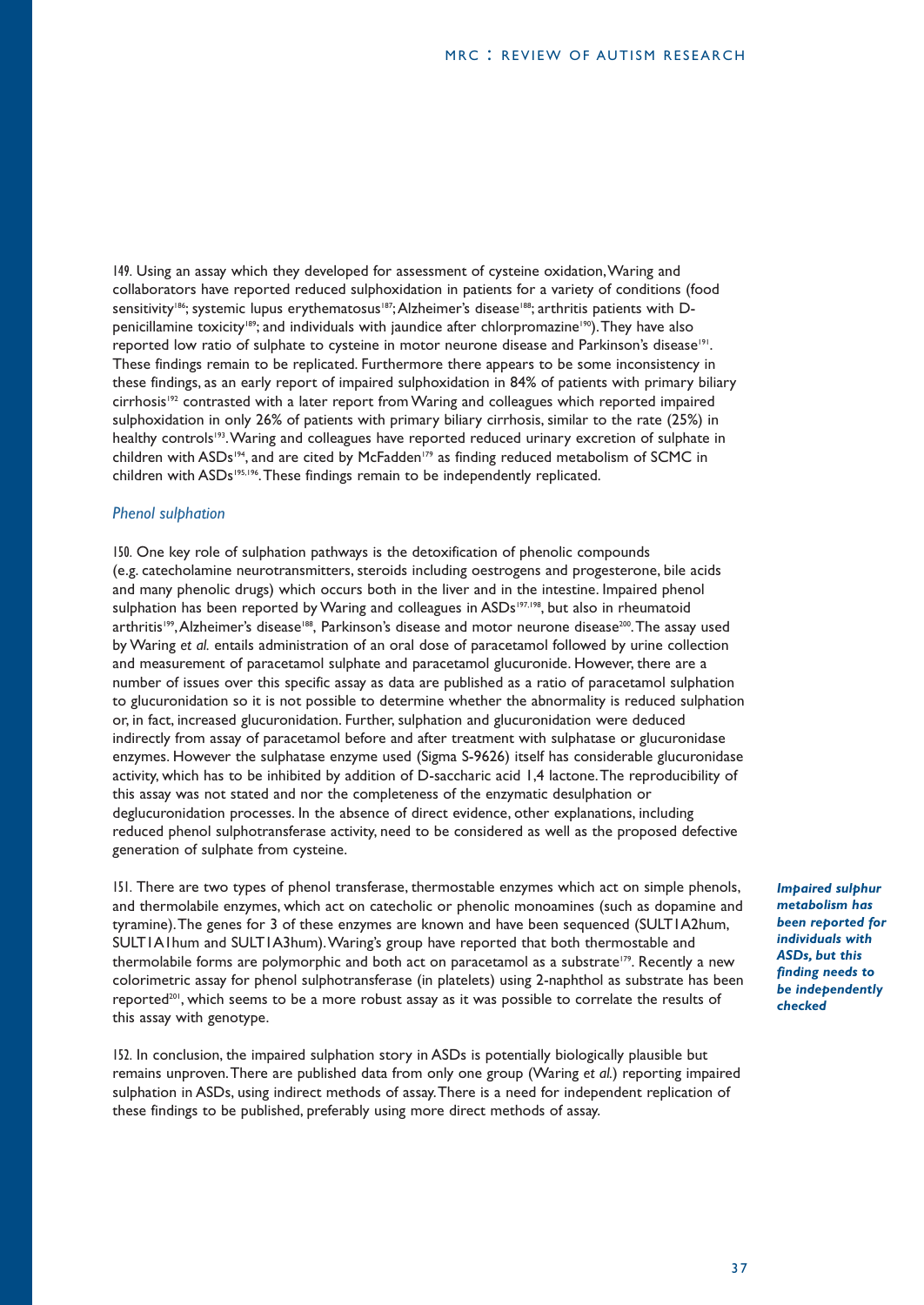149. Using an assay which they developed for assessment of cysteine oxidation, Waring and collaborators have reported reduced sulphoxidation in patients for a variety of conditions (food sensitivity[186]; systemic lupus erythematosus[187]; Alzheimer's disease[188]; arthritis patients with D-penicillamine toxicity[189]; and individuals with jaundice after chlorpromazine[190]). They have also reported low ratio of sulphate to cysteine in motor neurone disease and Parkinson's disease[191]. These findings remain to be replicated. Furthermore there appears to be some inconsistency in these findings, as an early report of impaired sulphoxidation in 84% of patients with primary biliary cirrhosis[192] contrasted with a later report from Waring and colleagues which reported impaired sulphoxidation in only 26% of patients with primary biliary cirrhosis, similar to the rate (25%) in healthy controls[193]. Waring and colleagues have reported reduced urinary excretion of sulphate in children with ASDs[194], and are cited by McFadden[179] as finding reduced metabolism of SCMC in children with ASDs[195,196]. These findings remain to be independently replicated.

### *Phenol sulphation*

150. One key role of sulphation pathways is the detoxification of phenolic compounds (e.g. catecholamine neurotransmitters, steroids including oestrogens and progesterone, bile acids and many phenolic drugs) which occurs both in the liver and in the intestine. Impaired phenol sulphation has been reported by Waring and colleagues in ASDs[197,198], but also in rheumatoid arthritis[199], Alzheimer's disease[188], Parkinson's disease and motor neurone disease[200]. The assay used by Waring *et al.* entails administration of an oral dose of paracetamol followed by urine collection and measurement of paracetamol sulphate and paracetamol glucuronide. However, there are a number of issues over this specific assay as data are published as a ratio of paracetamol sulphation to glucuronidation so it is not possible to determine whether the abnormality is reduced sulphation or, in fact, increased glucuronidation. Further, sulphation and glucuronidation were deduced indirectly from assay of paracetamol before and after treatment with sulphatase or glucuronidase enzymes. However the sulphatase enzyme used (Sigma S-9626) itself has considerable glucuronidase activity, which has to be inhibited by addition of D-saccharic acid 1,4 lactone. The reproducibility of this assay was not stated and nor the completeness of the enzymatic desulphation or deglucuronidation processes. In the absence of direct evidence, other explanations, including reduced phenol sulphotransferase activity, need to be considered as well as the proposed defective generation of sulphate from cysteine.

151. There are two types of phenol transferase, thermostable enzymes which act on simple phenols, and thermolabile enzymes, which act on catecholic or phenolic monoamines (such as dopamine and tyramine). The genes for 3 of these enzymes are known and have been sequenced (SULT1A2hum, SULT1A1hum and SULT1A3hum). Waring's group have reported that both thermostable and thermolabile forms are polymorphic and both act on paracetamol as a substrate[179]. Recently a new colorimetric assay for phenol sulphotransferase (in platelets) using 2-naphthol as substrate has been reported[201], which seems to be a more robust assay as it was possible to correlate the results of this assay with genotype.

***Impaired sulphur metabolism has been reported for individuals with ASDs, but this finding needs to be independently checked***

152. In conclusion, the impaired sulphation story in ASDs is potentially biologically plausible but remains unproven. There are published data from only one group (Waring *et al.*) reporting impaired sulphation in ASDs, using indirect methods of assay. There is a need for independent replication of these findings to be published, preferably using more direct methods of assay.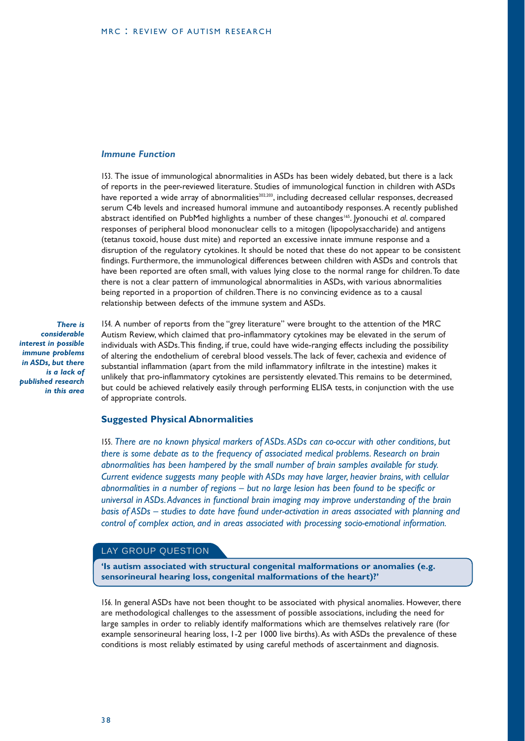### *Immune Function*

153. The issue of immunological abnormalities in ASDs has been widely debated, but there is a lack of reports in the peer-reviewed literature. Studies of immunological function in children with ASDs have reported a wide array of abnormalities[202,203], including decreased cellular responses, decreased serum C4b levels and increased humoral immune and autoantibody responses. A recently published abstract identified on PubMed highlights a number of these changes[165]. Jyonouchi *et al*. compared responses of peripheral blood mononuclear cells to a mitogen (lipopolysaccharide) and antigens (tetanus toxoid, house dust mite) and reported an excessive innate immune response and a disruption of the regulatory cytokines. It should be noted that these do not appear to be consistent findings. Furthermore, the immunological differences between children with ASDs and controls that have been reported are often small, with values lying close to the normal range for children. To date there is not a clear pattern of immunological abnormalities in ASDs, with various abnormalities being reported in a proportion of children. There is no convincing evidence as to a causal relationship between defects of the immune system and ASDs.

***There is considerable interest in possible immune problems in ASDs, but there is a lack of published research in this area***

154. A number of reports from the "grey literature" were brought to the attention of the MRC Autism Review, which claimed that pro-inflammatory cytokines may be elevated in the serum of individuals with ASDs. This finding, if true, could have wide-ranging effects including the possibility of altering the endothelium of cerebral blood vessels. The lack of fever, cachexia and evidence of substantial inflammation (apart from the mild inflammatory infiltrate in the intestine) makes it unlikely that pro-inflammatory cytokines are persistently elevated. This remains to be determined, but could be achieved relatively easily through performing ELISA tests, in conjunction with the use of appropriate controls.

### Suggested Physical Abnormalities

155. *There are no known physical markers of ASDs. ASDs can co-occur with other conditions, but there is some debate as to the frequency of associated medical problems. Research on brain abnormalities has been hampered by the small number of brain samples available for study. Current evidence suggests many people with ASDs may have larger, heavier brains, with cellular abnormalities in a number of regions – but no large lesion has been found to be specific or universal in ASDs. Advances in functional brain imaging may improve understanding of the brain basis of ASDs – studies to date have found under-activation in areas associated with planning and control of complex action, and in areas associated with processing socio-emotional information.*

LAY GROUP QUESTION

**'Is autism associated with structural congenital malformations or anomalies (e.g. sensorineural hearing loss, congenital malformations of the heart)?'**

156. In general ASDs have not been thought to be associated with physical anomalies. However, there are methodological challenges to the assessment of possible associations, including the need for large samples in order to reliably identify malformations which are themselves relatively rare (for example sensorineural hearing loss, 1-2 per 1000 live births). As with ASDs the prevalence of these conditions is most reliably estimated by using careful methods of ascertainment and diagnosis.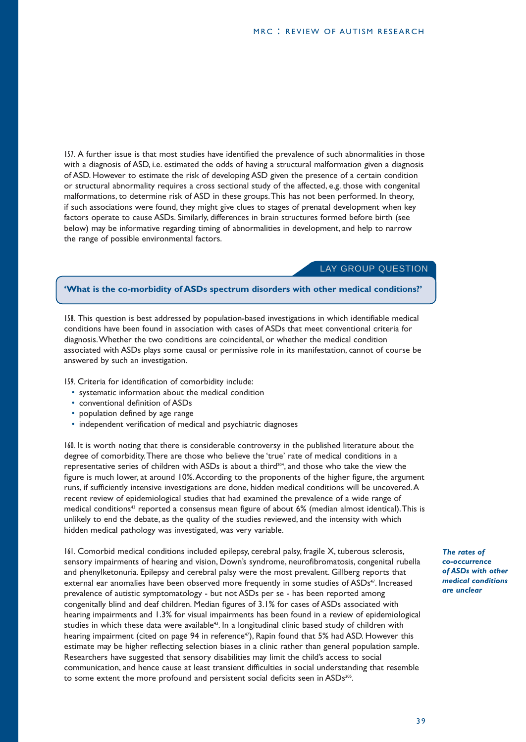157. A further issue is that most studies have identified the prevalence of such abnormalities in those with a diagnosis of ASD, i.e. estimated the odds of having a structural malformation given a diagnosis of ASD. However to estimate the risk of developing ASD given the presence of a certain condition or structural abnormality requires a cross sectional study of the affected, e.g. those with congenital malformations, to determine risk of ASD in these groups. This has not been performed. In theory, if such associations were found, they might give clues to stages of prenatal development when key factors operate to cause ASDs. Similarly, differences in brain structures formed before birth (see below) may be informative regarding timing of abnormalities in development, and help to narrow the range of possible environmental factors.

LAY GROUP QUESTION

**'What is the co-morbidity of ASDs spectrum disorders with other medical conditions?'**

158. This question is best addressed by population-based investigations in which identifiable medical conditions have been found in association with cases of ASDs that meet conventional criteria for diagnosis. Whether the two conditions are coincidental, or whether the medical condition associated with ASDs plays some causal or permissive role in its manifestation, cannot of course be answered by such an investigation.

159. Criteria for identification of comorbidity include:

- systematic information about the medical condition
- conventional definition of ASDs
- population defined by age range
- independent verification of medical and psychiatric diagnoses

160. It is worth noting that there is considerable controversy in the published literature about the degree of comorbidity. There are those who believe the 'true' rate of medical conditions in a representative series of children with ASDs is about a third[204], and those who take the view the figure is much lower, at around 10%. According to the proponents of the higher figure, the argument runs, if sufficiently intensive investigations are done, hidden medical conditions will be uncovered. A recent review of epidemiological studies that had examined the prevalence of a wide range of medical conditions[43] reported a consensus mean figure of about 6% (median almost identical). This is unlikely to end the debate, as the quality of the studies reviewed, and the intensity with which hidden medical pathology was investigated, was very variable.

*The rates of co-occurrence of ASDs with other medical conditions are unclear*

161. Comorbid medical conditions included epilepsy, cerebral palsy, fragile X, tuberous sclerosis, sensory impairments of hearing and vision, Down's syndrome, neurofibromatosis, congenital rubella and phenylketonuria. Epilepsy and cerebral palsy were the most prevalent. Gillberg reports that external ear anomalies have been observed more frequently in some studies of ASDs[47]. Increased prevalence of autistic symptomatology - but not ASDs per se - has been reported among congenitally blind and deaf children. Median figures of 3.1% for cases of ASDs associated with hearing impairments and 1.3% for visual impairments has been found in a review of epidemiological studies in which these data were available[43]. In a longitudinal clinic based study of children with hearing impairment (cited on page 94 in reference[47]), Rapin found that 5% had ASD. However this estimate may be higher reflecting selection biases in a clinic rather than general population sample. Researchers have suggested that sensory disabilities may limit the child's access to social communication, and hence cause at least transient difficulties in social understanding that resemble to some extent the more profound and persistent social deficits seen in ASDs[205].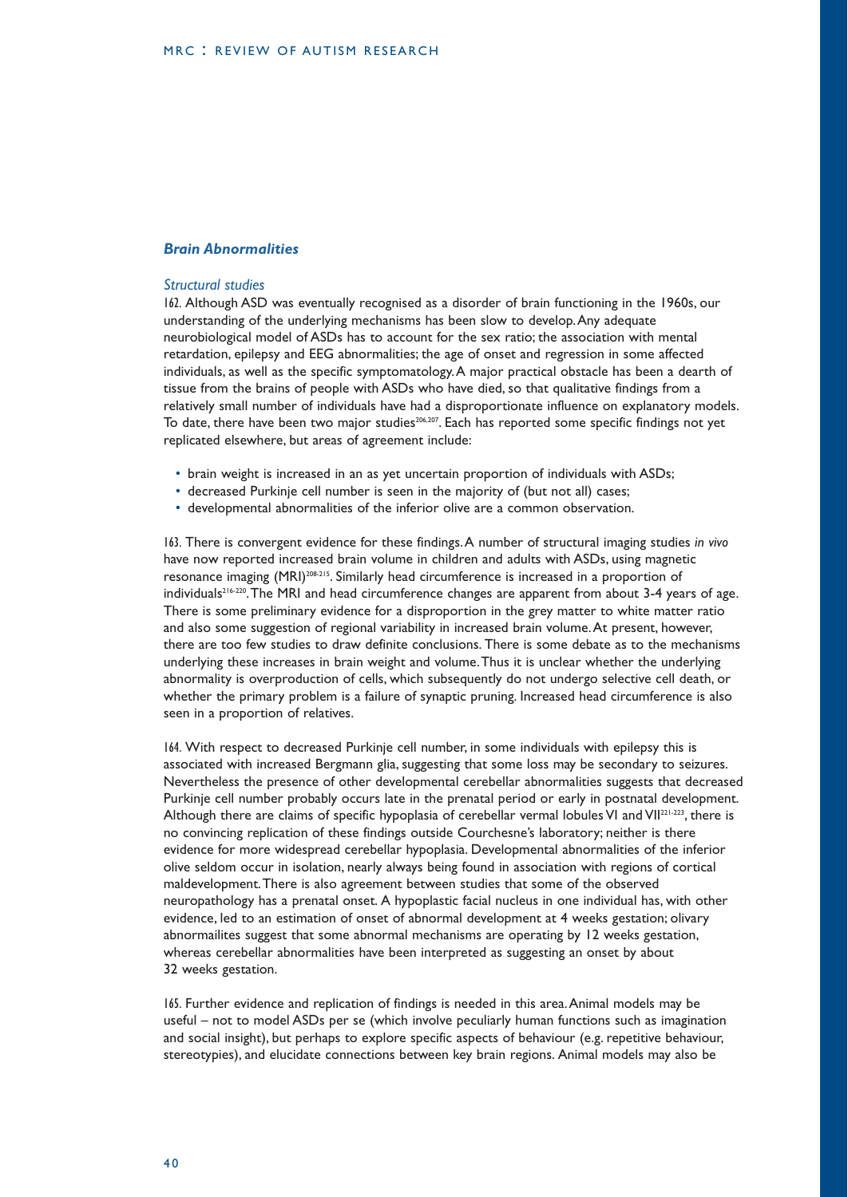## *Brain Abnormalities*

### *Structural studies*

162. Although ASD was eventually recognised as a disorder of brain functioning in the 1960s, our understanding of the underlying mechanisms has been slow to develop. Any adequate neurobiological model of ASDs has to account for the sex ratio; the association with mental retardation, epilepsy and EEG abnormalities; the age of onset and regression in some affected individuals, as well as the specific symptomatology. A major practical obstacle has been a dearth of tissue from the brains of people with ASDs who have died, so that qualitative findings from a relatively small number of individuals have had a disproportionate influence on explanatory models. To date, there have been two major studies[206,207]. Each has reported some specific findings not yet replicated elsewhere, but areas of agreement include:

- brain weight is increased in an as yet uncertain proportion of individuals with ASDs;
- decreased Purkinje cell number is seen in the majority of (but not all) cases;
- developmental abnormalities of the inferior olive are a common observation.

163. There is convergent evidence for these findings. A number of structural imaging studies *in vivo* have now reported increased brain volume in children and adults with ASDs, using magnetic resonance imaging (MRI)[208-215]. Similarly head circumference is increased in a proportion of individuals[216-220]. The MRI and head circumference changes are apparent from about 3-4 years of age. There is some preliminary evidence for a disproportion in the grey matter to white matter ratio and also some suggestion of regional variability in increased brain volume. At present, however, there are too few studies to draw definite conclusions. There is some debate as to the mechanisms underlying these increases in brain weight and volume. Thus it is unclear whether the underlying abnormality is overproduction of cells, which subsequently do not undergo selective cell death, or whether the primary problem is a failure of synaptic pruning. Increased head circumference is also seen in a proportion of relatives.

164. With respect to decreased Purkinje cell number, in some individuals with epilepsy this is associated with increased Bergmann glia, suggesting that some loss may be secondary to seizures. Nevertheless the presence of other developmental cerebellar abnormalities suggests that decreased Purkinje cell number probably occurs late in the prenatal period or early in postnatal development. Although there are claims of specific hypoplasia of cerebellar vermal lobules VI and VII[221-223], there is no convincing replication of these findings outside Courchesne's laboratory; neither is there evidence for more widespread cerebellar hypoplasia. Developmental abnormalities of the inferior olive seldom occur in isolation, nearly always being found in association with regions of cortical maldevelopment. There is also agreement between studies that some of the observed neuropathology has a prenatal onset. A hypoplastic facial nucleus in one individual has, with other evidence, led to an estimation of onset of abnormal development at 4 weeks gestation; olivary abnormailites suggest that some abnormal mechanisms are operating by 12 weeks gestation, whereas cerebellar abnormalities have been interpreted as suggesting an onset by about 32 weeks gestation.

165. Further evidence and replication of findings is needed in this area. Animal models may be useful – not to model ASDs per se (which involve peculiarly human functions such as imagination and social insight), but perhaps to explore specific aspects of behaviour (e.g. repetitive behaviour, stereotypies), and elucidate connections between key brain regions. Animal models may also be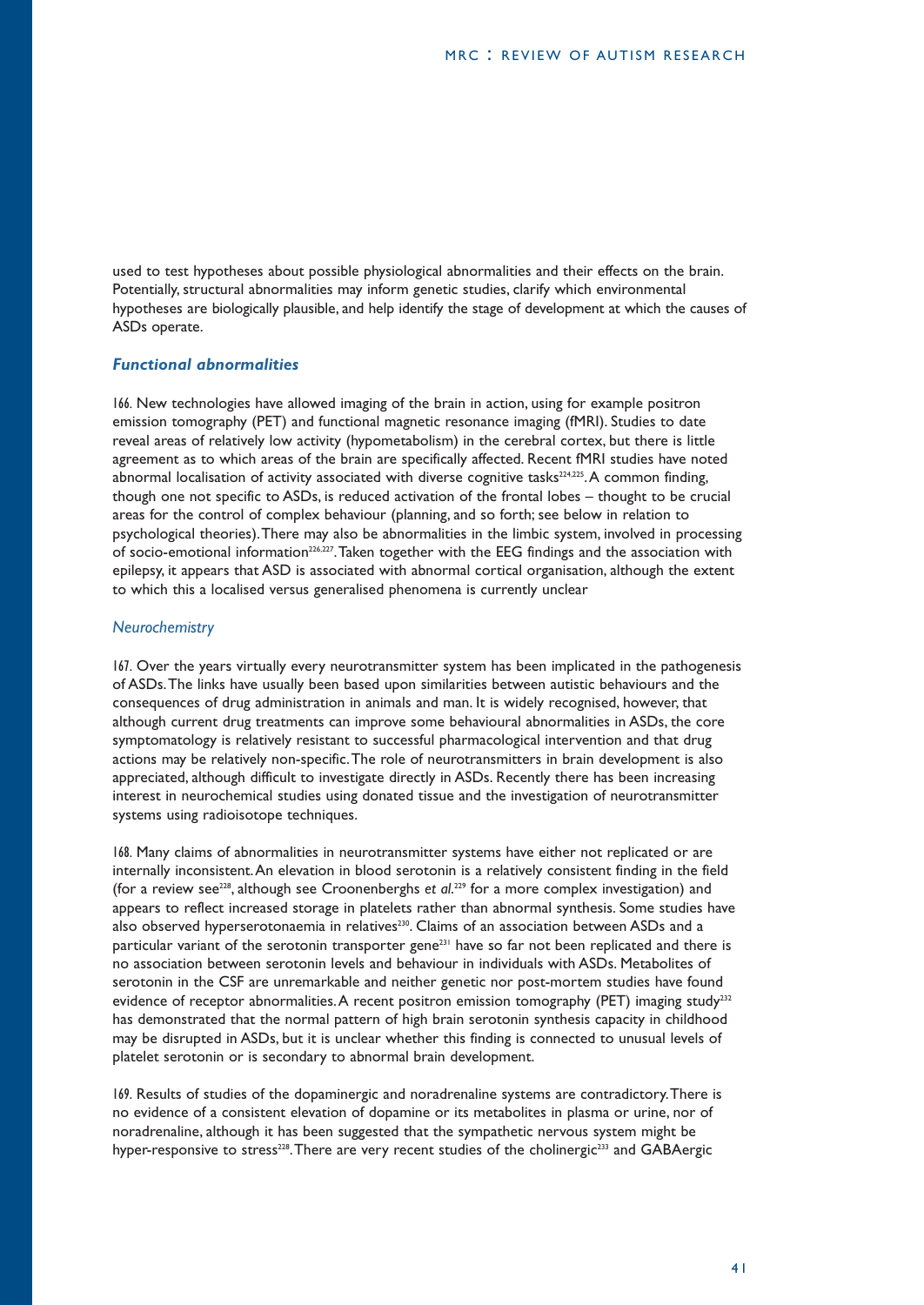used to test hypotheses about possible physiological abnormalities and their effects on the brain. Potentially, structural abnormalities may inform genetic studies, clarify which environmental hypotheses are biologically plausible, and help identify the stage of development at which the causes of ASDs operate.

### *Functional abnormalities*

166. New technologies have allowed imaging of the brain in action, using for example positron emission tomography (PET) and functional magnetic resonance imaging (fMRI). Studies to date reveal areas of relatively low activity (hypometabolism) in the cerebral cortex, but there is little agreement as to which areas of the brain are specifically affected. Recent fMRI studies have noted abnormal localisation of activity associated with diverse cognitive tasks[224,225]. A common finding, though one not specific to ASDs, is reduced activation of the frontal lobes – thought to be crucial areas for the control of complex behaviour (planning, and so forth; see below in relation to psychological theories). There may also be abnormalities in the limbic system, involved in processing of socio-emotional information[226,227]. Taken together with the EEG findings and the association with epilepsy, it appears that ASD is associated with abnormal cortical organisation, although the extent to which this a localised versus generalised phenomena is currently unclear

#### *Neurochemistry*

167. Over the years virtually every neurotransmitter system has been implicated in the pathogenesis of ASDs. The links have usually been based upon similarities between autistic behaviours and the consequences of drug administration in animals and man. It is widely recognised, however, that although current drug treatments can improve some behavioural abnormalities in ASDs, the core symptomatology is relatively resistant to successful pharmacological intervention and that drug actions may be relatively non-specific. The role of neurotransmitters in brain development is also appreciated, although difficult to investigate directly in ASDs. Recently there has been increasing interest in neurochemical studies using donated tissue and the investigation of neurotransmitter systems using radioisotope techniques.

168. Many claims of abnormalities in neurotransmitter systems have either not replicated or are internally inconsistent. An elevation in blood serotonin is a relatively consistent finding in the field (for a review see[228], although see Croonenberghs *et al.*[229] for a more complex investigation) and appears to reflect increased storage in platelets rather than abnormal synthesis. Some studies have also observed hyperserotonaemia in relatives[230]. Claims of an association between ASDs and a particular variant of the serotonin transporter gene[231] have so far not been replicated and there is no association between serotonin levels and behaviour in individuals with ASDs. Metabolites of serotonin in the CSF are unremarkable and neither genetic nor post-mortem studies have found evidence of receptor abnormalities. A recent positron emission tomography (PET) imaging study[232] has demonstrated that the normal pattern of high brain serotonin synthesis capacity in childhood may be disrupted in ASDs, but it is unclear whether this finding is connected to unusual levels of platelet serotonin or is secondary to abnormal brain development.

169. Results of studies of the dopaminergic and noradrenaline systems are contradictory. There is no evidence of a consistent elevation of dopamine or its metabolites in plasma or urine, nor of noradrenaline, although it has been suggested that the sympathetic nervous system might be hyper-responsive to stress[228]. There are very recent studies of the cholinergic[233] and GABAergic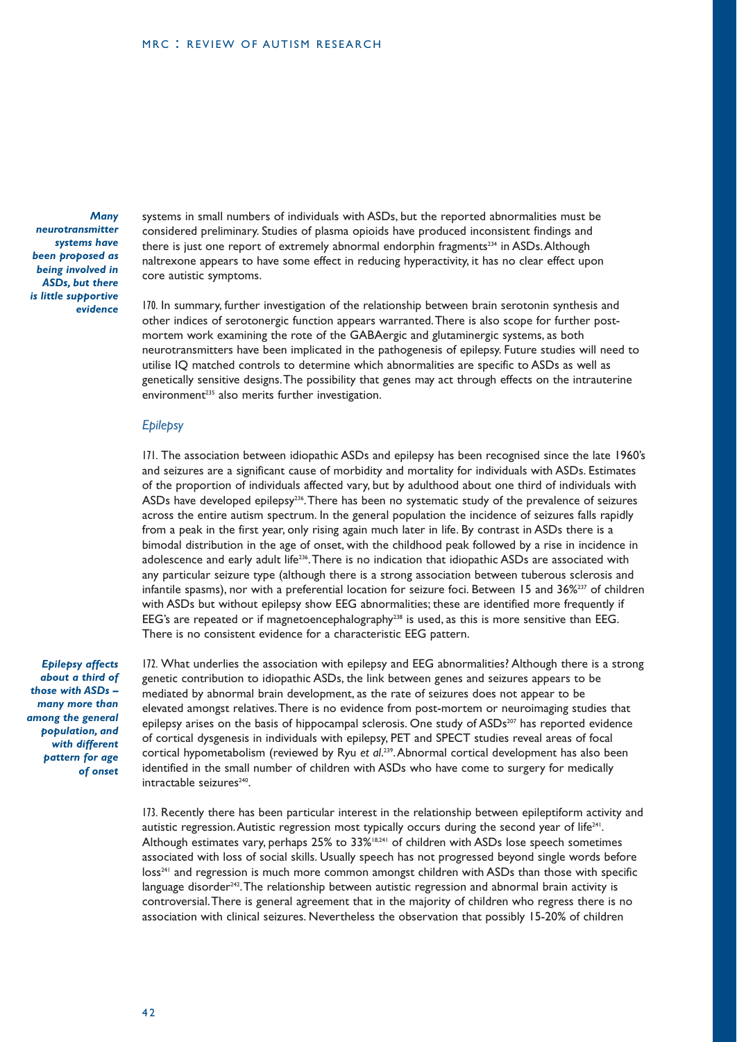*Many neurotransmitter systems have been proposed as being involved in ASDs, but there is little supportive evidence*

systems in small numbers of individuals with ASDs, but the reported abnormalities must be considered preliminary. Studies of plasma opioids have produced inconsistent findings and there is just one report of extremely abnormal endorphin fragments[234] in ASDs. Although naltrexone appears to have some effect in reducing hyperactivity, it has no clear effect upon core autistic symptoms.

170. In summary, further investigation of the relationship between brain serotonin synthesis and other indices of serotonergic function appears warranted. There is also scope for further post-mortem work examining the rote of the GABAergic and glutaminergic systems, as both neurotransmitters have been implicated in the pathogenesis of epilepsy. Future studies will need to utilise IQ matched controls to determine which abnormalities are specific to ASDs as well as genetically sensitive designs. The possibility that genes may act through effects on the intrauterine environment[235] also merits further investigation.

### *Epilepsy*

171. The association between idiopathic ASDs and epilepsy has been recognised since the late 1960's and seizures are a significant cause of morbidity and mortality for individuals with ASDs. Estimates of the proportion of individuals affected vary, but by adulthood about one third of individuals with ASDs have developed epilepsy[236]. There has been no systematic study of the prevalence of seizures across the entire autism spectrum. In the general population the incidence of seizures falls rapidly from a peak in the first year, only rising again much later in life. By contrast in ASDs there is a bimodal distribution in the age of onset, with the childhood peak followed by a rise in incidence in adolescence and early adult life[236]. There is no indication that idiopathic ASDs are associated with any particular seizure type (although there is a strong association between tuberous sclerosis and infantile spasms), nor with a preferential location for seizure foci. Between 15 and 36%[237] of children with ASDs but without epilepsy show EEG abnormalities; these are identified more frequently if EEG's are repeated or if magnetoencephalography[238] is used, as this is more sensitive than EEG. There is no consistent evidence for a characteristic EEG pattern.

*Epilepsy affects about a third of those with ASDs – many more than among the general population, and with different pattern for age of onset*

172. What underlies the association with epilepsy and EEG abnormalities? Although there is a strong genetic contribution to idiopathic ASDs, the link between genes and seizures appears to be mediated by abnormal brain development, as the rate of seizures does not appear to be elevated amongst relatives. There is no evidence from post-mortem or neuroimaging studies that epilepsy arises on the basis of hippocampal sclerosis. One study of ASDs[207] has reported evidence of cortical dysgenesis in individuals with epilepsy, PET and SPECT studies reveal areas of focal cortical hypometabolism (reviewed by Ryu *et al*.[239]. Abnormal cortical development has also been identified in the small number of children with ASDs who have come to surgery for medically intractable seizures[240].

173. Recently there has been particular interest in the relationship between epileptiform activity and autistic regression. Autistic regression most typically occurs during the second year of life[241]. Although estimates vary, perhaps 25% to 33%[18,241] of children with ASDs lose speech sometimes associated with loss of social skills. Usually speech has not progressed beyond single words before loss[241] and regression is much more common amongst children with ASDs than those with specific language disorder[242]. The relationship between autistic regression and abnormal brain activity is controversial. There is general agreement that in the majority of children who regress there is no association with clinical seizures. Nevertheless the observation that possibly 15-20% of children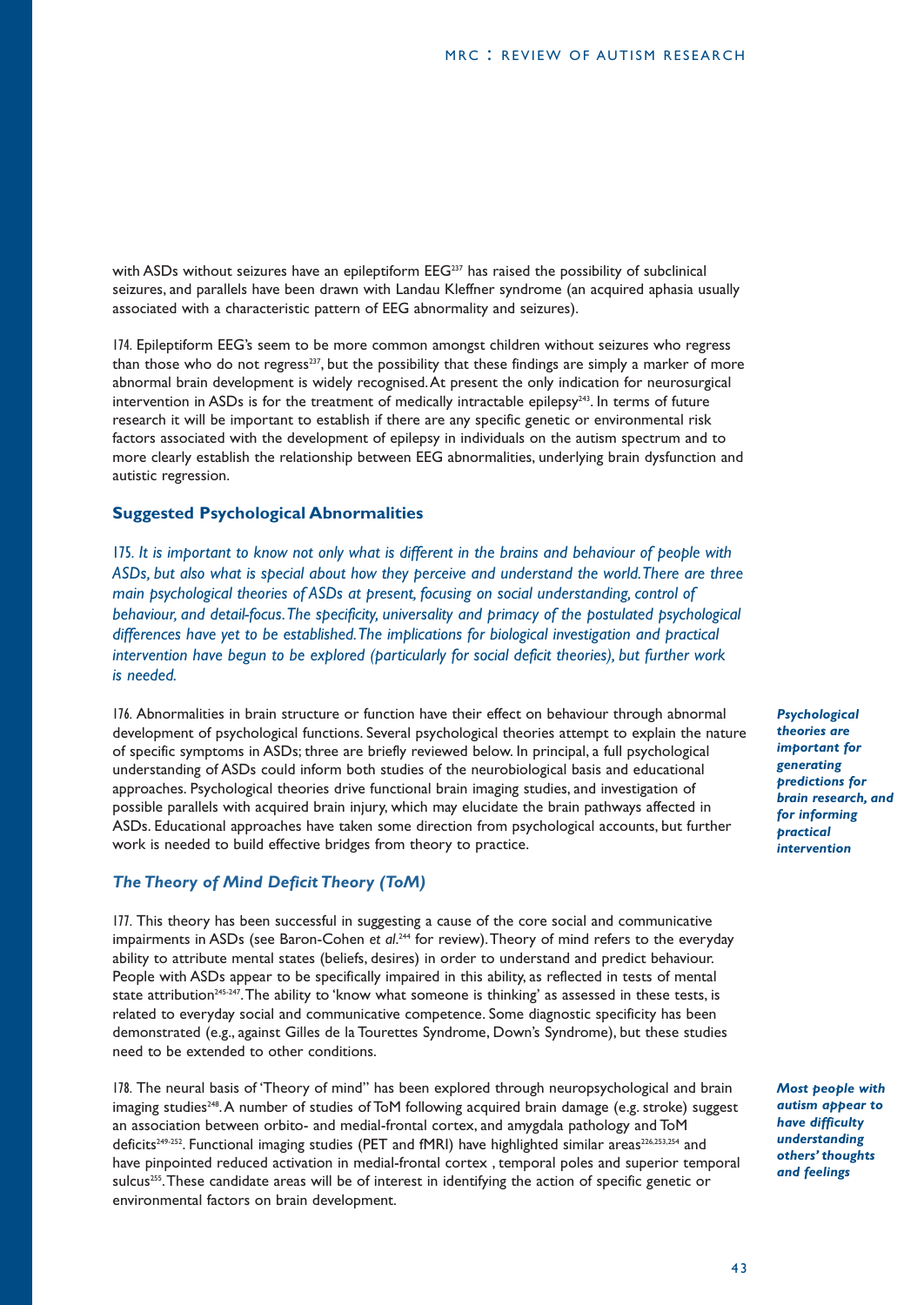with ASDs without seizures have an epileptiform EEG[237] has raised the possibility of subclinical seizures, and parallels have been drawn with Landau Kleffner syndrome (an acquired aphasia usually associated with a characteristic pattern of EEG abnormality and seizures).

174. Epileptiform EEG's seem to be more common amongst children without seizures who regress than those who do not regress[237], but the possibility that these findings are simply a marker of more abnormal brain development is widely recognised. At present the only indication for neurosurgical intervention in ASDs is for the treatment of medically intractable epilepsy[243]. In terms of future research it will be important to establish if there are any specific genetic or environmental risk factors associated with the development of epilepsy in individuals on the autism spectrum and to more clearly establish the relationship between EEG abnormalities, underlying brain dysfunction and autistic regression.

## Suggested Psychological Abnormalities

*175. It is important to know not only what is different in the brains and behaviour of people with ASDs, but also what is special about how they perceive and understand the world. There are three main psychological theories of ASDs at present, focusing on social understanding, control of behaviour, and detail-focus. The specificity, universality and primacy of the postulated psychological differences have yet to be established. The implications for biological investigation and practical intervention have begun to be explored (particularly for social deficit theories), but further work is needed.*

176. Abnormalities in brain structure or function have their effect on behaviour through abnormal development of psychological functions. Several psychological theories attempt to explain the nature of specific symptoms in ASDs; three are briefly reviewed below. In principal, a full psychological understanding of ASDs could inform both studies of the neurobiological basis and educational approaches. Psychological theories drive functional brain imaging studies, and investigation of possible parallels with acquired brain injury, which may elucidate the brain pathways affected in ASDs. Educational approaches have taken some direction from psychological accounts, but further work is needed to build effective bridges from theory to practice.

***Psychological theories are important for generating predictions for brain research, and for informing practical intervention***

### *The Theory of Mind Deficit Theory (ToM)*

177. This theory has been successful in suggesting a cause of the core social and communicative impairments in ASDs (see Baron-Cohen *et al.*[244] for review). Theory of mind refers to the everyday ability to attribute mental states (beliefs, desires) in order to understand and predict behaviour. People with ASDs appear to be specifically impaired in this ability, as reflected in tests of mental state attribution[245-247]. The ability to 'know what someone is thinking' as assessed in these tests, is related to everyday social and communicative competence. Some diagnostic specificity has been demonstrated (e.g., against Gilles de la Tourettes Syndrome, Down's Syndrome), but these studies need to be extended to other conditions.

178. The neural basis of 'Theory of mind" has been explored through neuropsychological and brain imaging studies[248]. A number of studies of ToM following acquired brain damage (e.g. stroke) suggest an association between orbito- and medial-frontal cortex, and amygdala pathology and ToM deficits[249-252]. Functional imaging studies (PET and fMRI) have highlighted similar areas[226,253,254] and have pinpointed reduced activation in medial-frontal cortex , temporal poles and superior temporal sulcus[255]. These candidate areas will be of interest in identifying the action of specific genetic or environmental factors on brain development.

***Most people with autism appear to have difficulty understanding others' thoughts and feelings***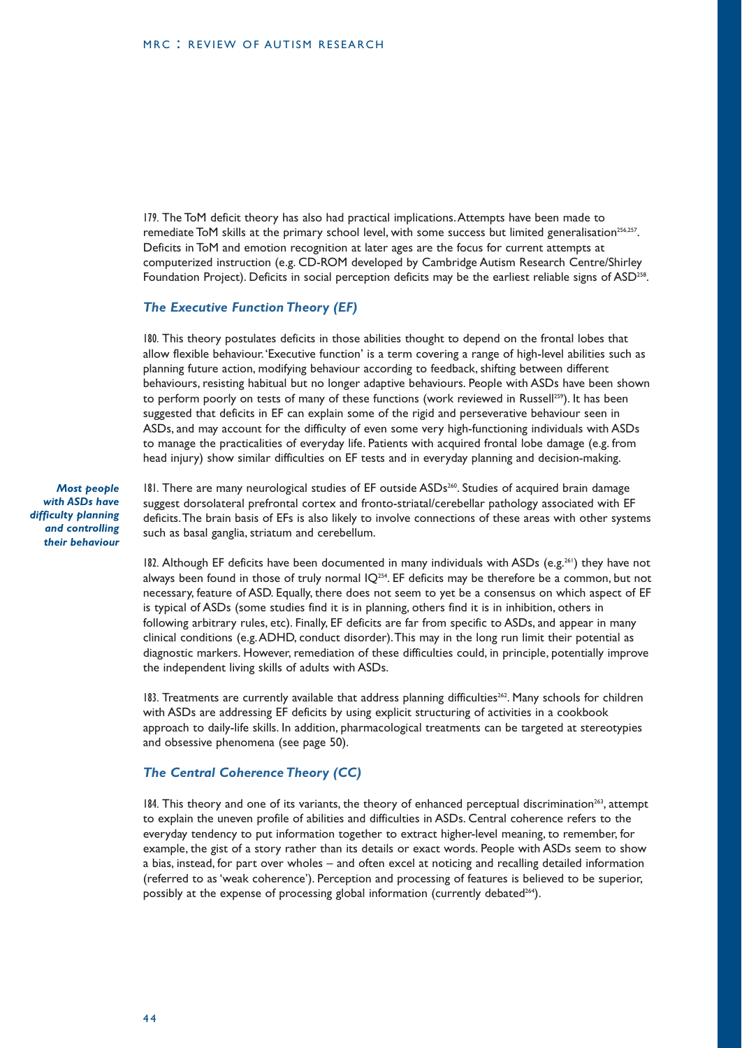179. The ToM deficit theory has also had practical implications. Attempts have been made to remediate ToM skills at the primary school level, with some success but limited generalisation[256,257]. Deficits in ToM and emotion recognition at later ages are the focus for current attempts at computerized instruction (e.g. CD-ROM developed by Cambridge Autism Research Centre/Shirley Foundation Project). Deficits in social perception deficits may be the earliest reliable signs of ASD[258].

### *The Executive Function Theory (EF)*

180. This theory postulates deficits in those abilities thought to depend on the frontal lobes that allow flexible behaviour. 'Executive function' is a term covering a range of high-level abilities such as planning future action, modifying behaviour according to feedback, shifting between different behaviours, resisting habitual but no longer adaptive behaviours. People with ASDs have been shown to perform poorly on tests of many of these functions (work reviewed in Russell[259]). It has been suggested that deficits in EF can explain some of the rigid and perseverative behaviour seen in ASDs, and may account for the difficulty of even some very high-functioning individuals with ASDs to manage the practicalities of everyday life. Patients with acquired frontal lobe damage (e.g. from head injury) show similar difficulties on EF tests and in everyday planning and decision-making.

***Most people with ASDs have difficulty planning and controlling their behaviour***

181. There are many neurological studies of EF outside ASDs[260]. Studies of acquired brain damage suggest dorsolateral prefrontal cortex and fronto-striatal/cerebellar pathology associated with EF deficits. The brain basis of EFs is also likely to involve connections of these areas with other systems such as basal ganglia, striatum and cerebellum.

182. Although EF deficits have been documented in many individuals with ASDs (e.g.[261]) they have not always been found in those of truly normal IQ[254]. EF deficits may be therefore be a common, but not necessary, feature of ASD. Equally, there does not seem to yet be a consensus on which aspect of EF is typical of ASDs (some studies find it is in planning, others find it is in inhibition, others in following arbitrary rules, etc). Finally, EF deficits are far from specific to ASDs, and appear in many clinical conditions (e.g. ADHD, conduct disorder). This may in the long run limit their potential as diagnostic markers. However, remediation of these difficulties could, in principle, potentially improve the independent living skills of adults with ASDs.

183. Treatments are currently available that address planning difficulties[262]. Many schools for children with ASDs are addressing EF deficits by using explicit structuring of activities in a cookbook approach to daily-life skills. In addition, pharmacological treatments can be targeted at stereotypies and obsessive phenomena (see page 50).

### *The Central Coherence Theory (CC)*

184. This theory and one of its variants, the theory of enhanced perceptual discrimination[263], attempt to explain the uneven profile of abilities and difficulties in ASDs. Central coherence refers to the everyday tendency to put information together to extract higher-level meaning, to remember, for example, the gist of a story rather than its details or exact words. People with ASDs seem to show a bias, instead, for part over wholes – and often excel at noticing and recalling detailed information (referred to as 'weak coherence'). Perception and processing of features is believed to be superior, possibly at the expense of processing global information (currently debated[264]).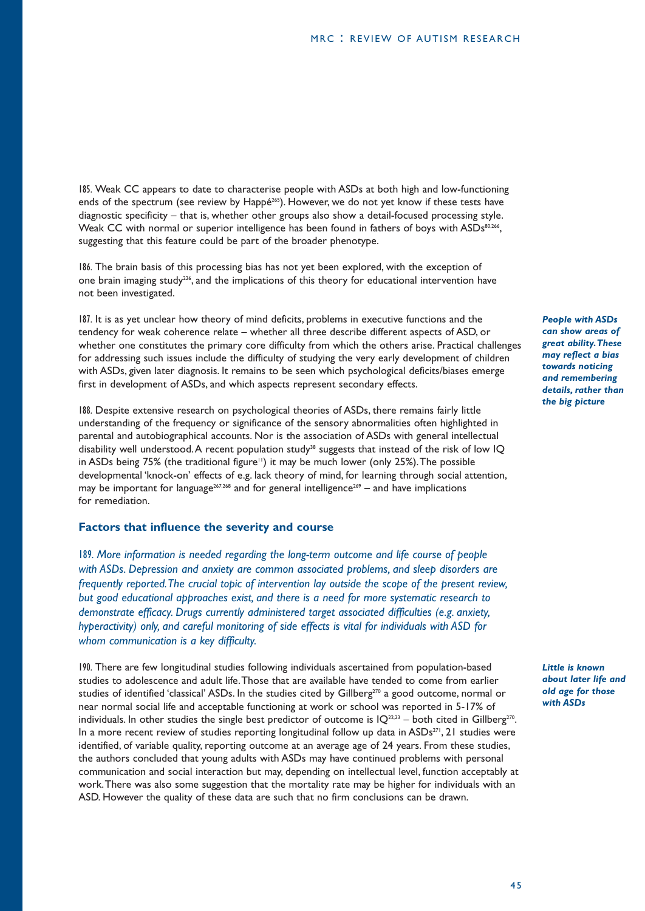185. Weak CC appears to date to characterise people with ASDs at both high and low-functioning ends of the spectrum (see review by Happé[265]). However, we do not yet know if these tests have diagnostic specificity – that is, whether other groups also show a detail-focused processing style. Weak CC with normal or superior intelligence has been found in fathers of boys with ASDs[80,266], suggesting that this feature could be part of the broader phenotype.

186. The brain basis of this processing bias has not yet been explored, with the exception of one brain imaging study[226], and the implications of this theory for educational intervention have not been investigated.

187. It is as yet unclear how theory of mind deficits, problems in executive functions and the tendency for weak coherence relate – whether all three describe different aspects of ASD, or whether one constitutes the primary core difficulty from which the others arise. Practical challenges for addressing such issues include the difficulty of studying the very early development of children with ASDs, given later diagnosis. It remains to be seen which psychological deficits/biases emerge first in development of ASDs, and which aspects represent secondary effects.

***People with ASDs can show areas of great ability. These may reflect a bias towards noticing and remembering details, rather than the big picture***

188. Despite extensive research on psychological theories of ASDs, there remains fairly little understanding of the frequency or significance of the sensory abnormalities often highlighted in parental and autobiographical accounts. Nor is the association of ASDs with general intellectual disability well understood. A recent population study[38] suggests that instead of the risk of low IQ in ASDs being 75% (the traditional figure[11]) it may be much lower (only 25%). The possible developmental 'knock-on' effects of e.g. lack theory of mind, for learning through social attention, may be important for language[267,268] and for general intelligence[269] – and have implications for remediation.

### Factors that influence the severity and course

*189. More information is needed regarding the long-term outcome and life course of people with ASDs. Depression and anxiety are common associated problems, and sleep disorders are frequently reported. The crucial topic of intervention lay outside the scope of the present review, but good educational approaches exist, and there is a need for more systematic research to demonstrate efficacy. Drugs currently administered target associated difficulties (e.g. anxiety, hyperactivity) only, and careful monitoring of side effects is vital for individuals with ASD for whom communication is a key difficulty.*

190. There are few longitudinal studies following individuals ascertained from population-based studies to adolescence and adult life. Those that are available have tended to come from earlier studies of identified 'classical' ASDs. In the studies cited by Gillberg[270] a good outcome, normal or near normal social life and acceptable functioning at work or school was reported in 5-17% of individuals. In other studies the single best predictor of outcome is IQ[22,23] – both cited in Gillberg[270]. In a more recent review of studies reporting longitudinal follow up data in ASDs[271], 21 studies were identified, of variable quality, reporting outcome at an average age of 24 years. From these studies, the authors concluded that young adults with ASDs may have continued problems with personal communication and social interaction but may, depending on intellectual level, function acceptably at work. There was also some suggestion that the mortality rate may be higher for individuals with an ASD. However the quality of these data are such that no firm conclusions can be drawn.

***Little is known about later life and old age for those with ASDs***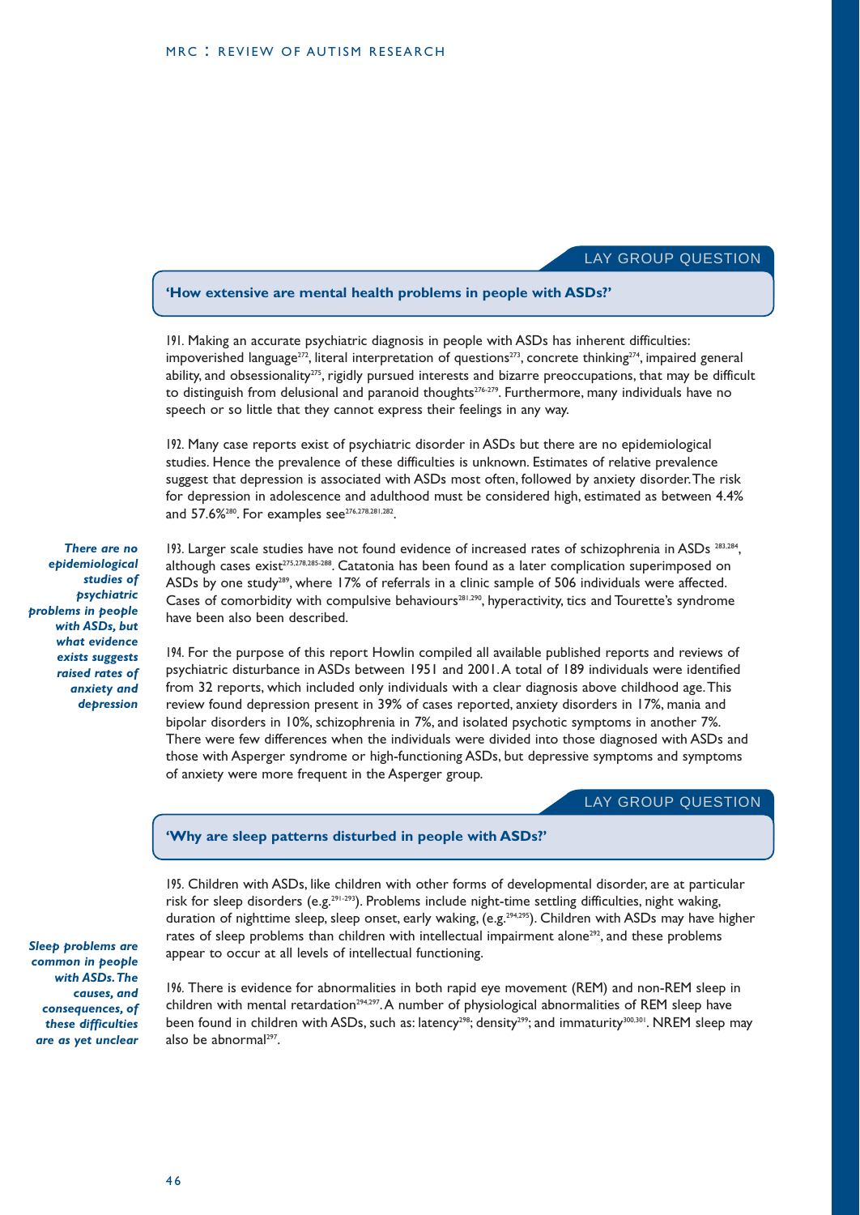LAY GROUP QUESTION

**'How extensive are mental health problems in people with ASDs?'**

191. Making an accurate psychiatric diagnosis in people with ASDs has inherent difficulties: impoverished language[272], literal interpretation of questions[273], concrete thinking[274], impaired general ability, and obsessionality[275], rigidly pursued interests and bizarre preoccupations, that may be difficult to distinguish from delusional and paranoid thoughts[276-279]. Furthermore, many individuals have no speech or so little that they cannot express their feelings in any way.

192. Many case reports exist of psychiatric disorder in ASDs but there are no epidemiological studies. Hence the prevalence of these difficulties is unknown. Estimates of relative prevalence suggest that depression is associated with ASDs most often, followed by anxiety disorder. The risk for depression in adolescence and adulthood must be considered high, estimated as between 4.4% and 57.6%[280]. For examples see[276,278,281,282].

***There are no epidemiological studies of psychiatric problems in people with ASDs, but what evidence exists suggests raised rates of anxiety and depression***

193. Larger scale studies have not found evidence of increased rates of schizophrenia in ASDs [283,284], although cases exist[275,278,285-288]. Catatonia has been found as a later complication superimposed on ASDs by one study[289], where 17% of referrals in a clinic sample of 506 individuals were affected. Cases of comorbidity with compulsive behaviours[281,290], hyperactivity, tics and Tourette's syndrome have been also been described.

194. For the purpose of this report Howlin compiled all available published reports and reviews of psychiatric disturbance in ASDs between 1951 and 2001. A total of 189 individuals were identified from 32 reports, which included only individuals with a clear diagnosis above childhood age. This review found depression present in 39% of cases reported, anxiety disorders in 17%, mania and bipolar disorders in 10%, schizophrenia in 7%, and isolated psychotic symptoms in another 7%. There were few differences when the individuals were divided into those diagnosed with ASDs and those with Asperger syndrome or high-functioning ASDs, but depressive symptoms and symptoms of anxiety were more frequent in the Asperger group.

LAY GROUP QUESTION

**'Why are sleep patterns disturbed in people with ASDs?'**

195. Children with ASDs, like children with other forms of developmental disorder, are at particular risk for sleep disorders (e.g.[291-293]). Problems include night-time settling difficulties, night waking, duration of nighttime sleep, sleep onset, early waking, (e.g.[294,295]). Children with ASDs may have higher rates of sleep problems than children with intellectual impairment alone[292], and these problems appear to occur at all levels of intellectual functioning.

***Sleep problems are common in people with ASDs. The causes, and consequences, of these difficulties are as yet unclear***

196. There is evidence for abnormalities in both rapid eye movement (REM) and non-REM sleep in children with mental retardation[294,297]. A number of physiological abnormalities of REM sleep have been found in children with ASDs, such as: latency[298]; density[299]; and immaturity[300,301]. NREM sleep may also be abnormal[297].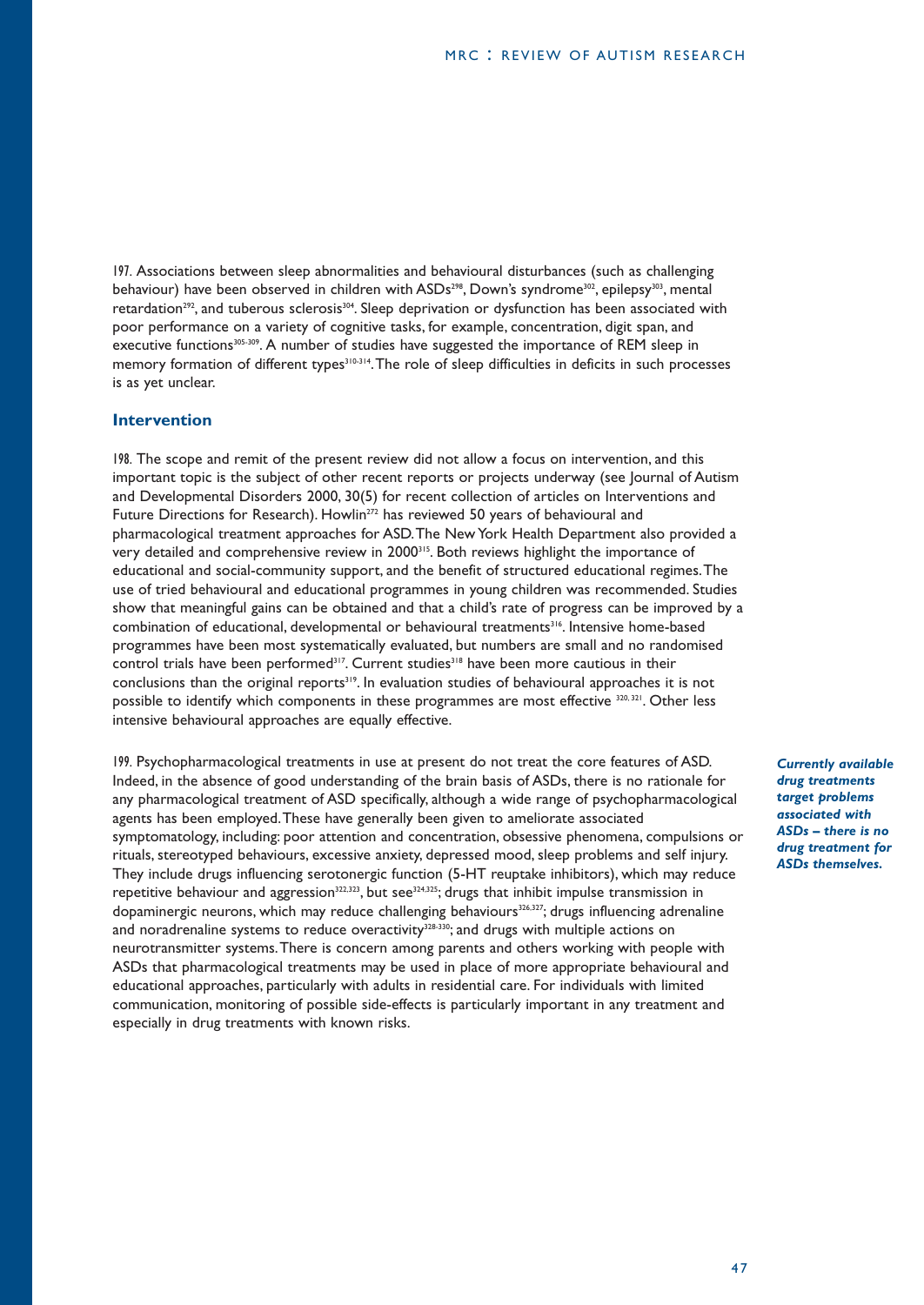197. Associations between sleep abnormalities and behavioural disturbances (such as challenging behaviour) have been observed in children with ASDs[298], Down's syndrome[302], epilepsy[303], mental retardation[292], and tuberous sclerosis[304]. Sleep deprivation or dysfunction has been associated with poor performance on a variety of cognitive tasks, for example, concentration, digit span, and executive functions[305-309]. A number of studies have suggested the importance of REM sleep in memory formation of different types[310-314]. The role of sleep difficulties in deficits in such processes is as yet unclear.

## Intervention

198. The scope and remit of the present review did not allow a focus on intervention, and this important topic is the subject of other recent reports or projects underway (see Journal of Autism and Developmental Disorders 2000, 30(5) for recent collection of articles on Interventions and Future Directions for Research). Howlin[272] has reviewed 50 years of behavioural and pharmacological treatment approaches for ASD. The New York Health Department also provided a very detailed and comprehensive review in 2000[315]. Both reviews highlight the importance of educational and social-community support, and the benefit of structured educational regimes. The use of tried behavioural and educational programmes in young children was recommended. Studies show that meaningful gains can be obtained and that a child's rate of progress can be improved by a combination of educational, developmental or behavioural treatments[316]. Intensive home-based programmes have been most systematically evaluated, but numbers are small and no randomised control trials have been performed[317]. Current studies[318] have been more cautious in their conclusions than the original reports[319]. In evaluation studies of behavioural approaches it is not possible to identify which components in these programmes are most effective [320, 321]. Other less intensive behavioural approaches are equally effective.

199. Psychopharmacological treatments in use at present do not treat the core features of ASD. Indeed, in the absence of good understanding of the brain basis of ASDs, there is no rationale for any pharmacological treatment of ASD specifically, although a wide range of psychopharmacological agents has been employed. These have generally been given to ameliorate associated symptomatology, including: poor attention and concentration, obsessive phenomena, compulsions or rituals, stereotyped behaviours, excessive anxiety, depressed mood, sleep problems and self injury. They include drugs influencing serotonergic function (5-HT reuptake inhibitors), which may reduce repetitive behaviour and aggression[322,323], but see[324,325]; drugs that inhibit impulse transmission in dopaminergic neurons, which may reduce challenging behaviours[326,327]; drugs influencing adrenaline and noradrenaline systems to reduce overactivity[328-330]; and drugs with multiple actions on neurotransmitter systems. There is concern among parents and others working with people with ASDs that pharmacological treatments may be used in place of more appropriate behavioural and educational approaches, particularly with adults in residential care. For individuals with limited communication, monitoring of possible side-effects is particularly important in any treatment and especially in drug treatments with known risks.

***Currently available drug treatments target problems associated with ASDs – there is no drug treatment for ASDs themselves.***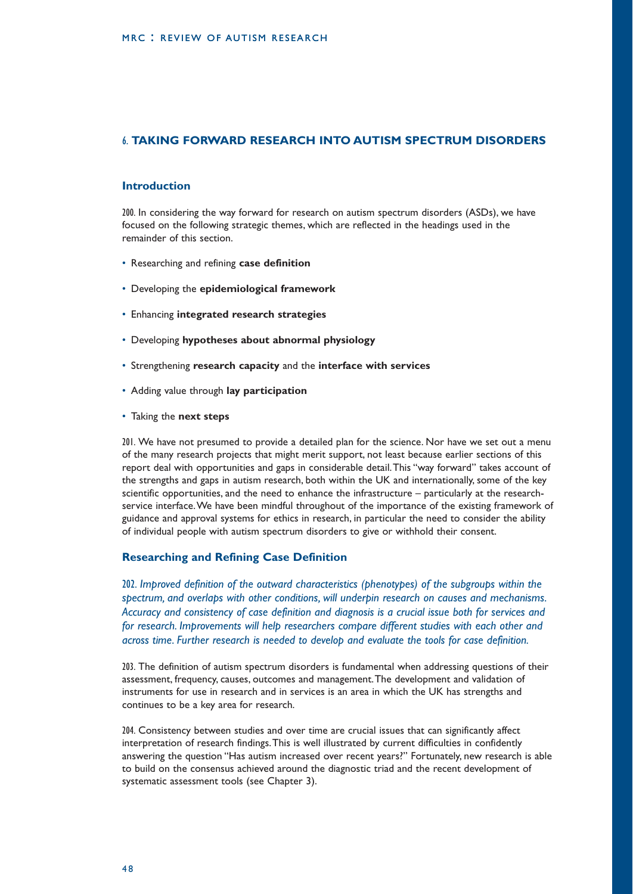# 6. TAKING FORWARD RESEARCH INTO AUTISM SPECTRUM DISORDERS

## Introduction

200. In considering the way forward for research on autism spectrum disorders (ASDs), we have focused on the following strategic themes, which are reflected in the headings used in the remainder of this section.

- Researching and refining **case definition**
- Developing the **epidemiological framework**
- Enhancing **integrated research strategies**
- Developing **hypotheses about abnormal physiology**
- Strengthening **research capacity** and the **interface with services**
- Adding value through **lay participation**
- Taking the **next steps**

201. We have not presumed to provide a detailed plan for the science. Nor have we set out a menu of the many research projects that might merit support, not least because earlier sections of this report deal with opportunities and gaps in considerable detail. This "way forward" takes account of the strengths and gaps in autism research, both within the UK and internationally, some of the key scientific opportunities, and the need to enhance the infrastructure – particularly at the research-service interface. We have been mindful throughout of the importance of the existing framework of guidance and approval systems for ethics in research, in particular the need to consider the ability of individual people with autism spectrum disorders to give or withhold their consent.

## Researching and Refining Case Definition

202. *Improved definition of the outward characteristics (phenotypes) of the subgroups within the spectrum, and overlaps with other conditions, will underpin research on causes and mechanisms. Accuracy and consistency of case definition and diagnosis is a crucial issue both for services and for research. Improvements will help researchers compare different studies with each other and across time. Further research is needed to develop and evaluate the tools for case definition.*

203. The definition of autism spectrum disorders is fundamental when addressing questions of their assessment, frequency, causes, outcomes and management. The development and validation of instruments for use in research and in services is an area in which the UK has strengths and continues to be a key area for research.

204. Consistency between studies and over time are crucial issues that can significantly affect interpretation of research findings. This is well illustrated by current difficulties in confidently answering the question "Has autism increased over recent years?" Fortunately, new research is able to build on the consensus achieved around the diagnostic triad and the recent development of systematic assessment tools (see Chapter 3).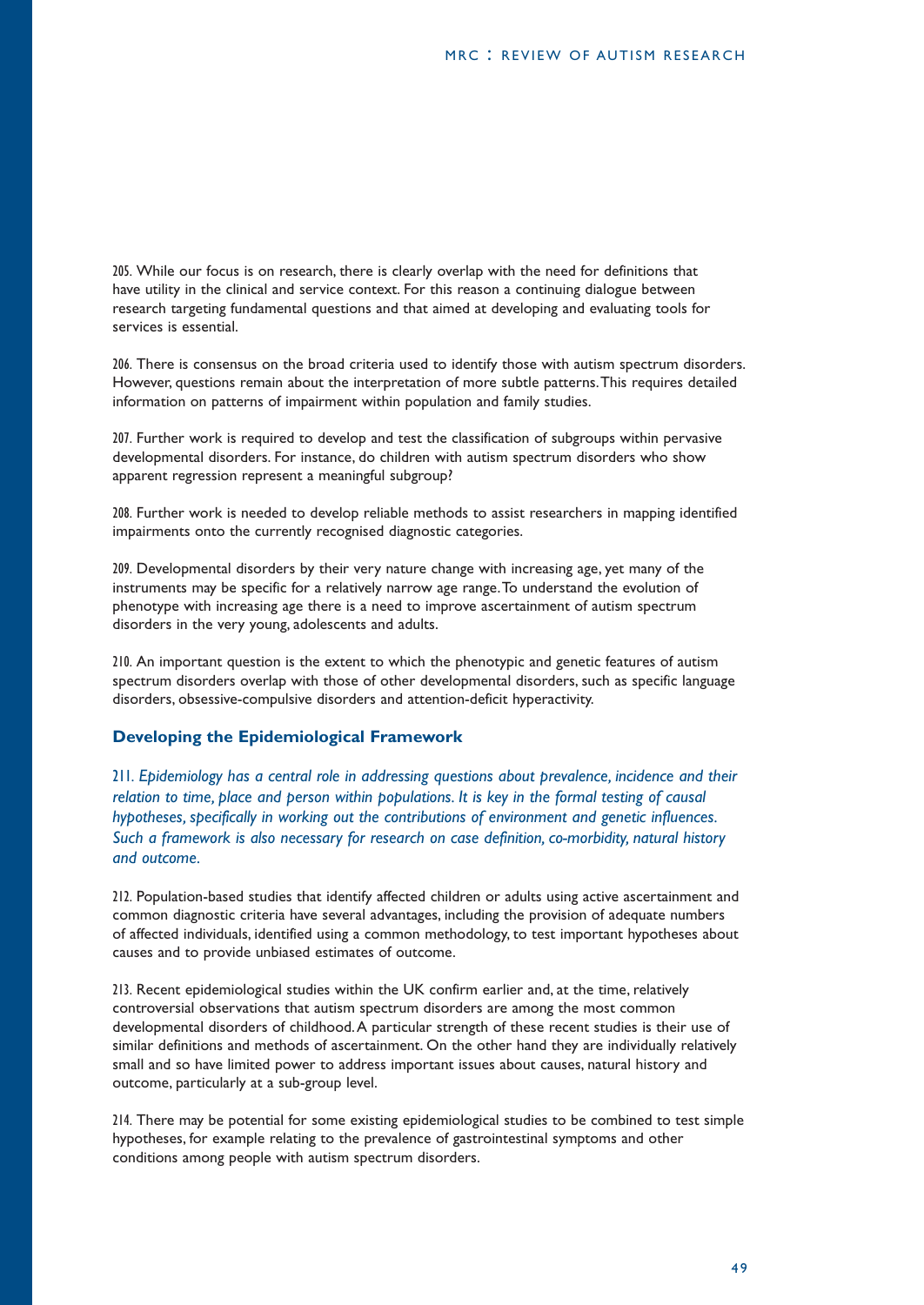205. While our focus is on research, there is clearly overlap with the need for definitions that have utility in the clinical and service context. For this reason a continuing dialogue between research targeting fundamental questions and that aimed at developing and evaluating tools for services is essential.

206. There is consensus on the broad criteria used to identify those with autism spectrum disorders. However, questions remain about the interpretation of more subtle patterns. This requires detailed information on patterns of impairment within population and family studies.

207. Further work is required to develop and test the classification of subgroups within pervasive developmental disorders. For instance, do children with autism spectrum disorders who show apparent regression represent a meaningful subgroup?

208. Further work is needed to develop reliable methods to assist researchers in mapping identified impairments onto the currently recognised diagnostic categories.

209. Developmental disorders by their very nature change with increasing age, yet many of the instruments may be specific for a relatively narrow age range. To understand the evolution of phenotype with increasing age there is a need to improve ascertainment of autism spectrum disorders in the very young, adolescents and adults.

210. An important question is the extent to which the phenotypic and genetic features of autism spectrum disorders overlap with those of other developmental disorders, such as specific language disorders, obsessive-compulsive disorders and attention-deficit hyperactivity.

### Developing the Epidemiological Framework

*211. Epidemiology has a central role in addressing questions about prevalence, incidence and their relation to time, place and person within populations. It is key in the formal testing of causal hypotheses, specifically in working out the contributions of environment and genetic influences. Such a framework is also necessary for research on case definition, co-morbidity, natural history and outcome.*

212. Population-based studies that identify affected children or adults using active ascertainment and common diagnostic criteria have several advantages, including the provision of adequate numbers of affected individuals, identified using a common methodology, to test important hypotheses about causes and to provide unbiased estimates of outcome.

213. Recent epidemiological studies within the UK confirm earlier and, at the time, relatively controversial observations that autism spectrum disorders are among the most common developmental disorders of childhood. A particular strength of these recent studies is their use of similar definitions and methods of ascertainment. On the other hand they are individually relatively small and so have limited power to address important issues about causes, natural history and outcome, particularly at a sub-group level.

214. There may be potential for some existing epidemiological studies to be combined to test simple hypotheses, for example relating to the prevalence of gastrointestinal symptoms and other conditions among people with autism spectrum disorders.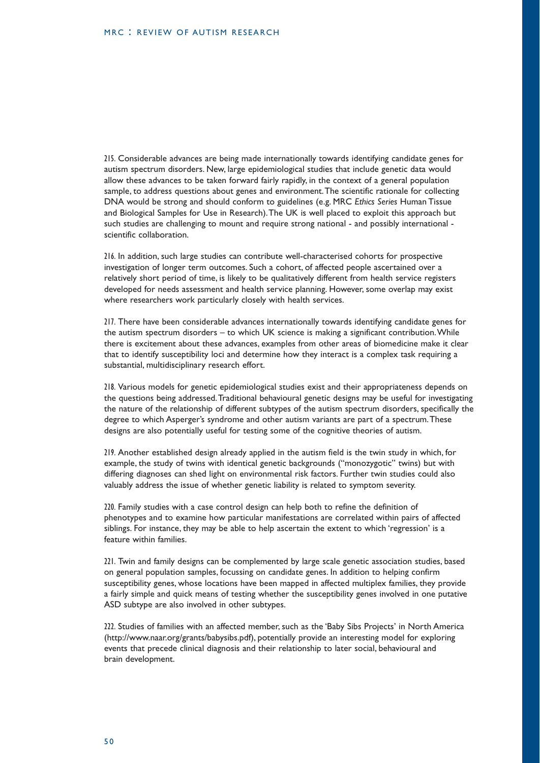215. Considerable advances are being made internationally towards identifying candidate genes for autism spectrum disorders. New, large epidemiological studies that include genetic data would allow these advances to be taken forward fairly rapidly, in the context of a general population sample, to address questions about genes and environment. The scientific rationale for collecting DNA would be strong and should conform to guidelines (e.g. MRC *Ethics Series* Human Tissue and Biological Samples for Use in Research). The UK is well placed to exploit this approach but such studies are challenging to mount and require strong national - and possibly international - scientific collaboration.

216. In addition, such large studies can contribute well-characterised cohorts for prospective investigation of longer term outcomes. Such a cohort, of affected people ascertained over a relatively short period of time, is likely to be qualitatively different from health service registers developed for needs assessment and health service planning. However, some overlap may exist where researchers work particularly closely with health services.

217. There have been considerable advances internationally towards identifying candidate genes for the autism spectrum disorders – to which UK science is making a significant contribution. While there is excitement about these advances, examples from other areas of biomedicine make it clear that to identify susceptibility loci and determine how they interact is a complex task requiring a substantial, multidisciplinary research effort.

218. Various models for genetic epidemiological studies exist and their appropriateness depends on the questions being addressed. Traditional behavioural genetic designs may be useful for investigating the nature of the relationship of different subtypes of the autism spectrum disorders, specifically the degree to which Asperger's syndrome and other autism variants are part of a spectrum. These designs are also potentially useful for testing some of the cognitive theories of autism.

219. Another established design already applied in the autism field is the twin study in which, for example, the study of twins with identical genetic backgrounds ("monozygotic" twins) but with differing diagnoses can shed light on environmental risk factors. Further twin studies could also valuably address the issue of whether genetic liability is related to symptom severity.

220. Family studies with a case control design can help both to refine the definition of phenotypes and to examine how particular manifestations are correlated within pairs of affected siblings. For instance, they may be able to help ascertain the extent to which 'regression' is a feature within families.

221. Twin and family designs can be complemented by large scale genetic association studies, based on general population samples, focussing on candidate genes. In addition to helping confirm susceptibility genes, whose locations have been mapped in affected multiplex families, they provide a fairly simple and quick means of testing whether the susceptibility genes involved in one putative ASD subtype are also involved in other subtypes.

222. Studies of families with an affected member, such as the 'Baby Sibs Projects' in North America (http://www.naar.org/grants/babysibs.pdf), potentially provide an interesting model for exploring events that precede clinical diagnosis and their relationship to later social, behavioural and brain development.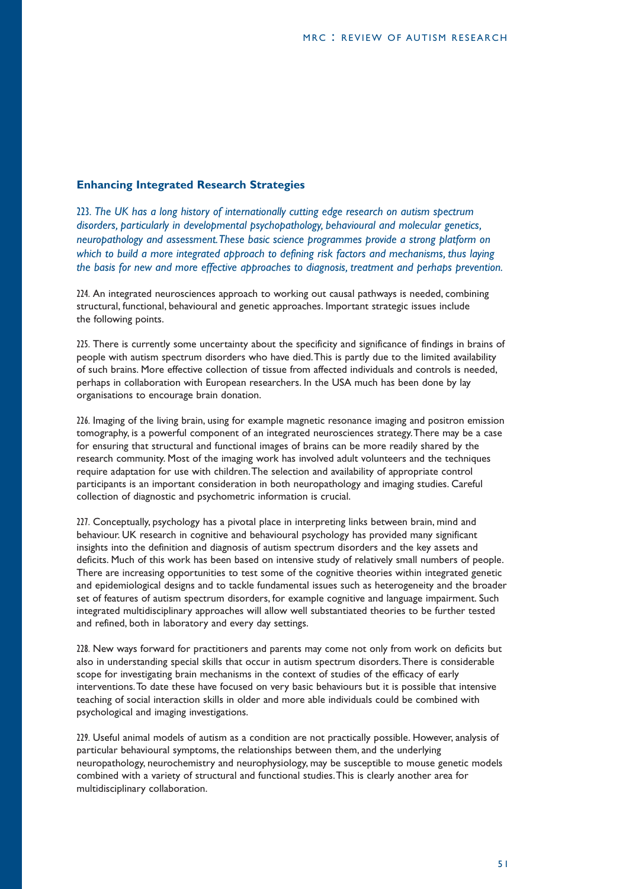## Enhancing Integrated Research Strategies

*223. The UK has a long history of internationally cutting edge research on autism spectrum disorders, particularly in developmental psychopathology, behavioural and molecular genetics, neuropathology and assessment. These basic science programmes provide a strong platform on which to build a more integrated approach to defining risk factors and mechanisms, thus laying the basis for new and more effective approaches to diagnosis, treatment and perhaps prevention.*

224. An integrated neurosciences approach to working out causal pathways is needed, combining structural, functional, behavioural and genetic approaches. Important strategic issues include the following points.

225. There is currently some uncertainty about the specificity and significance of findings in brains of people with autism spectrum disorders who have died. This is partly due to the limited availability of such brains. More effective collection of tissue from affected individuals and controls is needed, perhaps in collaboration with European researchers. In the USA much has been done by lay organisations to encourage brain donation.

226. Imaging of the living brain, using for example magnetic resonance imaging and positron emission tomography, is a powerful component of an integrated neurosciences strategy. There may be a case for ensuring that structural and functional images of brains can be more readily shared by the research community. Most of the imaging work has involved adult volunteers and the techniques require adaptation for use with children. The selection and availability of appropriate control participants is an important consideration in both neuropathology and imaging studies. Careful collection of diagnostic and psychometric information is crucial.

227. Conceptually, psychology has a pivotal place in interpreting links between brain, mind and behaviour. UK research in cognitive and behavioural psychology has provided many significant insights into the definition and diagnosis of autism spectrum disorders and the key assets and deficits. Much of this work has been based on intensive study of relatively small numbers of people. There are increasing opportunities to test some of the cognitive theories within integrated genetic and epidemiological designs and to tackle fundamental issues such as heterogeneity and the broader set of features of autism spectrum disorders, for example cognitive and language impairment. Such integrated multidisciplinary approaches will allow well substantiated theories to be further tested and refined, both in laboratory and every day settings.

228. New ways forward for practitioners and parents may come not only from work on deficits but also in understanding special skills that occur in autism spectrum disorders. There is considerable scope for investigating brain mechanisms in the context of studies of the efficacy of early interventions. To date these have focused on very basic behaviours but it is possible that intensive teaching of social interaction skills in older and more able individuals could be combined with psychological and imaging investigations.

229. Useful animal models of autism as a condition are not practically possible. However, analysis of particular behavioural symptoms, the relationships between them, and the underlying neuropathology, neurochemistry and neurophysiology, may be susceptible to mouse genetic models combined with a variety of structural and functional studies. This is clearly another area for multidisciplinary collaboration.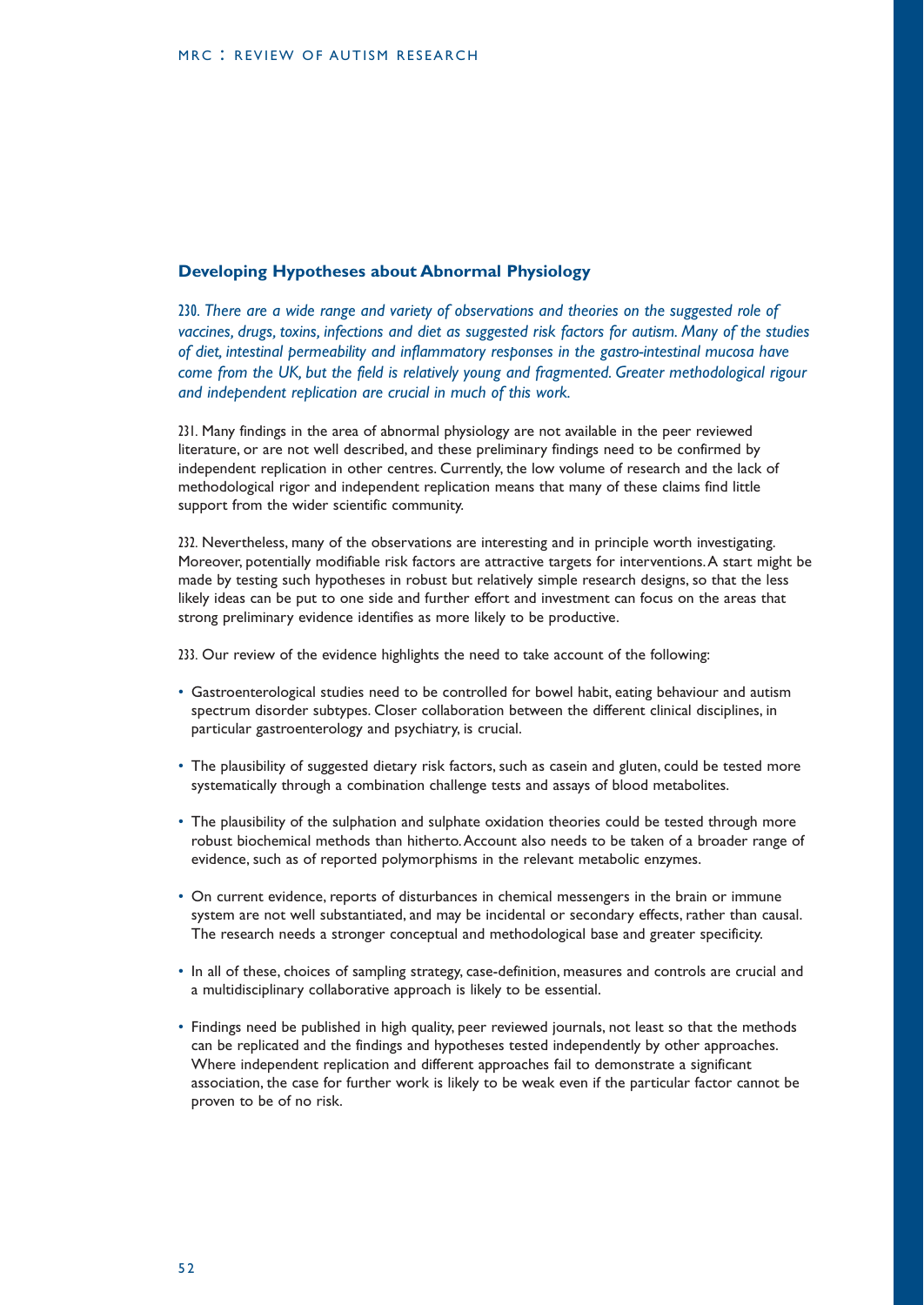## Developing Hypotheses about Abnormal Physiology

*230. There are a wide range and variety of observations and theories on the suggested role of vaccines, drugs, toxins, infections and diet as suggested risk factors for autism. Many of the studies of diet, intestinal permeability and inflammatory responses in the gastro-intestinal mucosa have come from the UK, but the field is relatively young and fragmented. Greater methodological rigour and independent replication are crucial in much of this work.*

231. Many findings in the area of abnormal physiology are not available in the peer reviewed literature, or are not well described, and these preliminary findings need to be confirmed by independent replication in other centres. Currently, the low volume of research and the lack of methodological rigor and independent replication means that many of these claims find little support from the wider scientific community.

232. Nevertheless, many of the observations are interesting and in principle worth investigating. Moreover, potentially modifiable risk factors are attractive targets for interventions. A start might be made by testing such hypotheses in robust but relatively simple research designs, so that the less likely ideas can be put to one side and further effort and investment can focus on the areas that strong preliminary evidence identifies as more likely to be productive.

233. Our review of the evidence highlights the need to take account of the following:

- Gastroenterological studies need to be controlled for bowel habit, eating behaviour and autism spectrum disorder subtypes. Closer collaboration between the different clinical disciplines, in particular gastroenterology and psychiatry, is crucial.
- The plausibility of suggested dietary risk factors, such as casein and gluten, could be tested more systematically through a combination challenge tests and assays of blood metabolites.
- The plausibility of the sulphation and sulphate oxidation theories could be tested through more robust biochemical methods than hitherto. Account also needs to be taken of a broader range of evidence, such as of reported polymorphisms in the relevant metabolic enzymes.
- On current evidence, reports of disturbances in chemical messengers in the brain or immune system are not well substantiated, and may be incidental or secondary effects, rather than causal. The research needs a stronger conceptual and methodological base and greater specificity.
- In all of these, choices of sampling strategy, case-definition, measures and controls are crucial and a multidisciplinary collaborative approach is likely to be essential.
- Findings need be published in high quality, peer reviewed journals, not least so that the methods can be replicated and the findings and hypotheses tested independently by other approaches. Where independent replication and different approaches fail to demonstrate a significant association, the case for further work is likely to be weak even if the particular factor cannot be proven to be of no risk.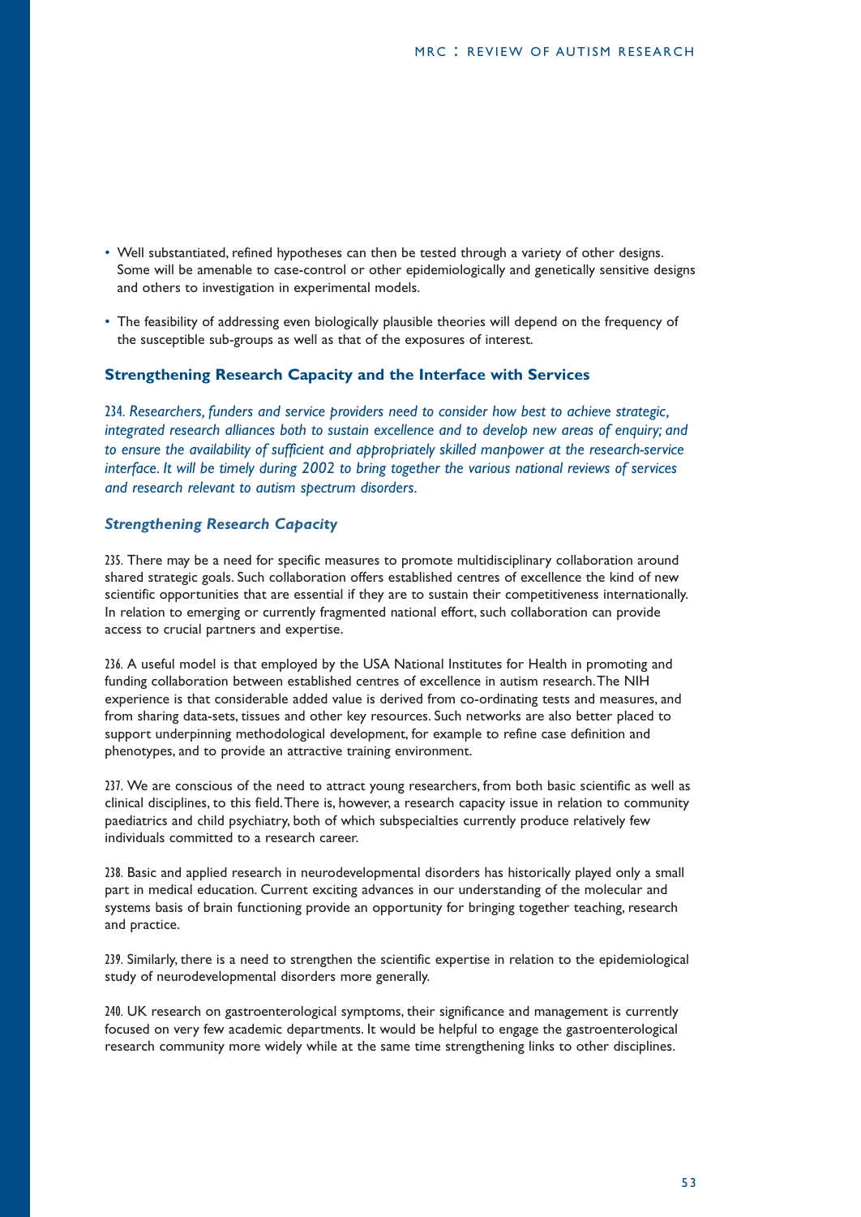- Well substantiated, refined hypotheses can then be tested through a variety of other designs. Some will be amenable to case-control or other epidemiologically and genetically sensitive designs and others to investigation in experimental models.

- The feasibility of addressing even biologically plausible theories will depend on the frequency of the susceptible sub-groups as well as that of the exposures of interest.

## Strengthening Research Capacity and the Interface with Services

*234. Researchers, funders and service providers need to consider how best to achieve strategic, integrated research alliances both to sustain excellence and to develop new areas of enquiry; and to ensure the availability of sufficient and appropriately skilled manpower at the research-service interface. It will be timely during 2002 to bring together the various national reviews of services and research relevant to autism spectrum disorders.*

### *Strengthening Research Capacity*

235. There may be a need for specific measures to promote multidisciplinary collaboration around shared strategic goals. Such collaboration offers established centres of excellence the kind of new scientific opportunities that are essential if they are to sustain their competitiveness internationally. In relation to emerging or currently fragmented national effort, such collaboration can provide access to crucial partners and expertise.

236. A useful model is that employed by the USA National Institutes for Health in promoting and funding collaboration between established centres of excellence in autism research. The NIH experience is that considerable added value is derived from co-ordinating tests and measures, and from sharing data-sets, tissues and other key resources. Such networks are also better placed to support underpinning methodological development, for example to refine case definition and phenotypes, and to provide an attractive training environment.

237. We are conscious of the need to attract young researchers, from both basic scientific as well as clinical disciplines, to this field. There is, however, a research capacity issue in relation to community paediatrics and child psychiatry, both of which subspecialties currently produce relatively few individuals committed to a research career.

238. Basic and applied research in neurodevelopmental disorders has historically played only a small part in medical education. Current exciting advances in our understanding of the molecular and systems basis of brain functioning provide an opportunity for bringing together teaching, research and practice.

239. Similarly, there is a need to strengthen the scientific expertise in relation to the epidemiological study of neurodevelopmental disorders more generally.

240. UK research on gastroenterological symptoms, their significance and management is currently focused on very few academic departments. It would be helpful to engage the gastroenterological research community more widely while at the same time strengthening links to other disciplines.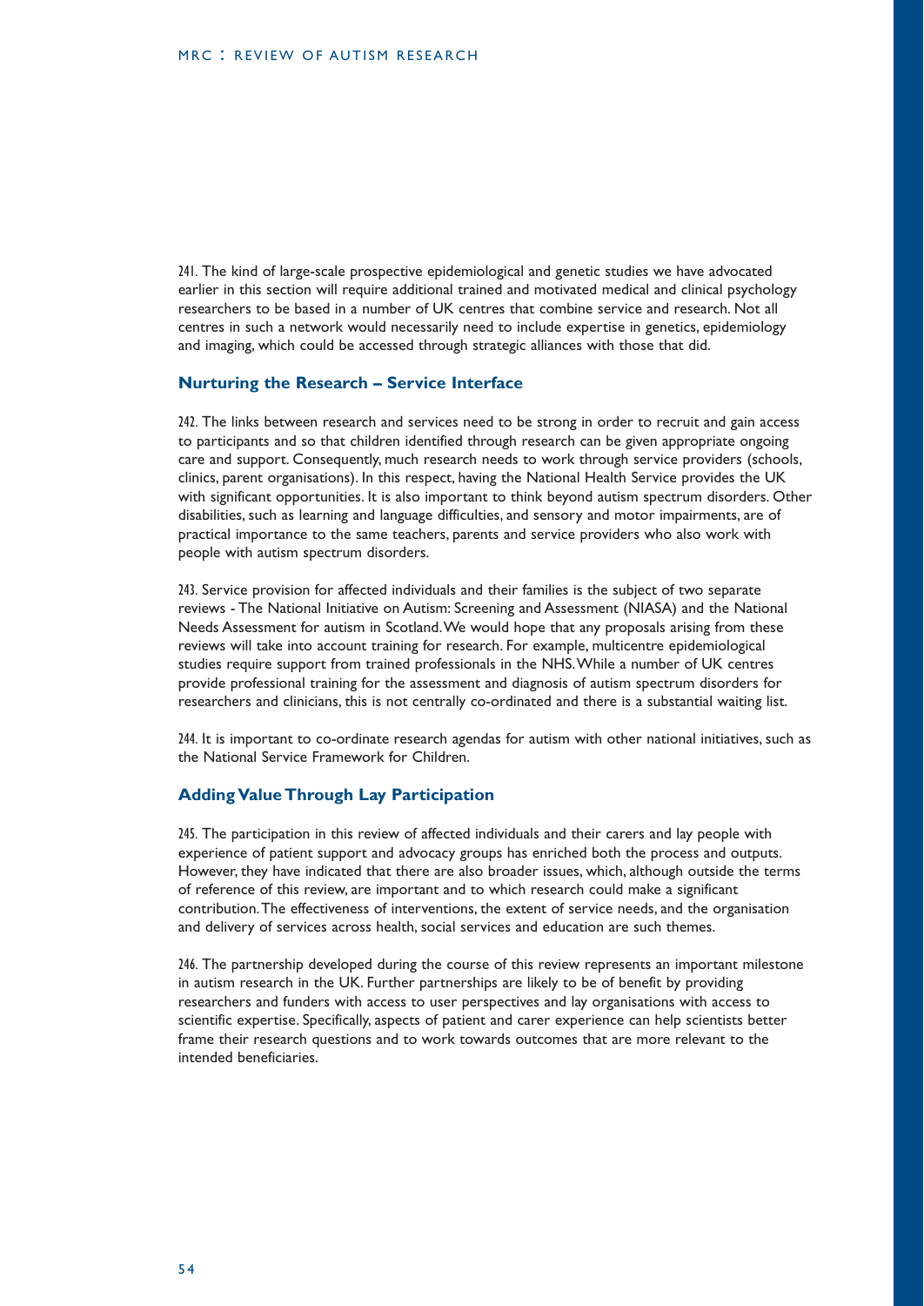241. The kind of large-scale prospective epidemiological and genetic studies we have advocated earlier in this section will require additional trained and motivated medical and clinical psychology researchers to be based in a number of UK centres that combine service and research. Not all centres in such a network would necessarily need to include expertise in genetics, epidemiology and imaging, which could be accessed through strategic alliances with those that did.

### Nurturing the Research – Service Interface

242. The links between research and services need to be strong in order to recruit and gain access to participants and so that children identified through research can be given appropriate ongoing care and support. Consequently, much research needs to work through service providers (schools, clinics, parent organisations). In this respect, having the National Health Service provides the UK with significant opportunities. It is also important to think beyond autism spectrum disorders. Other disabilities, such as learning and language difficulties, and sensory and motor impairments, are of practical importance to the same teachers, parents and service providers who also work with people with autism spectrum disorders.

243. Service provision for affected individuals and their families is the subject of two separate reviews - The National Initiative on Autism: Screening and Assessment (NIASA) and the National Needs Assessment for autism in Scotland. We would hope that any proposals arising from these reviews will take into account training for research. For example, multicentre epidemiological studies require support from trained professionals in the NHS. While a number of UK centres provide professional training for the assessment and diagnosis of autism spectrum disorders for researchers and clinicians, this is not centrally co-ordinated and there is a substantial waiting list.

244. It is important to co-ordinate research agendas for autism with other national initiatives, such as the National Service Framework for Children.

### Adding Value Through Lay Participation

245. The participation in this review of affected individuals and their carers and lay people with experience of patient support and advocacy groups has enriched both the process and outputs. However, they have indicated that there are also broader issues, which, although outside the terms of reference of this review, are important and to which research could make a significant contribution. The effectiveness of interventions, the extent of service needs, and the organisation and delivery of services across health, social services and education are such themes.

246. The partnership developed during the course of this review represents an important milestone in autism research in the UK. Further partnerships are likely to be of benefit by providing researchers and funders with access to user perspectives and lay organisations with access to scientific expertise. Specifically, aspects of patient and carer experience can help scientists better frame their research questions and to work towards outcomes that are more relevant to the intended beneficiaries.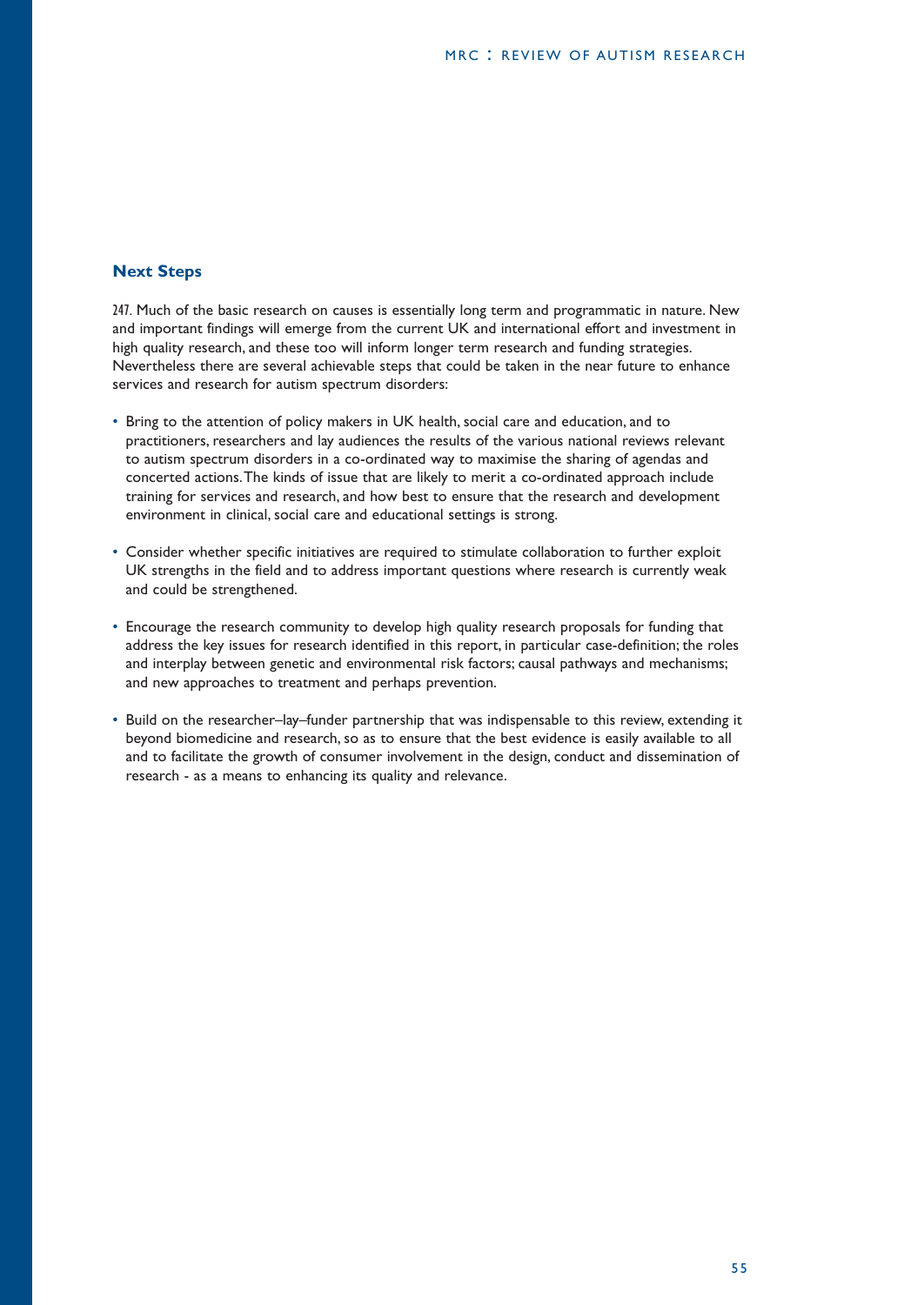## Next Steps

247. Much of the basic research on causes is essentially long term and programmatic in nature. New and important findings will emerge from the current UK and international effort and investment in high quality research, and these too will inform longer term research and funding strategies. Nevertheless there are several achievable steps that could be taken in the near future to enhance services and research for autism spectrum disorders:

- Bring to the attention of policy makers in UK health, social care and education, and to practitioners, researchers and lay audiences the results of the various national reviews relevant to autism spectrum disorders in a co-ordinated way to maximise the sharing of agendas and concerted actions. The kinds of issue that are likely to merit a co-ordinated approach include training for services and research, and how best to ensure that the research and development environment in clinical, social care and educational settings is strong.

- Consider whether specific initiatives are required to stimulate collaboration to further exploit UK strengths in the field and to address important questions where research is currently weak and could be strengthened.

- Encourage the research community to develop high quality research proposals for funding that address the key issues for research identified in this report, in particular case-definition; the roles and interplay between genetic and environmental risk factors; causal pathways and mechanisms; and new approaches to treatment and perhaps prevention.

- Build on the researcher–lay–funder partnership that was indispensable to this review, extending it beyond biomedicine and research, so as to ensure that the best evidence is easily available to all and to facilitate the growth of consumer involvement in the design, conduct and dissemination of research - as a means to enhancing its quality and relevance.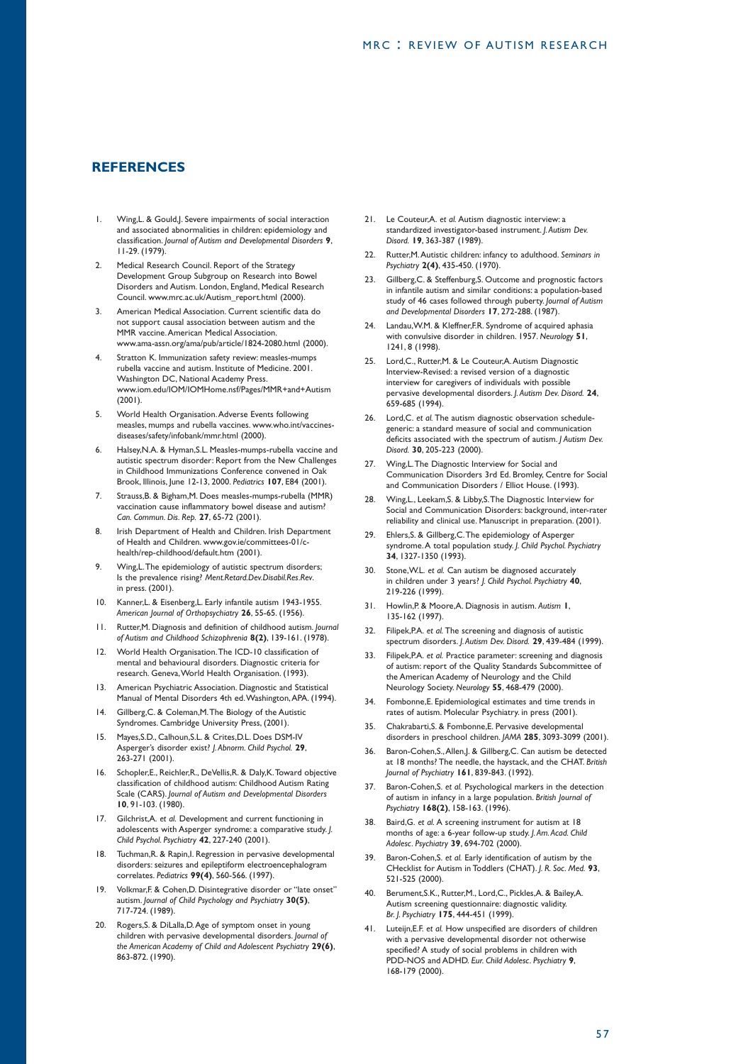## REFERENCES

1. Wing,L. & Gould,J. Severe impairments of social interaction and associated abnormalities in children: epidemiology and classification. *Journal of Autism and Developmental Disorders* **9**, 11-29. (1979).
2. Medical Research Council. Report of the Strategy Development Group Subgroup on Research into Bowel Disorders and Autism. London, England, Medical Research Council. www.mrc.ac.uk/Autism_report.html (2000).
3. American Medical Association. Current scientific data do not support causal association between autism and the MMR vaccine. American Medical Association. www.ama-assn.org/ama/pub/article/1824-2080.html (2000).
4. Stratton K. Immunization safety review: measles-mumps rubella vaccine and autism. Institute of Medicine. 2001. Washington DC, National Academy Press. www.iom.edu/IOM/IOMHome.nsf/Pages/MMR+and+Autism (2001).
5. World Health Organisation. Adverse Events following measles, mumps and rubella vaccines. www.who.int/vaccines-diseases/safety/infobank/mmr.html (2000).
6. Halsey,N.A. & Hyman,S.L. Measles-mumps-rubella vaccine and autistic spectrum disorder: Report from the New Challenges in Childhood Immunizations Conference convened in Oak Brook, Illinois, June 12-13, 2000. *Pediatrics* **107**, E84 (2001).
7. Strauss,B. & Bigham,M. Does measles-mumps-rubella (MMR) vaccination cause inflammatory bowel disease and autism? *Can. Commun. Dis. Rep.* **27**, 65-72 (2001).
8. Irish Department of Health and Children. Irish Department of Health and Children. www.gov.ie/committees-01/c-health/rep-childhood/default.htm (2001).
9. Wing,L. The epidemiology of autistic spectrum disorders; Is the prevalence rising? *Ment.Retard.Dev.Disabil.Res.Rev.* in press. (2001).
10. Kanner,L. & Eisenberg,L. Early infantile autism 1943-1955. *American Journal of Orthopsychiatry* **26**, 55-65. (1956).
11. Rutter,M. Diagnosis and definition of childhood autism. *Journal of Autism and Childhood Schizophrenia* **8(2)**, 139-161. (1978).
12. World Health Organisation. The ICD-10 classification of mental and behavioural disorders. Diagnostic criteria for research. Geneva, World Health Organisation. (1993).
13. American Psychiatric Association. Diagnostic and Statistical Manual of Mental Disorders 4th ed. Washington, APA. (1994).
14. Gillberg,C. & Coleman,M. The Biology of the Autistic Syndromes. Cambridge University Press, (2001).
15. Mayes,S.D., Calhoun,S.L. & Crites,D.L. Does DSM-IV Asperger's disorder exist? *J. Abnorm. Child Psychol.* **29**, 263-271 (2001).
16. Schopler,E., Reichler,R., DeVellis,R. & Daly,K. Toward objective classification of childhood autism: Childhood Autism Rating Scale (CARS). *Journal of Autism and Developmental Disorders* **10**, 91-103. (1980).
17. Gilchrist,A. *et al.* Development and current functioning in adolescents with Asperger syndrome: a comparative study. *J. Child Psychol. Psychiatry* **42**, 227-240 (2001).
18. Tuchman,R. & Rapin,I. Regression in pervasive developmental disorders: seizures and epileptiform electroencephalogram correlates. *Pediatrics* **99(4)**, 560-566. (1997).
19. Volkmar,F. & Cohen,D. Disintegrative disorder or "late onset" autism. *Journal of Child Psychology and Psychiatry* **30(5)**, 717-724. (1989).
20. Rogers,S. & DiLalla,D. Age of symptom onset in young children with pervasive developmental disorders. *Journal of the American Academy of Child and Adolescent Psychiatry* **29(6)**, 863-872. (1990).
21. Le Couteur,A. *et al.* Autism diagnostic interview: a standardized investigator-based instrument. *J. Autism Dev. Disord.* **19**, 363-387 (1989).
22. Rutter,M. Autistic children: infancy to adulthood. *Seminars in Psychiatry* **2(4)**, 435-450. (1970).
23. Gillberg,C. & Steffenburg,S. Outcome and prognostic factors in infantile autism and similar conditions: a population-based study of 46 cases followed through puberty. *Journal of Autism and Developmental Disorders* **17**, 272-288. (1987).
24. Landau,W.M. & Kleffner,F.R. Syndrome of acquired aphasia with convulsive disorder in children. 1957. *Neurology* **51**, 1241, 8 (1998).
25. Lord,C., Rutter,M. & Le Couteur,A. Autism Diagnostic Interview-Revised: a revised version of a diagnostic interview for caregivers of individuals with possible pervasive developmental disorders. *J. Autism Dev. Disord.* **24**, 659-685 (1994).
26. Lord,C. *et al.* The autism diagnostic observation schedule-generic: a standard measure of social and communication deficits associated with the spectrum of autism. *J Autism Dev. Disord.* **30**, 205-223 (2000).
27. Wing,L. The Diagnostic Interview for Social and Communication Disorders 3rd Ed. Bromley, Centre for Social and Communication Disorders / Elliot House. (1993).
28. Wing,L., Leekam,S. & Libby,S. The Diagnostic Interview for Social and Communication Disorders: background, inter-rater reliability and clinical use. Manuscript in preparation. (2001).
29. Ehlers,S. & Gillberg,C. The epidemiology of Asperger syndrome. A total population study. *J. Child Psychol. Psychiatry* **34**, 1327-1350 (1993).
30. Stone,W.L. *et al.* Can autism be diagnosed accurately in children under 3 years? *J. Child Psychol. Psychiatry* **40**, 219-226 (1999).
31. Howlin,P. & Moore,A. Diagnosis in autism. *Autism* **1**, 135-162 (1997).
32. Filipek,P.A. *et al.* The screening and diagnosis of autistic spectrum disorders. *J. Autism Dev. Disord.* **29**, 439-484 (1999).
33. Filipek,P.A. *et al.* Practice parameter: screening and diagnosis of autism: report of the Quality Standards Subcommittee of the American Academy of Neurology and the Child Neurology Society. *Neurology* **55**, 468-479 (2000).
34. Fombonne,E. Epidemiological estimates and time trends in rates of autism. Molecular Psychiatry. in press (2001).
35. Chakrabarti,S. & Fombonne,E. Pervasive developmental disorders in preschool children. *JAMA* **285**, 3093-3099 (2001).
36. Baron-Cohen,S., Allen,J. & Gillberg,C. Can autism be detected at 18 months? The needle, the haystack, and the CHAT. *British Journal of Psychiatry* **161**, 839-843. (1992).
37. Baron-Cohen,S. *et al.* Psychological markers in the detection of autism in infancy in a large population. *British Journal of Psychiatry* **168(2)**, 158-163. (1996).
38. Baird,G. *et al.* A screening instrument for autism at 18 months of age: a 6-year follow-up study. *J. Am. Acad. Child Adolesc. Psychiatry* **39**, 694-702 (2000).
39. Baron-Cohen,S. *et al.* Early identification of autism by the CHecklist for Autism in Toddlers (CHAT). *J. R. Soc. Med.* **93**, 521-525 (2000).
40. Berument,S.K., Rutter,M., Lord,C., Pickles,A. & Bailey,A. Autism screening questionnaire: diagnostic validity. *Br. J. Psychiatry* **175**, 444-451 (1999).
41. Luteijn,E.F. *et al.* How unspecified are disorders of children with a pervasive developmental disorder not otherwise specified? A study of social problems in children with PDD-NOS and ADHD. *Eur. Child Adolesc. Psychiatry* **9**, 168-179 (2000).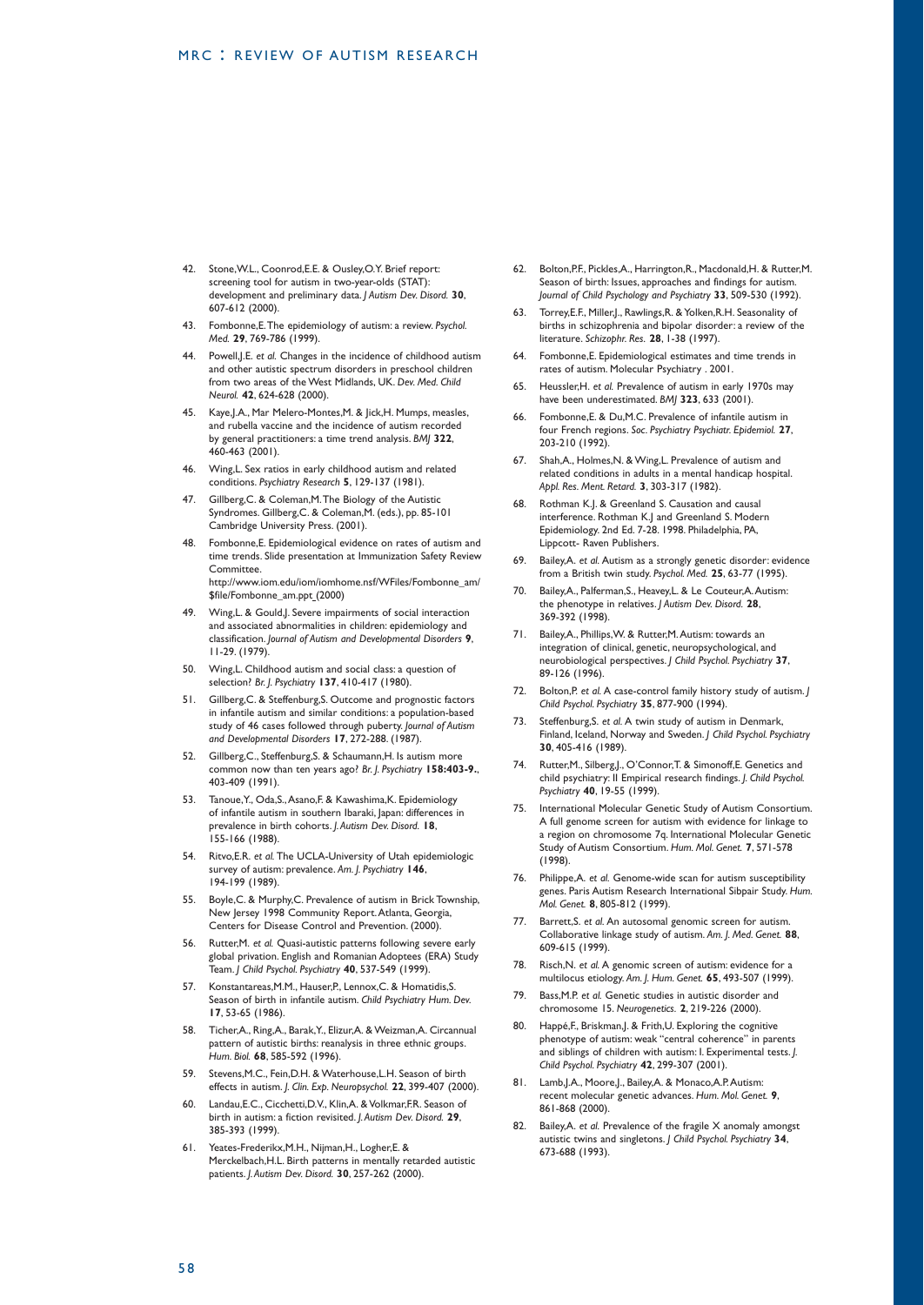42. Stone,W.L., Coonrod,E.E. & Ousley,O.Y. Brief report: screening tool for autism in two-year-olds (STAT): development and preliminary data. *J Autism Dev. Disord.* **30**, 607-612 (2000).

43. Fombonne,E. The epidemiology of autism: a review. *Psychol. Med.* **29**, 769-786 (1999).

44. Powell,J.E. *et al.* Changes in the incidence of childhood autism and other autistic spectrum disorders in preschool children from two areas of the West Midlands, UK. *Dev. Med. Child Neurol.* **42**, 624-628 (2000).

45. Kaye,J.A., Mar Melero-Montes,M. & Jick,H. Mumps, measles, and rubella vaccine and the incidence of autism recorded by general practitioners: a time trend analysis. *BMJ* **322**, 460-463 (2001).

46. Wing,L. Sex ratios in early childhood autism and related conditions. *Psychiatry Research* **5**, 129-137 (1981).

47. Gillberg,C. & Coleman,M. The Biology of the Autistic Syndromes. Gillberg,C. & Coleman,M. (eds.), pp. 85-101 Cambridge University Press. (2001).

48. Fombonne,E. Epidemiological evidence on rates of autism and time trends. Slide presentation at Immunization Safety Review Committee. http://www.iom.edu/iom/iomhome.nsf/WFiles/Fombonne_am/$file/Fombonne_am.ppt (2000)

49. Wing,L. & Gould,J. Severe impairments of social interaction and associated abnormalities in children: epidemiology and classification. *Journal of Autism and Developmental Disorders* **9**, 11-29. (1979).

50. Wing,L. Childhood autism and social class: a question of selection? *Br. J. Psychiatry* **137**, 410-417 (1980).

51. Gillberg,C. & Steffenburg,S. Outcome and prognostic factors in infantile autism and similar conditions: a population-based study of 46 cases followed through puberty. *Journal of Autism and Developmental Disorders* **17**, 272-288. (1987).

52. Gillberg,C., Steffenburg,S. & Schaumann,H. Is autism more common now than ten years ago? *Br. J. Psychiatry* **158:403-9.**, 403-409 (1991).

53. Tanoue,Y., Oda,S., Asano,F. & Kawashima,K. Epidemiology of infantile autism in southern Ibaraki, Japan: differences in prevalence in birth cohorts. *J. Autism Dev. Disord.* **18**, 155-166 (1988).

54. Ritvo,E.R. *et al.* The UCLA-University of Utah epidemiologic survey of autism: prevalence. *Am. J. Psychiatry* **146**, 194-199 (1989).

55. Boyle,C. & Murphy,C. Prevalence of autism in Brick Township, New Jersey 1998 Community Report. Atlanta, Georgia, Centers for Disease Control and Prevention. (2000).

56. Rutter,M. *et al.* Quasi-autistic patterns following severe early global privation. English and Romanian Adoptees (ERA) Study Team. *J Child Psychol. Psychiatry* **40**, 537-549 (1999).

57. Konstantareas,M.M., Hauser,P., Lennox,C. & Homatidis,S. Season of birth in infantile autism. *Child Psychiatry Hum. Dev.* **17**, 53-65 (1986).

58. Ticher,A., Ring,A., Barak,Y., Elizur,A. & Weizman,A. Circannual pattern of autistic births: reanalysis in three ethnic groups. *Hum. Biol.* **68**, 585-592 (1996).

59. Stevens,M.C., Fein,D.H. & Waterhouse,L.H. Season of birth effects in autism. *J. Clin. Exp. Neuropsychol.* **22**, 399-407 (2000).

60. Landau,E.C., Cicchetti,D.V., Klin,A. & Volkmar,F.R. Season of birth in autism: a fiction revisited. *J. Autism Dev. Disord.* **29**, 385-393 (1999).

61. Yeates-Frederikx,M.H., Nijman,H., Logher,E. & Merckelbach,H.L. Birth patterns in mentally retarded autistic patients. *J. Autism Dev. Disord.* **30**, 257-262 (2000).

62. Bolton,P.F., Pickles,A., Harrington,R., Macdonald,H. & Rutter,M. Season of birth: Issues, approaches and findings for autism. *Journal of Child Psychology and Psychiatry* **33**, 509-530 (1992).

63. Torrey,E.F., Miller,J., Rawlings,R. & Yolken,R.H. Seasonality of births in schizophrenia and bipolar disorder: a review of the literature. *Schizophr. Res.* **28**, 1-38 (1997).

64. Fombonne,E. Epidemiological estimates and time trends in rates of autism. Molecular Psychiatry . 2001.

65. Heussler,H. *et al.* Prevalence of autism in early 1970s may have been underestimated. *BMJ* **323**, 633 (2001).

66. Fombonne,E. & Du,M.C. Prevalence of infantile autism in four French regions. *Soc. Psychiatry Psychiatr. Epidemiol.* **27**, 203-210 (1992).

67. Shah,A., Holmes,N. & Wing,L. Prevalence of autism and related conditions in adults in a mental handicap hospital. *Appl. Res. Ment. Retard.* **3**, 303-317 (1982).

68. Rothman K.J. & Greenland S. Causation and causal interference. Rothman K.J and Greenland S. Modern Epidemiology. 2nd Ed. 7-28. 1998. Philadelphia, PA, Lippcott- Raven Publishers.

69. Bailey,A. *et al.* Autism as a strongly genetic disorder: evidence from a British twin study. *Psychol. Med.* **25**, 63-77 (1995).

70. Bailey,A., Palferman,S., Heavey,L. & Le Couteur,A. Autism: the phenotype in relatives. *J Autism Dev. Disord.* **28**, 369-392 (1998).

71. Bailey,A., Phillips,W. & Rutter,M. Autism: towards an integration of clinical, genetic, neuropsychological, and neurobiological perspectives. *J Child Psychol. Psychiatry* **37**, 89-126 (1996).

72. Bolton,P. *et al.* A case-control family history study of autism. *J Child Psychol. Psychiatry* **35**, 877-900 (1994).

73. Steffenburg,S. *et al.* A twin study of autism in Denmark, Finland, Iceland, Norway and Sweden. *J Child Psychol. Psychiatry* **30**, 405-416 (1989).

74. Rutter,M., Silberg,J., O'Connor,T. & Simonoff,E. Genetics and child psychiatry: II Empirical research findings. *J. Child Psychol. Psychiatry* **40**, 19-55 (1999).

75. International Molecular Genetic Study of Autism Consortium. A full genome screen for autism with evidence for linkage to a region on chromosome 7q. International Molecular Genetic Study of Autism Consortium. *Hum. Mol. Genet.* **7**, 571-578 (1998).

76. Philippe,A. *et al.* Genome-wide scan for autism susceptibility genes. Paris Autism Research International Sibpair Study. *Hum. Mol. Genet.* **8**, 805-812 (1999).

77. Barrett,S. *et al.* An autosomal genomic screen for autism. Collaborative linkage study of autism. *Am. J. Med. Genet.* **88**, 609-615 (1999).

78. Risch,N. *et al.* A genomic screen of autism: evidence for a multilocus etiology. *Am. J. Hum. Genet.* **65**, 493-507 (1999).

79. Bass,M.P. *et al.* Genetic studies in autistic disorder and chromosome 15. *Neurogenetics.* **2**, 219-226 (2000).

80. Happé,F., Briskman,J. & Frith,U. Exploring the cognitive phenotype of autism: weak "central coherence" in parents and siblings of children with autism: I. Experimental tests. *J. Child Psychol. Psychiatry* **42**, 299-307 (2001).

81. Lamb,J.A., Moore,J., Bailey,A. & Monaco,A.P. Autism: recent molecular genetic advances. *Hum. Mol. Genet.* **9**, 861-868 (2000).

82. Bailey,A. *et al.* Prevalence of the fragile X anomaly amongst autistic twins and singletons. *J Child Psychol. Psychiatry* **34**, 673-688 (1993).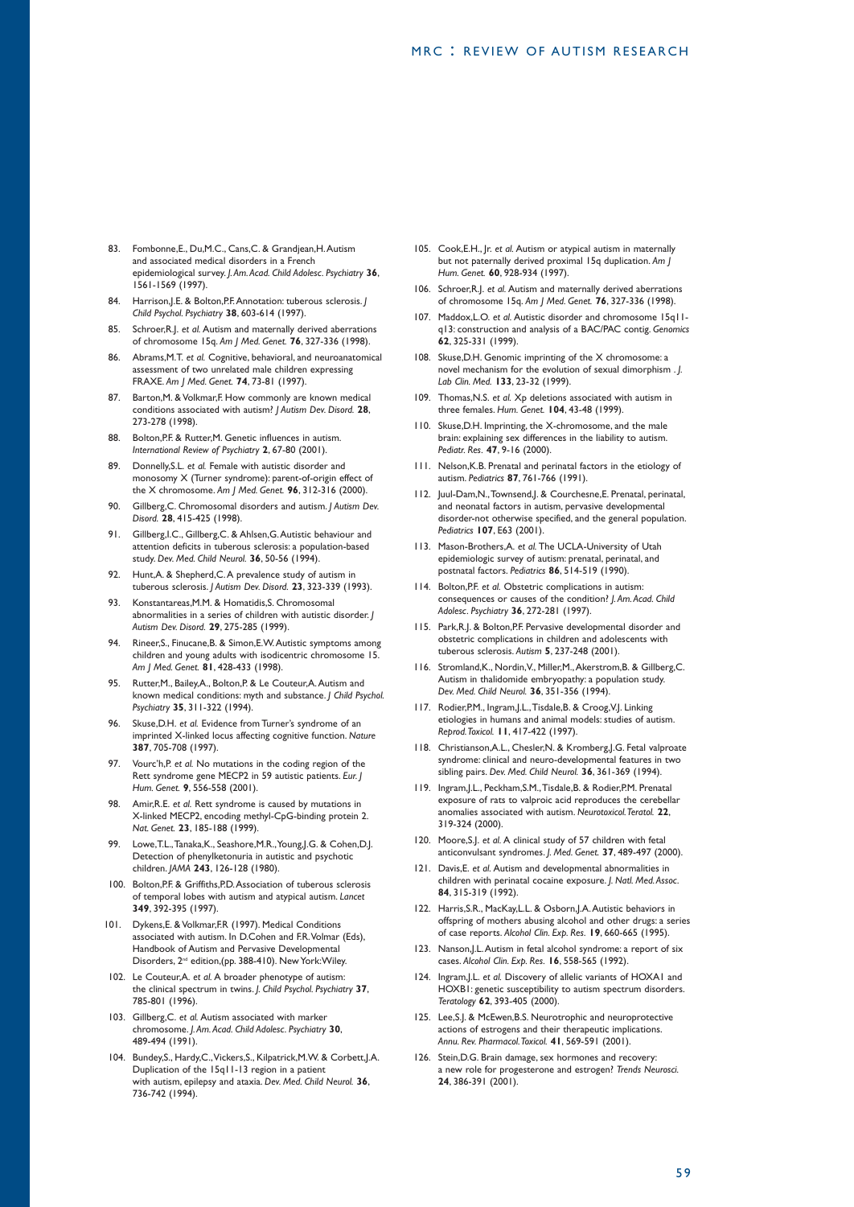83. Fombonne,E., Du,M.C., Cans,C. & Grandjean,H. Autism and associated medical disorders in a French epidemiological survey. *J. Am. Acad. Child Adolesc. Psychiatry* **36**, 1561-1569 (1997).
84. Harrison,J.E. & Bolton,P.F. Annotation: tuberous sclerosis. *J Child Psychol. Psychiatry* **38**, 603-614 (1997).
85. Schroer,R.J. *et al.* Autism and maternally derived aberrations of chromosome 15q. *Am J Med. Genet.* **76**, 327-336 (1998).
86. Abrams,M.T. *et al.* Cognitive, behavioral, and neuroanatomical assessment of two unrelated male children expressing FRAXE. *Am J Med. Genet.* **74**, 73-81 (1997).
87. Barton,M. & Volkmar,F. How commonly are known medical conditions associated with autism? *J Autism Dev. Disord.* **28**, 273-278 (1998).
88. Bolton,P.F. & Rutter,M. Genetic influences in autism. *International Review of Psychiatry* **2**, 67-80 (2001).
89. Donnelly,S.L. *et al.* Female with autistic disorder and monosomy X (Turner syndrome): parent-of-origin effect of the X chromosome. *Am J Med. Genet.* **96**, 312-316 (2000).
90. Gillberg,C. Chromosomal disorders and autism. *J Autism Dev. Disord.* **28**, 415-425 (1998).
91. Gillberg,I.C., Gillberg,C. & Ahlsen,G. Autistic behaviour and attention deficits in tuberous sclerosis: a population-based study. *Dev. Med. Child Neurol.* **36**, 50-56 (1994).
92. Hunt,A. & Shepherd,C. A prevalence study of autism in tuberous sclerosis. *J Autism Dev. Disord.* **23**, 323-339 (1993).
93. Konstantareas,M.M. & Homatidis,S. Chromosomal abnormalities in a series of children with autistic disorder. *J Autism Dev. Disord.* **29**, 275-285 (1999).
94. Rineer,S., Finucane,B. & Simon,E.W. Autistic symptoms among children and young adults with isodicentric chromosome 15. *Am J Med. Genet.* **81**, 428-433 (1998).
95. Rutter,M., Bailey,A., Bolton,P. & Le Couteur,A. Autism and known medical conditions: myth and substance. *J Child Psychol. Psychiatry* **35**, 311-322 (1994).
96. Skuse,D.H. *et al.* Evidence from Turner's syndrome of an imprinted X-linked locus affecting cognitive function. *Nature* **387**, 705-708 (1997).
97. Vourc'h,P. *et al.* No mutations in the coding region of the Rett syndrome gene MECP2 in 59 autistic patients. *Eur. J Hum. Genet.* **9**, 556-558 (2001).
98. Amir,R.E. *et al.* Rett syndrome is caused by mutations in X-linked MECP2, encoding methyl-CpG-binding protein 2. *Nat. Genet.* **23**, 185-188 (1999).
99. Lowe,T.L., Tanaka,K., Seashore,M.R., Young,J.G. & Cohen,D.J. Detection of phenylketonuria in autistic and psychotic children. *JAMA* **243**, 126-128 (1980).
100. Bolton,P.F. & Griffiths,P.D. Association of tuberous sclerosis of temporal lobes with autism and atypical autism. *Lancet* **349**, 392-395 (1997).
101. Dykens,E. & Volkmar,F.R (1997). Medical Conditions associated with autism. In D.Cohen and F.R. Volmar (Eds), Handbook of Autism and Pervasive Developmental Disorders, 2nd edition,(pp. 388-410). New York: Wiley.
102. Le Couteur,A. *et al.* A broader phenotype of autism: the clinical spectrum in twins. *J. Child Psychol. Psychiatry* **37**, 785-801 (1996).
103. Gillberg,C. *et al.* Autism associated with marker chromosome. *J. Am. Acad. Child Adolesc. Psychiatry* **30**, 489-494 (1991).
104. Bundey,S., Hardy,C., Vickers,S., Kilpatrick,M.W. & Corbett,J.A. Duplication of the 15q11-13 region in a patient with autism, epilepsy and ataxia. *Dev. Med. Child Neurol.* **36**, 736-742 (1994).
105. Cook,E.H., Jr. *et al.* Autism or atypical autism in maternally but not paternally derived proximal 15q duplication. *Am J Hum. Genet.* **60**, 928-934 (1997).
106. Schroer,R.J. *et al.* Autism and maternally derived aberrations of chromosome 15q. *Am J Med. Genet.* **76**, 327-336 (1998).
107. Maddox,L.O. *et al.* Autistic disorder and chromosome 15q11-q13: construction and analysis of a BAC/PAC contig. *Genomics* **62**, 325-331 (1999).
108. Skuse,D.H. Genomic imprinting of the X chromosome: a novel mechanism for the evolution of sexual dimorphism . *J. Lab Clin. Med.* **133**, 23-32 (1999).
109. Thomas,N.S. *et al.* Xp deletions associated with autism in three females. *Hum. Genet.* **104**, 43-48 (1999).
110. Skuse,D.H. Imprinting, the X-chromosome, and the male brain: explaining sex differences in the liability to autism. *Pediatr. Res.* **47**, 9-16 (2000).
111. Nelson,K.B. Prenatal and perinatal factors in the etiology of autism. *Pediatrics* **87**, 761-766 (1991).
112. Juul-Dam,N., Townsend,J. & Courchesne,E. Prenatal, perinatal, and neonatal factors in autism, pervasive developmental disorder-not otherwise specified, and the general population. *Pediatrics* **107**, E63 (2001).
113. Mason-Brothers,A. *et al.* The UCLA-University of Utah epidemiologic survey of autism: prenatal, perinatal, and postnatal factors. *Pediatrics* **86**, 514-519 (1990).
114. Bolton,P.F. *et al.* Obstetric complications in autism: consequences or causes of the condition? *J. Am. Acad. Child Adolesc. Psychiatry* **36**, 272-281 (1997).
115. Park,R.J. & Bolton,P.F. Pervasive developmental disorder and obstetric complications in children and adolescents with tuberous sclerosis. *Autism* **5**, 237-248 (2001).
116. Stromland,K., Nordin,V., Miller,M., Akerstrom,B. & Gillberg,C. Autism in thalidomide embryopathy: a population study. *Dev. Med. Child Neurol.* **36**, 351-356 (1994).
117. Rodier,P.M., Ingram,J.L., Tisdale,B. & Croog,V.J. Linking etiologies in humans and animal models: studies of autism. *Reprod. Toxicol.* **11**, 417-422 (1997).
118. Christianson,A.L., Chesler,N. & Kromberg,J.G. Fetal valproate syndrome: clinical and neuro-developmental features in two sibling pairs. *Dev. Med. Child Neurol.* **36**, 361-369 (1994).
119. Ingram,J.L., Peckham,S.M., Tisdale,B. & Rodier,P.M. Prenatal exposure of rats to valproic acid reproduces the cerebellar anomalies associated with autism. *Neurotoxicol. Teratol.* **22**, 319-324 (2000).
120. Moore,S.J. *et al.* A clinical study of 57 children with fetal anticonvulsant syndromes. *J. Med. Genet.* **37**, 489-497 (2000).
121. Davis,E. *et al.* Autism and developmental abnormalities in children with perinatal cocaine exposure. *J. Natl. Med. Assoc.* **84**, 315-319 (1992).
122. Harris,S.R., MacKay,L.L. & Osborn,J.A. Autistic behaviors in offspring of mothers abusing alcohol and other drugs: a series of case reports. *Alcohol Clin. Exp. Res.* **19**, 660-665 (1995).
123. Nanson,J.L. Autism in fetal alcohol syndrome: a report of six cases. *Alcohol Clin. Exp. Res.* **16**, 558-565 (1992).
124. Ingram,J.L. *et al.* Discovery of allelic variants of HOXA1 and HOXB1: genetic susceptibility to autism spectrum disorders. *Teratology* **62**, 393-405 (2000).
125. Lee,S.J. & McEwen,B.S. Neurotrophic and neuroprotective actions of estrogens and their therapeutic implications. *Annu. Rev. Pharmacol. Toxicol.* **41**, 569-591 (2001).
126. Stein,D.G. Brain damage, sex hormones and recovery: a new role for progesterone and estrogen? *Trends Neurosci.* **24**, 386-391 (2001).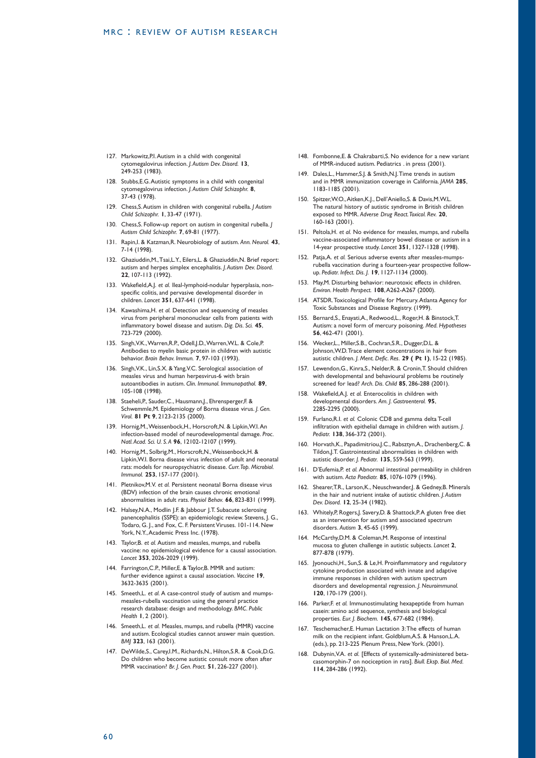127. Markowitz,P.I. Autism in a child with congenital cytomegalovirus infection. *J. Autism Dev. Disord.* **13**, 249-253 (1983).

128. Stubbs,E.G. Autistic symptoms in a child with congenital cytomegalovirus infection. *J. Autism Child Schizophr.* **8**, 37-43 (1978).

129. Chess,S. Autism in children with congenital rubella. *J Autism Child Schizophr.* **1**, 33-47 (1971).

130. Chess,S. Follow-up report on autism in congenital rubella. *J Autism Child Schizophr.* **7**, 69-81 (1977).

131. Rapin,I. & Katzman,R. Neurobiology of autism. *Ann. Neurol.* **43**, 7-14 (1998).

132. Ghaziuddin,M., Tsai,L.Y., Eilers,L. & Ghaziuddin,N. Brief report: autism and herpes simplex encephalitis. *J. Autism Dev. Disord.* **22**, 107-113 (1992).

133. Wakefield,A.J. *et al.* Ileal-lymphoid-nodular hyperplasia, non-specific colitis, and pervasive developmental disorder in children. *Lancet* **351**, 637-641 (1998).

134. Kawashima,H. *et al.* Detection and sequencing of measles virus from peripheral mononuclear cells from patients with inflammatory bowel disease and autism. *Dig. Dis. Sci.* **45**, 723-729 (2000).

135. Singh,V.K., Warren,R.P., Odell,J.D., Warren,W.L. & Cole,P. Antibodies to myelin basic protein in children with autistic behavior. *Brain Behav. Immun.* **7**, 97-103 (1993).

136. Singh,V.K., Lin,S.X. & Yang,V.C. Serological association of measles virus and human herpesvirus-6 with brain autoantibodies in autism. *Clin. Immunol. Immunopathol.* **89**, 105-108 (1998).

138. Staeheli,P., Sauder,C., Hausmann,J., Ehrensperger,F. & Schwemmle,M. Epidemiology of Borna disease virus. *J. Gen. Virol.* **81 Pt 9**, 2123-2135 (2000).

139. Hornig,M., Weissenbock,H., Horscroft,N. & Lipkin,W.I. An infection-based model of neurodevelopmental damage. *Proc. Natl. Acad. Sci. U. S. A* **96**, 12102-12107 (1999).

140. Hornig,M., Solbrig,M., Horscroft,N., Weissenbock,H. & Lipkin,W.I. Borna disease virus infection of adult and neonatal rats: models for neuropsychiatric disease. *Curr. Top. Microbiol. Immunol.* **253**, 157-177 (2001).

141. Pletnikov,M.V. *et al.* Persistent neonatal Borna disease virus (BDV) infection of the brain causes chronic emotional abnormalities in adult rats. *Physiol Behav.* **66**, 823-831 (1999).

142. Halsey,N.A., Modlin J.F. & Jabbour J.T. Subacute sclerosing panencephalitis (SSPE): an epidemiologic review. Stevens, J. G., Todaro, G. J., and Fox, C. F. Persistent Viruses. 101-114. New York, N.Y., Academic Press Inc. (1978).

143. Taylor,B. *et al.* Autism and measles, mumps, and rubella vaccine: no epidemiological evidence for a causal association. *Lancet* **353**, 2026-2029 (1999).

144. Farrington,C.P., Miller,E. & Taylor,B. MMR and autism: further evidence against a causal association. *Vaccine* **19**, 3632-3635 (2001).

145. Smeeth,L. *et al.* A case-control study of autism and mumps-measles-rubella vaccination using the general practice research database: design and methodology. *BMC. Public Health* **1**, 2 (2001).

146. Smeeth,L. *et al.* Measles, mumps, and rubella (MMR) vaccine and autism. Ecological studies cannot answer main question. *BMJ* **323**, 163 (2001).

147. DeWilde,S., Carey,I.M., Richards,N., Hilton,S.R. & Cook,D.G. Do children who become autistic consult more often after MMR vaccination? *Br. J. Gen. Pract.* **51**, 226-227 (2001).

148. Fombonne,E. & Chakrabarti,S. No evidence for a new variant of MMR-induced autism. Pediatrics . in press (2001).

149. Dales,L., Hammer,S.J. & Smith,N.J. Time trends in autism and in MMR immunization coverage in California. *JAMA* **285**, 1183-1185 (2001).

150. Spitzer,W.O., Aitken,K.J., Dell'Aniello,S. & Davis,M.W.L. The natural history of autistic syndrome in British children exposed to MMR. *Adverse Drug React. Toxicol. Rev.* **20**, 160-163 (2001).

151. Peltola,H. *et al.* No evidence for measles, mumps, and rubella vaccine-associated inflammatory bowel disease or autism in a 14-year prospective study. *Lancet* **351**, 1327-1328 (1998).

152. Patja,A. *et al.* Serious adverse events after measles-mumps-rubella vaccination during a fourteen-year prospective follow-up. *Pediatr. Infect. Dis. J.* **19**, 1127-1134 (2000).

153. May,M. Disturbing behavior: neurotoxic effects in children. *Environ. Health Perspect.* **108**, A262-A267 (2000).

154. ATSDR. Toxicological Profile for Mercury. Atlanta Agency for Toxic Substances and Disease Registry. (1999).

155. Bernard,S., Enayati,A., Redwood,L., Roger,H. & Binstock,T. Autism: a novel form of mercury poisoning. *Med. Hypotheses* **56**, 462-471 (2001).

156. Wecker,L., Miller,S.B., Cochran,S.R., Dugger,D.L. & Johnson,W.D. Trace element concentrations in hair from autistic children. *J. Ment. Defic. Res.* **29 ( Pt 1)**, 15-22 (1985).

157. Lewendon,G., Kinra,S., Nelder,R. & Cronin,T. Should children with developmental and behavioural problems be routinely screened for lead? *Arch. Dis. Child* **85**, 286-288 (2001).

158. Wakefield,A.J. *et al.* Enterocolitis in children with developmental disorders. *Am. J. Gastroenterol.* **95**, 2285-2295 (2000).

159. Furlano,R.I. *et al.* Colonic CD8 and gamma delta T-cell infiltration with epithelial damage in children with autism. *J. Pediatr.* **138**, 366-372 (2001).

160. Horvath,K., Papadimitriou,J.C., Rabsztyn,A., Drachenberg,C. & Tildon,J.T. Gastrointestinal abnormalities in children with autistic disorder. *J. Pediatr.* **135**, 559-563 (1999).

161. D'Eufemia,P. *et al.* Abnormal intestinal permeability in children with autism. *Acta Paediatr.* **85**, 1076-1079 (1996).

162. Shearer,T.R., Larson,K., Neuschwander,J. & Gedney,B. Minerals in the hair and nutrient intake of autistic children. *J. Autism Dev. Disord.* **12**, 25-34 (1982).

163. Whitely,P., Rogers,J. Savery,D. & Shattock,P. A gluten free diet as an intervention for autism and associated spectrum disorders. *Autism* **3**, 45-65 (1999).

164. McCarthy,D.M. & Coleman,M. Response of intestinal mucosa to gluten challenge in autistic subjects. *Lancet* **2**, 877-878 (1979).

165. Jyonouchi,H., Sun,S. & Le,H. Proinflammatory and regulatory cytokine production associated with innate and adaptive immune responses in children with autism spectrum disorders and developmental regression. *J. Neuroimmunol.* **120**, 170-179 (2001).

166. Parker,F. *et al.* Immunostimulating hexapeptide from human casein: amino acid sequence, synthesis and biological properties. *Eur. J. Biochem.* **145**, 677-682 (1984).

167. Teschemacher,E. Human Lactation 3: The effects of human milk on the recipient infant. Goldblum,A.S. & Hanson,L.A. (eds.), pp. 213-225 Plenum Press, New York. (2001).

168. Dubynin,V.A. *et al.* [Effects of systemically-administered beta-casomorphin-7 on nociception in rats]. *Biull. Eksp. Biol. Med.* **114**, 284-286 (1992).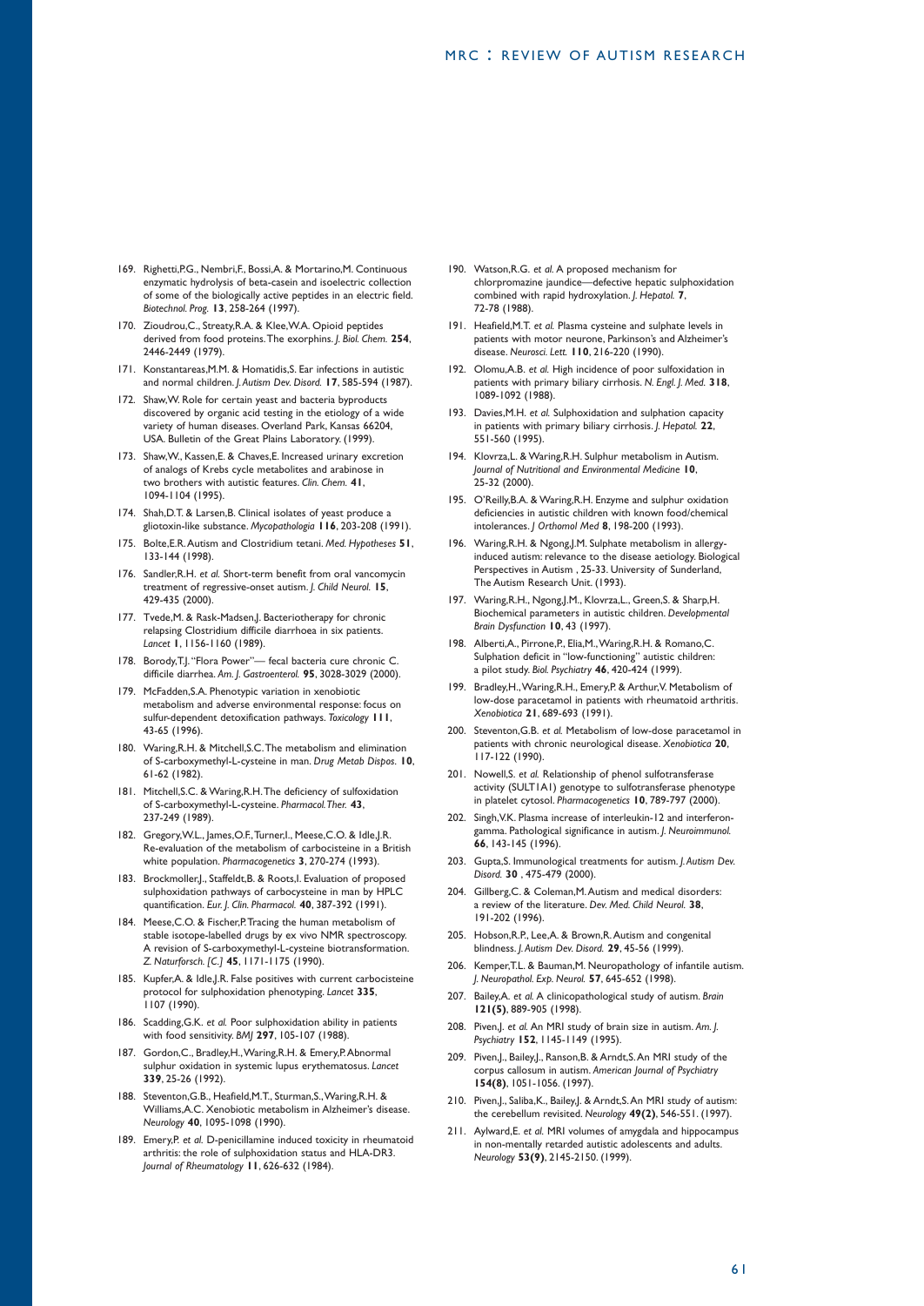169. Righetti,P.G., Nembri,F., Bossi,A. & Mortarino,M. Continuous enzymatic hydrolysis of beta-casein and isoelectric collection of some of the biologically active peptides in an electric field. *Biotechnol. Prog.* **13**, 258-264 (1997).

170. Zioudrou,C., Streaty,R.A. & Klee,W.A. Opioid peptides derived from food proteins. The exorphins. *J. Biol. Chem.* **254**, 2446-2449 (1979).

171. Konstantareas,M.M. & Homatidis,S. Ear infections in autistic and normal children. *J. Autism Dev. Disord.* **17**, 585-594 (1987).

172. Shaw,W. Role for certain yeast and bacteria byproducts discovered by organic acid testing in the etiology of a wide variety of human diseases. Overland Park, Kansas 66204, USA. Bulletin of the Great Plains Laboratory. (1999).

173. Shaw,W., Kassen,E. & Chaves,E. Increased urinary excretion of analogs of Krebs cycle metabolites and arabinose in two brothers with autistic features. *Clin. Chem.* **41**, 1094-1104 (1995).

174. Shah,D.T. & Larsen,B. Clinical isolates of yeast produce a gliotoxin-like substance. *Mycopathologia* **116**, 203-208 (1991).

175. Bolte,E.R. Autism and Clostridium tetani. *Med. Hypotheses* **51**, 133-144 (1998).

176. Sandler,R.H. *et al.* Short-term benefit from oral vancomycin treatment of regressive-onset autism. *J. Child Neurol.* **15**, 429-435 (2000).

177. Tvede,M. & Rask-Madsen,J. Bacteriotherapy for chronic relapsing Clostridium difficile diarrhoea in six patients. *Lancet* **1**, 1156-1160 (1989).

178. Borody,T.J. "Flora Power"— fecal bacteria cure chronic C. difficile diarrhea. *Am. J. Gastroenterol.* **95**, 3028-3029 (2000).

179. McFadden,S.A. Phenotypic variation in xenobiotic metabolism and adverse environmental response: focus on sulfur-dependent detoxification pathways. *Toxicology* **111**, 43-65 (1996).

180. Waring,R.H. & Mitchell,S.C. The metabolism and elimination of S-carboxymethyl-L-cysteine in man. *Drug Metab Dispos.* **10**, 61-62 (1982).

181. Mitchell,S.C. & Waring,R.H. The deficiency of sulfoxidation of S-carboxymethyl-L-cysteine. *Pharmacol. Ther.* **43**, 237-249 (1989).

182. Gregory,W.L., James,O.F., Turner,I., Meese,C.O. & Idle,J.R. Re-evaluation of the metabolism of carbocisteine in a British white population. *Pharmacogenetics* **3**, 270-274 (1993).

183. Brockmoller,J., Staffeldt,B. & Roots,I. Evaluation of proposed sulphoxidation pathways of carbocysteine in man by HPLC quantification. *Eur. J. Clin. Pharmacol.* **40**, 387-392 (1991).

184. Meese,C.O. & Fischer,P. Tracing the human metabolism of stable isotope-labelled drugs by ex vivo NMR spectroscopy. A revision of S-carboxymethyl-L-cysteine biotransformation. *Z. Naturforsch. [C.]* **45**, 1171-1175 (1990).

185. Kupfer,A. & Idle,J.R. False positives with current carbocisteine protocol for sulphoxidation phenotyping. *Lancet* **335**, 1107 (1990).

186. Scadding,G.K. *et al.* Poor sulphoxidation ability in patients with food sensitivity. *BMJ* **297**, 105-107 (1988).

187. Gordon,C., Bradley,H., Waring,R.H. & Emery,P. Abnormal sulphur oxidation in systemic lupus erythematosus. *Lancet* **339**, 25-26 (1992).

188. Steventon,G.B., Heafield,M.T., Sturman,S., Waring,R.H. & Williams,A.C. Xenobiotic metabolism in Alzheimer's disease. *Neurology* **40**, 1095-1098 (1990).

189. Emery,P. *et al.* D-penicillamine induced toxicity in rheumatoid arthritis: the role of sulphoxidation status and HLA-DR3. *Journal of Rheumatology* **11**, 626-632 (1984).

190. Watson,R.G. *et al.* A proposed mechanism for chlorpromazine jaundice—defective hepatic sulphoxidation combined with rapid hydroxylation. *J. Hepatol.* **7**, 72-78 (1988).

191. Heafield,M.T. *et al.* Plasma cysteine and sulphate levels in patients with motor neurone, Parkinson's and Alzheimer's disease. *Neurosci. Lett.* **110**, 216-220 (1990).

192. Olomu,A.B. *et al.* High incidence of poor sulfoxidation in patients with primary biliary cirrhosis. *N. Engl. J. Med.* **318**, 1089-1092 (1988).

193. Davies,M.H. *et al.* Sulphoxidation and sulphation capacity in patients with primary biliary cirrhosis. *J. Hepatol.* **22**, 551-560 (1995).

194. Klovrza,L. & Waring,R.H. Sulphur metabolism in Autism. *Journal of Nutritional and Environmental Medicine* **10**, 25-32 (2000).

195. O'Reilly,B.A. & Waring,R.H. Enzyme and sulphur oxidation deficiencies in autistic children with known food/chemical intolerances. *J Orthomol Med* **8**, 198-200 (1993).

196. Waring,R.H. & Ngong,J.M. Sulphate metabolism in allergy-induced autism: relevance to the disease aetiology. Biological Perspectives in Autism , 25-33. University of Sunderland, The Autism Research Unit. (1993).

197. Waring,R.H., Ngong,J.M., Klovrza,L., Green,S. & Sharp,H. Biochemical parameters in autistic children. *Developmental Brain Dysfunction* **10**, 43 (1997).

198. Alberti,A., Pirrone,P., Elia,M., Waring,R.H. & Romano,C. Sulphation deficit in "low-functioning" autistic children: a pilot study. *Biol. Psychiatry* **46**, 420-424 (1999).

199. Bradley,H., Waring,R.H., Emery,P. & Arthur,V. Metabolism of low-dose paracetamol in patients with rheumatoid arthritis. *Xenobiotica* **21**, 689-693 (1991).

200. Steventon,G.B. *et al.* Metabolism of low-dose paracetamol in patients with chronic neurological disease. *Xenobiotica* **20**, 117-122 (1990).

201. Nowell,S. *et al.* Relationship of phenol sulfotransferase activity (SULT1A1) genotype to sulfotransferase phenotype in platelet cytosol. *Pharmacogenetics* **10**, 789-797 (2000).

202. Singh,V.K. Plasma increase of interleukin-12 and interferon-gamma. Pathological significance in autism. *J. Neuroimmunol.* **66**, 143-145 (1996).

203. Gupta,S. Immunological treatments for autism. *J. Autism Dev. Disord.* **30** , 475-479 (2000).

204. Gillberg,C. & Coleman,M. Autism and medical disorders: a review of the literature. *Dev. Med. Child Neurol.* **38**, 191-202 (1996).

205. Hobson,R.P., Lee,A. & Brown,R. Autism and congenital blindness. *J. Autism Dev. Disord.* **29**, 45-56 (1999).

206. Kemper,T.L. & Bauman,M. Neuropathology of infantile autism. *J. Neuropathol. Exp. Neurol.* **57**, 645-652 (1998).

207. Bailey,A. *et al.* A clinicopathological study of autism. *Brain* **121(5)**, 889-905 (1998).

208. Piven,J. *et al.* An MRI study of brain size in autism. *Am. J. Psychiatry* **152**, 1145-1149 (1995).

209. Piven,J., Bailey,J., Ranson,B. & Arndt,S. An MRI study of the corpus callosum in autism. *American Journal of Psychiatry* **154(8)**, 1051-1056. (1997).

210. Piven,J., Saliba,K., Bailey,J. & Arndt,S. An MRI study of autism: the cerebellum revisited. *Neurology* **49(2)**, 546-551. (1997).

211. Aylward,E. *et al.* MRI volumes of amygdala and hippocampus in non-mentally retarded autistic adolescents and adults. *Neurology* **53(9)**, 2145-2150. (1999).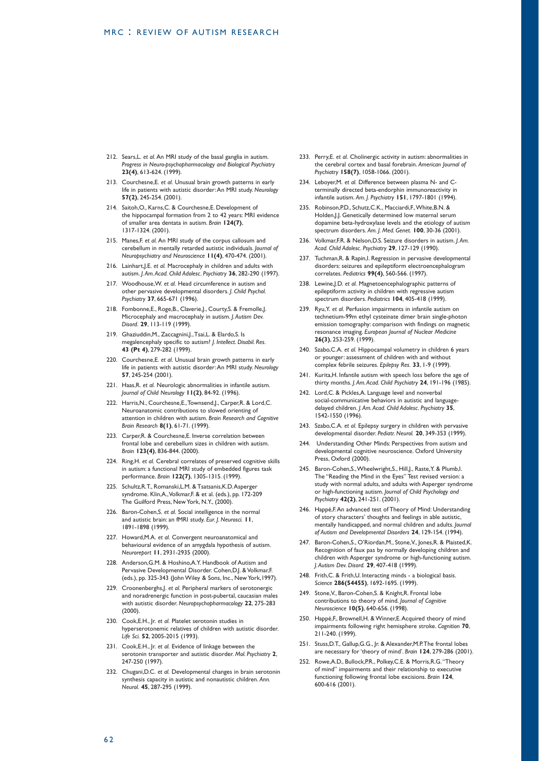212. Sears,L. *et al.* An MRI study of the basal ganglia in autism. *Progress in Neuro-psychopharmacology and Biological Psychiatry* **23(4)**, 613-624. (1999).
213. Courchesne,E. *et al.* Unusual brain growth patterns in early life in patients with autistic disorder: An MRI study. *Neurology* **57(2)**, 245-254. (2001).
214. Saitoh,O., Karns,C. & Courchesne,E. Development of the hippocampal formation from 2 to 42 years: MRI evidence of smaller area dentata in autism. *Brain* **124(7)**, 1317-1324. (2001).
215. Manes,F. *et al.* An MRI study of the corpus callosum and cerebellum in mentally retarded autistic individuals. *Journal of Neuropsychiatry and Neuroscience* **11(4)**, 470-474. (2001).
216. Lainhart,J.E. *et al.* Macrocephaly in children and adults with autism. *J. Am. Acad. Child Adolesc. Psychiatry* **36**, 282-290 (1997).
217. Woodhouse,W. *et al.* Head circumference in autism and other pervasive developmental disorders. *J. Child Psychol. Psychiatry* **37**, 665-671 (1996).
218. Fombonne,E., Roge,B., Claverie,J., Courty,S. & Fremolle,J. Microcephaly and macrocephaly in autism. *J. Autism Dev. Disord.* **29**, 113-119 (1999).
219. Ghaziuddin,M., Zaccagnini,J., Tsai,L. & Elardo,S. Is megalencephaly specific to autism? *J. Intellect. Disabil. Res.* **43 (Pt 4)**, 279-282 (1999).
220. Courchesne,E. *et al.* Unusual brain growth patterns in early life in patients with autistic disorder: An MRI study. *Neurology* **57**, 245-254 (2001).
221. Haas,R. *et al.* Neurologic abnormalities in infantile autism. *Journal of Child Neurology* **11(2)**, 84-92. (1996).
222. Harris,N., Courchesne,E., Townsend,J., Carper,R. & Lord,C. Neuroanatomic contributions to slowed orienting of attention in children with autism. *Brain Research and Cognitive Brain Research* **8(1)**, 61-71. (1999).
223. Carper,R. & Courchesne,E. Inverse correlation between frontal lobe and cerebellum sizes in children with autism. *Brain* **123(4)**, 836-844. (2000).
224. Ring,H. *et al.* Cerebral correlates of preserved cognitive skills in autism: a functional MRI study of embedded figures task performance. *Brain* **122(7)**, 1305-1315. (1999).
225. Schultz,R.T., Romanski,L.M. & Tsatsanis,K.D. Asperger syndrome. Klin,A., Volkmar,F. & et al. (eds.), pp. 172-209 The Guilford Press, New York, N.Y., (2000).
226. Baron-Cohen,S. *et al.* Social intelligence in the normal and autistic brain: an fMRI study. *Eur. J. Neurosci.* **11**, 1891-1898 (1999).
227. Howard,M.A. *et al.* Convergent neuroanatomical and behavioural evidence of an amygdala hypothesis of autism. *Neuroreport* **11**, 2931-2935 (2000).
228. Anderson,G.M. & Hoshino,A.Y. Handbook of Autism and Pervasive Developmental Disorder. Cohen,D.J. & Volkmar,F. (eds.), pp. 325-343 (John Wiley & Sons, Inc., New York,1997).
229. Croonenberghs,J. *et al.* Peripheral markers of serotonergic and noradrenergic function in post-pubertal, caucasian males with autistic disorder. *Neuropsychopharmacology* **22**, 275-283 (2000).
230. Cook,E.H., Jr. *et al.* Platelet serotonin studies in hyperserotonemic relatives of children with autistic disorder. *Life Sci.* **52**, 2005-2015 (1993).
231. Cook,E.H., Jr. *et al.* Evidence of linkage between the serotonin transporter and autistic disorder. *Mol. Psychiatry* **2**, 247-250 (1997).
232. Chugani,D.C. *et al.* Developmental changes in brain serotonin synthesis capacity in autistic and nonautistic children. *Ann. Neurol.* **45**, 287-295 (1999).
233. Perry,E. *et al.* Cholinergic activity in autism: abnormalities in the cerebral cortex and basal forebrain. *American Journal of Psychiatry* **158(7)**, 1058-1066. (2001).
234. Leboyer,M. *et al.* Difference between plasma N- and C-terminally directed beta-endorphin immunoreactivity in infantile autism. *Am. J. Psychiatry* **151**, 1797-1801 (1994).
235. Robinson,P.D., Schutz,C.K., Macciardi,F., White,B.N. & Holden,J.J. Genetically determined low maternal serum dopamine beta-hydroxylase levels and the etiology of autism spectrum disorders. *Am. J. Med. Genet.* **100**, 30-36 (2001).
236. Volkmar,F.R. & Nelson,D.S. Seizure disorders in autism. *J. Am. Acad. Child Adolesc. Psychiatry* **29**, 127-129 (1990).
237. Tuchman,R. & Rapin,I. Regression in pervasive developmental disorders: seizures and epileptiform electroencephalogram correlates. *Pediatrics* **99(4)**, 560-566. (1997).
238. Lewine,J.D. *et al.* Magnetoencephalographic patterns of epileptiform activity in children with regressive autism spectrum disorders. *Pediatrics* **104**, 405-418 (1999).
239. Ryu,Y. *et al.* Perfusion impairments in infantile autism on technetium-99m ethyl cysteinate dimer brain single-photon emission tomography: comparison with findings on magnetic resonance imaging. *European Journal of Nuclear Medicine* **26(3)**, 253-259. (1999).
240. Szabo,C.A. *et al.* Hippocampal volumetry in children 6 years or younger: assessment of children with and without complex febrile seizures. *Epilepsy Res.* **33**, 1-9 (1999).
241. Kurita,H. Infantile autism with speech loss before the age of thirty months. *J. Am. Acad. Child Psychiatry* **24**, 191-196 (1985).
242. Lord,C. & Pickles,A. Language level and nonverbal social-communicative behaviors in autistic and language-delayed children. *J. Am. Acad. Child Adolesc. Psychiatry* **35**, 1542-1550 (1996).
243. Szabo,C.A. *et al.* Epilepsy surgery in children with pervasive developmental disorder. *Pediatr. Neurol.* **20**, 349-353 (1999).
244. Understanding Other Minds: Perspectives from autism and developmental cognitive neuroscience. Oxford University Press, Oxford (2000).
245. Baron-Cohen,S., Wheelwright,S., Hill,J., Raste,Y. & Plumb,I. The "Reading the Mind in the Eyes" Test revised version: a study with normal adults, and adults with Asperger syndrome or high-functioning autism. *Journal of Child Psychology and Psychiatry* **42(2)**, 241-251. (2001).
246. Happé,F. An advanced test of Theory of Mind: Understanding of story characters' thoughts and feelings in able autistic, mentally handicapped, and normal children and adults. *Journal of Autism and Developmental Disorders* **24**, 129-154. (1994).
247. Baron-Cohen,S., O'Riordan,M., Stone,V., Jones,R. & Plaisted,K. Recognition of faux pas by normally developing children and children with Asperger syndrome or high-functioning autism. *J. Autism Dev. Disord.* **29**, 407-418 (1999).
248. Frith,C. & Frith,U. Interacting minds - a biological basis. *Science* **286(54455)**, 1692-1695. (1999).
249. Stone,V., Baron-Cohen,S. & Knight,R. Frontal lobe contributions to theory of mind. *Journal of Cognitive Neuroscience* **10(5)**, 640-656. (1998).
250. Happé,F., Brownell,H. & Winner,E. Acquired theory of mind impairments following right hemisphere stroke. *Cognition* **70**, 211-240. (1999).
251. Stuss,D.T., Gallup,G.G., Jr. & Alexander,M.P. The frontal lobes are necessary for 'theory of mind'. *Brain* **124**, 279-286 (2001).
252. Rowe,A.D., Bullock,P.R., Polkey,C.E. & Morris,R.G. "Theory of mind" impairments and their relationship to executive functioning following frontal lobe excisions. *Brain* **124**, 600-616 (2001).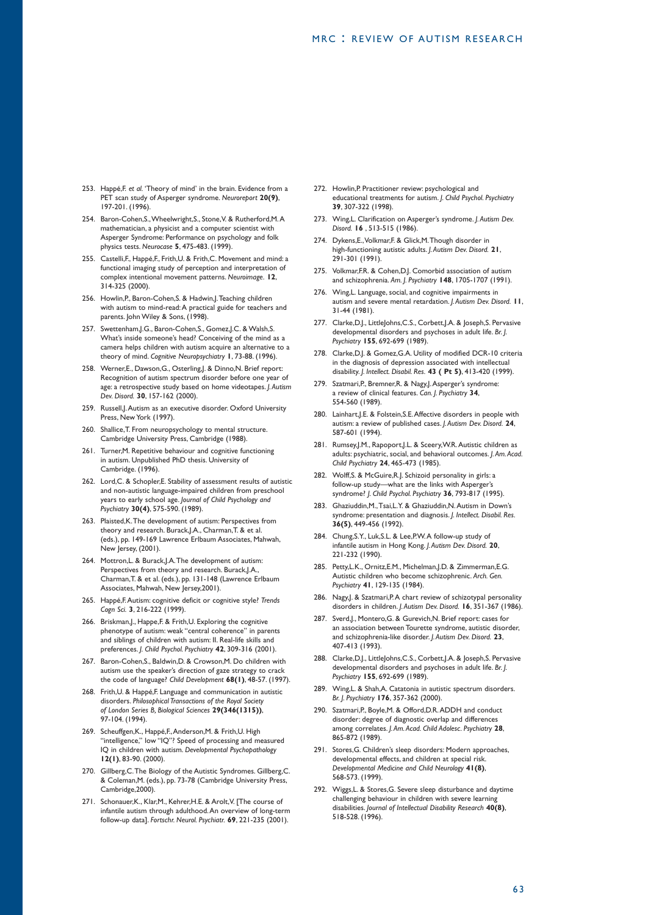253. Happé,F. *et al.* 'Theory of mind' in the brain. Evidence from a PET scan study of Asperger syndrome. *Neuroreport* **20(9)**, 197-201. (1996).

254. Baron-Cohen,S., Wheelwright,S., Stone,V. & Rutherford,M. A mathematician, a physicist and a computer scientist with Asperger Syndrome: Performance on psychology and folk physics tests. *Neurocase* **5**, 475-483. (1999).

255. Castelli,F., Happé,F., Frith,U. & Frith,C. Movement and mind: a functional imaging study of perception and interpretation of complex intentional movement patterns. *Neuroimage*. **12**, 314-325 (2000).

256. Howlin,P., Baron-Cohen,S. & Hadwin,J. Teaching children with autism to mind-read: A practical guide for teachers and parents. John Wiley & Sons, (1998).

257. Swettenham,J.G., Baron-Cohen,S., Gomez,J.C. & Walsh,S. What's inside someone's head? Conceiving of the mind as a camera helps children with autism acquire an alternative to a theory of mind. *Cognitive Neuropsychiatry* **1**, 73-88. (1996).

258. Werner,E., Dawson,G., Osterling,J. & Dinno,N. Brief report: Recognition of autism spectrum disorder before one year of age: a retrospective study based on home videotapes. *J. Autism Dev. Disord.* **30**, 157-162 (2000).

259. Russell,J. Autism as an executive disorder. Oxford University Press, New York (1997).

260. Shallice,T. From neuropsychology to mental structure. Cambridge University Press, Cambridge (1988).

261. Turner,M. Repetitive behaviour and cognitive functioning in autism. Unpublished PhD thesis. University of Cambridge. (1996).

262. Lord,C. & Schopler,E. Stability of assessment results of autistic and non-autistic language-impaired children from preschool years to early school age. *Journal of Child Psychology and Psychiatry* **30(4)**, 575-590. (1989).

263. Plaisted,K. The development of autism: Perspectives from theory and research. Burack,J.A., Charman,T. & et al. (eds.), pp. 149-169 Lawrence Erlbaum Associates, Mahwah, New Jersey, (2001).

264. Mottron,L. & Burack,J.A. The development of autism: Perspectives from theory and research. Burack,J.A., Charman,T. & et al. (eds.), pp. 131-148 (Lawrence Erlbaum Associates, Mahwah, New Jersey,2001).

265. Happé,F. Autism: cognitive deficit or cognitive style? *Trends Cogn Sci.* **3**, 216-222 (1999).

266. Briskman,J., Happe,F. & Frith,U. Exploring the cognitive phenotype of autism: weak "central coherence" in parents and siblings of children with autism: II. Real-life skills and preferences. *J. Child Psychol. Psychiatry* **42**, 309-316 (2001).

267. Baron-Cohen,S., Baldwin,D. & Crowson,M. Do children with autism use the speaker's direction of gaze strategy to crack the code of language? *Child Development* **68(1)**, 48-57. (1997).

268. Frith,U. & Happé,F. Language and communication in autistic disorders. *Philosophical Transactions of the Royal Society of London Series B, Biological Sciences* **29(346(1315))**, 97-104. (1994).

269. Scheuffgen,K., Happé,F., Anderson,M. & Frith,U. High "intelligence," low "IQ"? Speed of processing and measured IQ in children with autism. *Developmental Psychopathology* **12(1)**, 83-90. (2000).

270. Gillberg,C. The Biology of the Autistic Syndromes. Gillberg,C. & Coleman,M. (eds.), pp. 73-78 (Cambridge University Press, Cambridge,2000).

271. Schonauer,K., Klar,M., Kehrer,H.E. & Arolt,V. [The course of infantile autism through adulthood. An overview of long-term follow-up data]. *Fortschr. Neurol. Psychiatr.* **69**, 221-235 (2001).

272. Howlin,P. Practitioner review: psychological and educational treatments for autism. *J. Child Psychol. Psychiatry* **39**, 307-322 (1998).

273. Wing,L. Clarification on Asperger's syndrome. *J. Autism Dev. Disord.* **16** , 513-515 (1986).

274. Dykens,E., Volkmar,F. & Glick,M. Though disorder in high-functioning autistic adults. *J. Autism Dev. Disord.* **21**, 291-301 (1991).

275. Volkmar,F.R. & Cohen,D.J. Comorbid association of autism and schizophrenia. *Am. J. Psychiatry* **148**, 1705-1707 (1991).

276. Wing,L. Language, social, and cognitive impairments in autism and severe mental retardation. *J. Autism Dev. Disord.* **11**, 31-44 (1981).

277. Clarke,D.J., LittleJohns,C.S., Corbett,J.A. & Joseph,S. Pervasive developmental disorders and psychoses in adult life. *Br. J. Psychiatry* **155**, 692-699 (1989).

278. Clarke,D.J. & Gomez,G.A. Utility of modified DCR-10 criteria in the diagnosis of depression associated with intellectual disability. *J. Intellect. Disabil. Res.* **43 ( Pt 5)**, 413-420 (1999).

279. Szatmari,P., Bremner,R. & Nagy,J. Asperger's syndrome: a review of clinical features. *Can. J. Psychiatry* **34**, 554-560 (1989).

280. Lainhart,J.E. & Folstein,S.E. Affective disorders in people with autism: a review of published cases. *J. Autism Dev. Disord.* **24**, 587-601 (1994).

281. Rumsey,J.M., Rapoport,J.L. & Sceery,W.R. Autistic children as adults: psychiatric, social, and behavioral outcomes. *J. Am. Acad. Child Psychiatry* **24**, 465-473 (1985).

282. Wolff,S. & McGuire,R.J. Schizoid personality in girls: a follow-up study—what are the links with Asperger's syndrome? *J. Child Psychol. Psychiatry* **36**, 793-817 (1995).

283. Ghaziuddin,M., Tsai,L.Y. & Ghaziuddin,N. Autism in Down's syndrome: presentation and diagnosis. *J. Intellect. Disabil. Res.* **36(5)**, 449-456 (1992).

284. Chung,S.Y., Luk,S.L. & Lee,P.W. A follow-up study of infantile autism in Hong Kong. *J. Autism Dev. Disord.* **20**, 221-232 (1990).

285. Petty,L.K., Ornitz,E.M., Michelman,J.D. & Zimmerman,E.G. Autistic children who become schizophrenic. *Arch. Gen. Psychiatry* **41**, 129-135 (1984).

286. Nagy,J. & Szatmari,P. A chart review of schizotypal personality disorders in children. *J. Autism Dev. Disord.* **16**, 351-367 (1986).

287. Sverd,J., Montero,G. & Gurevich,N. Brief report: cases for an association between Tourette syndrome, autistic disorder, and schizophrenia-like disorder. *J. Autism Dev. Disord.* **23**, 407-413 (1993).

288. Clarke,D.J., LittleJohns,C.S., Corbett,J.A. & Joseph,S. Pervasive developmental disorders and psychoses in adult life. *Br. J. Psychiatry* **155**, 692-699 (1989).

289. Wing,L. & Shah,A. Catatonia in autistic spectrum disorders. *Br. J. Psychiatry* **176**, 357-362 (2000).

290. Szatmari,P., Boyle,M. & Offord,D.R. ADDH and conduct disorder: degree of diagnostic overlap and differences among correlates. *J. Am. Acad. Child Adolesc. Psychiatry* **28**, 865-872 (1989).

291. Stores,G. Children's sleep disorders: Modern approaches, developmental effects, and children at special risk. *Developmental Medicine and Child Neurology* **41(8)**, 568-573. (1999).

292. Wiggs,L. & Stores,G. Severe sleep disturbance and daytime challenging behaviour in children with severe learning disabilities. *Journal of Intellectual Disability Research* **40(8)**, 518-528. (1996).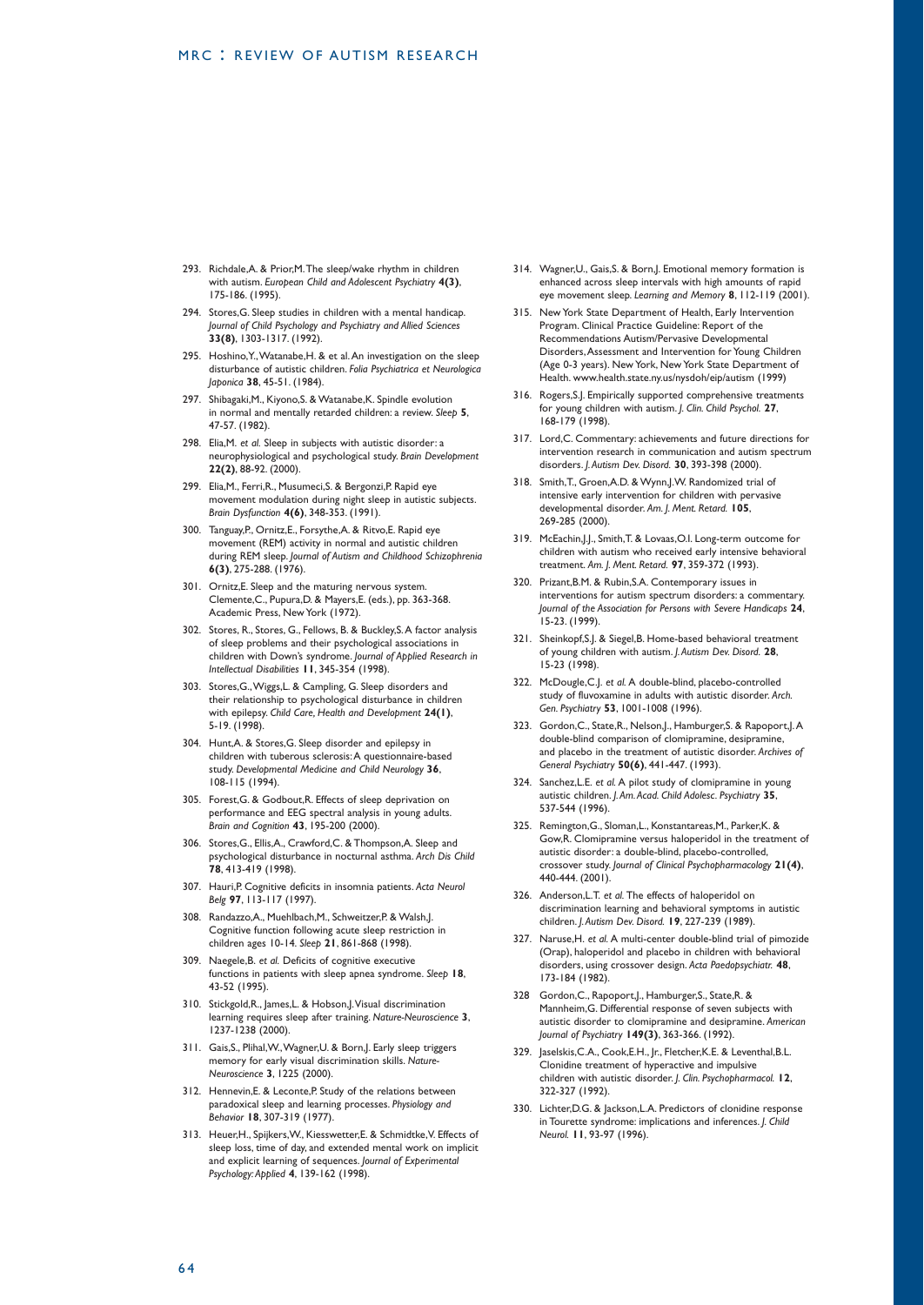293. Richdale,A. & Prior,M. The sleep/wake rhythm in children with autism. *European Child and Adolescent Psychiatry* **4(3)**, 175-186. (1995).

294. Stores,G. Sleep studies in children with a mental handicap. *Journal of Child Psychology and Psychiatry and Allied Sciences* **33(8)**, 1303-1317. (1992).

295. Hoshino,Y., Watanabe,H. & et al. An investigation on the sleep disturbance of autistic children. *Folia Psychiatrica et Neurologica Japonica* **38**, 45-51. (1984).

297. Shibagaki,M., Kiyono,S. & Watanabe,K. Spindle evolution in normal and mentally retarded children: a review. *Sleep* **5**, 47-57. (1982).

298. Elia,M. *et al.* Sleep in subjects with autistic disorder: a neurophysiological and psychological study. *Brain Development* **22(2)**, 88-92. (2000).

299. Elia,M., Ferri,R., Musumeci,S. & Bergonzi,P. Rapid eye movement modulation during night sleep in autistic subjects. *Brain Dysfunction* **4(6)**, 348-353. (1991).

300. Tanguay,P., Ornitz,E., Forsythe,A. & Ritvo,E. Rapid eye movement (REM) activity in normal and autistic children during REM sleep. *Journal of Autism and Childhood Schizophrenia* **6(3)**, 275-288. (1976).

301. Ornitz,E. Sleep and the maturing nervous system. Clemente,C., Pupura,D. & Mayers,E. (eds.), pp. 363-368. Academic Press, New York (1972).

302. Stores, R., Stores, G., Fellows, B. & Buckley,S. A factor analysis of sleep problems and their psychological associations in children with Down's syndrome. *Journal of Applied Research in Intellectual Disabilities* **11**, 345-354 (1998).

303. Stores,G., Wiggs,L. & Campling, G. Sleep disorders and their relationship to psychological disturbance in children with epilepsy. *Child Care, Health and Development* **24(1)**, 5-19. (1998).

304. Hunt,A. & Stores,G. Sleep disorder and epilepsy in children with tuberous sclerosis: A questionnaire-based study. *Developmental Medicine and Child Neurology* **36**, 108-115 (1994).

305. Forest,G. & Godbout,R. Effects of sleep deprivation on performance and EEG spectral analysis in young adults. *Brain and Cognition* **43**, 195-200 (2000).

306. Stores,G., Ellis,A., Crawford,C. & Thompson,A. Sleep and psychological disturbance in nocturnal asthma. *Arch Dis Child* **78**, 413-419 (1998).

307. Hauri,P. Cognitive deficits in insomnia patients. *Acta Neurol Belg* **97**, 113-117 (1997).

308. Randazzo,A., Muehlbach,M., Schweitzer,P. & Walsh,J. Cognitive function following acute sleep restriction in children ages 10-14. *Sleep* **21**, 861-868 (1998).

309. Naegele,B. *et al.* Deficits of cognitive executive functions in patients with sleep apnea syndrome. *Sleep* **18**, 43-52 (1995).

310. Stickgold,R., James,L. & Hobson,J. Visual discrimination learning requires sleep after training. *Nature-Neuroscience* **3**, 1237-1238 (2000).

311. Gais,S., Plihal,W., Wagner,U. & Born,J. Early sleep triggers memory for early visual discrimination skills. *Nature-Neuroscience* **3**, 1225 (2000).

312. Hennevin,E. & Leconte,P. Study of the relations between paradoxical sleep and learning processes. *Physiology and Behavior* **18**, 307-319 (1977).

313. Heuer,H., Spijkers,W., Kiesswetter,E. & Schmidtke,V. Effects of sleep loss, time of day, and extended mental work on implicit and explicit learning of sequences. *Journal of Experimental Psychology: Applied* **4**, 139-162 (1998).

314. Wagner,U., Gais,S. & Born,J. Emotional memory formation is enhanced across sleep intervals with high amounts of rapid eye movement sleep. *Learning and Memory* **8**, 112-119 (2001).

315. New York State Department of Health, Early Intervention Program. Clinical Practice Guideline: Report of the Recommendations Autism/Pervasive Developmental Disorders, Assessment and Intervention for Young Children (Age 0-3 years). New York, New York State Department of Health. www.health.state.ny.us/nysdoh/eip/autism (1999)

316. Rogers,S.J. Empirically supported comprehensive treatments for young children with autism. *J. Clin. Child Psychol.* **27**, 168-179 (1998).

317. Lord,C. Commentary: achievements and future directions for intervention research in communication and autism spectrum disorders. *J. Autism Dev. Disord.* **30**, 393-398 (2000).

318. Smith,T., Groen,A.D. & Wynn,J.W. Randomized trial of intensive early intervention for children with pervasive developmental disorder. *Am. J. Ment. Retard.* **105**, 269-285 (2000).

319. McEachin,J.J., Smith,T. & Lovaas,O.I. Long-term outcome for children with autism who received early intensive behavioral treatment. *Am. J. Ment. Retard.* **97**, 359-372 (1993).

320. Prizant,B.M. & Rubin,S.A. Contemporary issues in interventions for autism spectrum disorders: a commentary. *Journal of the Association for Persons with Severe Handicaps* **24**, 15-23. (1999).

321. Sheinkopf,S.J. & Siegel,B. Home-based behavioral treatment of young children with autism. *J. Autism Dev. Disord.* **28**, 15-23 (1998).

322. McDougle,C.J. *et al.* A double-blind, placebo-controlled study of fluvoxamine in adults with autistic disorder. *Arch. Gen. Psychiatry* **53**, 1001-1008 (1996).

323. Gordon,C., State,R., Nelson,J., Hamburger,S. & Rapoport,J. A double-blind comparison of clomipramine, desipramine, and placebo in the treatment of autistic disorder. *Archives of General Psychiatry* **50(6)**, 441-447. (1993).

324. Sanchez,L.E. *et al.* A pilot study of clomipramine in young autistic children. *J. Am. Acad. Child Adolesc. Psychiatry* **35**, 537-544 (1996).

325. Remington,G., Sloman,L., Konstantareas,M., Parker,K. & Gow,R. Clomipramine versus haloperidol in the treatment of autistic disorder: a double-blind, placebo-controlled, crossover study. *Journal of Clinical Psychopharmacology* **21(4)**, 440-444. (2001).

326. Anderson,L.T. *et al.* The effects of haloperidol on discrimination learning and behavioral symptoms in autistic children. *J. Autism Dev. Disord.* **19**, 227-239 (1989).

327. Naruse,H. *et al.* A multi-center double-blind trial of pimozide (Orap), haloperidol and placebo in children with behavioral disorders, using crossover design. *Acta Paedopsychiatr.* **48**, 173-184 (1982).

328 Gordon,C., Rapoport,J., Hamburger,S., State,R. & Mannheim,G. Differential response of seven subjects with autistic disorder to clomipramine and desipramine. *American Journal of Psychiatry* **149(3)**, 363-366. (1992).

329. Jaselskis,C.A., Cook,E.H., Jr., Fletcher,K.E. & Leventhal,B.L. Clonidine treatment of hyperactive and impulsive children with autistic disorder. *J. Clin. Psychopharmacol.* **12**, 322-327 (1992).

330. Lichter,D.G. & Jackson,L.A. Predictors of clonidine response in Tourette syndrome: implications and inferences. *J. Child Neurol.* **11**, 93-97 (1996).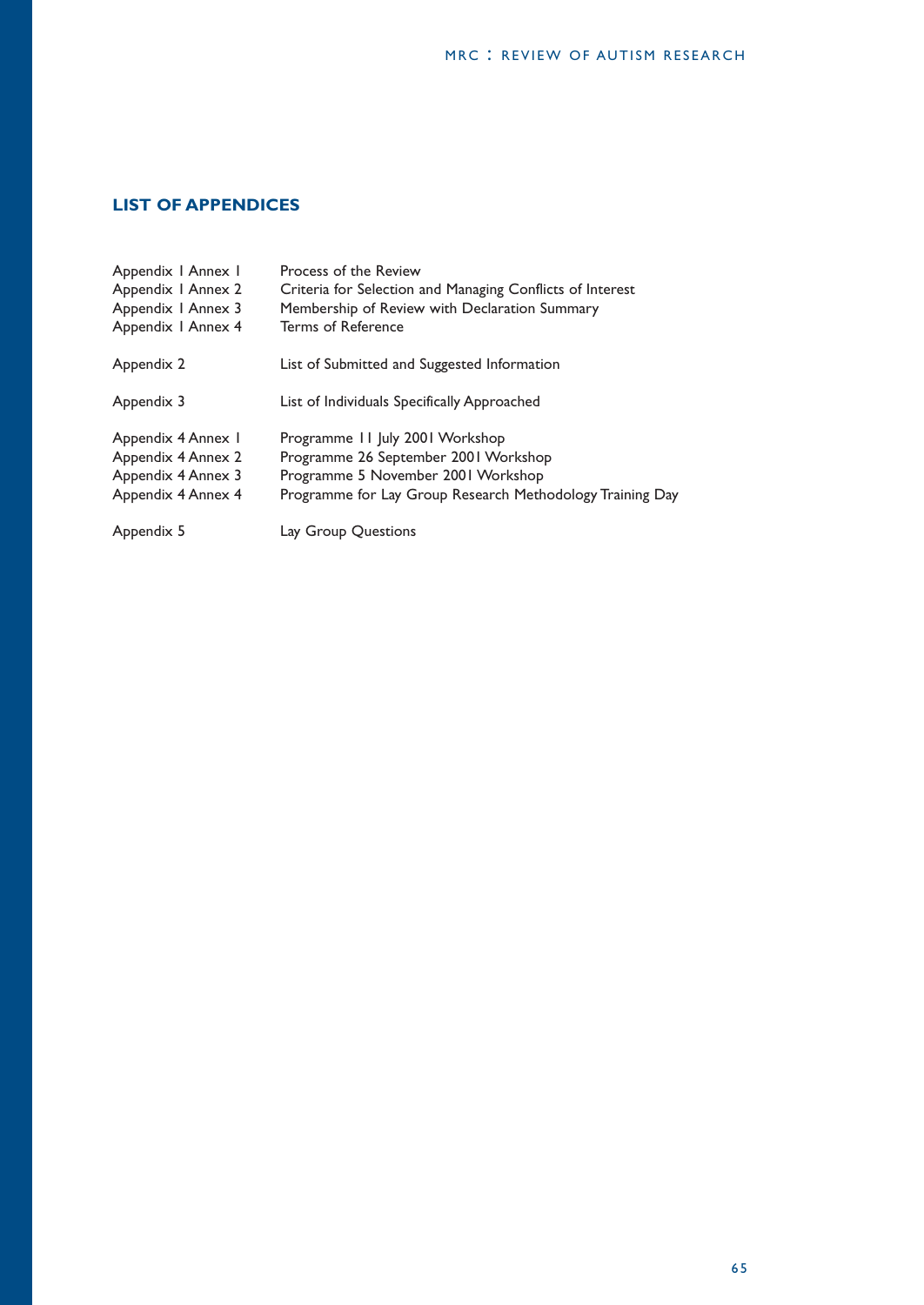## LIST OF APPENDICES

| | |
|---|---|
| Appendix 1 Annex 1 | Process of the Review |
| Appendix 1 Annex 2 | Criteria for Selection and Managing Conflicts of Interest |
| Appendix 1 Annex 3 | Membership of Review with Declaration Summary |
| Appendix 1 Annex 4 | Terms of Reference |
| Appendix 2 | List of Submitted and Suggested Information |
| Appendix 3 | List of Individuals Specifically Approached |
| Appendix 4 Annex 1 | Programme 11 July 2001 Workshop |
| Appendix 4 Annex 2 | Programme 26 September 2001 Workshop |
| Appendix 4 Annex 3 | Programme 5 November 2001 Workshop |
| Appendix 4 Annex 4 | Programme for Lay Group Research Methodology Training Day |
| Appendix 5 | Lay Group Questions |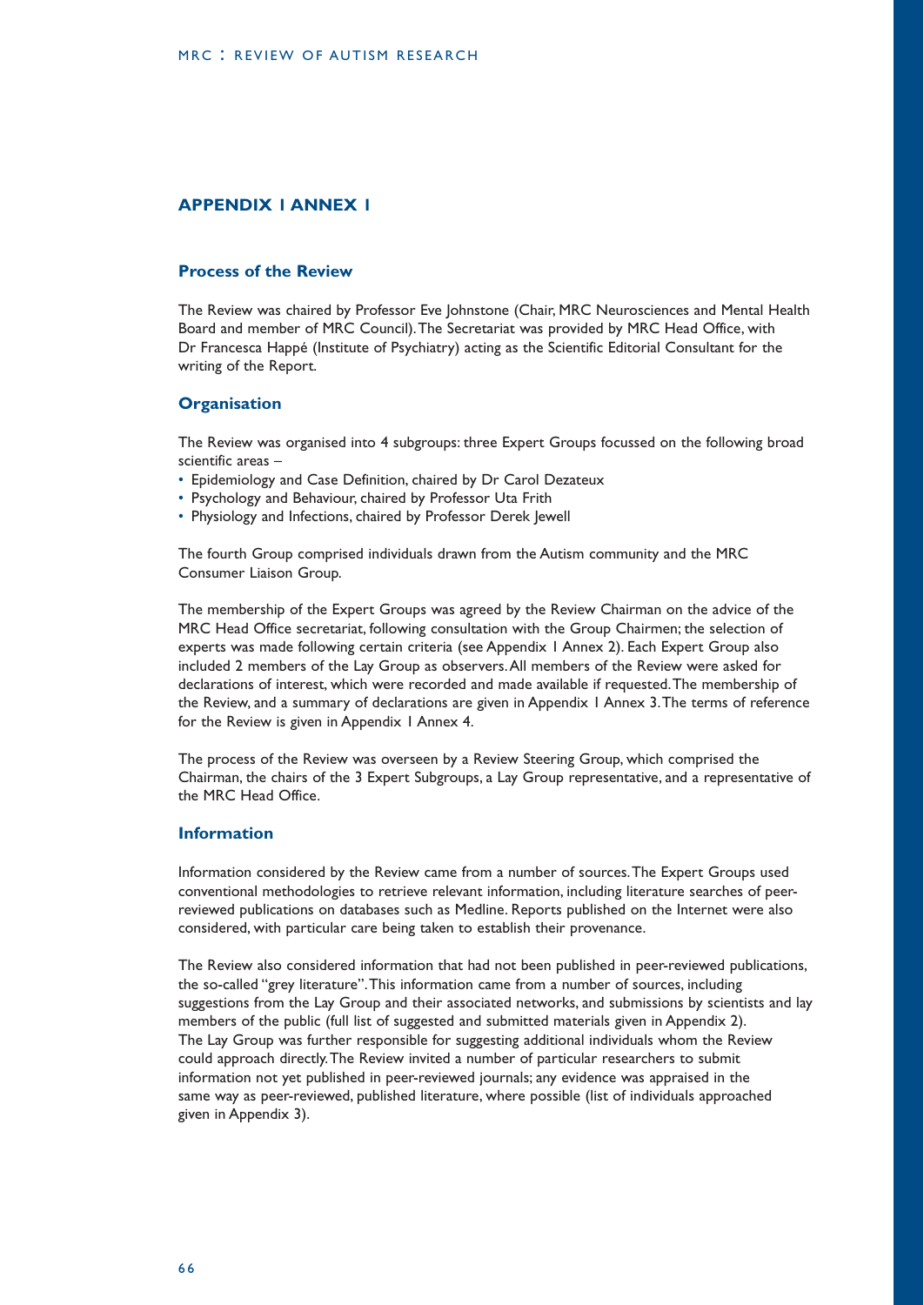## APPENDIX 1 ANNEX 1

### Process of the Review

The Review was chaired by Professor Eve Johnstone (Chair, MRC Neurosciences and Mental Health Board and member of MRC Council). The Secretariat was provided by MRC Head Office, with Dr Francesca Happé (Institute of Psychiatry) acting as the Scientific Editorial Consultant for the writing of the Report.

### Organisation

The Review was organised into 4 subgroups: three Expert Groups focussed on the following broad scientific areas –

- Epidemiology and Case Definition, chaired by Dr Carol Dezateux
- Psychology and Behaviour, chaired by Professor Uta Frith
- Physiology and Infections, chaired by Professor Derek Jewell

The fourth Group comprised individuals drawn from the Autism community and the MRC Consumer Liaison Group.

The membership of the Expert Groups was agreed by the Review Chairman on the advice of the MRC Head Office secretariat, following consultation with the Group Chairmen; the selection of experts was made following certain criteria (see Appendix 1 Annex 2). Each Expert Group also included 2 members of the Lay Group as observers. All members of the Review were asked for declarations of interest, which were recorded and made available if requested. The membership of the Review, and a summary of declarations are given in Appendix 1 Annex 3. The terms of reference for the Review is given in Appendix 1 Annex 4.

The process of the Review was overseen by a Review Steering Group, which comprised the Chairman, the chairs of the 3 Expert Subgroups, a Lay Group representative, and a representative of the MRC Head Office.

### Information

Information considered by the Review came from a number of sources. The Expert Groups used conventional methodologies to retrieve relevant information, including literature searches of peer-reviewed publications on databases such as Medline. Reports published on the Internet were also considered, with particular care being taken to establish their provenance.

The Review also considered information that had not been published in peer-reviewed publications, the so-called "grey literature". This information came from a number of sources, including suggestions from the Lay Group and their associated networks, and submissions by scientists and lay members of the public (full list of suggested and submitted materials given in Appendix 2). The Lay Group was further responsible for suggesting additional individuals whom the Review could approach directly. The Review invited a number of particular researchers to submit information not yet published in peer-reviewed journals; any evidence was appraised in the same way as peer-reviewed, published literature, where possible (list of individuals approached given in Appendix 3).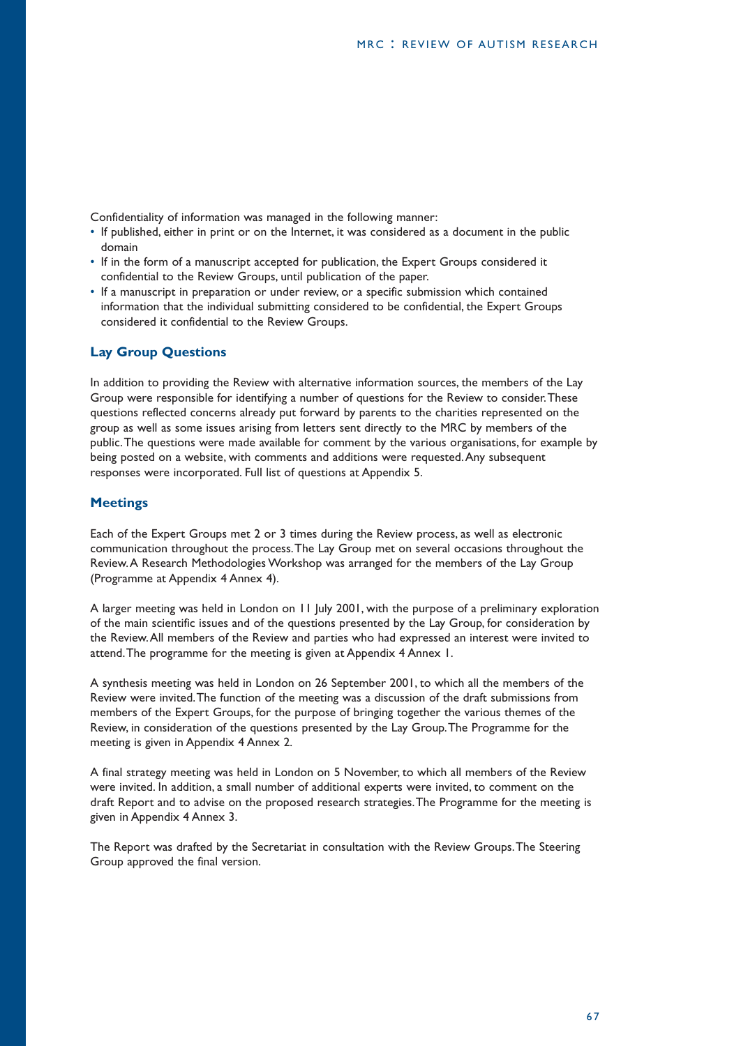Confidentiality of information was managed in the following manner:

- If published, either in print or on the Internet, it was considered as a document in the public domain
- If in the form of a manuscript accepted for publication, the Expert Groups considered it confidential to the Review Groups, until publication of the paper.
- If a manuscript in preparation or under review, or a specific submission which contained information that the individual submitting considered to be confidential, the Expert Groups considered it confidential to the Review Groups.

## Lay Group Questions

In addition to providing the Review with alternative information sources, the members of the Lay Group were responsible for identifying a number of questions for the Review to consider. These questions reflected concerns already put forward by parents to the charities represented on the group as well as some issues arising from letters sent directly to the MRC by members of the public. The questions were made available for comment by the various organisations, for example by being posted on a website, with comments and additions were requested. Any subsequent responses were incorporated. Full list of questions at Appendix 5.

## Meetings

Each of the Expert Groups met 2 or 3 times during the Review process, as well as electronic communication throughout the process. The Lay Group met on several occasions throughout the Review. A Research Methodologies Workshop was arranged for the members of the Lay Group (Programme at Appendix 4 Annex 4).

A larger meeting was held in London on 11 July 2001, with the purpose of a preliminary exploration of the main scientific issues and of the questions presented by the Lay Group, for consideration by the Review. All members of the Review and parties who had expressed an interest were invited to attend. The programme for the meeting is given at Appendix 4 Annex 1.

A synthesis meeting was held in London on 26 September 2001, to which all the members of the Review were invited. The function of the meeting was a discussion of the draft submissions from members of the Expert Groups, for the purpose of bringing together the various themes of the Review, in consideration of the questions presented by the Lay Group. The Programme for the meeting is given in Appendix 4 Annex 2.

A final strategy meeting was held in London on 5 November, to which all members of the Review were invited. In addition, a small number of additional experts were invited, to comment on the draft Report and to advise on the proposed research strategies. The Programme for the meeting is given in Appendix 4 Annex 3.

The Report was drafted by the Secretariat in consultation with the Review Groups. The Steering Group approved the final version.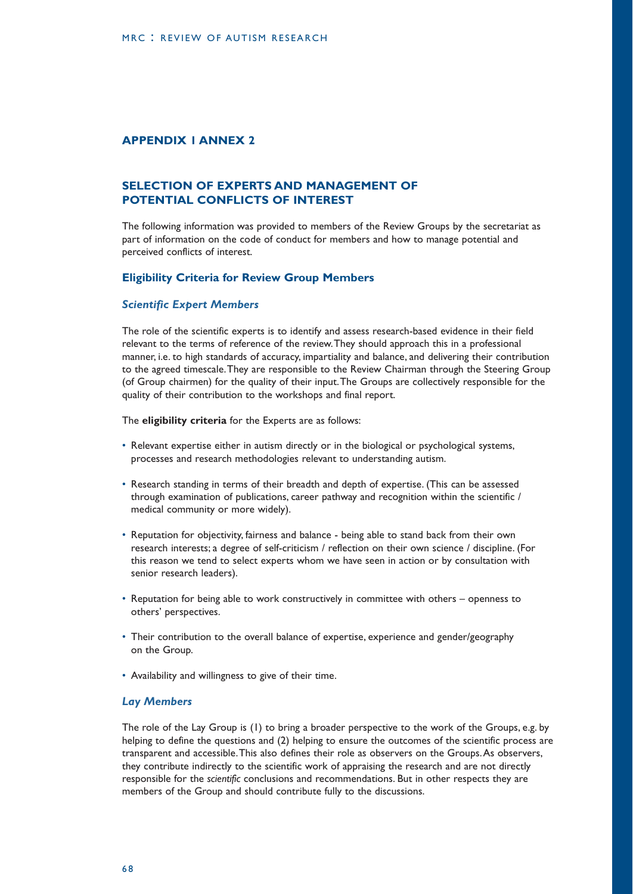## APPENDIX 1 ANNEX 2

## SELECTION OF EXPERTS AND MANAGEMENT OF POTENTIAL CONFLICTS OF INTEREST

The following information was provided to members of the Review Groups by the secretariat as part of information on the code of conduct for members and how to manage potential and perceived conflicts of interest.

### Eligibility Criteria for Review Group Members

#### *Scientific Expert Members*

The role of the scientific experts is to identify and assess research-based evidence in their field relevant to the terms of reference of the review. They should approach this in a professional manner, i.e. to high standards of accuracy, impartiality and balance, and delivering their contribution to the agreed timescale. They are responsible to the Review Chairman through the Steering Group (of Group chairmen) for the quality of their input. The Groups are collectively responsible for the quality of their contribution to the workshops and final report.

The **eligibility criteria** for the Experts are as follows:

- Relevant expertise either in autism directly or in the biological or psychological systems, processes and research methodologies relevant to understanding autism.
- Research standing in terms of their breadth and depth of expertise. (This can be assessed through examination of publications, career pathway and recognition within the scientific / medical community or more widely).
- Reputation for objectivity, fairness and balance - being able to stand back from their own research interests; a degree of self-criticism / reflection on their own science / discipline. (For this reason we tend to select experts whom we have seen in action or by consultation with senior research leaders).
- Reputation for being able to work constructively in committee with others – openness to others' perspectives.
- Their contribution to the overall balance of expertise, experience and gender/geography on the Group.
- Availability and willingness to give of their time.

#### *Lay Members*

The role of the Lay Group is (1) to bring a broader perspective to the work of the Groups, e.g. by helping to define the questions and (2) helping to ensure the outcomes of the scientific process are transparent and accessible. This also defines their role as observers on the Groups. As observers, they contribute indirectly to the scientific work of appraising the research and are not directly responsible for the *scientific* conclusions and recommendations. But in other respects they are members of the Group and should contribute fully to the discussions.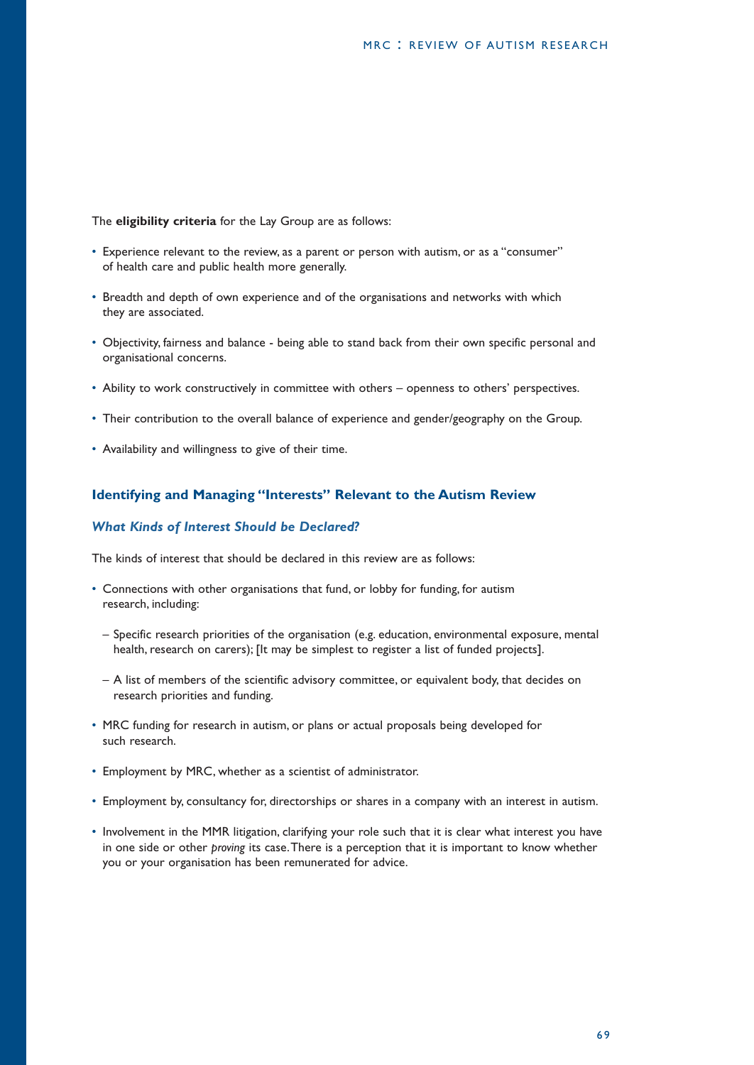The **eligibility criteria** for the Lay Group are as follows:

- Experience relevant to the review, as a parent or person with autism, or as a "consumer" of health care and public health more generally.
- Breadth and depth of own experience and of the organisations and networks with which they are associated.
- Objectivity, fairness and balance - being able to stand back from their own specific personal and organisational concerns.
- Ability to work constructively in committee with others – openness to others' perspectives.
- Their contribution to the overall balance of experience and gender/geography on the Group.
- Availability and willingness to give of their time.

## Identifying and Managing "Interests" Relevant to the Autism Review

### *What Kinds of Interest Should be Declared?*

The kinds of interest that should be declared in this review are as follows:

- Connections with other organisations that fund, or lobby for funding, for autism research, including:
  - Specific research priorities of the organisation (e.g. education, environmental exposure, mental health, research on carers); [It may be simplest to register a list of funded projects].
  - A list of members of the scientific advisory committee, or equivalent body, that decides on research priorities and funding.
- MRC funding for research in autism, or plans or actual proposals being developed for such research.
- Employment by MRC, whether as a scientist of administrator.
- Employment by, consultancy for, directorships or shares in a company with an interest in autism.
- Involvement in the MMR litigation, clarifying your role such that it is clear what interest you have in one side or other *proving* its case. There is a perception that it is important to know whether you or your organisation has been remunerated for advice.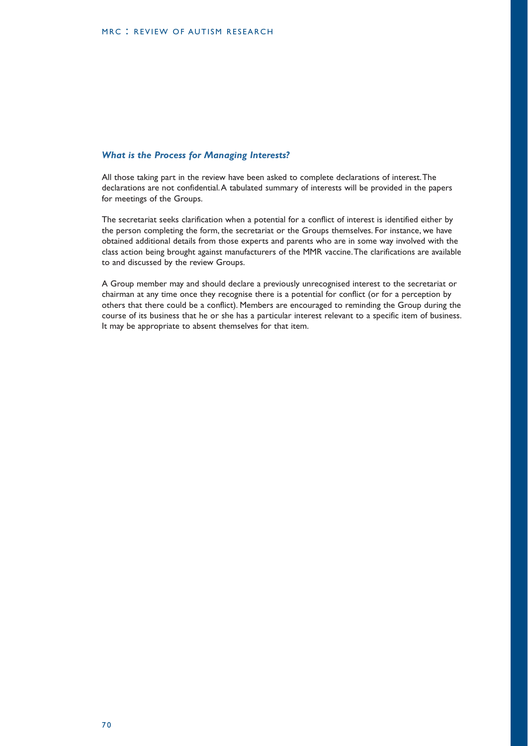### *What is the Process for Managing Interests?*

All those taking part in the review have been asked to complete declarations of interest. The declarations are not confidential. A tabulated summary of interests will be provided in the papers for meetings of the Groups.

The secretariat seeks clarification when a potential for a conflict of interest is identified either by the person completing the form, the secretariat or the Groups themselves. For instance, we have obtained additional details from those experts and parents who are in some way involved with the class action being brought against manufacturers of the MMR vaccine. The clarifications are available to and discussed by the review Groups.

A Group member may and should declare a previously unrecognised interest to the secretariat or chairman at any time once they recognise there is a potential for conflict (or for a perception by others that there could be a conflict). Members are encouraged to reminding the Group during the course of its business that he or she has a particular interest relevant to a specific item of business. It may be appropriate to absent themselves for that item.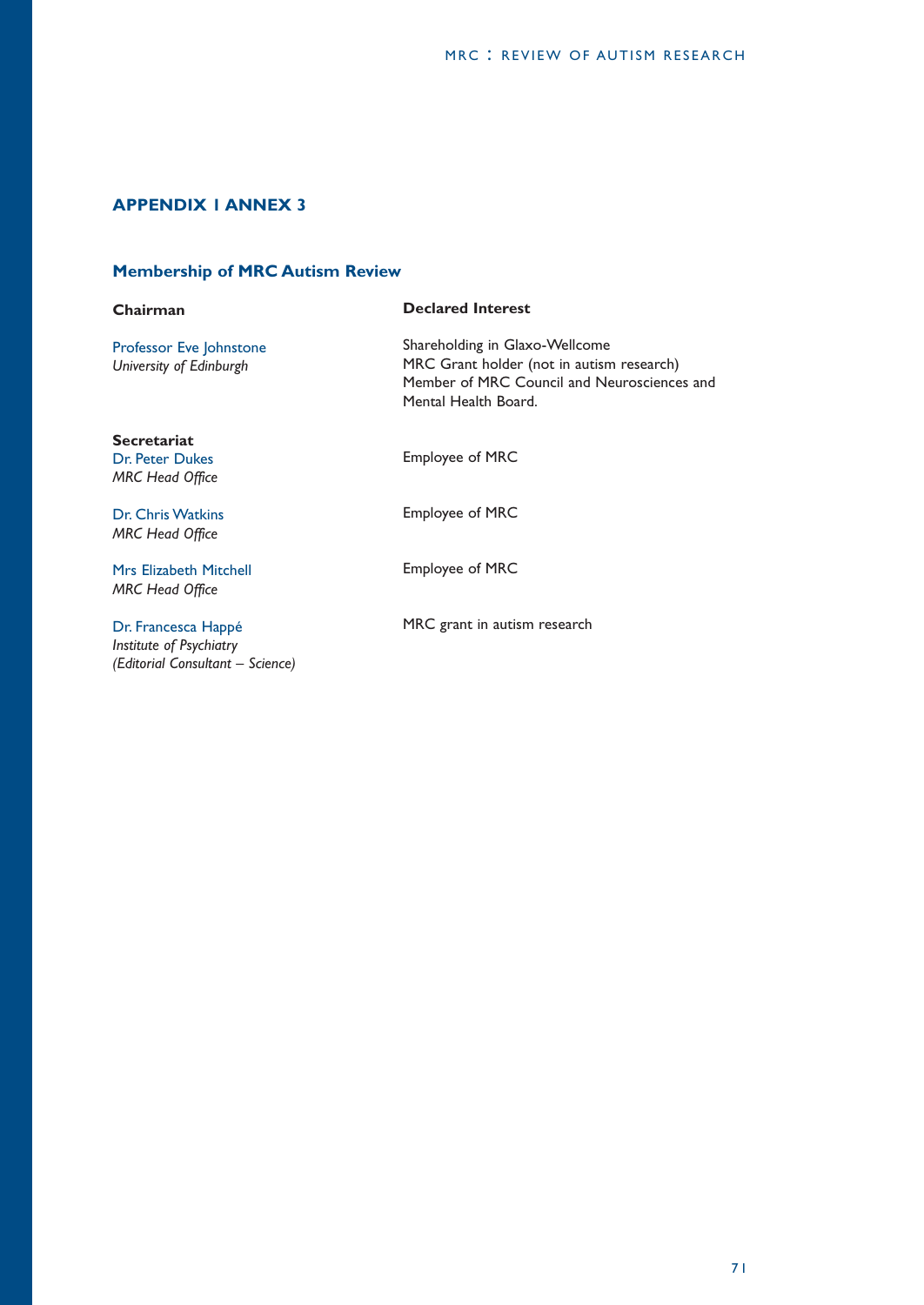## APPENDIX 1 ANNEX 3

### Membership of MRC Autism Review

| Chairman | Declared Interest |
|---|---|
| Professor Eve Johnstone<br>*University of Edinburgh* | Shareholding in Glaxo-Wellcome<br>MRC Grant holder (not in autism research)<br>Member of MRC Council and Neurosciences and Mental Health Board. |
| **Secretariat** | |
| Dr. Peter Dukes<br>*MRC Head Office* | Employee of MRC |
| Dr. Chris Watkins<br>*MRC Head Office* | Employee of MRC |
| Mrs Elizabeth Mitchell<br>*MRC Head Office* | Employee of MRC |
| Dr. Francesca Happé<br>*Institute of Psychiatry*<br>*(Editorial Consultant – Science)* | MRC grant in autism research |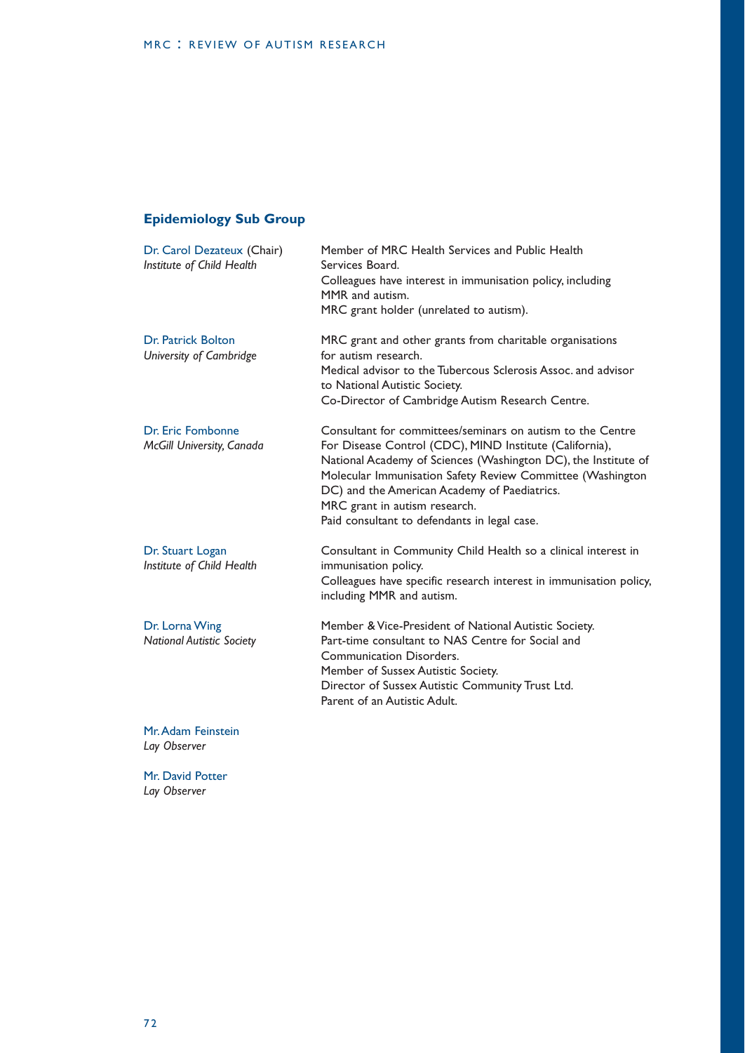## Epidemiology Sub Group

| | |
|---|---|
| Dr. Carol Dezateux (Chair)<br>*Institute of Child Health* | Member of MRC Health Services and Public Health Services Board.<br>Colleagues have interest in immunisation policy, including MMR and autism.<br>MRC grant holder (unrelated to autism). |
| Dr. Patrick Bolton<br>*University of Cambridge* | MRC grant and other grants from charitable organisations for autism research.<br>Medical advisor to the Tubercous Sclerosis Assoc. and advisor to National Autistic Society.<br>Co-Director of Cambridge Autism Research Centre. |
| Dr. Eric Fombonne<br>*McGill University, Canada* | Consultant for committees/seminars on autism to the Centre For Disease Control (CDC), MIND Institute (California), National Academy of Sciences (Washington DC), the Institute of Molecular Immunisation Safety Review Committee (Washington DC) and the American Academy of Paediatrics.<br>MRC grant in autism research.<br>Paid consultant to defendants in legal case. |
| Dr. Stuart Logan<br>*Institute of Child Health* | Consultant in Community Child Health so a clinical interest in immunisation policy.<br>Colleagues have specific research interest in immunisation policy, including MMR and autism. |
| Dr. Lorna Wing<br>*National Autistic Society* | Member & Vice-President of National Autistic Society.<br>Part-time consultant to NAS Centre for Social and Communication Disorders.<br>Member of Sussex Autistic Society.<br>Director of Sussex Autistic Community Trust Ltd.<br>Parent of an Autistic Adult. |
| Mr. Adam Feinstein<br>*Lay Observer* | |
| Mr. David Potter<br>*Lay Observer* | |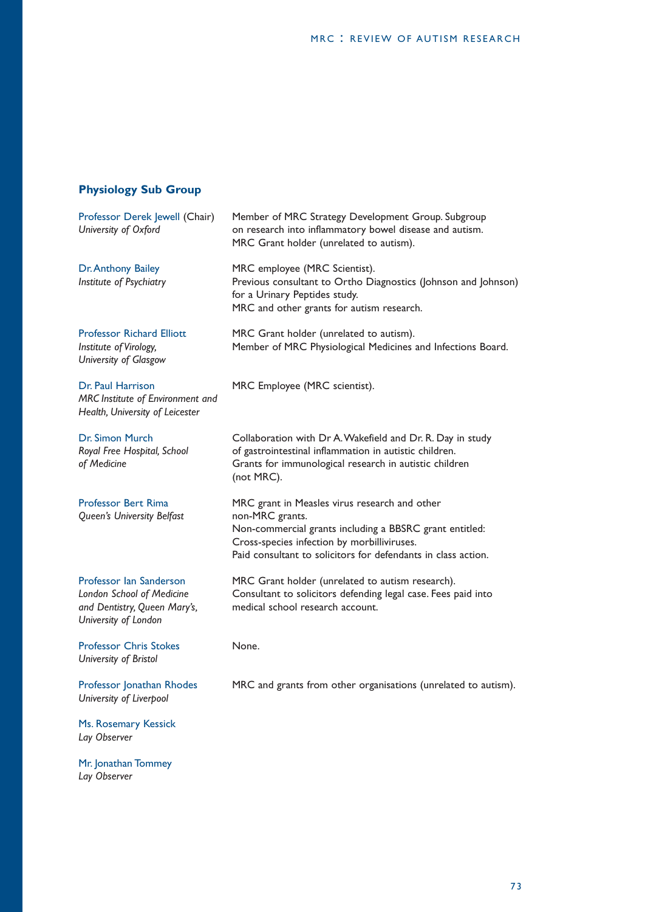### Physiology Sub Group

| | |
|---|---|
| Professor Derek Jewell (Chair)<br>*University of Oxford* | Member of MRC Strategy Development Group. Subgroup on research into inflammatory bowel disease and autism.<br>MRC Grant holder (unrelated to autism). |
| Dr. Anthony Bailey<br>*Institute of Psychiatry* | MRC employee (MRC Scientist).<br>Previous consultant to Ortho Diagnostics (Johnson and Johnson) for a Urinary Peptides study.<br>MRC and other grants for autism research. |
| Professor Richard Elliott<br>*Institute of Virology, University of Glasgow* | MRC Grant holder (unrelated to autism).<br>Member of MRC Physiological Medicines and Infections Board. |
| Dr. Paul Harrison<br>*MRC Institute of Environment and Health, University of Leicester* | MRC Employee (MRC scientist). |
| Dr. Simon Murch<br>*Royal Free Hospital, School of Medicine* | Collaboration with Dr A. Wakefield and Dr. R. Day in study of gastrointestinal inflammation in autistic children.<br>Grants for immunological research in autistic children (not MRC). |
| Professor Bert Rima<br>*Queen's University Belfast* | MRC grant in Measles virus research and other non-MRC grants.<br>Non-commercial grants including a BBSRC grant entitled: Cross-species infection by morbilliviruses.<br>Paid consultant to solicitors for defendants in class action. |
| Professor Ian Sanderson<br>*London School of Medicine and Dentistry, Queen Mary's, University of London* | MRC Grant holder (unrelated to autism research).<br>Consultant to solicitors defending legal case. Fees paid into medical school research account. |
| Professor Chris Stokes<br>*University of Bristol* | None. |
| Professor Jonathan Rhodes<br>*University of Liverpool* | MRC and grants from other organisations (unrelated to autism). |
| Ms. Rosemary Kessick<br>*Lay Observer* | |
| Mr. Jonathan Tommey<br>*Lay Observer* | |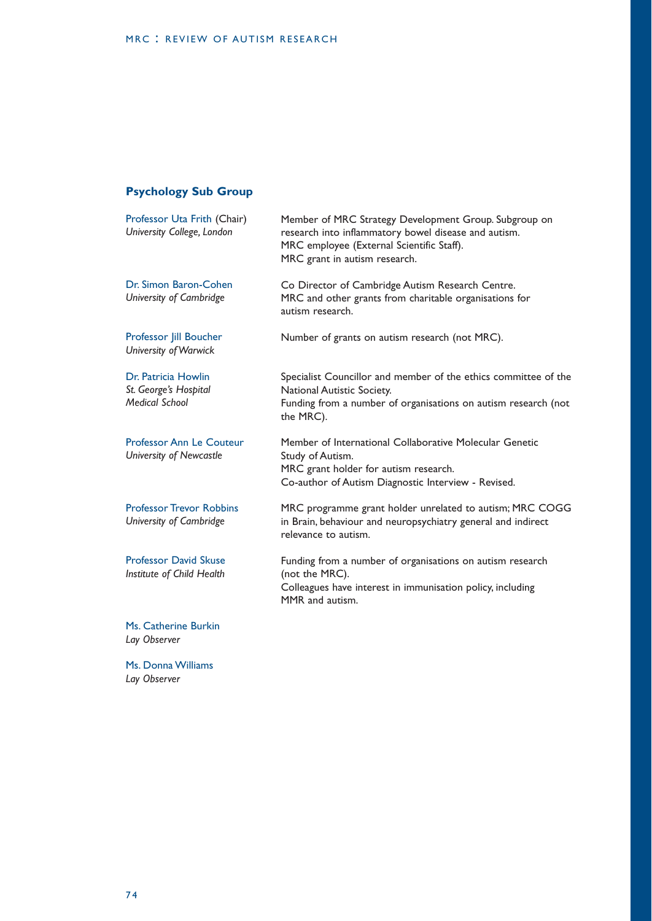## Psychology Sub Group

| | |
|---|---|
| Professor Uta Frith (Chair)<br>*University College, London* | Member of MRC Strategy Development Group. Subgroup on research into inflammatory bowel disease and autism.<br>MRC employee (External Scientific Staff).<br>MRC grant in autism research. |
| Dr. Simon Baron-Cohen<br>*University of Cambridge* | Co Director of Cambridge Autism Research Centre.<br>MRC and other grants from charitable organisations for autism research. |
| Professor Jill Boucher<br>*University of Warwick* | Number of grants on autism research (not MRC). |
| Dr. Patricia Howlin<br>*St. George's Hospital Medical School* | Specialist Councillor and member of the ethics committee of the National Autistic Society.<br>Funding from a number of organisations on autism research (not the MRC). |
| Professor Ann Le Couteur<br>*University of Newcastle* | Member of International Collaborative Molecular Genetic Study of Autism.<br>MRC grant holder for autism research.<br>Co-author of Autism Diagnostic Interview - Revised. |
| Professor Trevor Robbins<br>*University of Cambridge* | MRC programme grant holder unrelated to autism; MRC COGG in Brain, behaviour and neuropsychiatry general and indirect relevance to autism. |
| Professor David Skuse<br>*Institute of Child Health* | Funding from a number of organisations on autism research (not the MRC).<br>Colleagues have interest in immunisation policy, including MMR and autism. |
| Ms. Catherine Burkin<br>*Lay Observer* | |
| Ms. Donna Williams<br>*Lay Observer* | |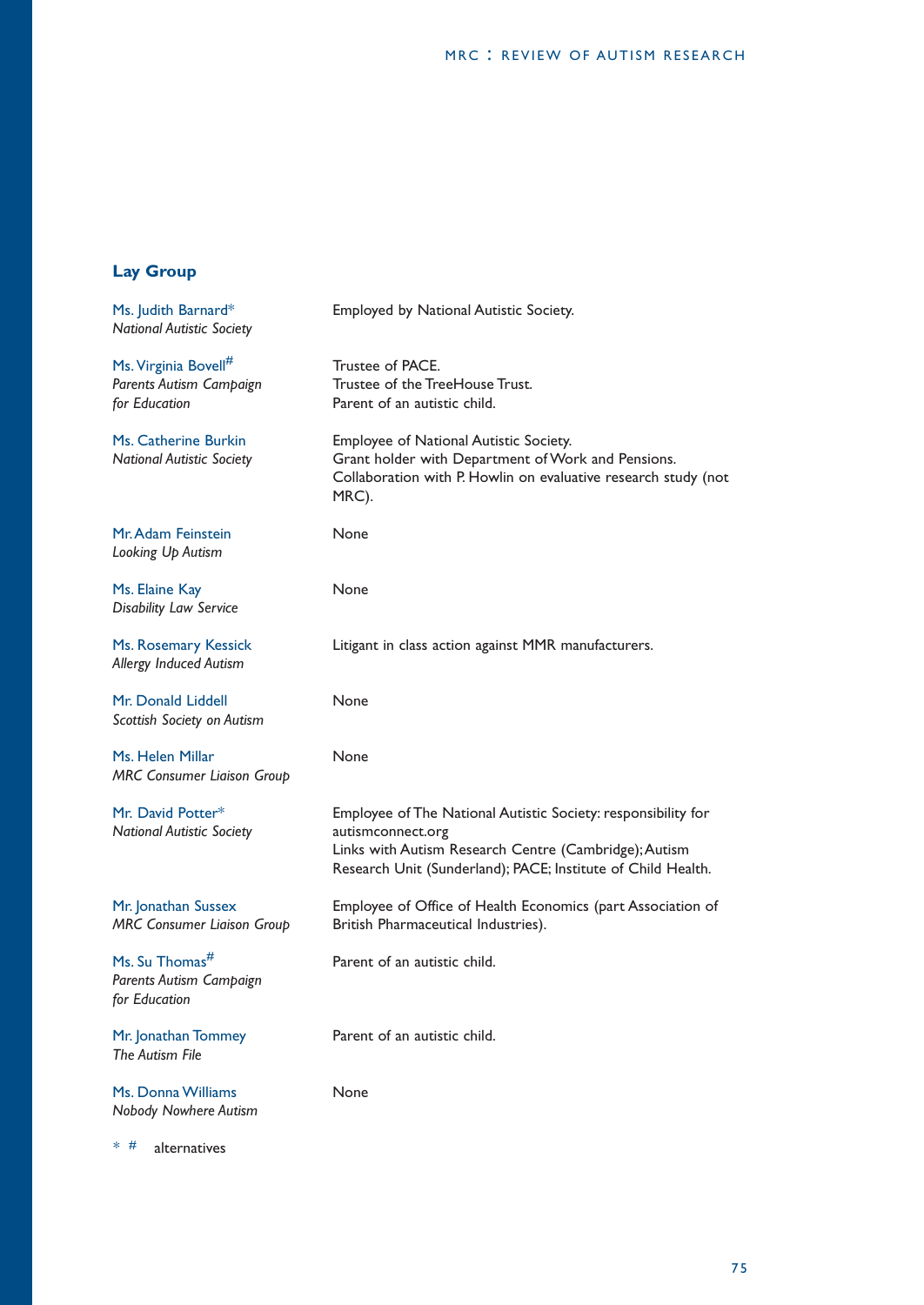## Lay Group

| | |
|---|---|
| Ms. Judith Barnard*<br>*National Autistic Society* | Employed by National Autistic Society. |
| Ms. Virginia Bovell#<br>*Parents Autism Campaign for Education* | Trustee of PACE.<br>Trustee of the TreeHouse Trust.<br>Parent of an autistic child. |
| Ms. Catherine Burkin<br>*National Autistic Society* | Employee of National Autistic Society.<br>Grant holder with Department of Work and Pensions.<br>Collaboration with P. Howlin on evaluative research study (not MRC). |
| Mr. Adam Feinstein<br>*Looking Up Autism* | None |
| Ms. Elaine Kay<br>*Disability Law Service* | None |
| Ms. Rosemary Kessick<br>*Allergy Induced Autism* | Litigant in class action against MMR manufacturers. |
| Mr. Donald Liddell<br>*Scottish Society on Autism* | None |
| Ms. Helen Millar<br>*MRC Consumer Liaison Group* | None |
| Mr. David Potter*<br>*National Autistic Society* | Employee of The National Autistic Society: responsibility for autismconnect.org<br>Links with Autism Research Centre (Cambridge); Autism Research Unit (Sunderland); PACE; Institute of Child Health. |
| Mr. Jonathan Sussex<br>*MRC Consumer Liaison Group* | Employee of Office of Health Economics (part Association of British Pharmaceutical Industries). |
| Ms. Su Thomas#<br>*Parents Autism Campaign for Education* | Parent of an autistic child. |
| Mr. Jonathan Tommey<br>*The Autism File* | Parent of an autistic child. |
| Ms. Donna Williams<br>*Nobody Nowhere Autism* | None |

\* # alternatives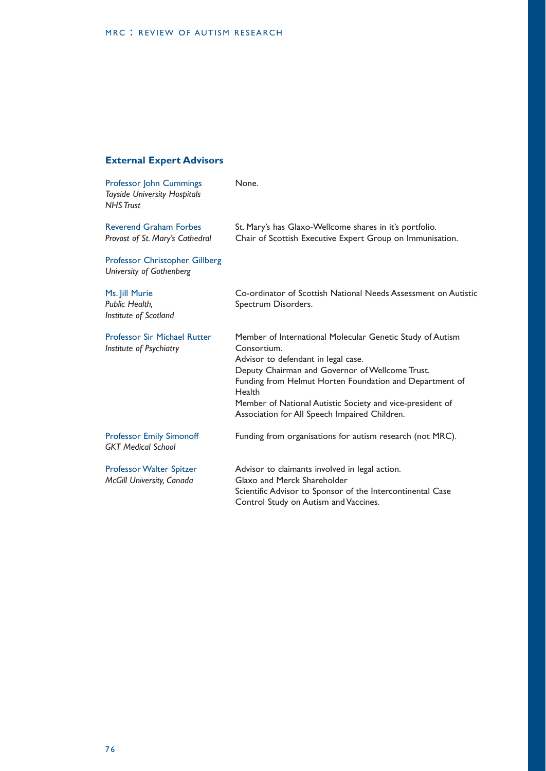## External Expert Advisors

| | |
|---|---|
| Professor John Cummings<br>*Tayside University Hospitals NHS Trust* | None. |
| Reverend Graham Forbes<br>*Provost of St. Mary's Cathedral* | St. Mary's has Glaxo-Wellcome shares in it's portfolio.<br>Chair of Scottish Executive Expert Group on Immunisation. |
| Professor Christopher Gillberg<br>*University of Gothenberg* | |
| Ms. Jill Murie<br>*Public Health, Institute of Scotland* | Co-ordinator of Scottish National Needs Assessment on Autistic Spectrum Disorders. |
| Professor Sir Michael Rutter<br>*Institute of Psychiatry* | Member of International Molecular Genetic Study of Autism Consortium.<br>Advisor to defendant in legal case.<br>Deputy Chairman and Governor of Wellcome Trust.<br>Funding from Helmut Horten Foundation and Department of Health<br>Member of National Autistic Society and vice-president of Association for All Speech Impaired Children. |
| Professor Emily Simonoff<br>*GKT Medical School* | Funding from organisations for autism research (not MRC). |
| Professor Walter Spitzer<br>*McGill University, Canada* | Advisor to claimants involved in legal action.<br>Glaxo and Merck Shareholder<br>Scientific Advisor to Sponsor of the Intercontinental Case Control Study on Autism and Vaccines. |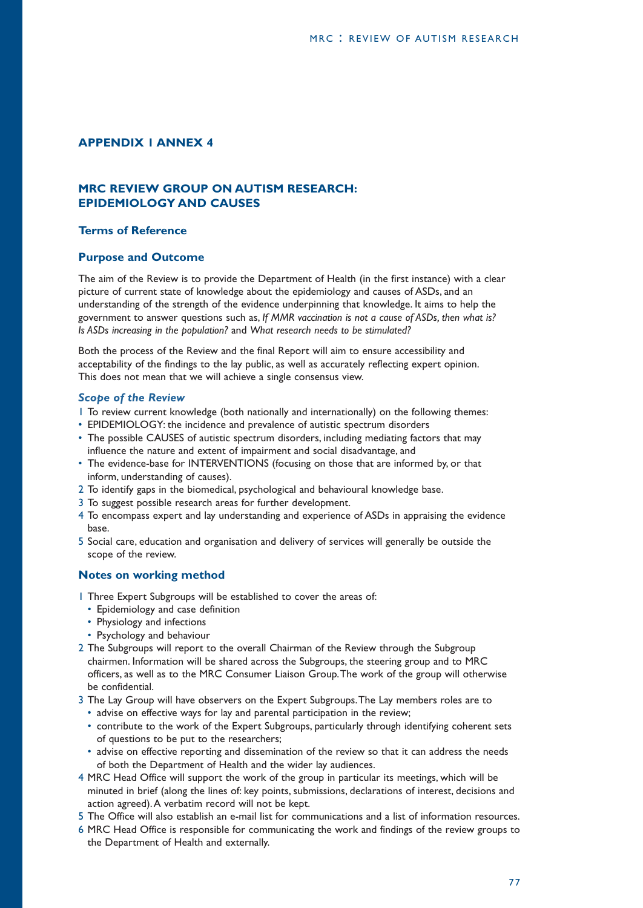## APPENDIX 1 ANNEX 4

## MRC REVIEW GROUP ON AUTISM RESEARCH: EPIDEMIOLOGY AND CAUSES

### Terms of Reference

### Purpose and Outcome

The aim of the Review is to provide the Department of Health (in the first instance) with a clear picture of current state of knowledge about the epidemiology and causes of ASDs, and an understanding of the strength of the evidence underpinning that knowledge. It aims to help the government to answer questions such as, *If MMR vaccination is not a cause of ASDs, then what is? Is ASDs increasing in the population?* and *What research needs to be stimulated?*

Both the process of the Review and the final Report will aim to ensure accessibility and acceptability of the findings to the lay public, as well as accurately reflecting expert opinion. This does not mean that we will achieve a single consensus view.

#### *Scope of the Review*

1 To review current knowledge (both nationally and internationally) on the following themes:
- EPIDEMIOLOGY: the incidence and prevalence of autistic spectrum disorders
- The possible CAUSES of autistic spectrum disorders, including mediating factors that may influence the nature and extent of impairment and social disadvantage, and
- The evidence-base for INTERVENTIONS (focusing on those that are informed by, or that inform, understanding of causes).

2 To identify gaps in the biomedical, psychological and behavioural knowledge base.

3 To suggest possible research areas for further development.

4 To encompass expert and lay understanding and experience of ASDs in appraising the evidence base.

5 Social care, education and organisation and delivery of services will generally be outside the scope of the review.

### Notes on working method

1 Three Expert Subgroups will be established to cover the areas of:
   - Epidemiology and case definition
   - Physiology and infections
   - Psychology and behaviour

2 The Subgroups will report to the overall Chairman of the Review through the Subgroup chairmen. Information will be shared across the Subgroups, the steering group and to MRC officers, as well as to the MRC Consumer Liaison Group. The work of the group will otherwise be confidential.

3 The Lay Group will have observers on the Expert Subgroups. The Lay members roles are to
   - advise on effective ways for lay and parental participation in the review;
   - contribute to the work of the Expert Subgroups, particularly through identifying coherent sets of questions to be put to the researchers;
   - advise on effective reporting and dissemination of the review so that it can address the needs of both the Department of Health and the wider lay audiences.

4 MRC Head Office will support the work of the group in particular its meetings, which will be minuted in brief (along the lines of: key points, submissions, declarations of interest, decisions and action agreed). A verbatim record will not be kept.

5 The Office will also establish an e-mail list for communications and a list of information resources.

6 MRC Head Office is responsible for communicating the work and findings of the review groups to the Department of Health and externally.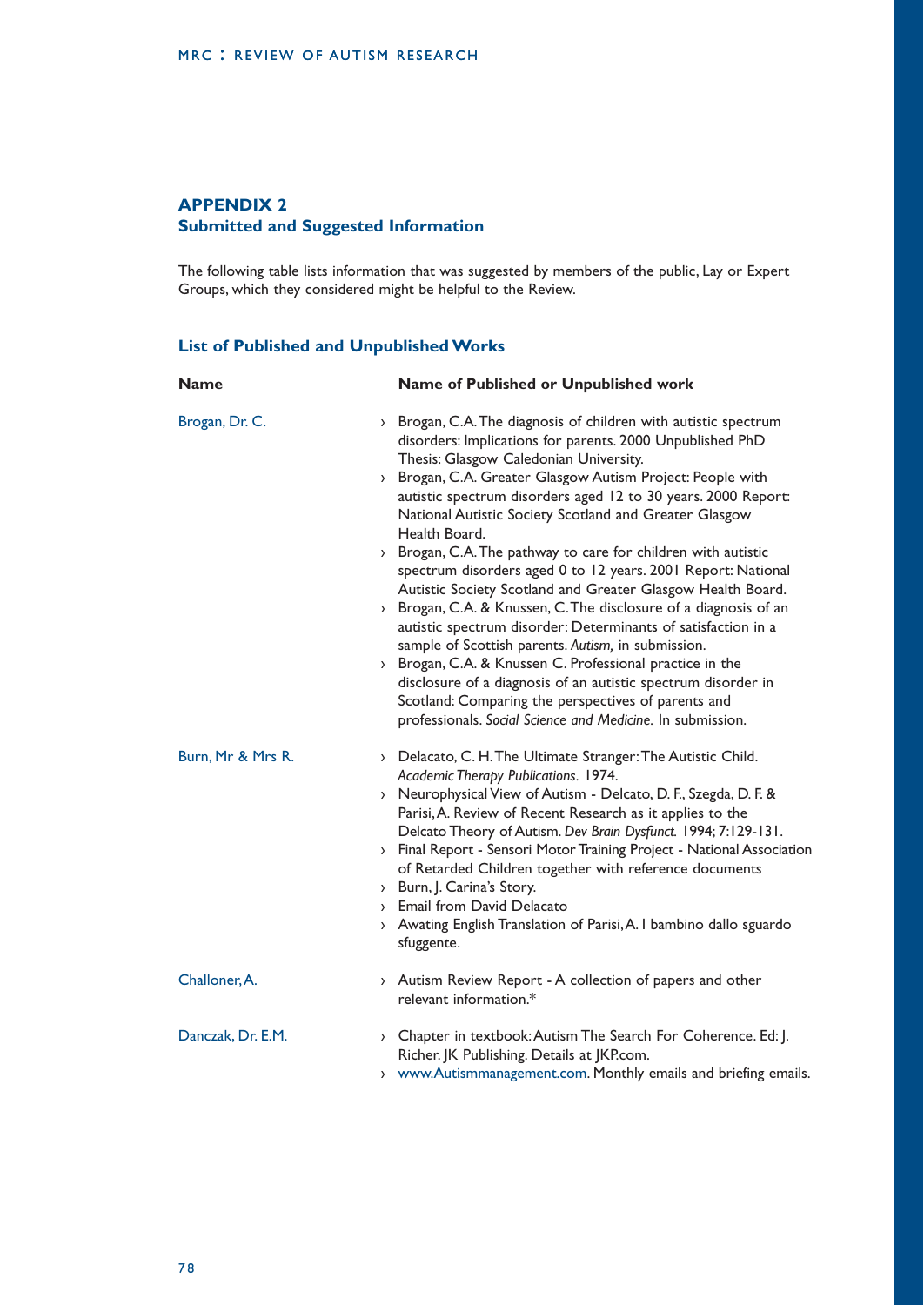## APPENDIX 2
### Submitted and Suggested Information

The following table lists information that was suggested by members of the public, Lay or Expert Groups, which they considered might be helpful to the Review.

### List of Published and Unpublished Works

| Name | Name of Published or Unpublished work |
|---|---|
| Brogan, Dr. C. | › Brogan, C.A. The diagnosis of children with autistic spectrum disorders: Implications for parents. 2000 Unpublished PhD Thesis: Glasgow Caledonian University.<br>› Brogan, C.A. Greater Glasgow Autism Project: People with autistic spectrum disorders aged 12 to 30 years. 2000 Report: National Autistic Society Scotland and Greater Glasgow Health Board.<br>› Brogan, C.A. The pathway to care for children with autistic spectrum disorders aged 0 to 12 years. 2001 Report: National Autistic Society Scotland and Greater Glasgow Health Board.<br>› Brogan, C.A. & Knussen, C. The disclosure of a diagnosis of an autistic spectrum disorder: Determinants of satisfaction in a sample of Scottish parents. *Autism,* in submission.<br>› Brogan, C.A. & Knussen C. Professional practice in the disclosure of a diagnosis of an autistic spectrum disorder in Scotland: Comparing the perspectives of parents and professionals. *Social Science and Medicine.* In submission. |
| Burn, Mr & Mrs R. | › Delacato, C. H. The Ultimate Stranger: The Autistic Child. *Academic Therapy Publications*. 1974.<br>› Neurophysical View of Autism - Delcato, D. F., Szegda, D. F. & Parisi, A. Review of Recent Research as it applies to the Delcato Theory of Autism. *Dev Brain Dysfunct.* 1994; 7:129-131.<br>› Final Report - Sensori Motor Training Project - National Association of Retarded Children together with reference documents<br>› Burn, J. Carina's Story.<br>› Email from David Delacato<br>› Awating English Translation of Parisi, A. I bambino dallo sguardo sfuggente. |
| Challoner, A. | › Autism Review Report - A collection of papers and other relevant information.* |
| Danczak, Dr. E.M. | › Chapter in textbook: Autism The Search For Coherence. Ed: J. Richer. JK Publishing. Details at JKP.com.<br>› www.Autismmanagement.com. Monthly emails and briefing emails. |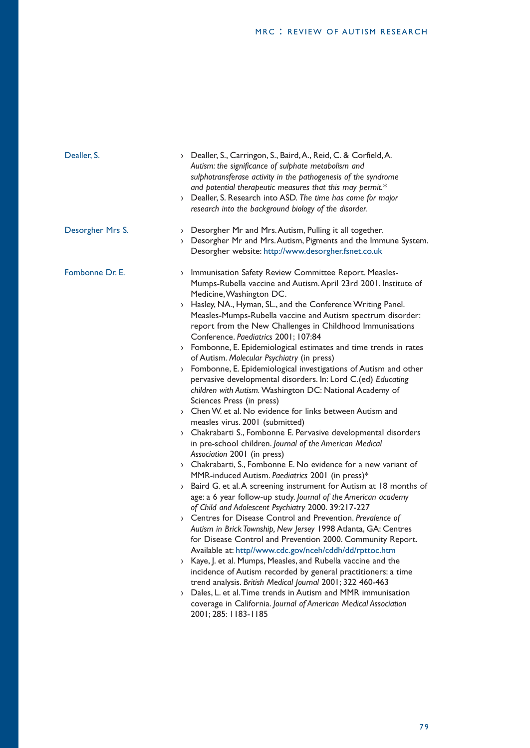Dealler, S.

- Dealler, S., Carringon, S., Baird, A., Reid, C. & Corfield, A. *Autism: the significance of sulphate metabolism and sulphotransferase activity in the pathogenesis of the syndrome and potential therapeutic measures that this may permit.**
- Dealler, S. Research into ASD. *The time has come for major research into the background biology of the disorder.*

Desorgher Mrs S.

- Desorgher Mr and Mrs. Autism, Pulling it all together.
- Desorgher Mr and Mrs. Autism, Pigments and the Immune System. Desorgher website: http://www.desorgher.fsnet.co.uk

Fombonne Dr. E.

- Immunisation Safety Review Committee Report. Measles-Mumps-Rubella vaccine and Autism. April 23rd 2001. Institute of Medicine, Washington DC.
- Hasley, NA., Hyman, SL., and the Conference Writing Panel. Measles-Mumps-Rubella vaccine and Autism spectrum disorder: report from the New Challenges in Childhood Immunisations Conference. *Paediatrics* 2001; 107:84
- Fombonne, E. Epidemiological estimates and time trends in rates of Autism. *Molecular Psychiatry* (in press)
- Fombonne, E. Epidemiological investigations of Autism and other pervasive developmental disorders. In: Lord C.(ed) *Educating children with Autism.* Washington DC: National Academy of Sciences Press (in press)
- Chen W. et al. No evidence for links between Autism and measles virus. 2001 (submitted)
- Chakrabarti S., Fombonne E. Pervasive developmental disorders in pre-school children. *Journal of the American Medical Association* 2001 (in press)
- Chakrabarti, S., Fombonne E. No evidence for a new variant of MMR-induced Autism. *Paediatrics* 2001 (in press)*
- Baird G. et al. A screening instrument for Autism at 18 months of age: a 6 year follow-up study. *Journal of the American academy of Child and Adolescent Psychiatry* 2000. 39:217-227
- Centres for Disease Control and Prevention. *Prevalence of Autism in Brick Township, New Jersey* 1998 Atlanta, GA: Centres for Disease Control and Prevention 2000. Community Report. Available at: http//www.cdc.gov/nceh/cddh/dd/rpttoc.htm
- Kaye, J. et al. Mumps, Measles, and Rubella vaccine and the incidence of Autism recorded by general practitioners: a time trend analysis. *British Medical Journal* 2001; 322 460-463
- Dales, L. et al. Time trends in Autism and MMR immunisation coverage in California. *Journal of American Medical Association* 2001; 285: 1183-1185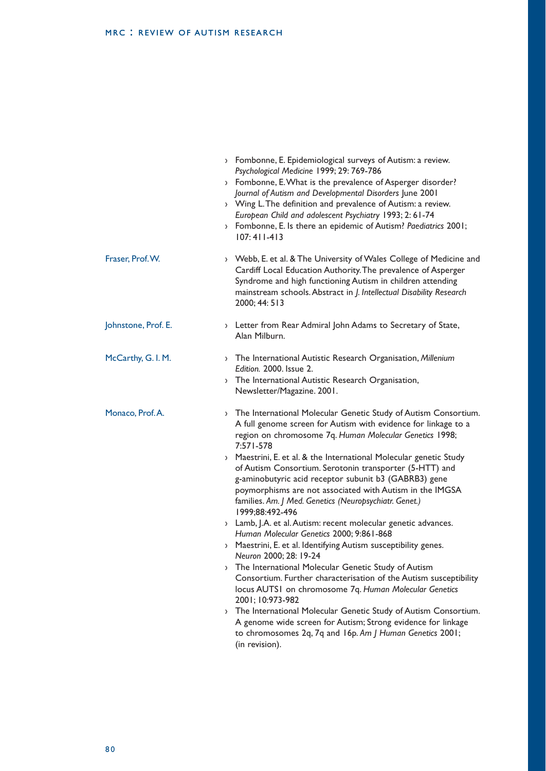- Fombonne, E. Epidemiological surveys of Autism: a review. *Psychological Medicine* 1999; 29: 769-786
- Fombonne, E. What is the prevalence of Asperger disorder? *Journal of Autism and Developmental Disorders* June 2001
- Wing L. The definition and prevalence of Autism: a review. *European Child and adolescent Psychiatry* 1993; 2: 61-74
- Fombonne, E. Is there an epidemic of Autism? *Paediatrics* 2001; 107: 411-413

Fraser, Prof. W.

- Webb, E. et al. & The University of Wales College of Medicine and Cardiff Local Education Authority. The prevalence of Asperger Syndrome and high functioning Autism in children attending mainstream schools. Abstract in *J. Intellectual Disability Research* 2000; 44: 513

Johnstone, Prof. E.

- Letter from Rear Admiral John Adams to Secretary of State, Alan Milburn.

McCarthy, G. I. M.

- The International Autistic Research Organisation, *Millenium Edition.* 2000. Issue 2.
- The International Autistic Research Organisation, Newsletter/Magazine. 2001.

Monaco, Prof. A.

- The International Molecular Genetic Study of Autism Consortium. A full genome screen for Autism with evidence for linkage to a region on chromosome 7q. *Human Molecular Genetics* 1998; 7:571-578
- Maestrini, E. et al. & the International Molecular genetic Study of Autism Consortium. Serotonin transporter (5-HTT) and g-aminobutyric acid receptor subunit b3 (GABRB3) gene poymorphisms are not associated with Autism in the IMGSA families. *Am. J Med. Genetics (Neuropsychiatr. Genet.)* 1999;88:492-496
- Lamb, J.A. et al. Autism: recent molecular genetic advances. *Human Molecular Genetics* 2000; 9:861-868
- Maestrini, E. et al. Identifying Autism susceptibility genes. *Neuron* 2000; 28: 19-24
- The International Molecular Genetic Study of Autism Consortium. Further characterisation of the Autism susceptibility locus AUTS1 on chromosome 7q. *Human Molecular Genetics* 2001; 10:973-982
- The International Molecular Genetic Study of Autism Consortium. A genome wide screen for Autism; Strong evidence for linkage to chromosomes 2q, 7q and 16p. *Am J Human Genetics* 2001; (in revision).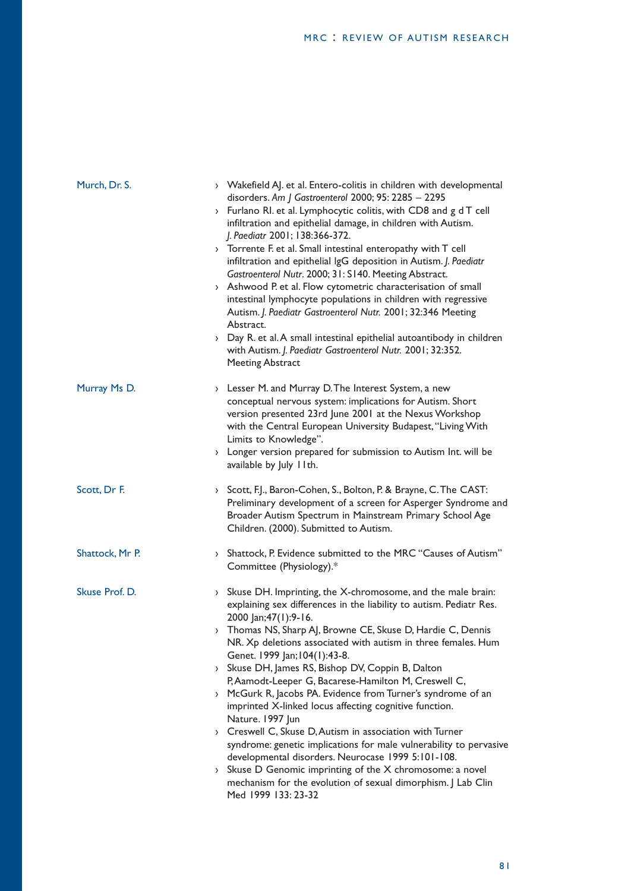| | |
|---|---|
| Murch, Dr. S. | › Wakefield AJ. et al. Entero-colitis in children with developmental disorders. *Am J Gastroenterol* 2000; 95: 2285 – 2295<br>› Furlano RI. et al. Lymphocytic colitis, with CD8 and g d T cell infiltration and epithelial damage, in children with Autism. *J. Paediatr* 2001; 138:366-372.<br>› Torrente F. et al. Small intestinal enteropathy with T cell infiltration and epithelial IgG deposition in Autism. *J. Paediatr Gastroenterol Nutr*. 2000; 31: S140. Meeting Abstract.<br>› Ashwood P. et al. Flow cytometric characterisation of small intestinal lymphocyte populations in children with regressive Autism. *J. Paediatr Gastroenterol Nutr.* 2001; 32:346 Meeting Abstract.<br>› Day R. et al. A small intestinal epithelial autoantibody in children with Autism. *J. Paediatr Gastroenterol Nutr.* 2001; 32:352. Meeting Abstract |
| Murray Ms D. | › Lesser M. and Murray D. The Interest System, a new conceptual nervous system: implications for Autism. Short version presented 23rd June 2001 at the Nexus Workshop with the Central European University Budapest, "Living With Limits to Knowledge".<br>› Longer version prepared for submission to Autism Int. will be available by July 11th. |
| Scott, Dr F. | › Scott, F.J., Baron-Cohen, S., Bolton, P. & Brayne, C. The CAST: Preliminary development of a screen for Asperger Syndrome and Broader Autism Spectrum in Mainstream Primary School Age Children. (2000). Submitted to Autism. |
| Shattock, Mr P. | › Shattock, P. Evidence submitted to the MRC "Causes of Autism" Committee (Physiology).* |
| Skuse Prof. D. | › Skuse DH. Imprinting, the X-chromosome, and the male brain: explaining sex differences in the liability to autism. Pediatr Res. 2000 Jan;47(1):9-16.<br>› Thomas NS, Sharp AJ, Browne CE, Skuse D, Hardie C, Dennis NR. Xp deletions associated with autism in three females. Hum Genet. 1999 Jan;104(1):43-8.<br>› Skuse DH, James RS, Bishop DV, Coppin B, Dalton P, Aamodt-Leeper G, Bacarese-Hamilton M, Creswell C,<br>› McGurk R, Jacobs PA. Evidence from Turner's syndrome of an imprinted X-linked locus affecting cognitive function. Nature. 1997 Jun<br>› Creswell C, Skuse D, Autism in association with Turner syndrome: genetic implications for male vulnerability to pervasive developmental disorders. Neurocase 1999 5:101-108.<br>› Skuse D Genomic imprinting of the X chromosome: a novel mechanism for the evolution of sexual dimorphism. J Lab Clin Med 1999 133: 23-32 |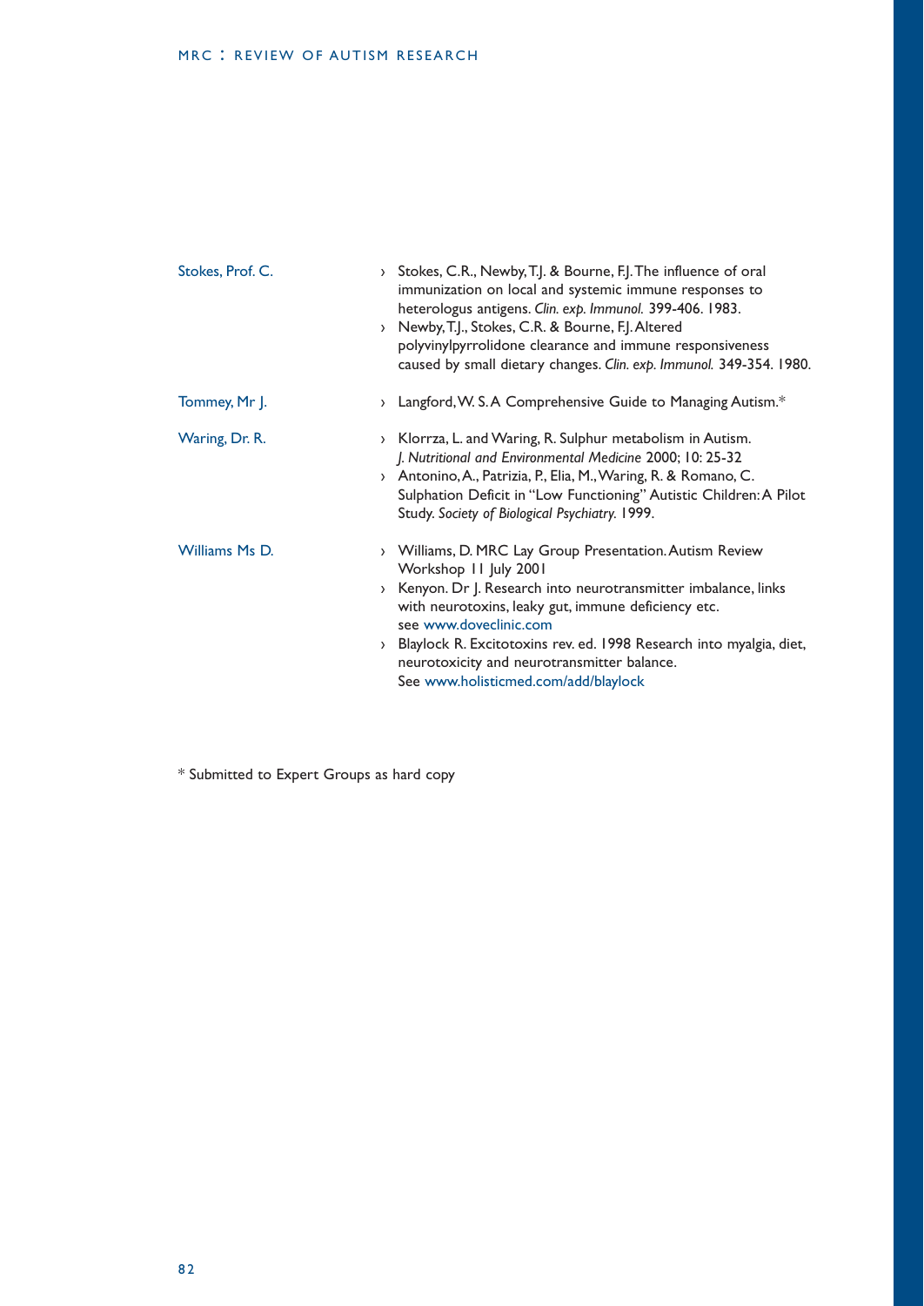| | |
|---|---|
| Stokes, Prof. C. | › Stokes, C.R., Newby, T.J. & Bourne, F.J. The influence of oral immunization on local and systemic immune responses to heterologus antigens. *Clin. exp. Immunol.* 399-406. 1983.<br>› Newby, T.J., Stokes, C.R. & Bourne, F.J. Altered polyvinylpyrrolidone clearance and immune responsiveness caused by small dietary changes. *Clin. exp. Immunol.* 349-354. 1980. |
| Tommey, Mr J. | › Langford, W. S. A Comprehensive Guide to Managing Autism.* |
| Waring, Dr. R. | › Klorrza, L. and Waring, R. Sulphur metabolism in Autism. *J. Nutritional and Environmental Medicine* 2000; 10: 25-32<br>› Antonino, A., Patrizia, P., Elia, M., Waring, R. & Romano, C. Sulphation Deficit in "Low Functioning" Autistic Children: A Pilot Study. *Society of Biological Psychiatry.* 1999. |
| Williams Ms D. | › Williams, D. MRC Lay Group Presentation. Autism Review Workshop 11 July 2001<br>› Kenyon. Dr J. Research into neurotransmitter imbalance, links with neurotoxins, leaky gut, immune deficiency etc. see www.doveclinic.com<br>› Blaylock R. Excitotoxins rev. ed. 1998 Research into myalgia, diet, neurotoxicity and neurotransmitter balance. See www.holisticmed.com/add/blaylock |

* Submitted to Expert Groups as hard copy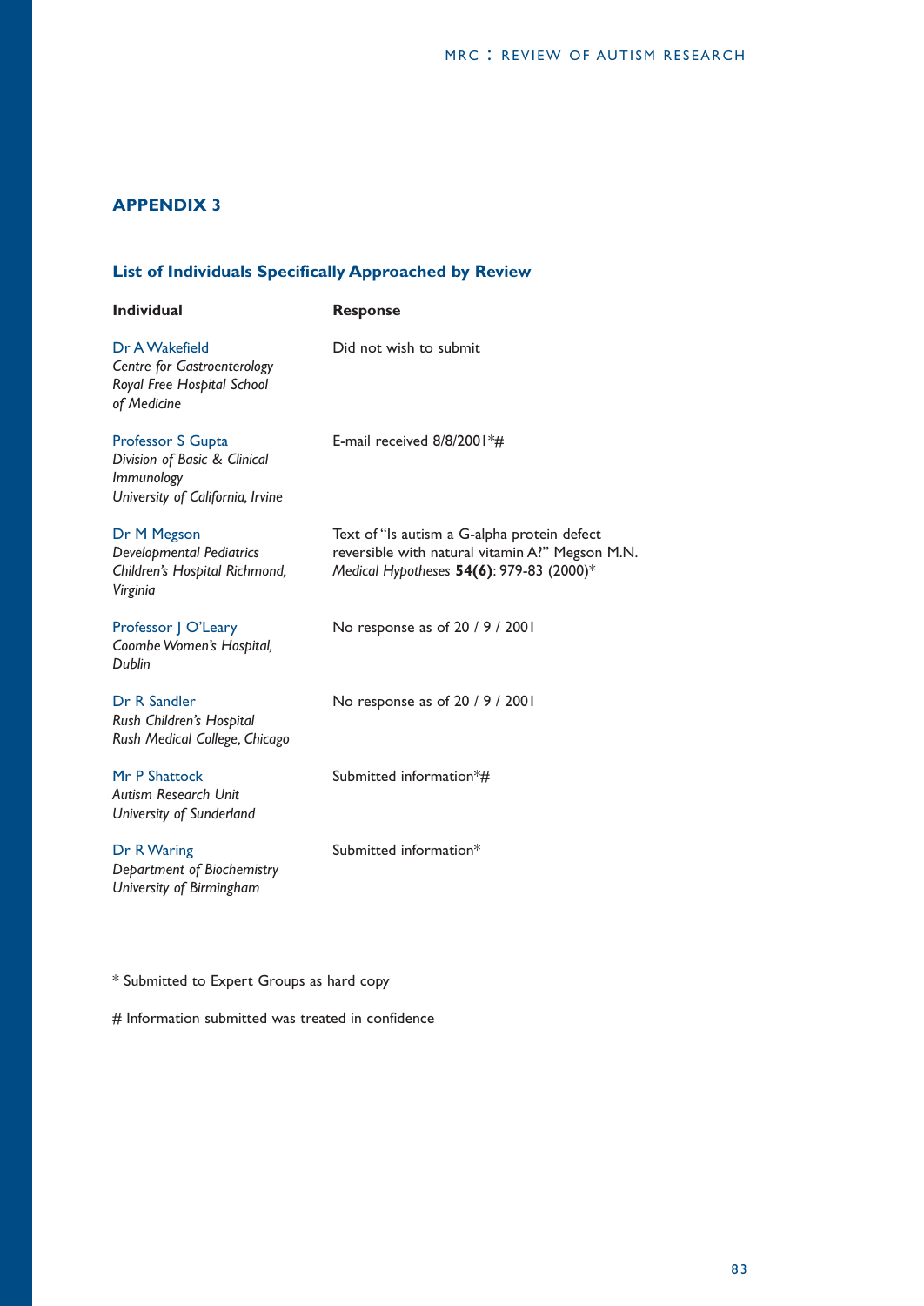## APPENDIX 3

### List of Individuals Specifically Approached by Review

| Individual | Response |
|---|---|
| Dr A Wakefield<br>*Centre for Gastroenterology Royal Free Hospital School of Medicine* | Did not wish to submit |
| Professor S Gupta<br>*Division of Basic & Clinical Immunology University of California, Irvine* | E-mail received 8/8/2001*# |
| Dr M Megson<br>*Developmental Pediatrics Children's Hospital Richmond, Virginia* | Text of "Is autism a G-alpha protein defect reversible with natural vitamin A?" Megson M.N. *Medical Hypotheses* **54(6)**: 979-83 (2000)* |
| Professor J O'Leary<br>*Coombe Women's Hospital, Dublin* | No response as of 20 / 9 / 2001 |
| Dr R Sandler<br>*Rush Children's Hospital Rush Medical College, Chicago* | No response as of 20 / 9 / 2001 |
| Mr P Shattock<br>*Autism Research Unit University of Sunderland* | Submitted information*# |
| Dr R Waring<br>*Department of Biochemistry University of Birmingham* | Submitted information* |

* Submitted to Expert Groups as hard copy

# Information submitted was treated in confidence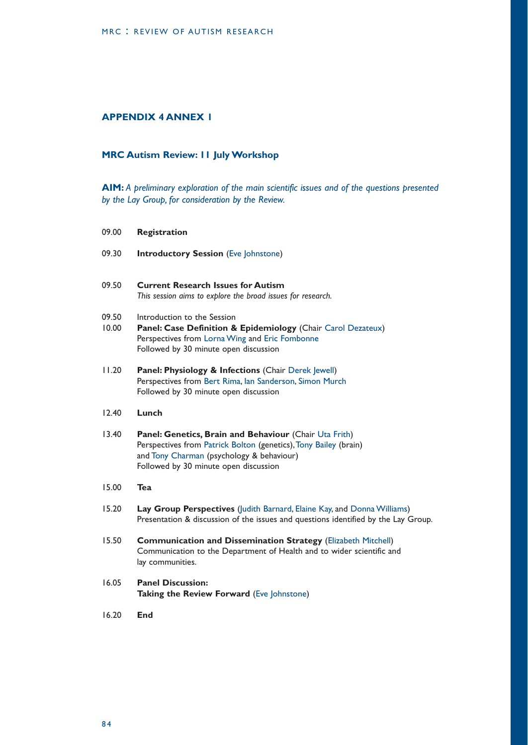## APPENDIX 4 ANNEX 1

### MRC Autism Review: 11 July Workshop

**AIM:** *A preliminary exploration of the main scientific issues and of the questions presented by the Lay Group, for consideration by the Review.*

09.00 **Registration**

09.30 **Introductory Session** (Eve Johnstone)

09.50 **Current Research Issues for Autism**
*This session aims to explore the broad issues for research.*

09.50 Introduction to the Session

10.00 **Panel: Case Definition & Epidemiology** (Chair Carol Dezateux)
Perspectives from Lorna Wing and Eric Fombonne
Followed by 30 minute open discussion

11.20 **Panel: Physiology & Infections** (Chair Derek Jewell)
Perspectives from Bert Rima, Ian Sanderson, Simon Murch
Followed by 30 minute open discussion

12.40 **Lunch**

13.40 **Panel: Genetics, Brain and Behaviour** (Chair Uta Frith)
Perspectives from Patrick Bolton (genetics), Tony Bailey (brain) and Tony Charman (psychology & behaviour)
Followed by 30 minute open discussion

15.00 **Tea**

15.20 **Lay Group Perspectives** (Judith Barnard, Elaine Kay, and Donna Williams)
Presentation & discussion of the issues and questions identified by the Lay Group.

15.50 **Communication and Dissemination Strategy** (Elizabeth Mitchell)
Communication to the Department of Health and to wider scientific and lay communities.

16.05 **Panel Discussion:**
**Taking the Review Forward** (Eve Johnstone)

16.20 **End**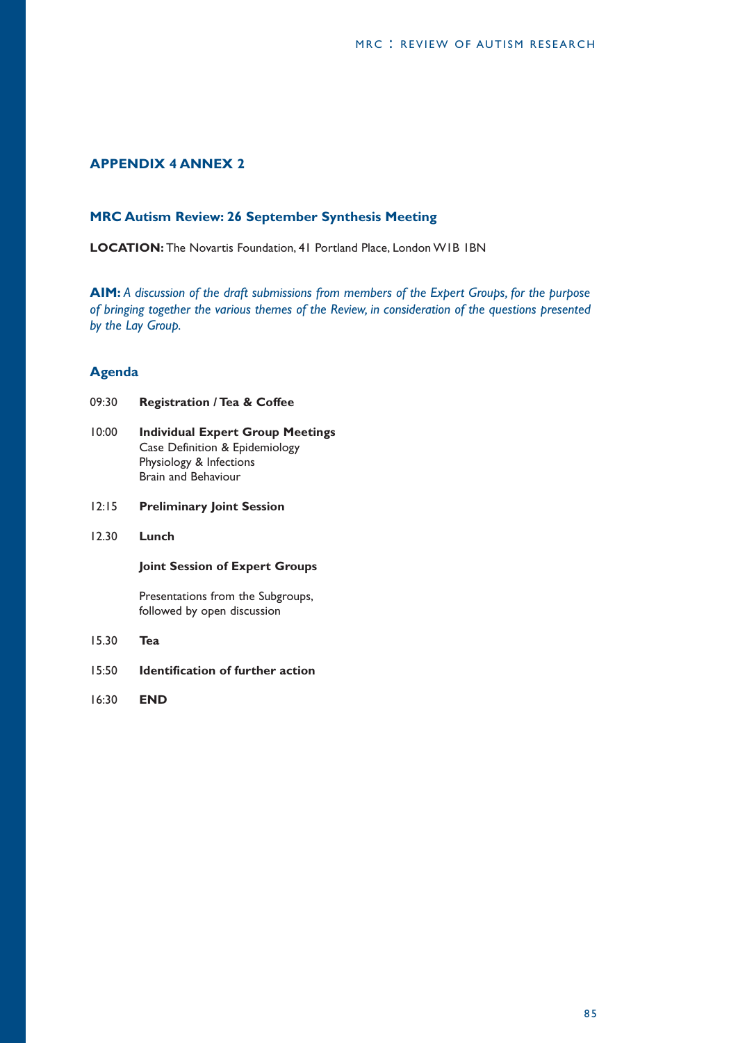## APPENDIX 4 ANNEX 2

### MRC Autism Review: 26 September Synthesis Meeting

**LOCATION:** The Novartis Foundation, 41 Portland Place, London W1B 1BN

**AIM:** *A discussion of the draft submissions from members of the Expert Groups, for the purpose of bringing together the various themes of the Review, in consideration of the questions presented by the Lay Group.*

### Agenda

09:30 **Registration / Tea & Coffee**

10:00 **Individual Expert Group Meetings**
Case Definition & Epidemiology
Physiology & Infections
Brain and Behaviour

12:15 **Preliminary Joint Session**

12.30 **Lunch**

**Joint Session of Expert Groups**

Presentations from the Subgroups,
followed by open discussion

15.30 **Tea**

15:50 **Identification of further action**

16:30 **END**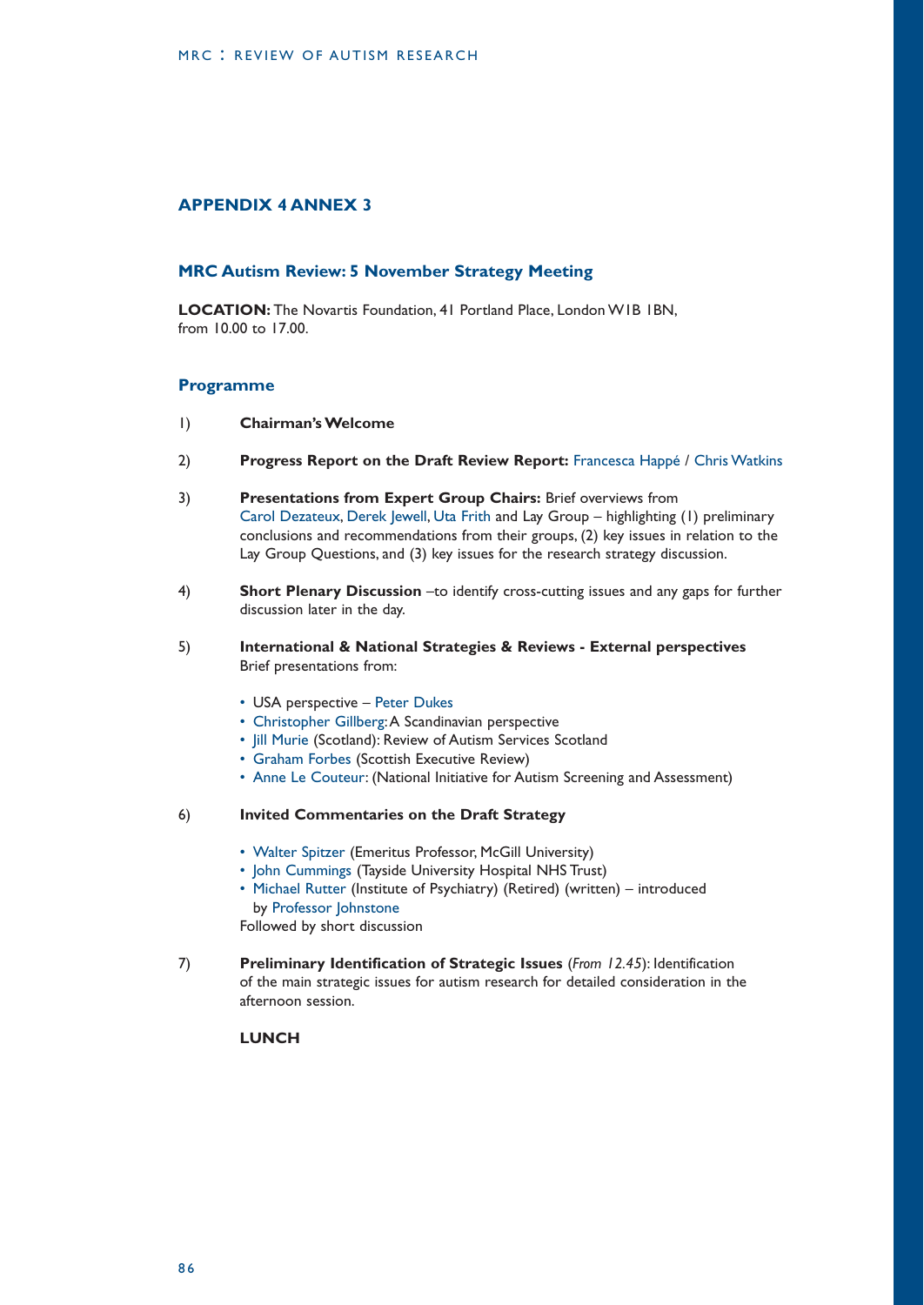## APPENDIX 4 ANNEX 3

### MRC Autism Review: 5 November Strategy Meeting

**LOCATION:** The Novartis Foundation, 41 Portland Place, London W1B 1BN, from 10.00 to 17.00.

### Programme

1) **Chairman's Welcome**

2) **Progress Report on the Draft Review Report:** Francesca Happé / Chris Watkins

3) **Presentations from Expert Group Chairs:** Brief overviews from Carol Dezateux, Derek Jewell, Uta Frith and Lay Group – highlighting (1) preliminary conclusions and recommendations from their groups, (2) key issues in relation to the Lay Group Questions, and (3) key issues for the research strategy discussion.

4) **Short Plenary Discussion** –to identify cross-cutting issues and any gaps for further discussion later in the day.

5) **International & National Strategies & Reviews - External perspectives**
   Brief presentations from:

   - USA perspective – Peter Dukes
   - Christopher Gillberg: A Scandinavian perspective
   - Jill Murie (Scotland): Review of Autism Services Scotland
   - Graham Forbes (Scottish Executive Review)
   - Anne Le Couteur: (National Initiative for Autism Screening and Assessment)

6) **Invited Commentaries on the Draft Strategy**

   - Walter Spitzer (Emeritus Professor, McGill University)
   - John Cummings (Tayside University Hospital NHS Trust)
   - Michael Rutter (Institute of Psychiatry) (Retired) (written) – introduced by Professor Johnstone

   Followed by short discussion

7) **Preliminary Identification of Strategic Issues** (*From 12.45*): Identification of the main strategic issues for autism research for detailed consideration in the afternoon session.

   **LUNCH**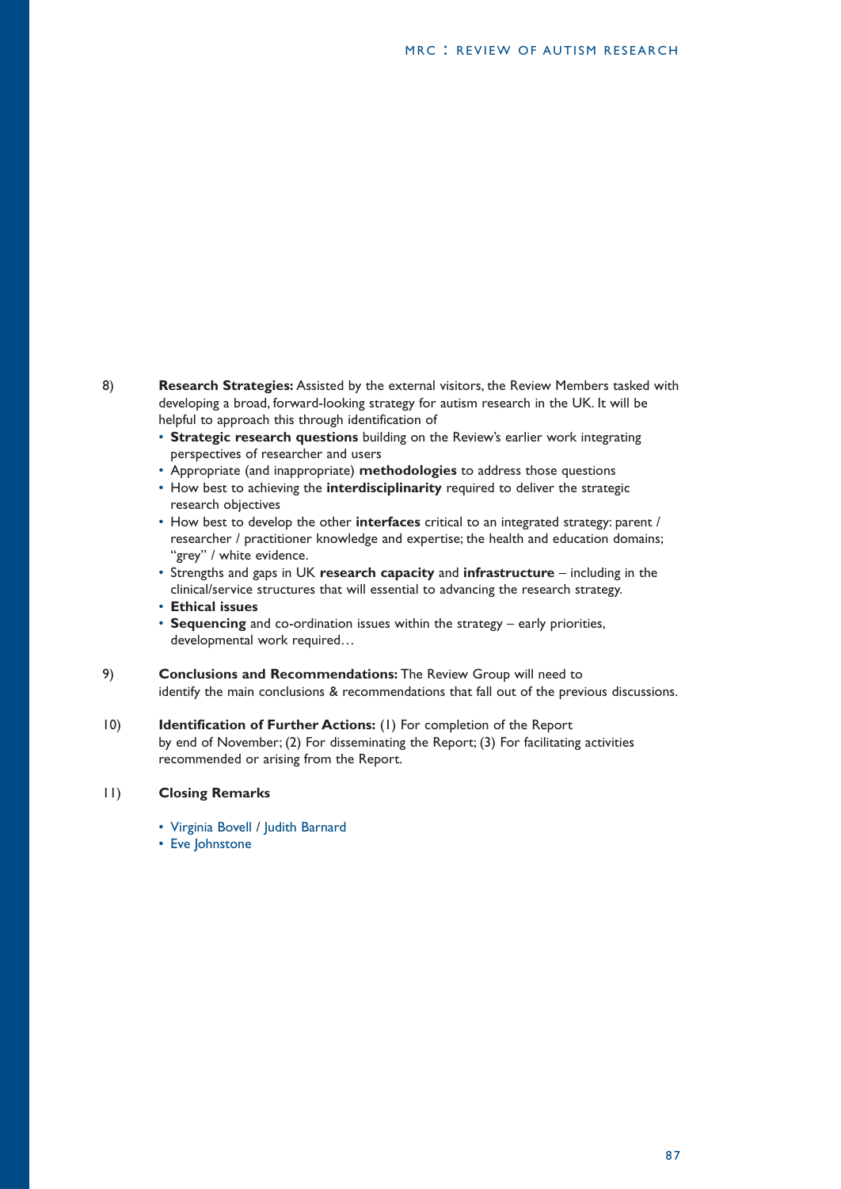8) **Research Strategies:** Assisted by the external visitors, the Review Members tasked with developing a broad, forward-looking strategy for autism research in the UK. It will be helpful to approach this through identification of

- **Strategic research questions** building on the Review's earlier work integrating perspectives of researcher and users
- Appropriate (and inappropriate) **methodologies** to address those questions
- How best to achieving the **interdisciplinarity** required to deliver the strategic research objectives
- How best to develop the other **interfaces** critical to an integrated strategy: parent / researcher / practitioner knowledge and expertise; the health and education domains; "grey" / white evidence.
- Strengths and gaps in UK **research capacity** and **infrastructure** – including in the clinical/service structures that will essential to advancing the research strategy.
- **Ethical issues**
- **Sequencing** and co-ordination issues within the strategy – early priorities, developmental work required…

9) **Conclusions and Recommendations:** The Review Group will need to identify the main conclusions & recommendations that fall out of the previous discussions.

10) **Identification of Further Actions:** (1) For completion of the Report by end of November; (2) For disseminating the Report; (3) For facilitating activities recommended or arising from the Report.

11) **Closing Remarks**

- Virginia Bovell / Judith Barnard
- Eve Johnstone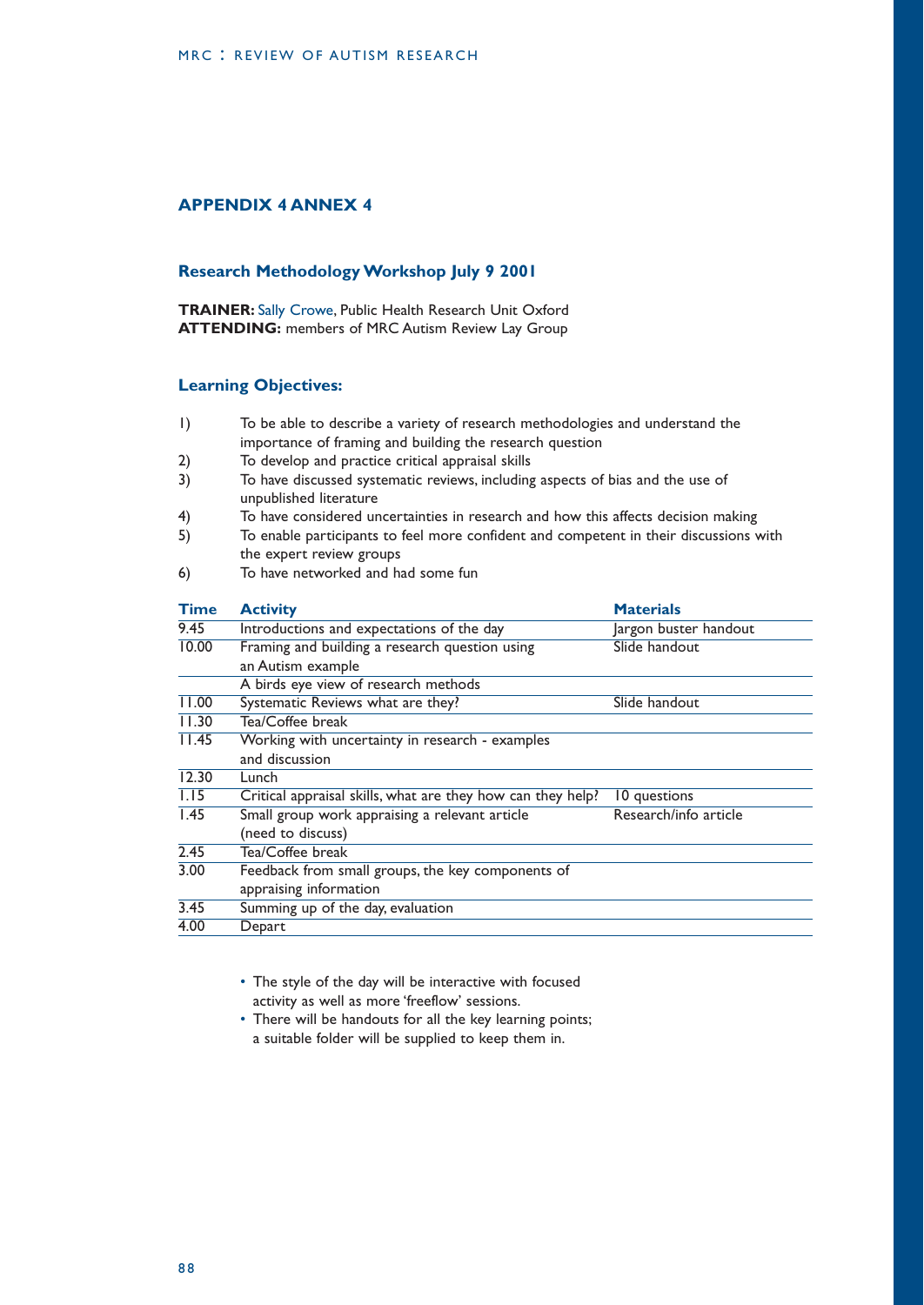## APPENDIX 4 ANNEX 4

### Research Methodology Workshop July 9 2001

**TRAINER:** Sally Crowe, Public Health Research Unit Oxford
**ATTENDING:** members of MRC Autism Review Lay Group

### Learning Objectives:

1) To be able to describe a variety of research methodologies and understand the importance of framing and building the research question
2) To develop and practice critical appraisal skills
3) To have discussed systematic reviews, including aspects of bias and the use of unpublished literature
4) To have considered uncertainties in research and how this affects decision making
5) To enable participants to feel more confident and competent in their discussions with the expert review groups
6) To have networked and had some fun

| Time | Activity | Materials |
|---|---|---|
| 9.45 | Introductions and expectations of the day | Jargon buster handout |
| 10.00 | Framing and building a research question using an Autism example | Slide handout |
| | A birds eye view of research methods | |
| 11.00 | Systematic Reviews what are they? | Slide handout |
| 11.30 | Tea/Coffee break | |
| 11.45 | Working with uncertainty in research - examples and discussion | |
| 12.30 | Lunch | |
| 1.15 | Critical appraisal skills, what are they how can they help? | 10 questions |
| 1.45 | Small group work appraising a relevant article (need to discuss) | Research/info article |
| 2.45 | Tea/Coffee break | |
| 3.00 | Feedback from small groups, the key components of appraising information | |
| 3.45 | Summing up of the day, evaluation | |
| 4.00 | Depart | |

- The style of the day will be interactive with focused activity as well as more 'freeflow' sessions.
- There will be handouts for all the key learning points; a suitable folder will be supplied to keep them in.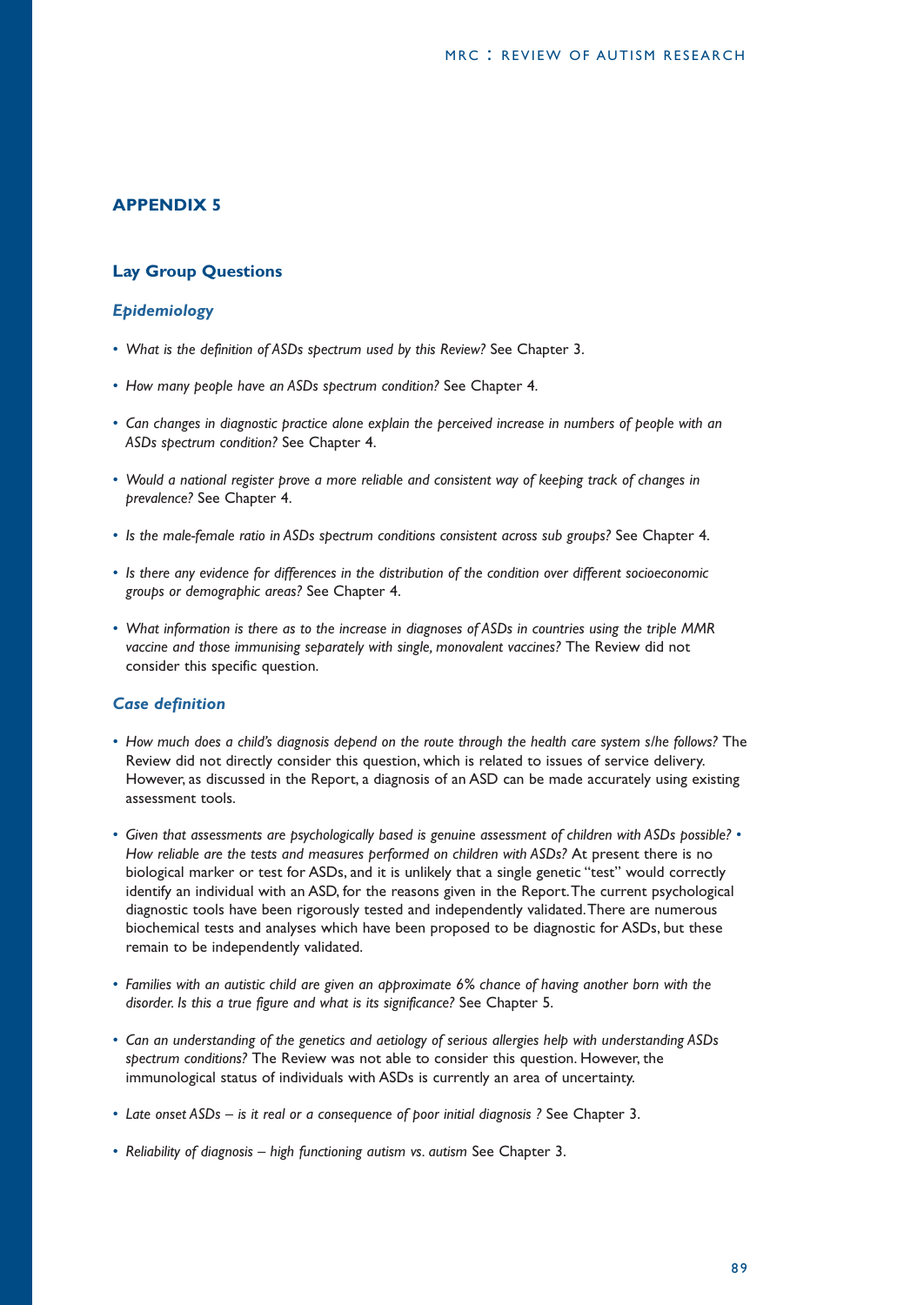## APPENDIX 5

### Lay Group Questions

#### *Epidemiology*

- *What is the definition of ASDs spectrum used by this Review?* See Chapter 3.
- *How many people have an ASDs spectrum condition?* See Chapter 4.
- *Can changes in diagnostic practice alone explain the perceived increase in numbers of people with an ASDs spectrum condition?* See Chapter 4.
- *Would a national register prove a more reliable and consistent way of keeping track of changes in prevalence?* See Chapter 4.
- *Is the male-female ratio in ASDs spectrum conditions consistent across sub groups?* See Chapter 4.
- *Is there any evidence for differences in the distribution of the condition over different socioeconomic groups or demographic areas?* See Chapter 4.
- *What information is there as to the increase in diagnoses of ASDs in countries using the triple MMR vaccine and those immunising separately with single, monovalent vaccines?* The Review did not consider this specific question.

#### *Case definition*

- *How much does a child's diagnosis depend on the route through the health care system s/he follows?* The Review did not directly consider this question, which is related to issues of service delivery. However, as discussed in the Report, a diagnosis of an ASD can be made accurately using existing assessment tools.
- *Given that assessments are psychologically based is genuine assessment of children with ASDs possible? • How reliable are the tests and measures performed on children with ASDs?* At present there is no biological marker or test for ASDs, and it is unlikely that a single genetic "test" would correctly identify an individual with an ASD, for the reasons given in the Report. The current psychological diagnostic tools have been rigorously tested and independently validated. There are numerous biochemical tests and analyses which have been proposed to be diagnostic for ASDs, but these remain to be independently validated.
- *Families with an autistic child are given an approximate 6% chance of having another born with the disorder. Is this a true figure and what is its significance?* See Chapter 5.
- *Can an understanding of the genetics and aetiology of serious allergies help with understanding ASDs spectrum conditions?* The Review was not able to consider this question. However, the immunological status of individuals with ASDs is currently an area of uncertainty.
- *Late onset ASDs – is it real or a consequence of poor initial diagnosis ?* See Chapter 3.
- *Reliability of diagnosis – high functioning autism vs. autism* See Chapter 3.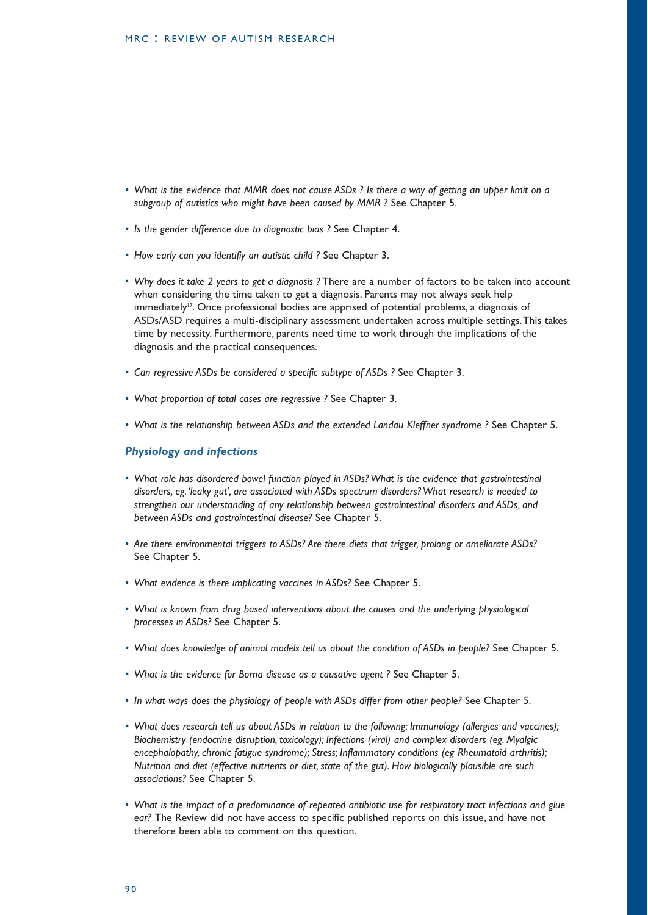- *What is the evidence that MMR does not cause ASDs ? Is there a way of getting an upper limit on a subgroup of autistics who might have been caused by MMR ?* See Chapter 5.

- *Is the gender difference due to diagnostic bias ?* See Chapter 4.

- *How early can you identifiy an autistic child ?* See Chapter 3.

- *Why does it take 2 years to get a diagnosis ?* There are a number of factors to be taken into account when considering the time taken to get a diagnosis. Parents may not always seek help immediately[17]. Once professional bodies are apprised of potential problems, a diagnosis of ASDs/ASD requires a multi-disciplinary assessment undertaken across multiple settings. This takes time by necessity. Furthermore, parents need time to work through the implications of the diagnosis and the practical consequences.

- *Can regressive ASDs be considered a specific subtype of ASDs ?* See Chapter 3.

- *What proportion of total cases are regressive ?* See Chapter 3.

- *What is the relationship between ASDs and the extended Landau Kleffner syndrome ?* See Chapter 5.

### *Physiology and infections*

- *What role has disordered bowel function played in ASDs? What is the evidence that gastrointestinal disorders, eg. 'leaky gut', are associated with ASDs spectrum disorders? What research is needed to strengthen our understanding of any relationship between gastrointestinal disorders and ASDs, and between ASDs and gastrointestinal disease?* See Chapter 5.

- *Are there environmental triggers to ASDs? Are there diets that trigger, prolong or ameliorate ASDs?* See Chapter 5.

- *What evidence is there implicating vaccines in ASDs?* See Chapter 5.

- *What is known from drug based interventions about the causes and the underlying physiological processes in ASDs?* See Chapter 5.

- *What does knowledge of animal models tell us about the condition of ASDs in people?* See Chapter 5.

- *What is the evidence for Borna disease as a causative agent ?* See Chapter 5.

- *In what ways does the physiology of people with ASDs differ from other people?* See Chapter 5.

- *What does research tell us about ASDs in relation to the following: Immunology (allergies and vaccines); Biochemistry (endocrine disruption, toxicology); Infections (viral) and complex disorders (eg. Myalgic encephalopathy, chronic fatigue syndrome); Stress; Inflammatory conditions (eg Rheumatoid arthritis); Nutrition and diet (effective nutrients or diet, state of the gut). How biologically plausible are such associations?* See Chapter 5.

- *What is the impact of a predominance of repeated antibiotic use for respiratory tract infections and glue ear?* The Review did not have access to specific published reports on this issue, and have not therefore been able to comment on this question.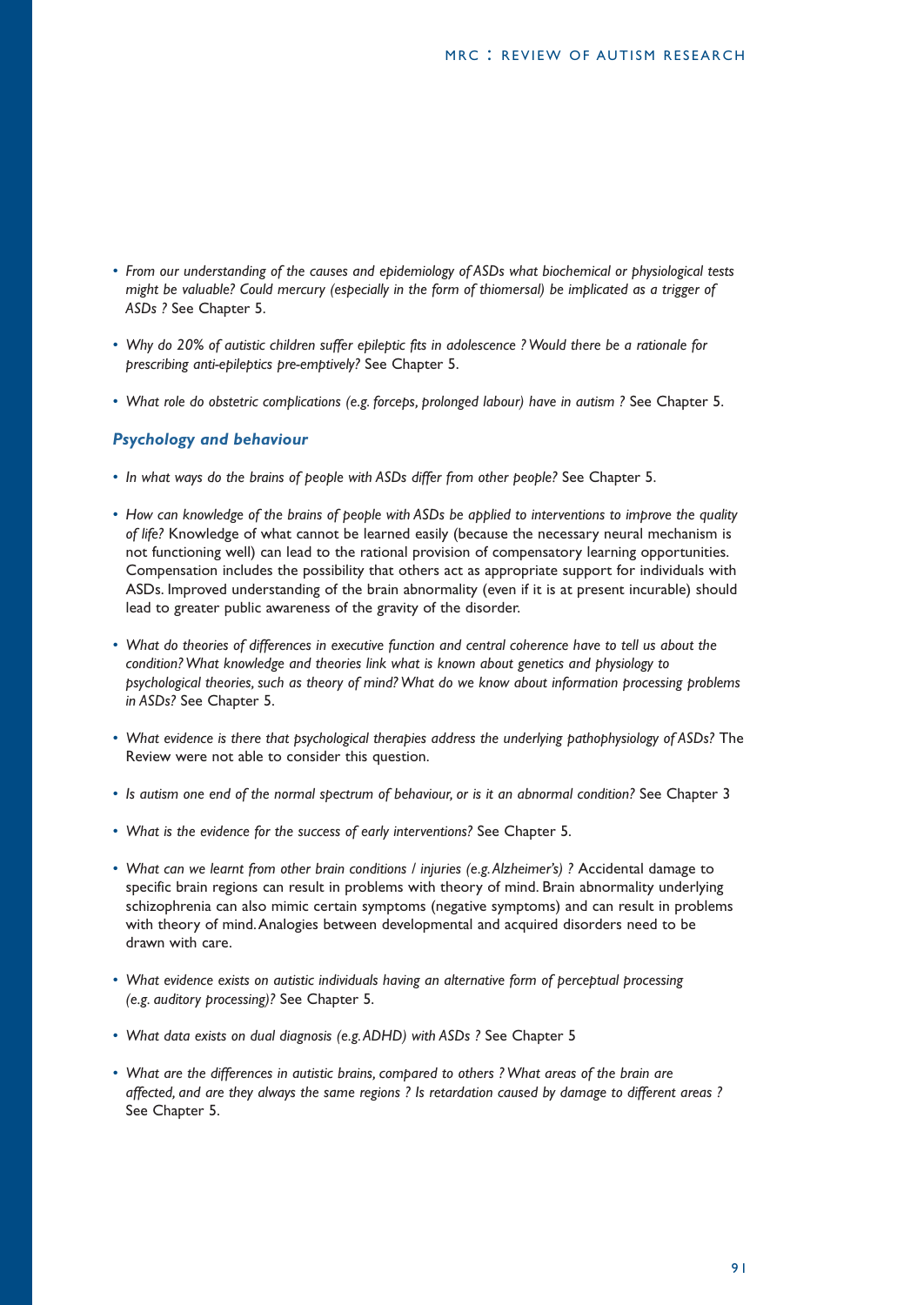- *From our understanding of the causes and epidemiology of ASDs what biochemical or physiological tests might be valuable? Could mercury (especially in the form of thiomersal) be implicated as a trigger of ASDs ?* See Chapter 5.

- *Why do 20% of autistic children suffer epileptic fits in adolescence ? Would there be a rationale for prescribing anti-epileptics pre-emptively?* See Chapter 5.

- *What role do obstetric complications (e.g. forceps, prolonged labour) have in autism ?* See Chapter 5.

### *Psychology and behaviour*

- *In what ways do the brains of people with ASDs differ from other people?* See Chapter 5.

- *How can knowledge of the brains of people with ASDs be applied to interventions to improve the quality of life?* Knowledge of what cannot be learned easily (because the necessary neural mechanism is not functioning well) can lead to the rational provision of compensatory learning opportunities. Compensation includes the possibility that others act as appropriate support for individuals with ASDs. Improved understanding of the brain abnormality (even if it is at present incurable) should lead to greater public awareness of the gravity of the disorder.

- *What do theories of differences in executive function and central coherence have to tell us about the condition? What knowledge and theories link what is known about genetics and physiology to psychological theories, such as theory of mind? What do we know about information processing problems in ASDs?* See Chapter 5.

- *What evidence is there that psychological therapies address the underlying pathophysiology of ASDs?* The Review were not able to consider this question.

- *Is autism one end of the normal spectrum of behaviour, or is it an abnormal condition?* See Chapter 3

- *What is the evidence for the success of early interventions?* See Chapter 5.

- *What can we learnt from other brain conditions / injuries (e.g. Alzheimer's) ?* Accidental damage to specific brain regions can result in problems with theory of mind. Brain abnormality underlying schizophrenia can also mimic certain symptoms (negative symptoms) and can result in problems with theory of mind. Analogies between developmental and acquired disorders need to be drawn with care.

- *What evidence exists on autistic individuals having an alternative form of perceptual processing (e.g. auditory processing)?* See Chapter 5.

- *What data exists on dual diagnosis (e.g. ADHD) with ASDs ?* See Chapter 5

- *What are the differences in autistic brains, compared to others ? What areas of the brain are affected, and are they always the same regions ? Is retardation caused by damage to different areas ?* See Chapter 5.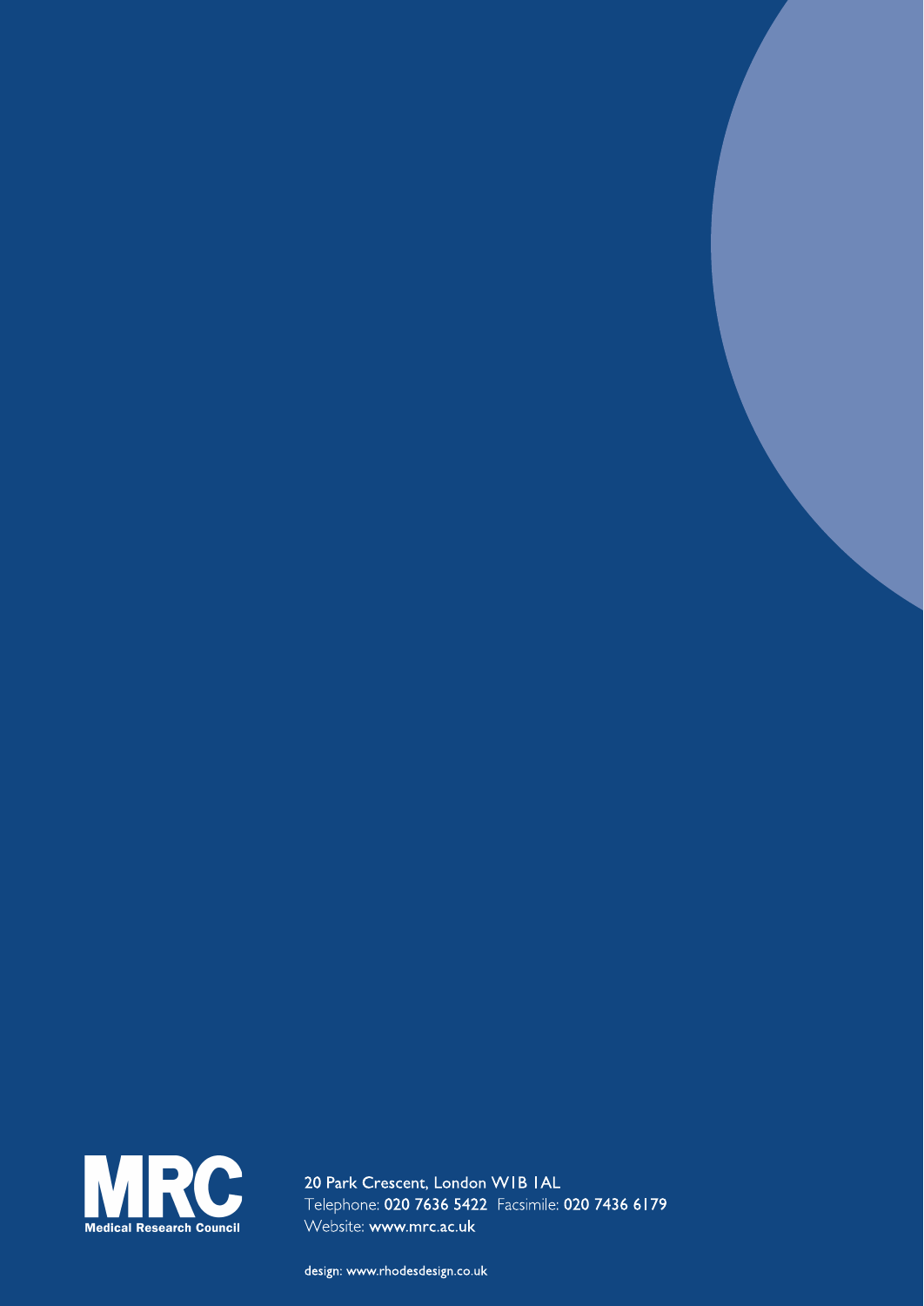MRC
Medical Research Council

20 Park Crescent, London W1B 1AL
Telephone: **020 7636 5422** Facsimile: **020 7436 6179**
Website: **www.mrc.ac.uk**

design: www.rhodesdesign.co.uk